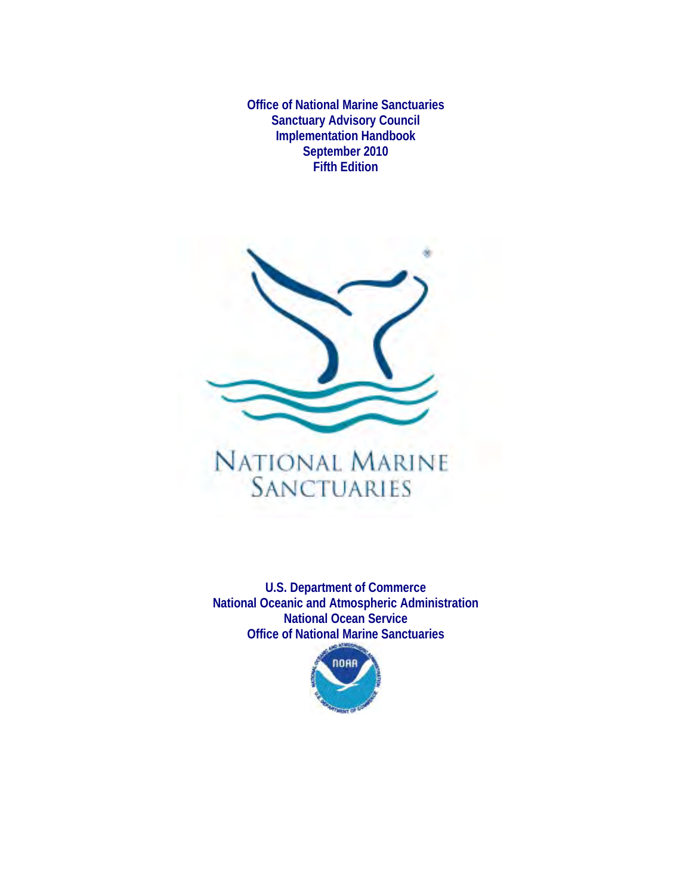# Office of National Marine Sanctuaries
# Sanctuary Advisory Council
# Implementation Handbook
**September 2010**
**Fifth Edition**

NATIONAL MARINE SANCTUARIES

**U.S. Department of Commerce**
**National Oceanic and Atmospheric Administration**
**National Ocean Service**
**Office of National Marine Sanctuaries**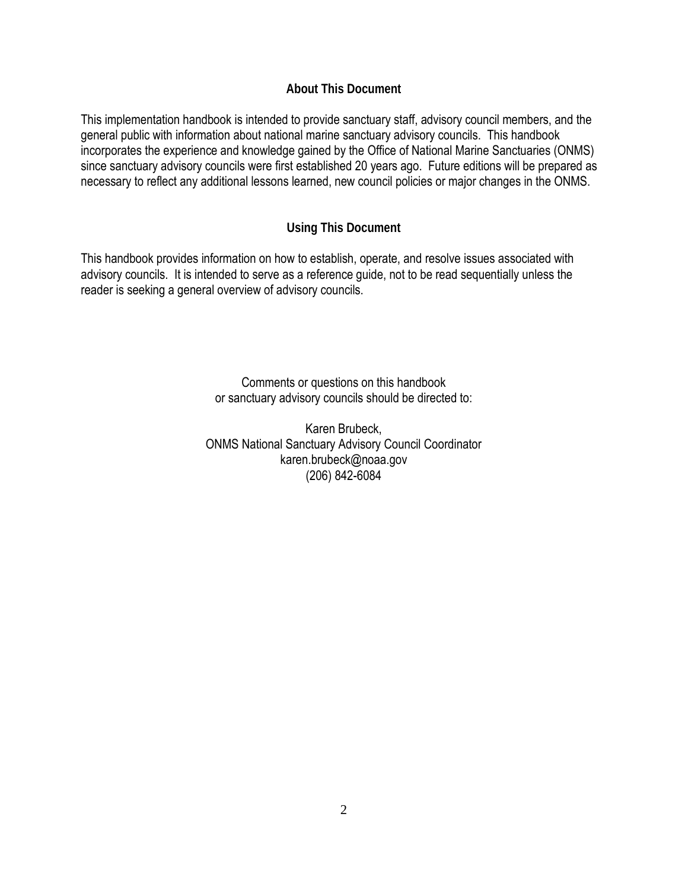## About This Document

This implementation handbook is intended to provide sanctuary staff, advisory council members, and the general public with information about national marine sanctuary advisory councils. This handbook incorporates the experience and knowledge gained by the Office of National Marine Sanctuaries (ONMS) since sanctuary advisory councils were first established 20 years ago. Future editions will be prepared as necessary to reflect any additional lessons learned, new council policies or major changes in the ONMS.

## Using This Document

This handbook provides information on how to establish, operate, and resolve issues associated with advisory councils. It is intended to serve as a reference guide, not to be read sequentially unless the reader is seeking a general overview of advisory councils.

Comments or questions on this handbook
or sanctuary advisory councils should be directed to:

Karen Brubeck,
ONMS National Sanctuary Advisory Council Coordinator
karen.brubeck@noaa.gov
(206) 842-6084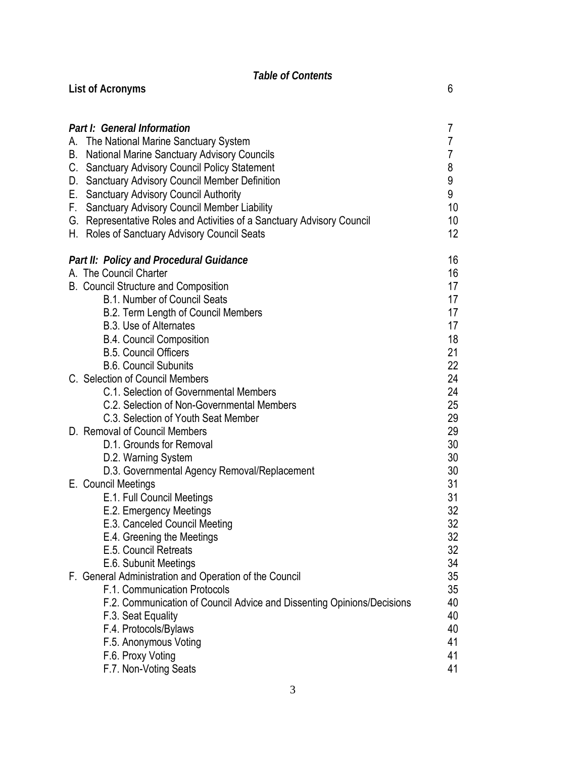## *Table of Contents*

**List of Acronyms** 6

***Part I: General Information*** 7

A. The National Marine Sanctuary System 7
B. National Marine Sanctuary Advisory Councils 7
C. Sanctuary Advisory Council Policy Statement 8
D. Sanctuary Advisory Council Member Definition 9
E. Sanctuary Advisory Council Authority 9
F. Sanctuary Advisory Council Member Liability 10
G. Representative Roles and Activities of a Sanctuary Advisory Council 10
H. Roles of Sanctuary Advisory Council Seats 12

***Part II: Policy and Procedural Guidance*** 16

A. The Council Charter 16
B. Council Structure and Composition 17
- B.1. Number of Council Seats 17
- B.2. Term Length of Council Members 17
- B.3. Use of Alternates 17
- B.4. Council Composition 18
- B.5. Council Officers 21
- B.6. Council Subunits 22

C. Selection of Council Members 24
- C.1. Selection of Governmental Members 24
- C.2. Selection of Non-Governmental Members 25
- C.3. Selection of Youth Seat Member 29

D. Removal of Council Members 29
- D.1. Grounds for Removal 30
- D.2. Warning System 30
- D.3. Governmental Agency Removal/Replacement 30

E. Council Meetings 31
- E.1. Full Council Meetings 31
- E.2. Emergency Meetings 32
- E.3. Canceled Council Meeting 32
- E.4. Greening the Meetings 32
- E.5. Council Retreats 32
- E.6. Subunit Meetings 34

F. General Administration and Operation of the Council 35
- F.1. Communication Protocols 35
- F.2. Communication of Council Advice and Dissenting Opinions/Decisions 40
- F.3. Seat Equality 40
- F.4. Protocols/Bylaws 40
- F.5. Anonymous Voting 41
- F.6. Proxy Voting 41
- F.7. Non-Voting Seats 41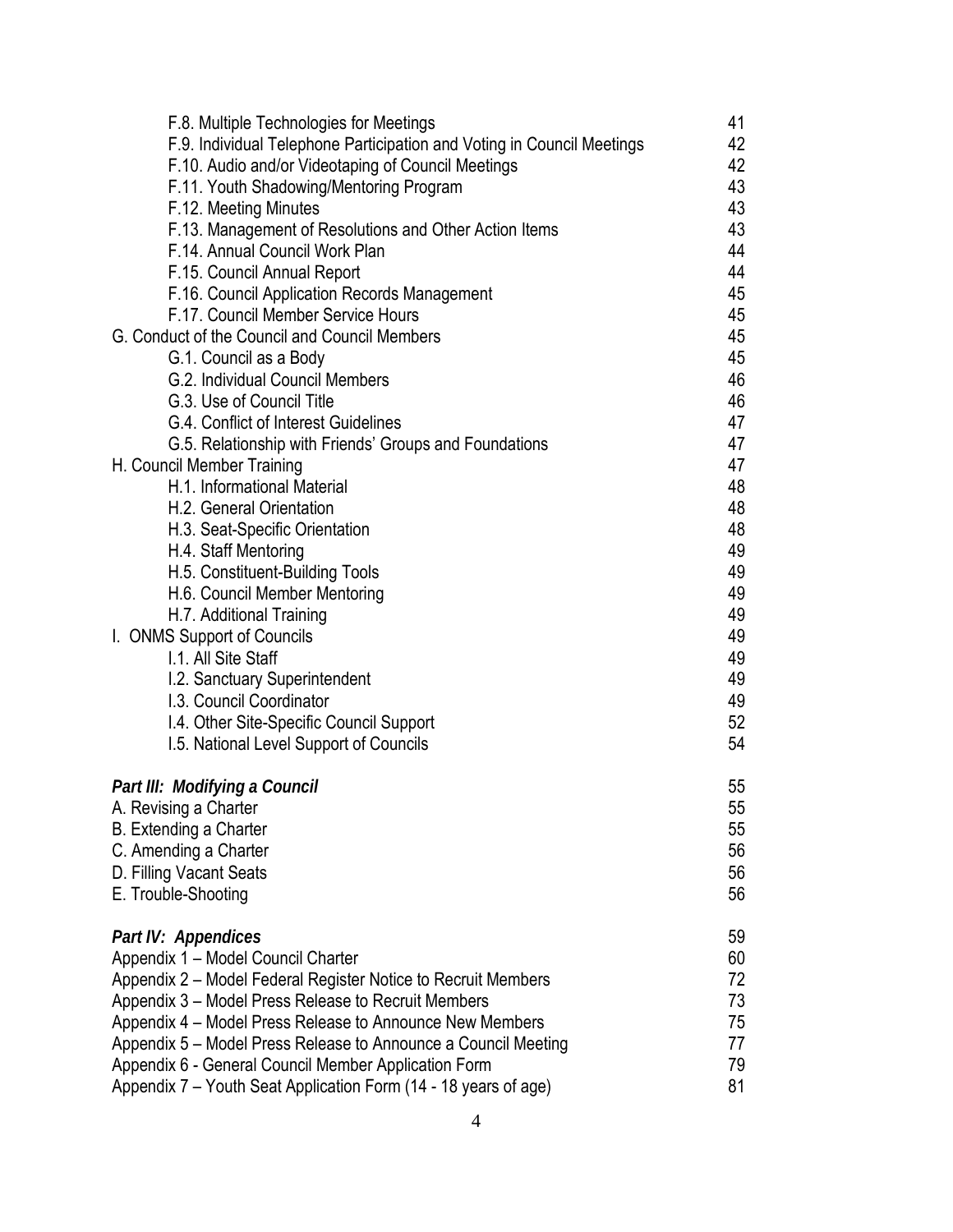F.8. Multiple Technologies for Meetings 41
F.9. Individual Telephone Participation and Voting in Council Meetings 42
F.10. Audio and/or Videotaping of Council Meetings 42
F.11. Youth Shadowing/Mentoring Program 43
F.12. Meeting Minutes 43
F.13. Management of Resolutions and Other Action Items 43
F.14. Annual Council Work Plan 44
F.15. Council Annual Report 44
F.16. Council Application Records Management 45
F.17. Council Member Service Hours 45

G. Conduct of the Council and Council Members 45
G.1. Council as a Body 45
G.2. Individual Council Members 46
G.3. Use of Council Title 46
G.4. Conflict of Interest Guidelines 47
G.5. Relationship with Friends' Groups and Foundations 47

H. Council Member Training 47
H.1. Informational Material 48
H.2. General Orientation 48
H.3. Seat-Specific Orientation 48
H.4. Staff Mentoring 49
H.5. Constituent-Building Tools 49
H.6. Council Member Mentoring 49
H.7. Additional Training 49

I. ONMS Support of Councils 49
I.1. All Site Staff 49
I.2. Sanctuary Superintendent 49
I.3. Council Coordinator 49
I.4. Other Site-Specific Council Support 52
I.5. National Level Support of Councils 54

***Part III: Modifying a Council*** 55
A. Revising a Charter 55
B. Extending a Charter 55
C. Amending a Charter 56
D. Filling Vacant Seats 56
E. Trouble-Shooting 56

***Part IV: Appendices*** 59
Appendix 1 – Model Council Charter 60
Appendix 2 – Model Federal Register Notice to Recruit Members 72
Appendix 3 – Model Press Release to Recruit Members 73
Appendix 4 – Model Press Release to Announce New Members 75
Appendix 5 – Model Press Release to Announce a Council Meeting 77
Appendix 6 - General Council Member Application Form 79
Appendix 7 – Youth Seat Application Form (14 - 18 years of age) 81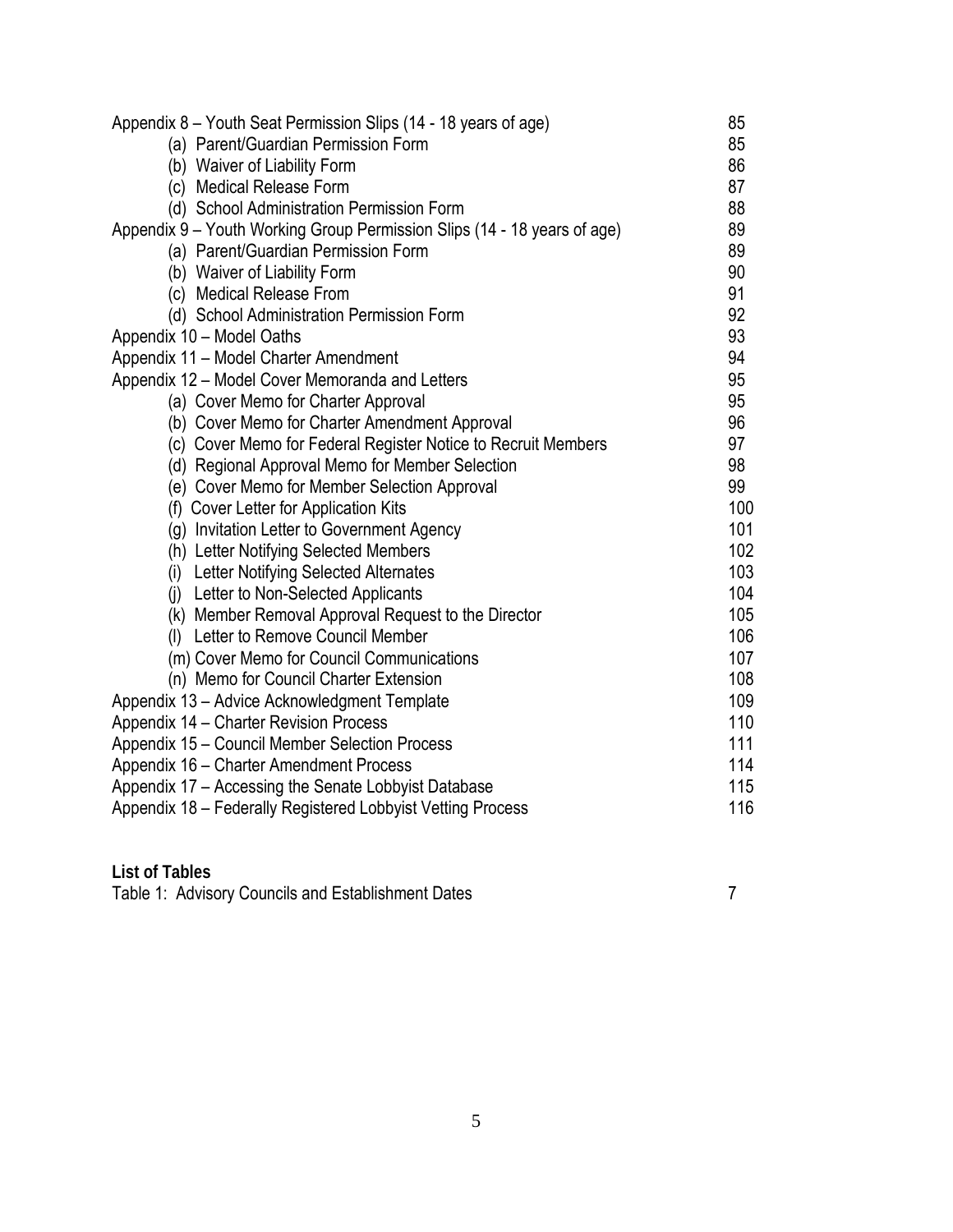| | |
|---|---|
| Appendix 8 – Youth Seat Permission Slips (14 - 18 years of age) | 85 |
| (a) Parent/Guardian Permission Form | 85 |
| (b) Waiver of Liability Form | 86 |
| (c) Medical Release Form | 87 |
| (d) School Administration Permission Form | 88 |
| Appendix 9 – Youth Working Group Permission Slips (14 - 18 years of age) | 89 |
| (a) Parent/Guardian Permission Form | 89 |
| (b) Waiver of Liability Form | 90 |
| (c) Medical Release From | 91 |
| (d) School Administration Permission Form | 92 |
| Appendix 10 – Model Oaths | 93 |
| Appendix 11 – Model Charter Amendment | 94 |
| Appendix 12 – Model Cover Memoranda and Letters | 95 |
| (a) Cover Memo for Charter Approval | 95 |
| (b) Cover Memo for Charter Amendment Approval | 96 |
| (c) Cover Memo for Federal Register Notice to Recruit Members | 97 |
| (d) Regional Approval Memo for Member Selection | 98 |
| (e) Cover Memo for Member Selection Approval | 99 |
| (f) Cover Letter for Application Kits | 100 |
| (g) Invitation Letter to Government Agency | 101 |
| (h) Letter Notifying Selected Members | 102 |
| (i) Letter Notifying Selected Alternates | 103 |
| (j) Letter to Non-Selected Applicants | 104 |
| (k) Member Removal Approval Request to the Director | 105 |
| (l) Letter to Remove Council Member | 106 |
| (m) Cover Memo for Council Communications | 107 |
| (n) Memo for Council Charter Extension | 108 |
| Appendix 13 – Advice Acknowledgment Template | 109 |
| Appendix 14 – Charter Revision Process | 110 |
| Appendix 15 – Council Member Selection Process | 111 |
| Appendix 16 – Charter Amendment Process | 114 |
| Appendix 17 – Accessing the Senate Lobbyist Database | 115 |
| Appendix 18 – Federally Registered Lobbyist Vetting Process | 116 |

**List of Tables**

| | |
|---|---|
| Table 1: Advisory Councils and Establishment Dates | 7 |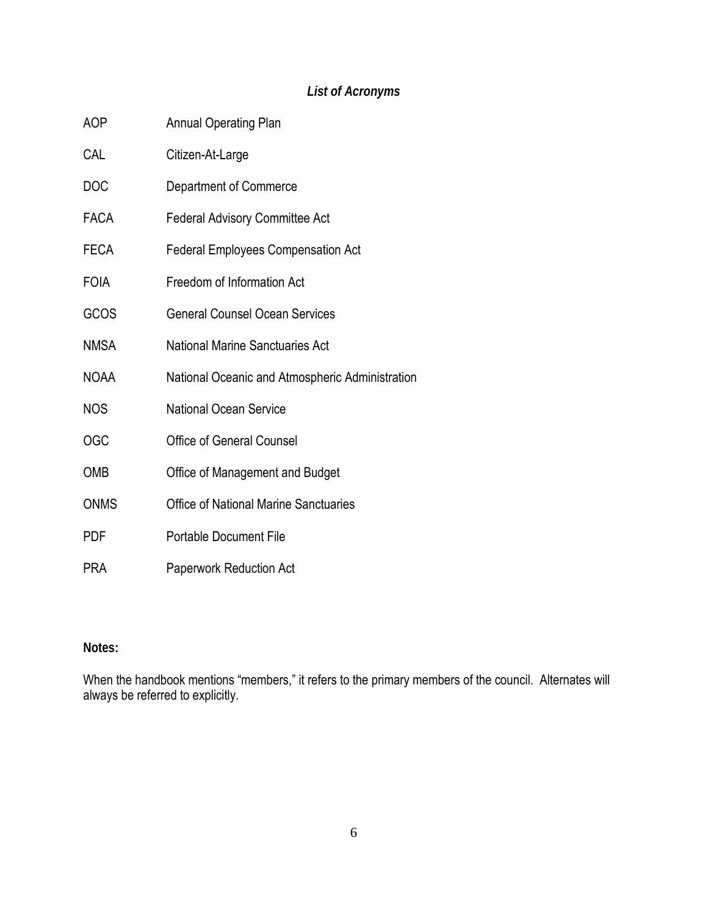## *List of Acronyms*

| | |
|---|---|
| AOP | Annual Operating Plan |
| CAL | Citizen-At-Large |
| DOC | Department of Commerce |
| FACA | Federal Advisory Committee Act |
| FECA | Federal Employees Compensation Act |
| FOIA | Freedom of Information Act |
| GCOS | General Counsel Ocean Services |
| NMSA | National Marine Sanctuaries Act |
| NOAA | National Oceanic and Atmospheric Administration |
| NOS | National Ocean Service |
| OGC | Office of General Counsel |
| OMB | Office of Management and Budget |
| ONMS | Office of National Marine Sanctuaries |
| PDF | Portable Document File |
| PRA | Paperwork Reduction Act |

**Notes:**

When the handbook mentions "members," it refers to the primary members of the council. Alternates will always be referred to explicitly.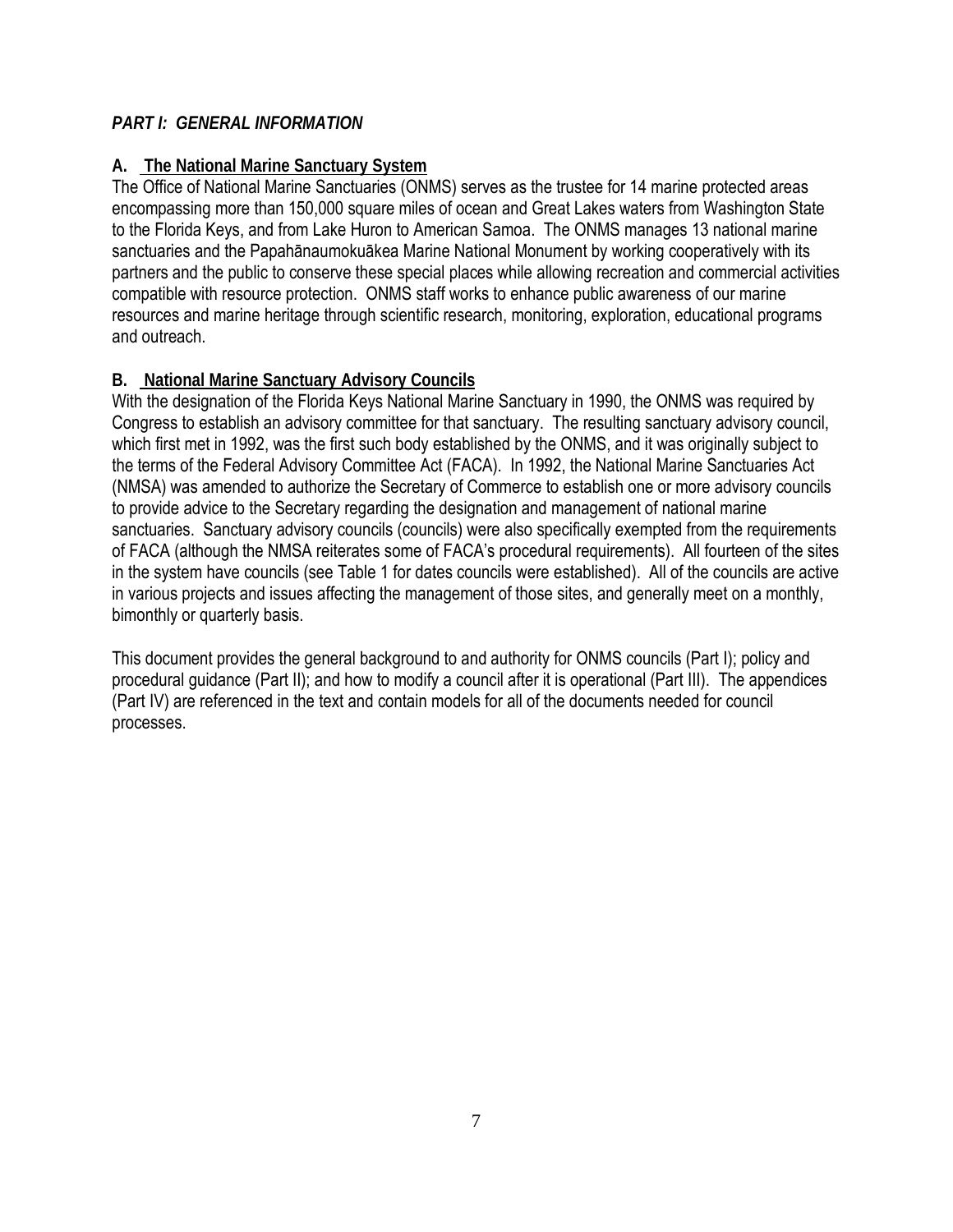## *PART I: GENERAL INFORMATION*

### A. The National Marine Sanctuary System

The Office of National Marine Sanctuaries (ONMS) serves as the trustee for 14 marine protected areas encompassing more than 150,000 square miles of ocean and Great Lakes waters from Washington State to the Florida Keys, and from Lake Huron to American Samoa. The ONMS manages 13 national marine sanctuaries and the Papahānaumokuākea Marine National Monument by working cooperatively with its partners and the public to conserve these special places while allowing recreation and commercial activities compatible with resource protection. ONMS staff works to enhance public awareness of our marine resources and marine heritage through scientific research, monitoring, exploration, educational programs and outreach.

### B. National Marine Sanctuary Advisory Councils

With the designation of the Florida Keys National Marine Sanctuary in 1990, the ONMS was required by Congress to establish an advisory committee for that sanctuary. The resulting sanctuary advisory council, which first met in 1992, was the first such body established by the ONMS, and it was originally subject to the terms of the Federal Advisory Committee Act (FACA). In 1992, the National Marine Sanctuaries Act (NMSA) was amended to authorize the Secretary of Commerce to establish one or more advisory councils to provide advice to the Secretary regarding the designation and management of national marine sanctuaries. Sanctuary advisory councils (councils) were also specifically exempted from the requirements of FACA (although the NMSA reiterates some of FACA's procedural requirements). All fourteen of the sites in the system have councils (see Table 1 for dates councils were established). All of the councils are active in various projects and issues affecting the management of those sites, and generally meet on a monthly, bimonthly or quarterly basis.

This document provides the general background to and authority for ONMS councils (Part I); policy and procedural guidance (Part II); and how to modify a council after it is operational (Part III). The appendices (Part IV) are referenced in the text and contain models for all of the documents needed for council processes.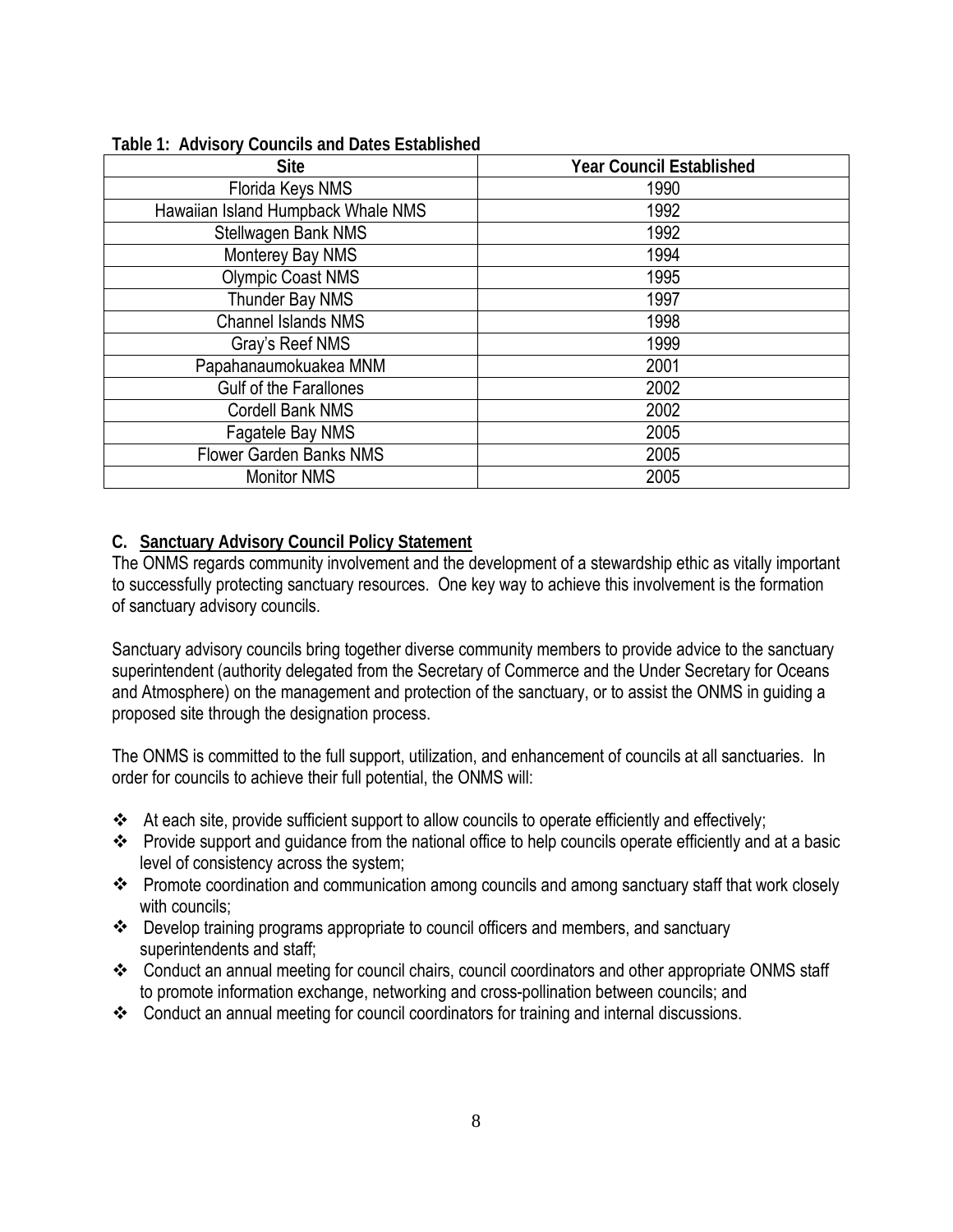**Table 1: Advisory Councils and Dates Established**

| Site | Year Council Established |
|---|---|
| Florida Keys NMS | 1990 |
| Hawaiian Island Humpback Whale NMS | 1992 |
| Stellwagen Bank NMS | 1992 |
| Monterey Bay NMS | 1994 |
| Olympic Coast NMS | 1995 |
| Thunder Bay NMS | 1997 |
| Channel Islands NMS | 1998 |
| Gray's Reef NMS | 1999 |
| Papahanaumokuakea MNM | 2001 |
| Gulf of the Farallones | 2002 |
| Cordell Bank NMS | 2002 |
| Fagatele Bay NMS | 2005 |
| Flower Garden Banks NMS | 2005 |
| Monitor NMS | 2005 |

## C. Sanctuary Advisory Council Policy Statement

The ONMS regards community involvement and the development of a stewardship ethic as vitally important to successfully protecting sanctuary resources. One key way to achieve this involvement is the formation of sanctuary advisory councils.

Sanctuary advisory councils bring together diverse community members to provide advice to the sanctuary superintendent (authority delegated from the Secretary of Commerce and the Under Secretary for Oceans and Atmosphere) on the management and protection of the sanctuary, or to assist the ONMS in guiding a proposed site through the designation process.

The ONMS is committed to the full support, utilization, and enhancement of councils at all sanctuaries. In order for councils to achieve their full potential, the ONMS will:

- At each site, provide sufficient support to allow councils to operate efficiently and effectively;
- Provide support and guidance from the national office to help councils operate efficiently and at a basic level of consistency across the system;
- Promote coordination and communication among councils and among sanctuary staff that work closely with councils;
- Develop training programs appropriate to council officers and members, and sanctuary superintendents and staff;
- Conduct an annual meeting for council chairs, council coordinators and other appropriate ONMS staff to promote information exchange, networking and cross-pollination between councils; and
- Conduct an annual meeting for council coordinators for training and internal discussions.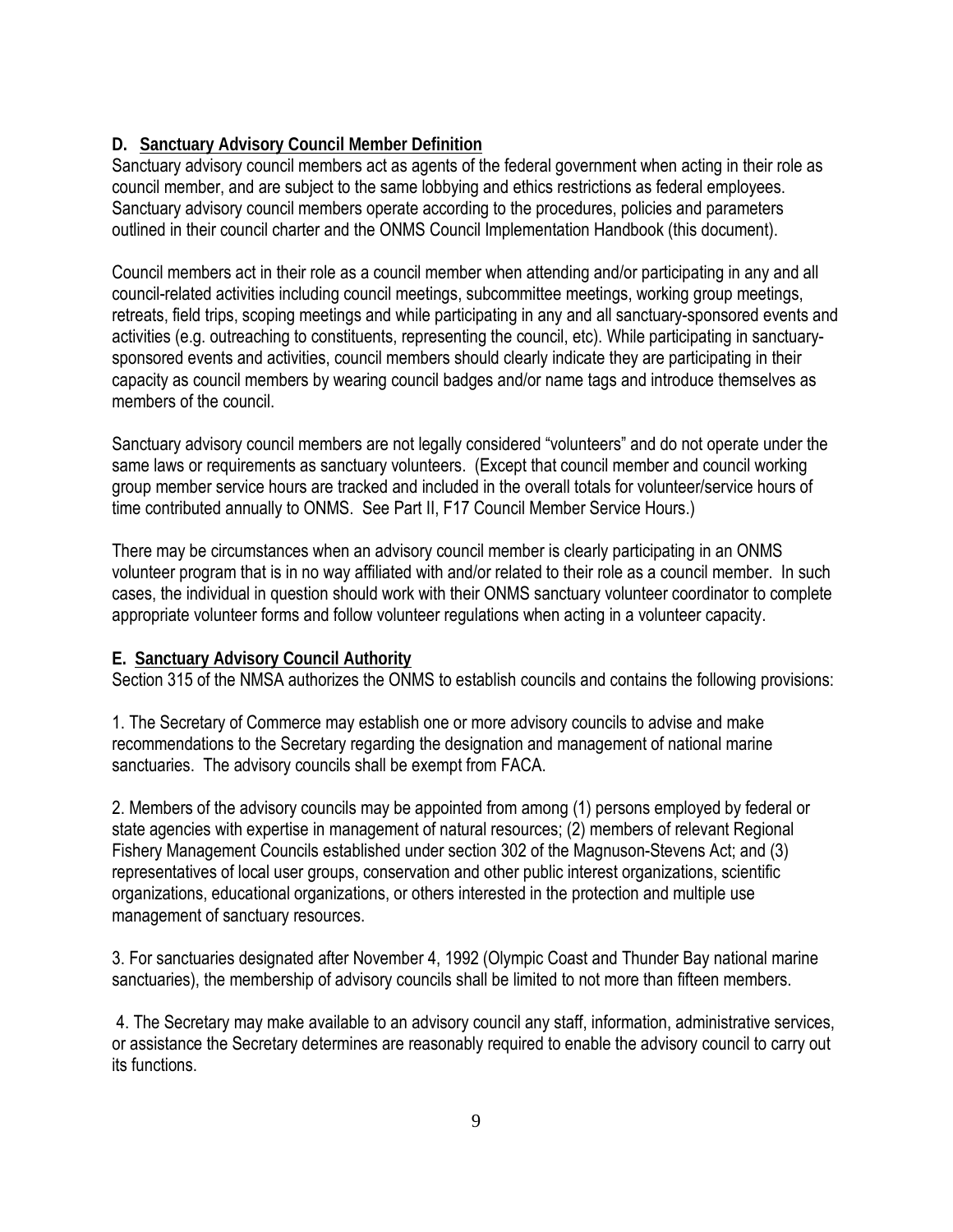### D. Sanctuary Advisory Council Member Definition

Sanctuary advisory council members act as agents of the federal government when acting in their role as council member, and are subject to the same lobbying and ethics restrictions as federal employees. Sanctuary advisory council members operate according to the procedures, policies and parameters outlined in their council charter and the ONMS Council Implementation Handbook (this document).

Council members act in their role as a council member when attending and/or participating in any and all council-related activities including council meetings, subcommittee meetings, working group meetings, retreats, field trips, scoping meetings and while participating in any and all sanctuary-sponsored events and activities (e.g. outreaching to constituents, representing the council, etc). While participating in sanctuary-sponsored events and activities, council members should clearly indicate they are participating in their capacity as council members by wearing council badges and/or name tags and introduce themselves as members of the council.

Sanctuary advisory council members are not legally considered "volunteers" and do not operate under the same laws or requirements as sanctuary volunteers. (Except that council member and council working group member service hours are tracked and included in the overall totals for volunteer/service hours of time contributed annually to ONMS. See Part II, F17 Council Member Service Hours.)

There may be circumstances when an advisory council member is clearly participating in an ONMS volunteer program that is in no way affiliated with and/or related to their role as a council member. In such cases, the individual in question should work with their ONMS sanctuary volunteer coordinator to complete appropriate volunteer forms and follow volunteer regulations when acting in a volunteer capacity.

### E. Sanctuary Advisory Council Authority

Section 315 of the NMSA authorizes the ONMS to establish councils and contains the following provisions:

1. The Secretary of Commerce may establish one or more advisory councils to advise and make recommendations to the Secretary regarding the designation and management of national marine sanctuaries. The advisory councils shall be exempt from FACA.

2. Members of the advisory councils may be appointed from among (1) persons employed by federal or state agencies with expertise in management of natural resources; (2) members of relevant Regional Fishery Management Councils established under section 302 of the Magnuson-Stevens Act; and (3) representatives of local user groups, conservation and other public interest organizations, scientific organizations, educational organizations, or others interested in the protection and multiple use management of sanctuary resources.

3. For sanctuaries designated after November 4, 1992 (Olympic Coast and Thunder Bay national marine sanctuaries), the membership of advisory councils shall be limited to not more than fifteen members.

4. The Secretary may make available to an advisory council any staff, information, administrative services, or assistance the Secretary determines are reasonably required to enable the advisory council to carry out its functions.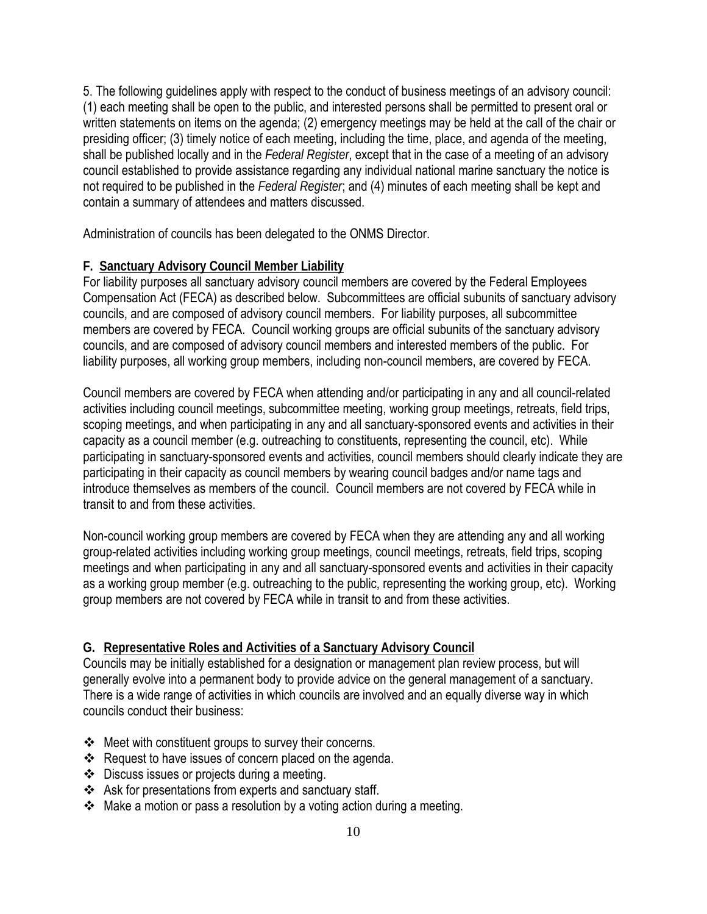5. The following guidelines apply with respect to the conduct of business meetings of an advisory council: (1) each meeting shall be open to the public, and interested persons shall be permitted to present oral or written statements on items on the agenda; (2) emergency meetings may be held at the call of the chair or presiding officer; (3) timely notice of each meeting, including the time, place, and agenda of the meeting, shall be published locally and in the *Federal Register*, except that in the case of a meeting of an advisory council established to provide assistance regarding any individual national marine sanctuary the notice is not required to be published in the *Federal Register*; and (4) minutes of each meeting shall be kept and contain a summary of attendees and matters discussed.

Administration of councils has been delegated to the ONMS Director.

### F. Sanctuary Advisory Council Member Liability

For liability purposes all sanctuary advisory council members are covered by the Federal Employees Compensation Act (FECA) as described below. Subcommittees are official subunits of sanctuary advisory councils, and are composed of advisory council members. For liability purposes, all subcommittee members are covered by FECA. Council working groups are official subunits of the sanctuary advisory councils, and are composed of advisory council members and interested members of the public. For liability purposes, all working group members, including non-council members, are covered by FECA.

Council members are covered by FECA when attending and/or participating in any and all council-related activities including council meetings, subcommittee meeting, working group meetings, retreats, field trips, scoping meetings, and when participating in any and all sanctuary-sponsored events and activities in their capacity as a council member (e.g. outreaching to constituents, representing the council, etc). While participating in sanctuary-sponsored events and activities, council members should clearly indicate they are participating in their capacity as council members by wearing council badges and/or name tags and introduce themselves as members of the council. Council members are not covered by FECA while in transit to and from these activities.

Non-council working group members are covered by FECA when they are attending any and all working group-related activities including working group meetings, council meetings, retreats, field trips, scoping meetings and when participating in any and all sanctuary-sponsored events and activities in their capacity as a working group member (e.g. outreaching to the public, representing the working group, etc). Working group members are not covered by FECA while in transit to and from these activities.

### G. Representative Roles and Activities of a Sanctuary Advisory Council

Councils may be initially established for a designation or management plan review process, but will generally evolve into a permanent body to provide advice on the general management of a sanctuary. There is a wide range of activities in which councils are involved and an equally diverse way in which councils conduct their business:

- Meet with constituent groups to survey their concerns.
- Request to have issues of concern placed on the agenda.
- Discuss issues or projects during a meeting.
- Ask for presentations from experts and sanctuary staff.
- Make a motion or pass a resolution by a voting action during a meeting.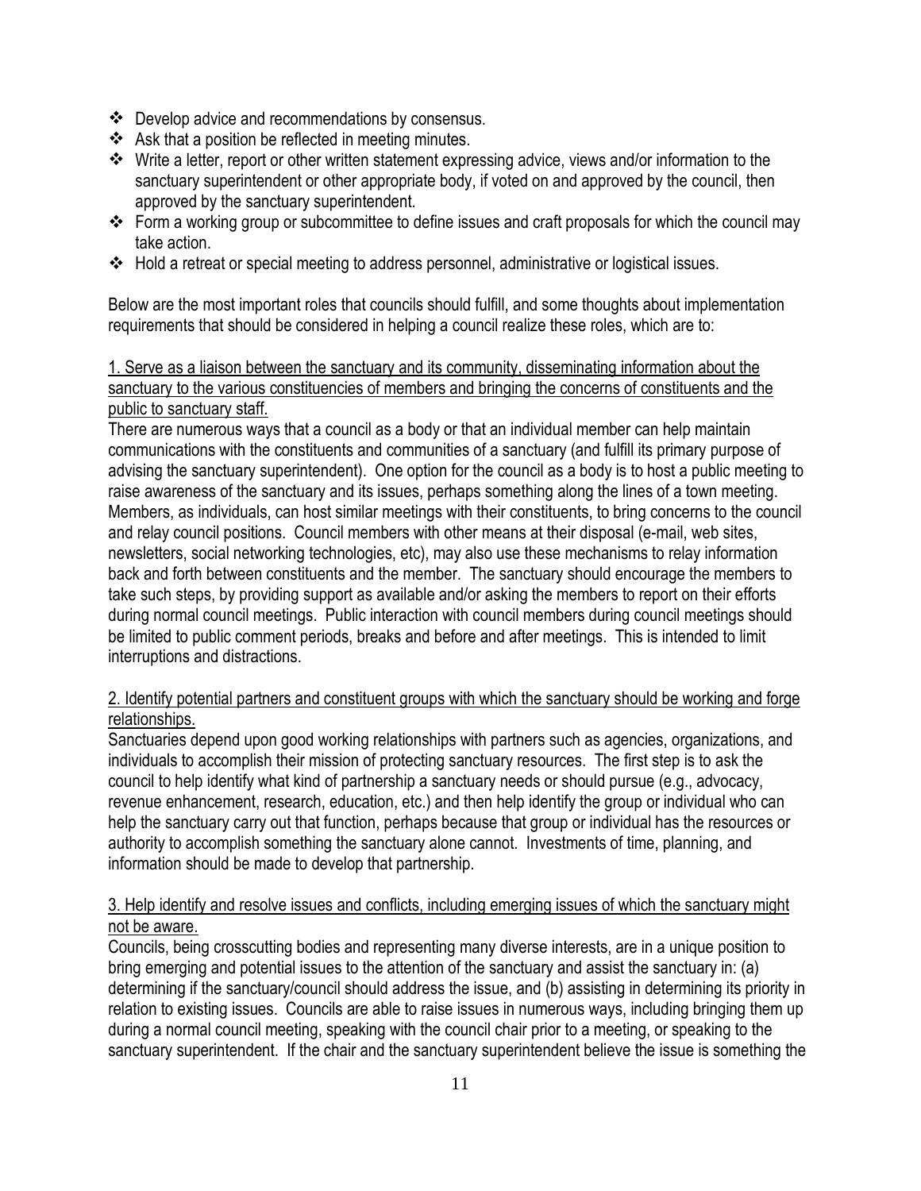- Develop advice and recommendations by consensus.
- Ask that a position be reflected in meeting minutes.
- Write a letter, report or other written statement expressing advice, views and/or information to the sanctuary superintendent or other appropriate body, if voted on and approved by the council, then approved by the sanctuary superintendent.
- Form a working group or subcommittee to define issues and craft proposals for which the council may take action.
- Hold a retreat or special meeting to address personnel, administrative or logistical issues.

Below are the most important roles that councils should fulfill, and some thoughts about implementation requirements that should be considered in helping a council realize these roles, which are to:

<u>1. Serve as a liaison between the sanctuary and its community, disseminating information about the sanctuary to the various constituencies of members and bringing the concerns of constituents and the public to sanctuary staff.</u>

There are numerous ways that a council as a body or that an individual member can help maintain communications with the constituents and communities of a sanctuary (and fulfill its primary purpose of advising the sanctuary superintendent). One option for the council as a body is to host a public meeting to raise awareness of the sanctuary and its issues, perhaps something along the lines of a town meeting. Members, as individuals, can host similar meetings with their constituents, to bring concerns to the council and relay council positions. Council members with other means at their disposal (e-mail, web sites, newsletters, social networking technologies, etc), may also use these mechanisms to relay information back and forth between constituents and the member. The sanctuary should encourage the members to take such steps, by providing support as available and/or asking the members to report on their efforts during normal council meetings. Public interaction with council members during council meetings should be limited to public comment periods, breaks and before and after meetings. This is intended to limit interruptions and distractions.

<u>2. Identify potential partners and constituent groups with which the sanctuary should be working and forge relationships.</u>

Sanctuaries depend upon good working relationships with partners such as agencies, organizations, and individuals to accomplish their mission of protecting sanctuary resources. The first step is to ask the council to help identify what kind of partnership a sanctuary needs or should pursue (e.g., advocacy, revenue enhancement, research, education, etc.) and then help identify the group or individual who can help the sanctuary carry out that function, perhaps because that group or individual has the resources or authority to accomplish something the sanctuary alone cannot. Investments of time, planning, and information should be made to develop that partnership.

<u>3. Help identify and resolve issues and conflicts, including emerging issues of which the sanctuary might not be aware.</u>

Councils, being crosscutting bodies and representing many diverse interests, are in a unique position to bring emerging and potential issues to the attention of the sanctuary and assist the sanctuary in: (a) determining if the sanctuary/council should address the issue, and (b) assisting in determining its priority in relation to existing issues. Councils are able to raise issues in numerous ways, including bringing them up during a normal council meeting, speaking with the council chair prior to a meeting, or speaking to the sanctuary superintendent. If the chair and the sanctuary superintendent believe the issue is something the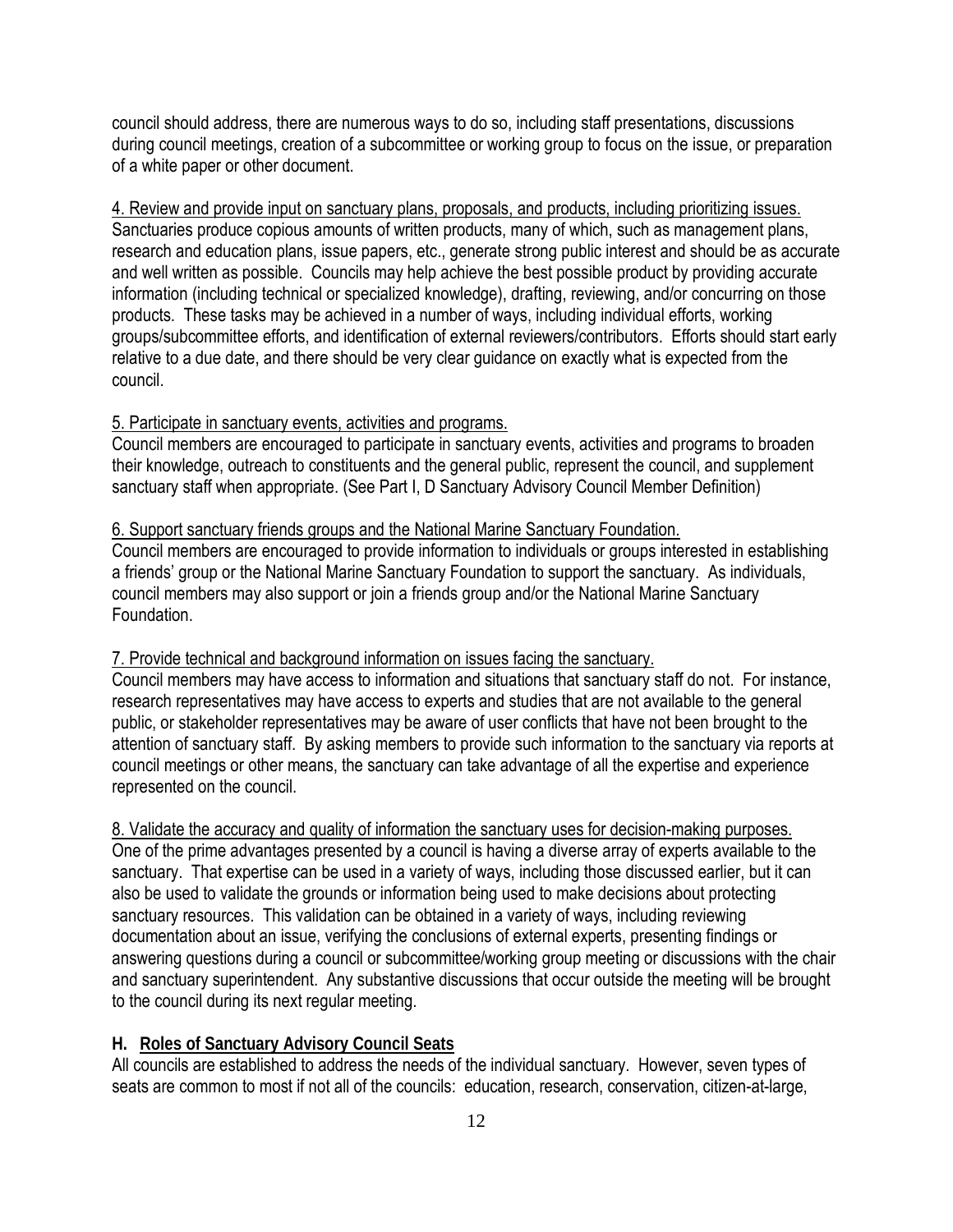council should address, there are numerous ways to do so, including staff presentations, discussions during council meetings, creation of a subcommittee or working group to focus on the issue, or preparation of a white paper or other document.

<u>4. Review and provide input on sanctuary plans, proposals, and products, including prioritizing issues.</u>
Sanctuaries produce copious amounts of written products, many of which, such as management plans, research and education plans, issue papers, etc., generate strong public interest and should be as accurate and well written as possible. Councils may help achieve the best possible product by providing accurate information (including technical or specialized knowledge), drafting, reviewing, and/or concurring on those products. These tasks may be achieved in a number of ways, including individual efforts, working groups/subcommittee efforts, and identification of external reviewers/contributors. Efforts should start early relative to a due date, and there should be very clear guidance on exactly what is expected from the council.

<u>5. Participate in sanctuary events, activities and programs.</u>
Council members are encouraged to participate in sanctuary events, activities and programs to broaden their knowledge, outreach to constituents and the general public, represent the council, and supplement sanctuary staff when appropriate. (See Part I, D Sanctuary Advisory Council Member Definition)

<u>6. Support sanctuary friends groups and the National Marine Sanctuary Foundation.</u>
Council members are encouraged to provide information to individuals or groups interested in establishing a friends' group or the National Marine Sanctuary Foundation to support the sanctuary. As individuals, council members may also support or join a friends group and/or the National Marine Sanctuary Foundation.

<u>7. Provide technical and background information on issues facing the sanctuary.</u>
Council members may have access to information and situations that sanctuary staff do not. For instance, research representatives may have access to experts and studies that are not available to the general public, or stakeholder representatives may be aware of user conflicts that have not been brought to the attention of sanctuary staff. By asking members to provide such information to the sanctuary via reports at council meetings or other means, the sanctuary can take advantage of all the expertise and experience represented on the council.

<u>8. Validate the accuracy and quality of information the sanctuary uses for decision-making purposes.</u>
One of the prime advantages presented by a council is having a diverse array of experts available to the sanctuary. That expertise can be used in a variety of ways, including those discussed earlier, but it can also be used to validate the grounds or information being used to make decisions about protecting sanctuary resources. This validation can be obtained in a variety of ways, including reviewing documentation about an issue, verifying the conclusions of external experts, presenting findings or answering questions during a council or subcommittee/working group meeting or discussions with the chair and sanctuary superintendent. Any substantive discussions that occur outside the meeting will be brought to the council during its next regular meeting.

### H. <u>Roles of Sanctuary Advisory Council Seats</u>

All councils are established to address the needs of the individual sanctuary. However, seven types of seats are common to most if not all of the councils: education, research, conservation, citizen-at-large,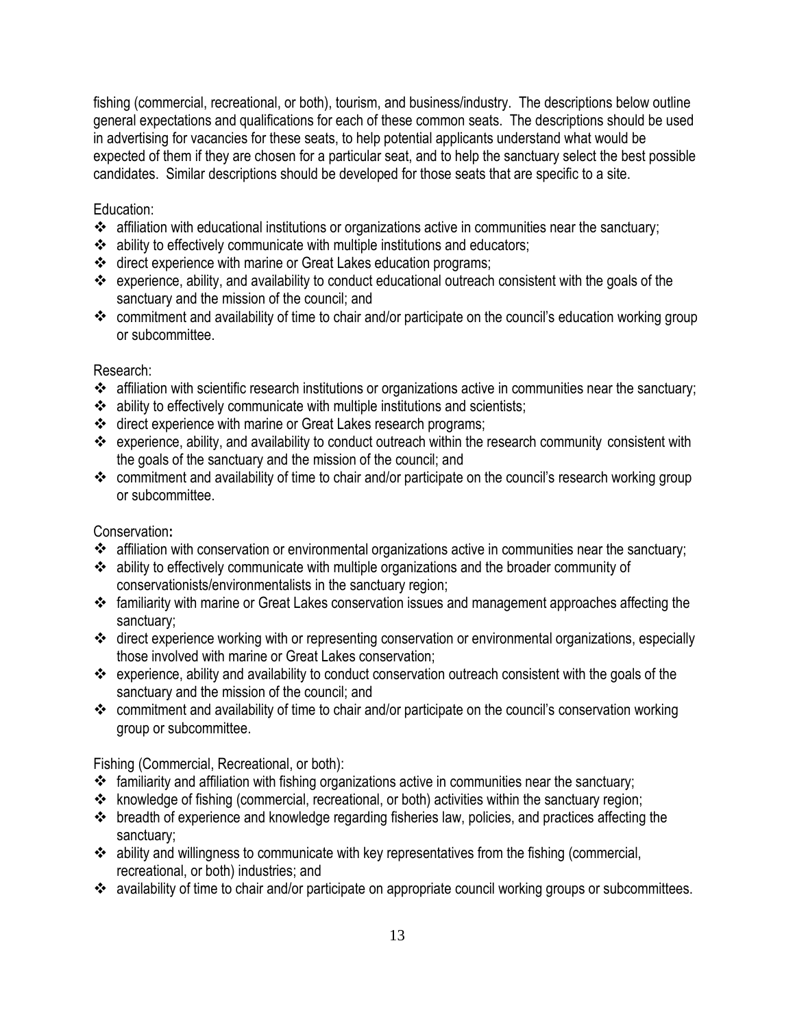fishing (commercial, recreational, or both), tourism, and business/industry. The descriptions below outline general expectations and qualifications for each of these common seats. The descriptions should be used in advertising for vacancies for these seats, to help potential applicants understand what would be expected of them if they are chosen for a particular seat, and to help the sanctuary select the best possible candidates. Similar descriptions should be developed for those seats that are specific to a site.

Education:

- affiliation with educational institutions or organizations active in communities near the sanctuary;
- ability to effectively communicate with multiple institutions and educators;
- direct experience with marine or Great Lakes education programs;
- experience, ability, and availability to conduct educational outreach consistent with the goals of the sanctuary and the mission of the council; and
- commitment and availability of time to chair and/or participate on the council's education working group or subcommittee.

Research:

- affiliation with scientific research institutions or organizations active in communities near the sanctuary;
- ability to effectively communicate with multiple institutions and scientists;
- direct experience with marine or Great Lakes research programs;
- experience, ability, and availability to conduct outreach within the research community consistent with the goals of the sanctuary and the mission of the council; and
- commitment and availability of time to chair and/or participate on the council's research working group or subcommittee.

Conservation**:**

- affiliation with conservation or environmental organizations active in communities near the sanctuary;
- ability to effectively communicate with multiple organizations and the broader community of conservationists/environmentalists in the sanctuary region;
- familiarity with marine or Great Lakes conservation issues and management approaches affecting the sanctuary;
- direct experience working with or representing conservation or environmental organizations, especially those involved with marine or Great Lakes conservation;
- experience, ability and availability to conduct conservation outreach consistent with the goals of the sanctuary and the mission of the council; and
- commitment and availability of time to chair and/or participate on the council's conservation working group or subcommittee.

Fishing (Commercial, Recreational, or both):

- familiarity and affiliation with fishing organizations active in communities near the sanctuary;
- knowledge of fishing (commercial, recreational, or both) activities within the sanctuary region;
- breadth of experience and knowledge regarding fisheries law, policies, and practices affecting the sanctuary;
- ability and willingness to communicate with key representatives from the fishing (commercial, recreational, or both) industries; and
- availability of time to chair and/or participate on appropriate council working groups or subcommittees.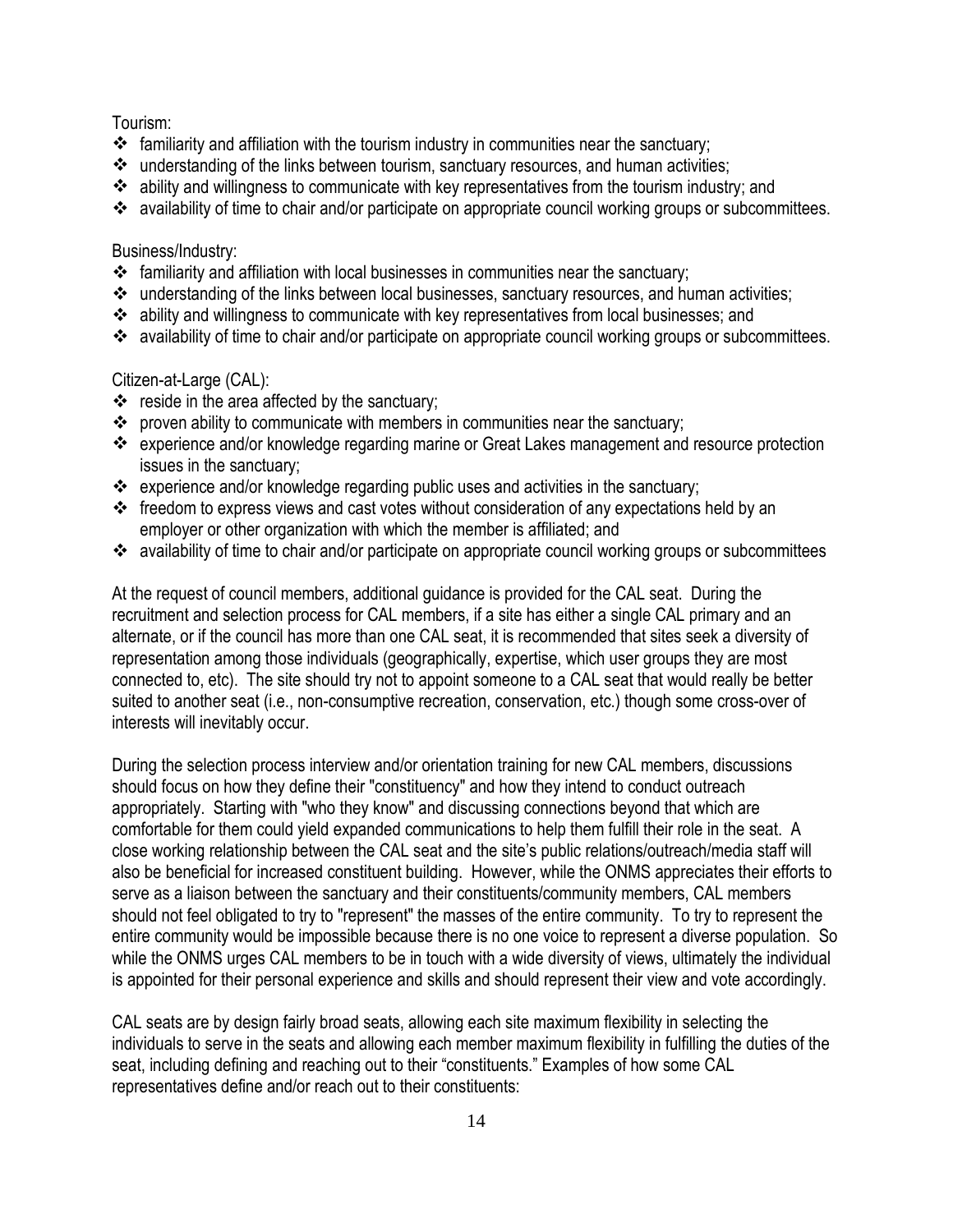Tourism:

- familiarity and affiliation with the tourism industry in communities near the sanctuary;
- understanding of the links between tourism, sanctuary resources, and human activities;
- ability and willingness to communicate with key representatives from the tourism industry; and
- availability of time to chair and/or participate on appropriate council working groups or subcommittees.

Business/Industry:

- familiarity and affiliation with local businesses in communities near the sanctuary;
- understanding of the links between local businesses, sanctuary resources, and human activities;
- ability and willingness to communicate with key representatives from local businesses; and
- availability of time to chair and/or participate on appropriate council working groups or subcommittees.

Citizen-at-Large (CAL):

- reside in the area affected by the sanctuary;
- proven ability to communicate with members in communities near the sanctuary;
- experience and/or knowledge regarding marine or Great Lakes management and resource protection issues in the sanctuary;
- experience and/or knowledge regarding public uses and activities in the sanctuary;
- freedom to express views and cast votes without consideration of any expectations held by an employer or other organization with which the member is affiliated; and
- availability of time to chair and/or participate on appropriate council working groups or subcommittees

At the request of council members, additional guidance is provided for the CAL seat. During the recruitment and selection process for CAL members, if a site has either a single CAL primary and an alternate, or if the council has more than one CAL seat, it is recommended that sites seek a diversity of representation among those individuals (geographically, expertise, which user groups they are most connected to, etc). The site should try not to appoint someone to a CAL seat that would really be better suited to another seat (i.e., non-consumptive recreation, conservation, etc.) though some cross-over of interests will inevitably occur.

During the selection process interview and/or orientation training for new CAL members, discussions should focus on how they define their "constituency" and how they intend to conduct outreach appropriately. Starting with "who they know" and discussing connections beyond that which are comfortable for them could yield expanded communications to help them fulfill their role in the seat. A close working relationship between the CAL seat and the site's public relations/outreach/media staff will also be beneficial for increased constituent building. However, while the ONMS appreciates their efforts to serve as a liaison between the sanctuary and their constituents/community members, CAL members should not feel obligated to try to "represent" the masses of the entire community. To try to represent the entire community would be impossible because there is no one voice to represent a diverse population. So while the ONMS urges CAL members to be in touch with a wide diversity of views, ultimately the individual is appointed for their personal experience and skills and should represent their view and vote accordingly.

CAL seats are by design fairly broad seats, allowing each site maximum flexibility in selecting the individuals to serve in the seats and allowing each member maximum flexibility in fulfilling the duties of the seat, including defining and reaching out to their "constituents." Examples of how some CAL representatives define and/or reach out to their constituents: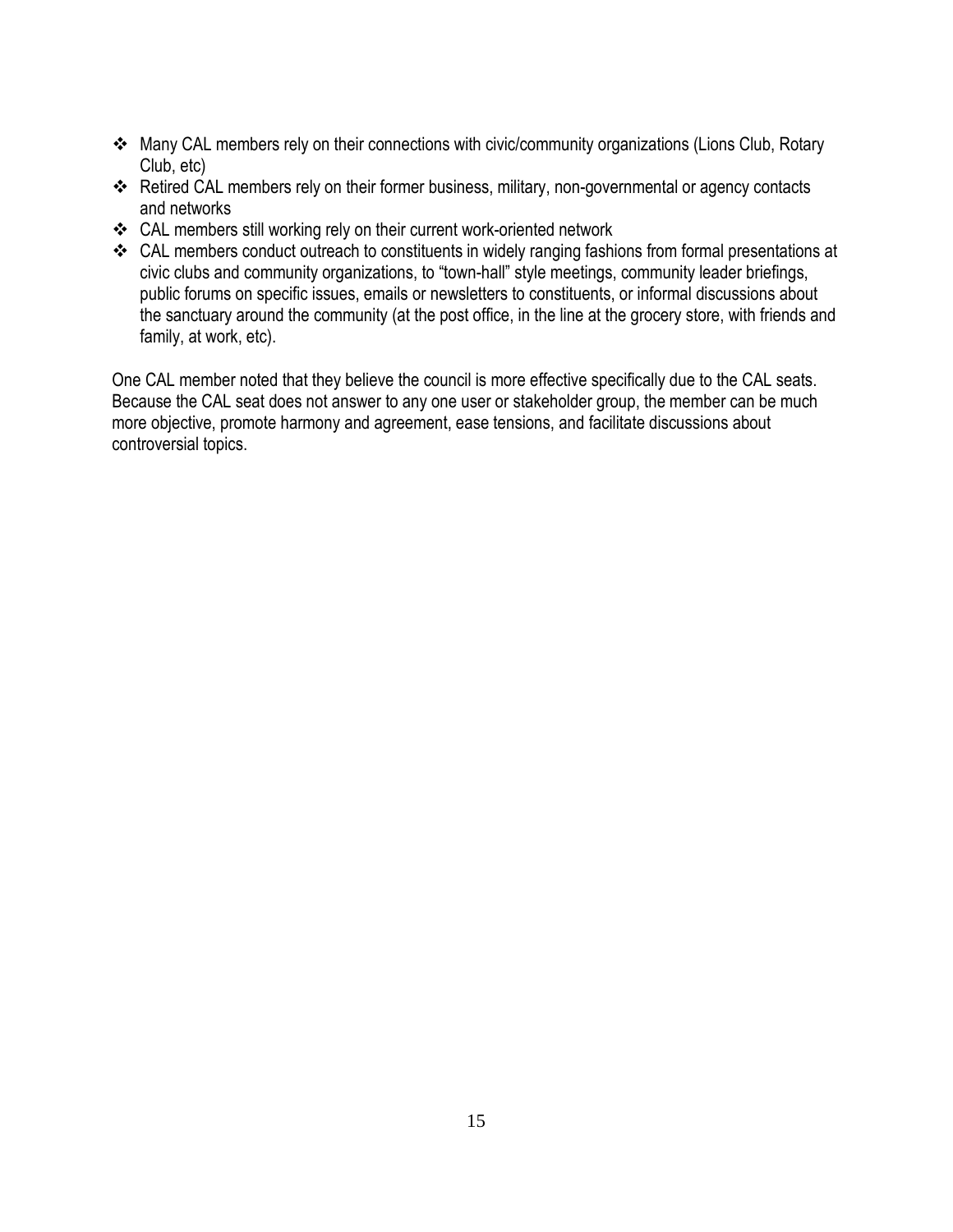- Many CAL members rely on their connections with civic/community organizations (Lions Club, Rotary Club, etc)
- Retired CAL members rely on their former business, military, non-governmental or agency contacts and networks
- CAL members still working rely on their current work-oriented network
- CAL members conduct outreach to constituents in widely ranging fashions from formal presentations at civic clubs and community organizations, to "town-hall" style meetings, community leader briefings, public forums on specific issues, emails or newsletters to constituents, or informal discussions about the sanctuary around the community (at the post office, in the line at the grocery store, with friends and family, at work, etc).

One CAL member noted that they believe the council is more effective specifically due to the CAL seats. Because the CAL seat does not answer to any one user or stakeholder group, the member can be much more objective, promote harmony and agreement, ease tensions, and facilitate discussions about controversial topics.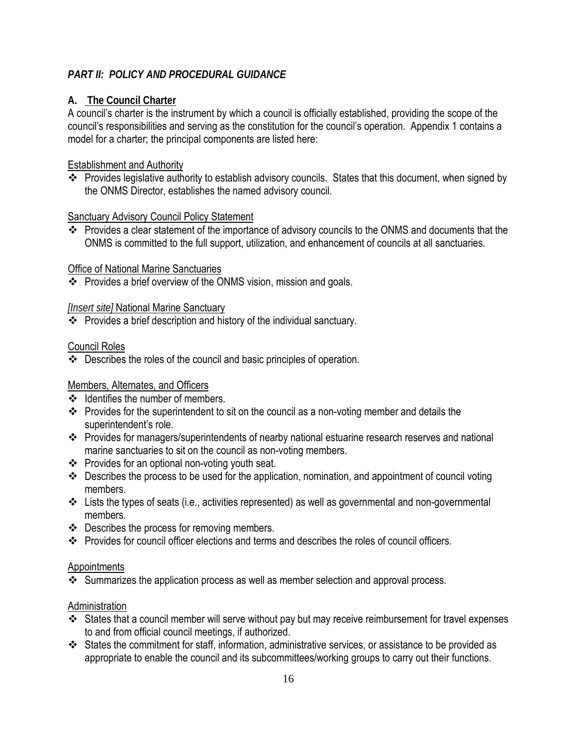## *PART II: POLICY AND PROCEDURAL GUIDANCE*

### A. The Council Charter

A council's charter is the instrument by which a council is officially established, providing the scope of the council's responsibilities and serving as the constitution for the council's operation. Appendix 1 contains a model for a charter; the principal components are listed here:

Establishment and Authority

- Provides legislative authority to establish advisory councils. States that this document, when signed by the ONMS Director, establishes the named advisory council.

Sanctuary Advisory Council Policy Statement

- Provides a clear statement of the importance of advisory councils to the ONMS and documents that the ONMS is committed to the full support, utilization, and enhancement of councils at all sanctuaries.

Office of National Marine Sanctuaries

- Provides a brief overview of the ONMS vision, mission and goals.

*[Insert site]* National Marine Sanctuary

- Provides a brief description and history of the individual sanctuary.

Council Roles

- Describes the roles of the council and basic principles of operation.

Members, Alternates, and Officers

- Identifies the number of members.
- Provides for the superintendent to sit on the council as a non-voting member and details the superintendent's role.
- Provides for managers/superintendents of nearby national estuarine research reserves and national marine sanctuaries to sit on the council as non-voting members.
- Provides for an optional non-voting youth seat.
- Describes the process to be used for the application, nomination, and appointment of council voting members.
- Lists the types of seats (i.e., activities represented) as well as governmental and non-governmental members.
- Describes the process for removing members.
- Provides for council officer elections and terms and describes the roles of council officers.

Appointments

- Summarizes the application process as well as member selection and approval process.

Administration

- States that a council member will serve without pay but may receive reimbursement for travel expenses to and from official council meetings, if authorized.
- States the commitment for staff, information, administrative services, or assistance to be provided as appropriate to enable the council and its subcommittees/working groups to carry out their functions.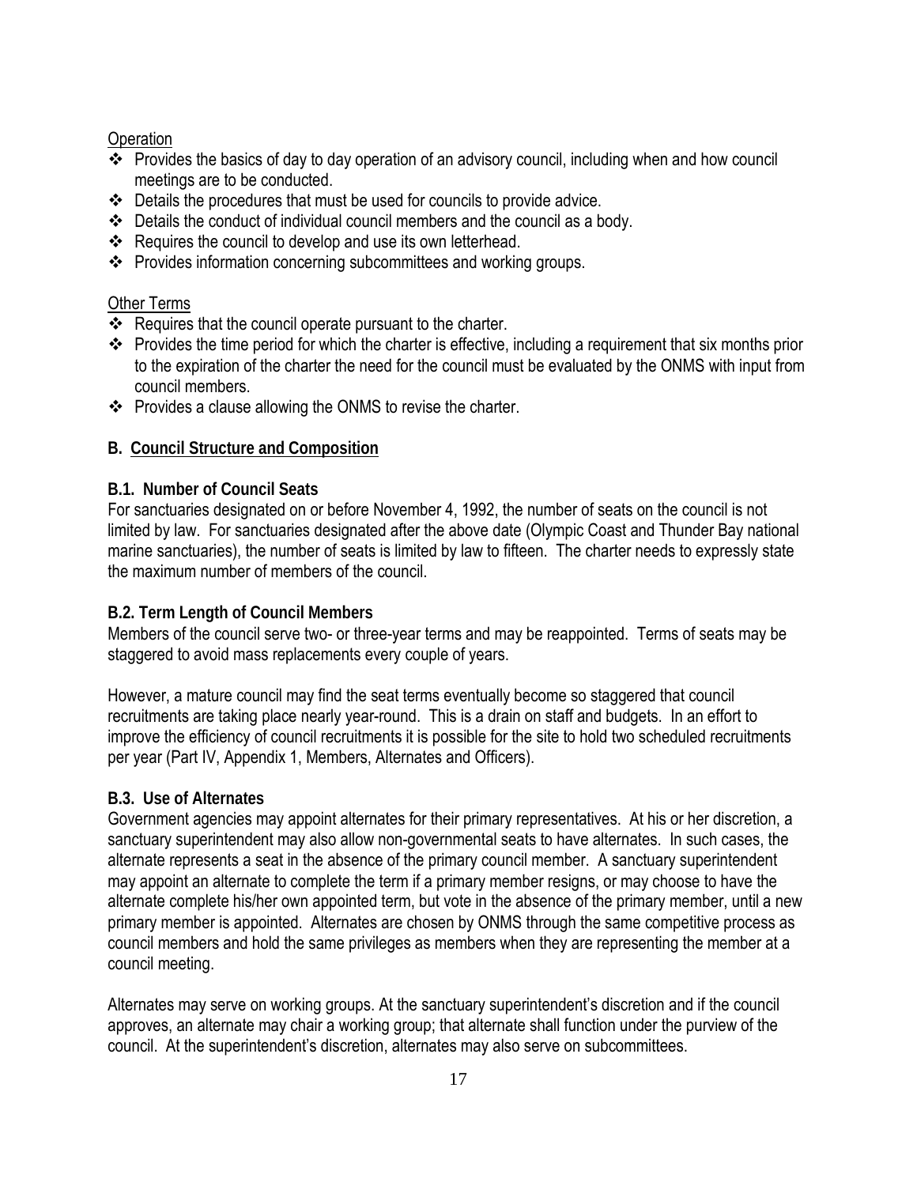Operation

- Provides the basics of day to day operation of an advisory council, including when and how council meetings are to be conducted.
- Details the procedures that must be used for councils to provide advice.
- Details the conduct of individual council members and the council as a body.
- Requires the council to develop and use its own letterhead.
- Provides information concerning subcommittees and working groups.

Other Terms

- Requires that the council operate pursuant to the charter.
- Provides the time period for which the charter is effective, including a requirement that six months prior to the expiration of the charter the need for the council must be evaluated by the ONMS with input from council members.
- Provides a clause allowing the ONMS to revise the charter.

## B. Council Structure and Composition

### B.1. Number of Council Seats

For sanctuaries designated on or before November 4, 1992, the number of seats on the council is not limited by law. For sanctuaries designated after the above date (Olympic Coast and Thunder Bay national marine sanctuaries), the number of seats is limited by law to fifteen. The charter needs to expressly state the maximum number of members of the council.

### B.2. Term Length of Council Members

Members of the council serve two- or three-year terms and may be reappointed. Terms of seats may be staggered to avoid mass replacements every couple of years.

However, a mature council may find the seat terms eventually become so staggered that council recruitments are taking place nearly year-round. This is a drain on staff and budgets. In an effort to improve the efficiency of council recruitments it is possible for the site to hold two scheduled recruitments per year (Part IV, Appendix 1, Members, Alternates and Officers).

### B.3. Use of Alternates

Government agencies may appoint alternates for their primary representatives. At his or her discretion, a sanctuary superintendent may also allow non-governmental seats to have alternates. In such cases, the alternate represents a seat in the absence of the primary council member. A sanctuary superintendent may appoint an alternate to complete the term if a primary member resigns, or may choose to have the alternate complete his/her own appointed term, but vote in the absence of the primary member, until a new primary member is appointed. Alternates are chosen by ONMS through the same competitive process as council members and hold the same privileges as members when they are representing the member at a council meeting.

Alternates may serve on working groups. At the sanctuary superintendent's discretion and if the council approves, an alternate may chair a working group; that alternate shall function under the purview of the council. At the superintendent's discretion, alternates may also serve on subcommittees.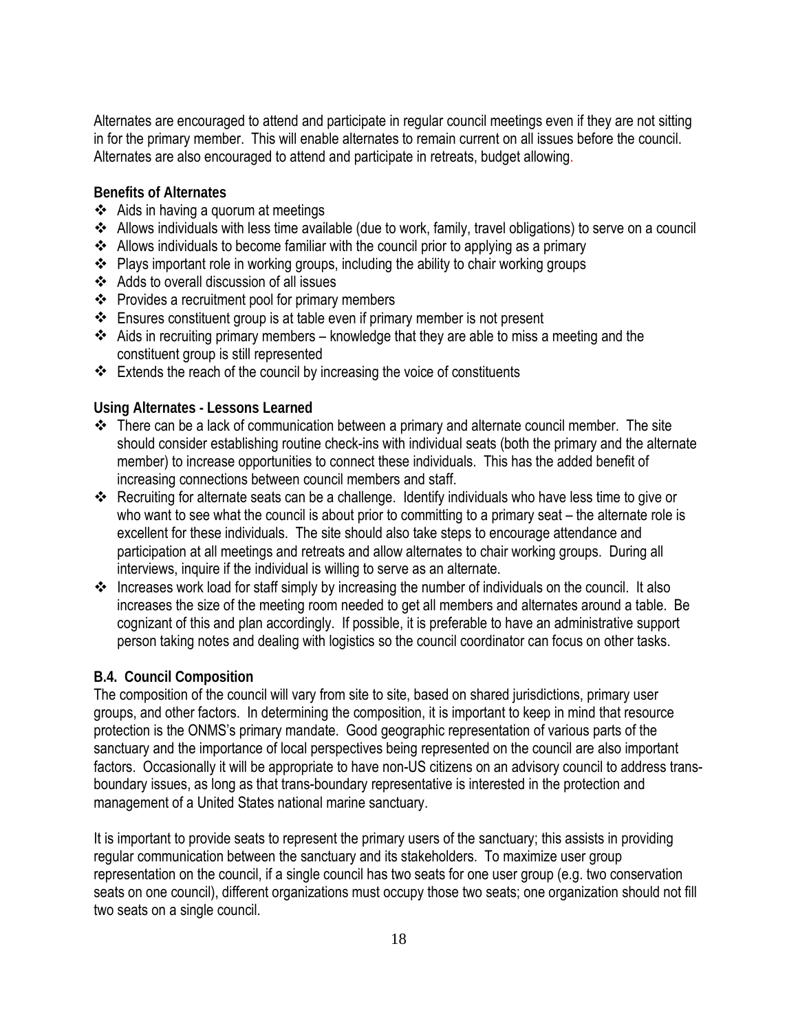Alternates are encouraged to attend and participate in regular council meetings even if they are not sitting in for the primary member. This will enable alternates to remain current on all issues before the council. Alternates are also encouraged to attend and participate in retreats, budget allowing.

**Benefits of Alternates**

- Aids in having a quorum at meetings
- Allows individuals with less time available (due to work, family, travel obligations) to serve on a council
- Allows individuals to become familiar with the council prior to applying as a primary
- Plays important role in working groups, including the ability to chair working groups
- Adds to overall discussion of all issues
- Provides a recruitment pool for primary members
- Ensures constituent group is at table even if primary member is not present
- Aids in recruiting primary members – knowledge that they are able to miss a meeting and the constituent group is still represented
- Extends the reach of the council by increasing the voice of constituents

**Using Alternates - Lessons Learned**

- There can be a lack of communication between a primary and alternate council member. The site should consider establishing routine check-ins with individual seats (both the primary and the alternate member) to increase opportunities to connect these individuals. This has the added benefit of increasing connections between council members and staff.
- Recruiting for alternate seats can be a challenge. Identify individuals who have less time to give or who want to see what the council is about prior to committing to a primary seat – the alternate role is excellent for these individuals. The site should also take steps to encourage attendance and participation at all meetings and retreats and allow alternates to chair working groups. During all interviews, inquire if the individual is willing to serve as an alternate.
- Increases work load for staff simply by increasing the number of individuals on the council. It also increases the size of the meeting room needed to get all members and alternates around a table. Be cognizant of this and plan accordingly. If possible, it is preferable to have an administrative support person taking notes and dealing with logistics so the council coordinator can focus on other tasks.

### B.4. Council Composition

The composition of the council will vary from site to site, based on shared jurisdictions, primary user groups, and other factors. In determining the composition, it is important to keep in mind that resource protection is the ONMS's primary mandate. Good geographic representation of various parts of the sanctuary and the importance of local perspectives being represented on the council are also important factors. Occasionally it will be appropriate to have non-US citizens on an advisory council to address trans-boundary issues, as long as that trans-boundary representative is interested in the protection and management of a United States national marine sanctuary.

It is important to provide seats to represent the primary users of the sanctuary; this assists in providing regular communication between the sanctuary and its stakeholders. To maximize user group representation on the council, if a single council has two seats for one user group (e.g. two conservation seats on one council), different organizations must occupy those two seats; one organization should not fill two seats on a single council.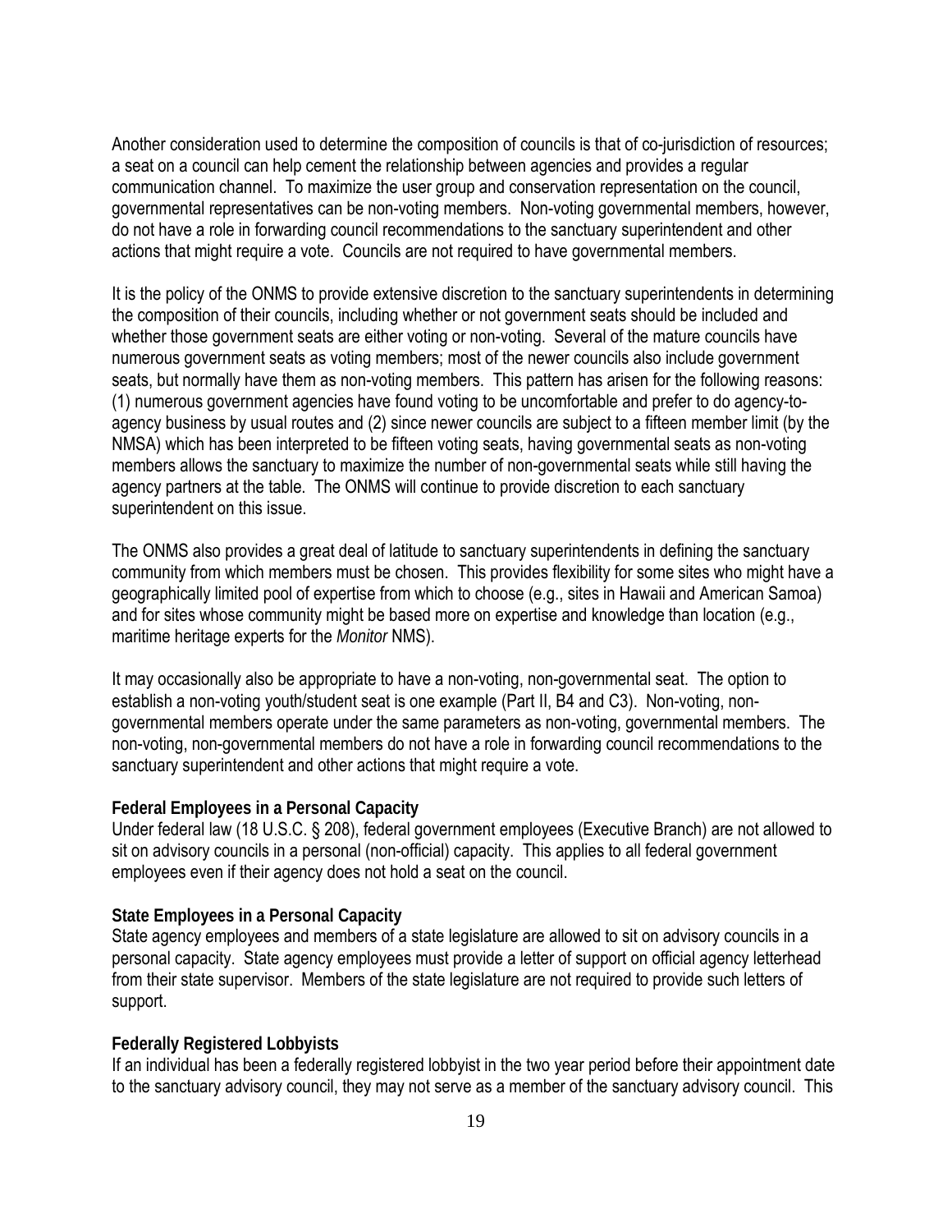Another consideration used to determine the composition of councils is that of co-jurisdiction of resources; a seat on a council can help cement the relationship between agencies and provides a regular communication channel. To maximize the user group and conservation representation on the council, governmental representatives can be non-voting members. Non-voting governmental members, however, do not have a role in forwarding council recommendations to the sanctuary superintendent and other actions that might require a vote. Councils are not required to have governmental members.

It is the policy of the ONMS to provide extensive discretion to the sanctuary superintendents in determining the composition of their councils, including whether or not government seats should be included and whether those government seats are either voting or non-voting. Several of the mature councils have numerous government seats as voting members; most of the newer councils also include government seats, but normally have them as non-voting members. This pattern has arisen for the following reasons: (1) numerous government agencies have found voting to be uncomfortable and prefer to do agency-to-agency business by usual routes and (2) since newer councils are subject to a fifteen member limit (by the NMSA) which has been interpreted to be fifteen voting seats, having governmental seats as non-voting members allows the sanctuary to maximize the number of non-governmental seats while still having the agency partners at the table. The ONMS will continue to provide discretion to each sanctuary superintendent on this issue.

The ONMS also provides a great deal of latitude to sanctuary superintendents in defining the sanctuary community from which members must be chosen. This provides flexibility for some sites who might have a geographically limited pool of expertise from which to choose (e.g., sites in Hawaii and American Samoa) and for sites whose community might be based more on expertise and knowledge than location (e.g., maritime heritage experts for the *Monitor* NMS).

It may occasionally also be appropriate to have a non-voting, non-governmental seat. The option to establish a non-voting youth/student seat is one example (Part II, B4 and C3). Non-voting, non-governmental members operate under the same parameters as non-voting, governmental members. The non-voting, non-governmental members do not have a role in forwarding council recommendations to the sanctuary superintendent and other actions that might require a vote.

**Federal Employees in a Personal Capacity**

Under federal law (18 U.S.C. § 208), federal government employees (Executive Branch) are not allowed to sit on advisory councils in a personal (non-official) capacity. This applies to all federal government employees even if their agency does not hold a seat on the council.

**State Employees in a Personal Capacity**

State agency employees and members of a state legislature are allowed to sit on advisory councils in a personal capacity. State agency employees must provide a letter of support on official agency letterhead from their state supervisor. Members of the state legislature are not required to provide such letters of support.

**Federally Registered Lobbyists**

If an individual has been a federally registered lobbyist in the two year period before their appointment date to the sanctuary advisory council, they may not serve as a member of the sanctuary advisory council. This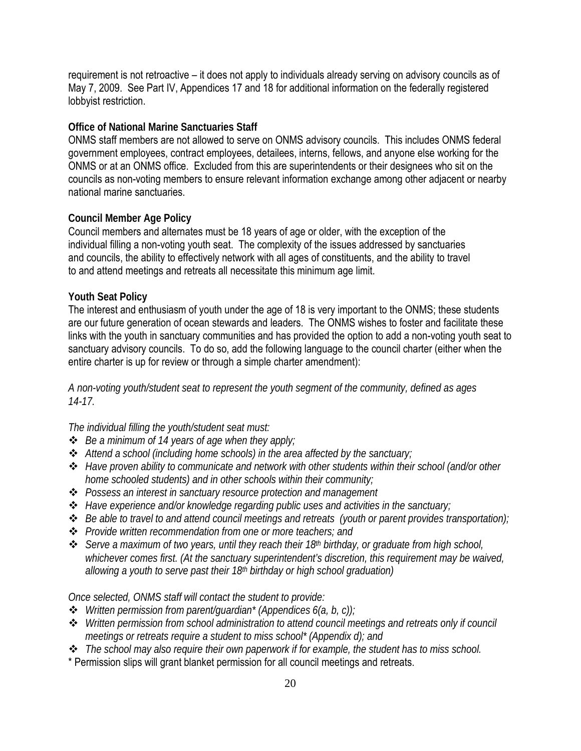requirement is not retroactive – it does not apply to individuals already serving on advisory councils as of May 7, 2009. See Part IV, Appendices 17 and 18 for additional information on the federally registered lobbyist restriction.

**Office of National Marine Sanctuaries Staff**

ONMS staff members are not allowed to serve on ONMS advisory councils. This includes ONMS federal government employees, contract employees, detailees, interns, fellows, and anyone else working for the ONMS or at an ONMS office. Excluded from this are superintendents or their designees who sit on the councils as non-voting members to ensure relevant information exchange among other adjacent or nearby national marine sanctuaries.

**Council Member Age Policy**

Council members and alternates must be 18 years of age or older, with the exception of the individual filling a non-voting youth seat. The complexity of the issues addressed by sanctuaries and councils, the ability to effectively network with all ages of constituents, and the ability to travel to and attend meetings and retreats all necessitate this minimum age limit.

**Youth Seat Policy**

The interest and enthusiasm of youth under the age of 18 is very important to the ONMS; these students are our future generation of ocean stewards and leaders. The ONMS wishes to foster and facilitate these links with the youth in sanctuary communities and has provided the option to add a non-voting youth seat to sanctuary advisory councils. To do so, add the following language to the council charter (either when the entire charter is up for review or through a simple charter amendment):

*A non-voting youth/student seat to represent the youth segment of the community, defined as ages 14-17.*

*The individual filling the youth/student seat must:*

- *Be a minimum of 14 years of age when they apply;*
- *Attend a school (including home schools) in the area affected by the sanctuary;*
- *Have proven ability to communicate and network with other students within their school (and/or other home schooled students) and in other schools within their community;*
- *Possess an interest in sanctuary resource protection and management*
- *Have experience and/or knowledge regarding public uses and activities in the sanctuary;*
- *Be able to travel to and attend council meetings and retreats (youth or parent provides transportation);*
- *Provide written recommendation from one or more teachers; and*
- *Serve a maximum of two years, until they reach their 18th birthday, or graduate from high school, whichever comes first. (At the sanctuary superintendent's discretion, this requirement may be waived, allowing a youth to serve past their 18th birthday or high school graduation)*

*Once selected, ONMS staff will contact the student to provide:*

- *Written permission from parent/guardian* (Appendices 6(a, b, c));*
- *Written permission from school administration to attend council meetings and retreats only if council meetings or retreats require a student to miss school* (Appendix d); and*
- *The school may also require their own paperwork if for example, the student has to miss school.*

\* Permission slips will grant blanket permission for all council meetings and retreats.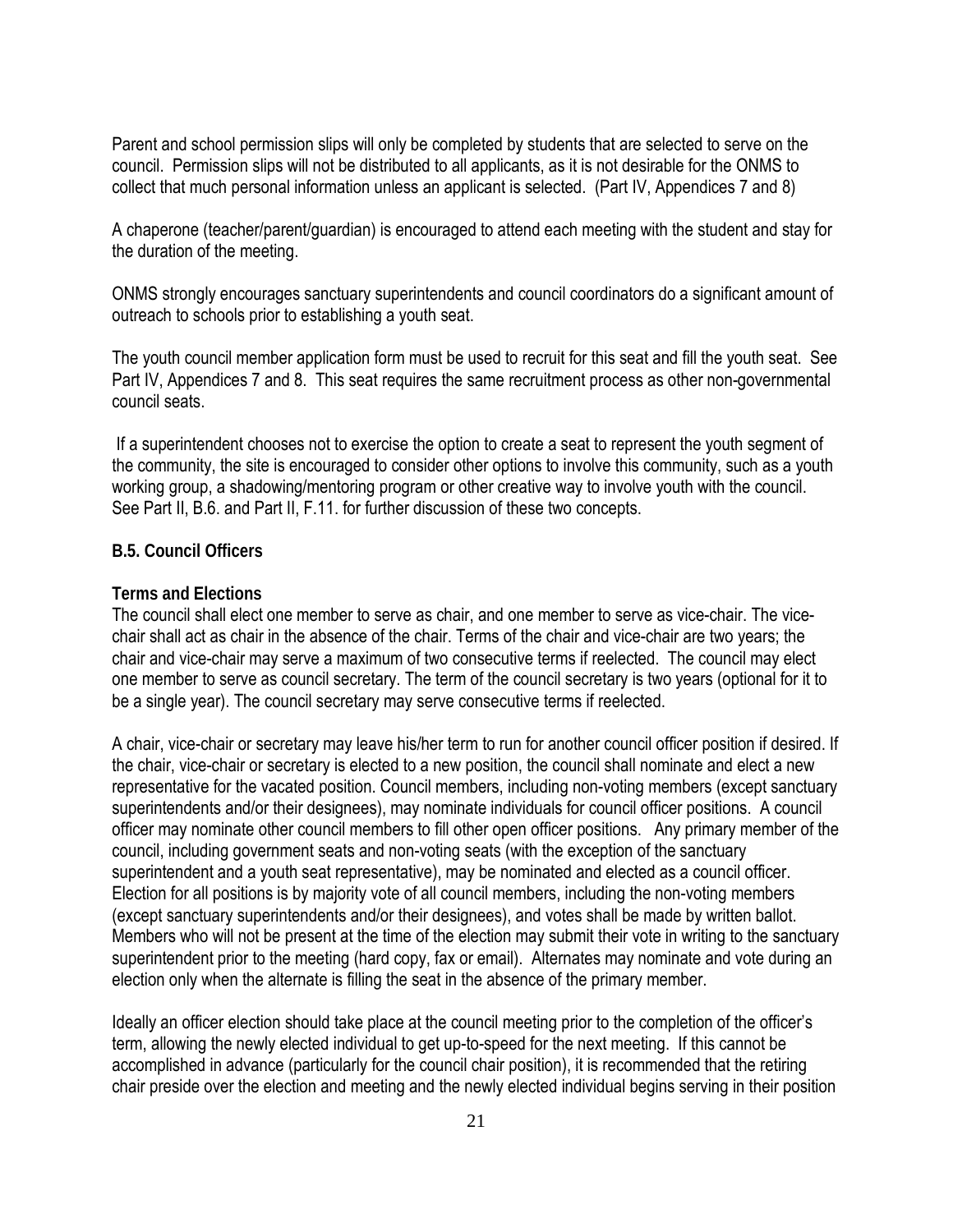Parent and school permission slips will only be completed by students that are selected to serve on the council. Permission slips will not be distributed to all applicants, as it is not desirable for the ONMS to collect that much personal information unless an applicant is selected. (Part IV, Appendices 7 and 8)

A chaperone (teacher/parent/guardian) is encouraged to attend each meeting with the student and stay for the duration of the meeting.

ONMS strongly encourages sanctuary superintendents and council coordinators do a significant amount of outreach to schools prior to establishing a youth seat.

The youth council member application form must be used to recruit for this seat and fill the youth seat. See Part IV, Appendices 7 and 8. This seat requires the same recruitment process as other non-governmental council seats.

If a superintendent chooses not to exercise the option to create a seat to represent the youth segment of the community, the site is encouraged to consider other options to involve this community, such as a youth working group, a shadowing/mentoring program or other creative way to involve youth with the council. See Part II, B.6. and Part II, F.11. for further discussion of these two concepts.

### B.5. Council Officers

**Terms and Elections**

The council shall elect one member to serve as chair, and one member to serve as vice-chair. The vice-chair shall act as chair in the absence of the chair. Terms of the chair and vice-chair are two years; the chair and vice-chair may serve a maximum of two consecutive terms if reelected. The council may elect one member to serve as council secretary. The term of the council secretary is two years (optional for it to be a single year). The council secretary may serve consecutive terms if reelected.

A chair, vice-chair or secretary may leave his/her term to run for another council officer position if desired. If the chair, vice-chair or secretary is elected to a new position, the council shall nominate and elect a new representative for the vacated position. Council members, including non-voting members (except sanctuary superintendents and/or their designees), may nominate individuals for council officer positions. A council officer may nominate other council members to fill other open officer positions. Any primary member of the council, including government seats and non-voting seats (with the exception of the sanctuary superintendent and a youth seat representative), may be nominated and elected as a council officer. Election for all positions is by majority vote of all council members, including the non-voting members (except sanctuary superintendents and/or their designees), and votes shall be made by written ballot. Members who will not be present at the time of the election may submit their vote in writing to the sanctuary superintendent prior to the meeting (hard copy, fax or email). Alternates may nominate and vote during an election only when the alternate is filling the seat in the absence of the primary member.

Ideally an officer election should take place at the council meeting prior to the completion of the officer's term, allowing the newly elected individual to get up-to-speed for the next meeting. If this cannot be accomplished in advance (particularly for the council chair position), it is recommended that the retiring chair preside over the election and meeting and the newly elected individual begins serving in their position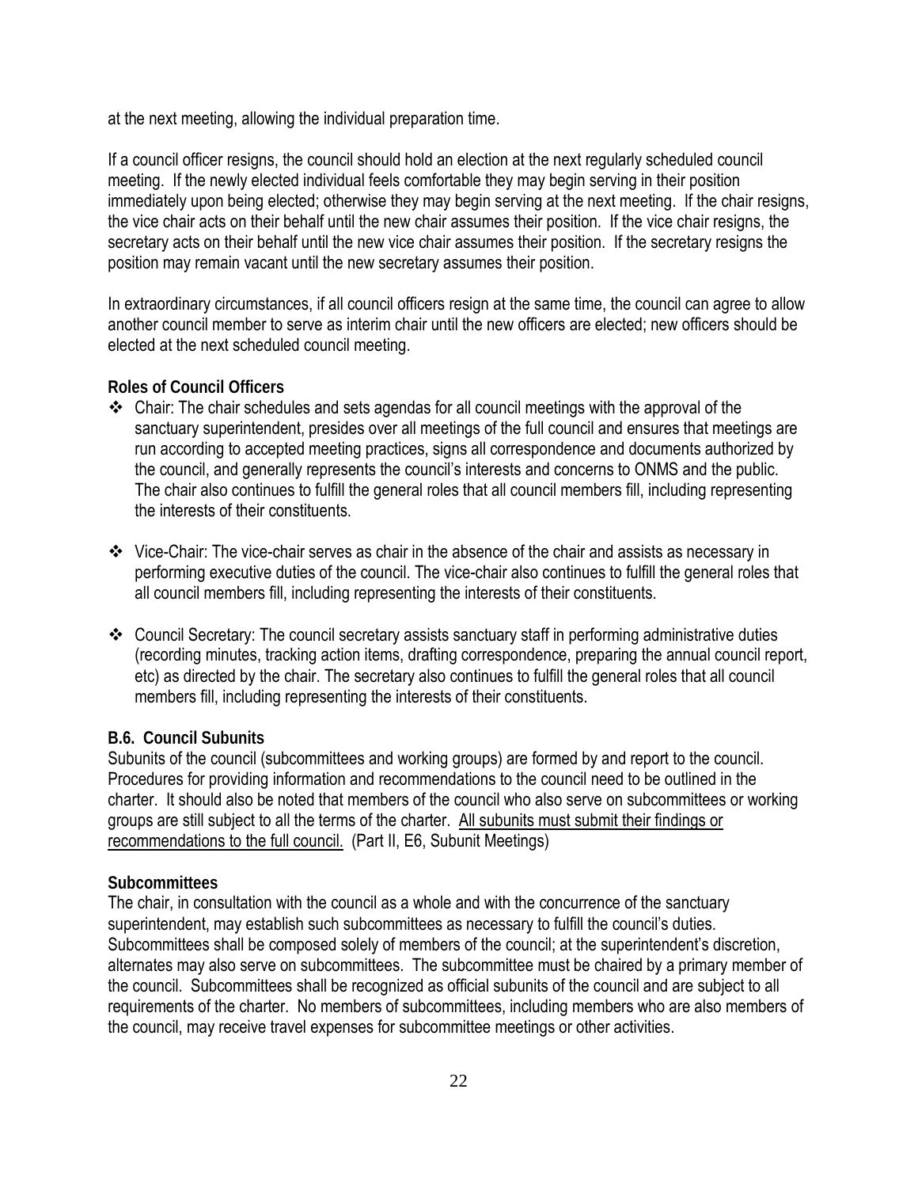at the next meeting, allowing the individual preparation time.

If a council officer resigns, the council should hold an election at the next regularly scheduled council meeting. If the newly elected individual feels comfortable they may begin serving in their position immediately upon being elected; otherwise they may begin serving at the next meeting. If the chair resigns, the vice chair acts on their behalf until the new chair assumes their position. If the vice chair resigns, the secretary acts on their behalf until the new vice chair assumes their position. If the secretary resigns the position may remain vacant until the new secretary assumes their position.

In extraordinary circumstances, if all council officers resign at the same time, the council can agree to allow another council member to serve as interim chair until the new officers are elected; new officers should be elected at the next scheduled council meeting.

**Roles of Council Officers**

- Chair: The chair schedules and sets agendas for all council meetings with the approval of the sanctuary superintendent, presides over all meetings of the full council and ensures that meetings are run according to accepted meeting practices, signs all correspondence and documents authorized by the council, and generally represents the council's interests and concerns to ONMS and the public. The chair also continues to fulfill the general roles that all council members fill, including representing the interests of their constituents.

- Vice-Chair: The vice-chair serves as chair in the absence of the chair and assists as necessary in performing executive duties of the council. The vice-chair also continues to fulfill the general roles that all council members fill, including representing the interests of their constituents.

- Council Secretary: The council secretary assists sanctuary staff in performing administrative duties (recording minutes, tracking action items, drafting correspondence, preparing the annual council report, etc) as directed by the chair. The secretary also continues to fulfill the general roles that all council members fill, including representing the interests of their constituents.

### B.6. Council Subunits

Subunits of the council (subcommittees and working groups) are formed by and report to the council. Procedures for providing information and recommendations to the council need to be outlined in the charter. It should also be noted that members of the council who also serve on subcommittees or working groups are still subject to all the terms of the charter. <u>All subunits must submit their findings or recommendations to the full council.</u> (Part II, E6, Subunit Meetings)

**Subcommittees**

The chair, in consultation with the council as a whole and with the concurrence of the sanctuary superintendent, may establish such subcommittees as necessary to fulfill the council's duties. Subcommittees shall be composed solely of members of the council; at the superintendent's discretion, alternates may also serve on subcommittees. The subcommittee must be chaired by a primary member of the council. Subcommittees shall be recognized as official subunits of the council and are subject to all requirements of the charter. No members of subcommittees, including members who are also members of the council, may receive travel expenses for subcommittee meetings or other activities.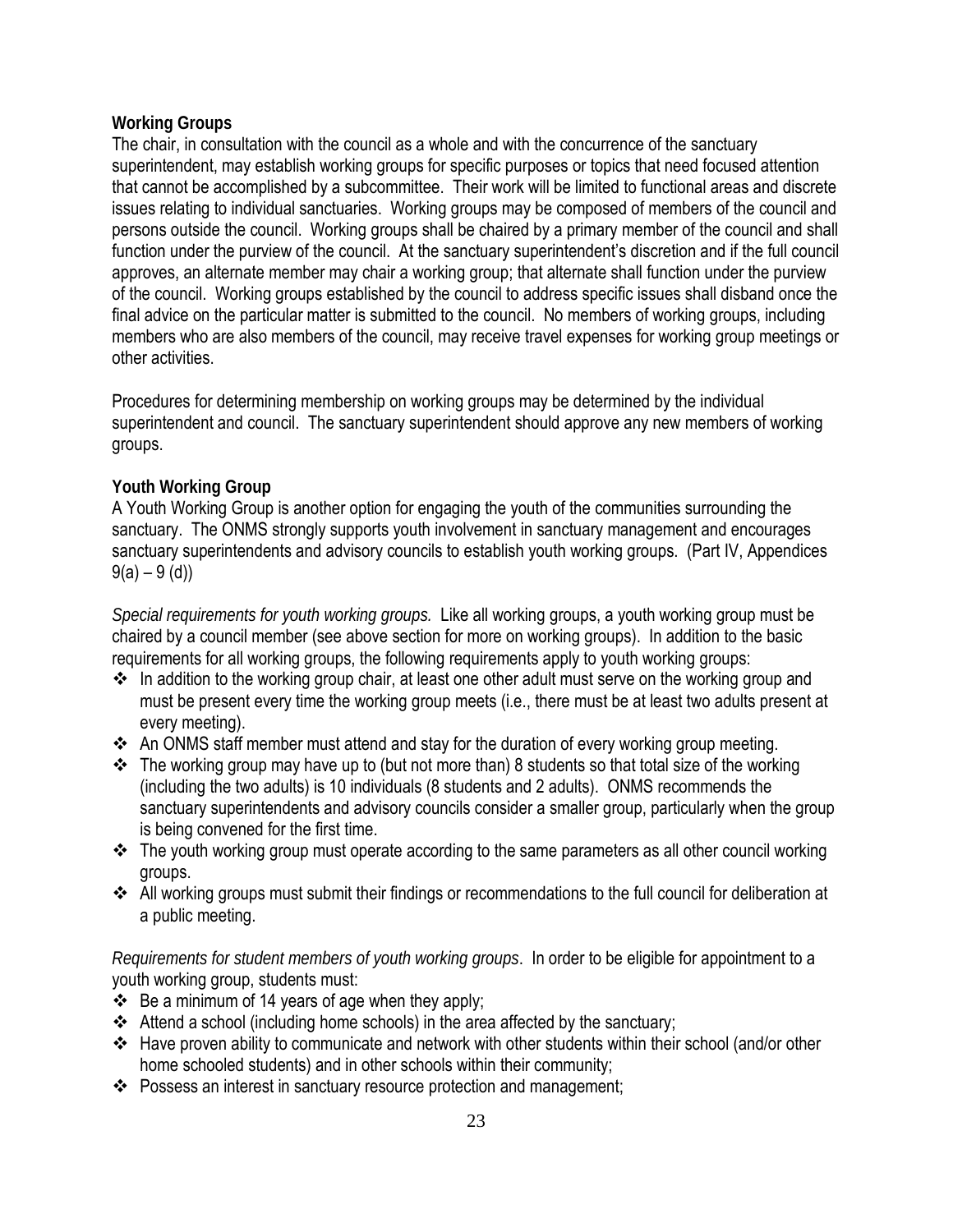**Working Groups**

The chair, in consultation with the council as a whole and with the concurrence of the sanctuary superintendent, may establish working groups for specific purposes or topics that need focused attention that cannot be accomplished by a subcommittee. Their work will be limited to functional areas and discrete issues relating to individual sanctuaries. Working groups may be composed of members of the council and persons outside the council. Working groups shall be chaired by a primary member of the council and shall function under the purview of the council. At the sanctuary superintendent's discretion and if the full council approves, an alternate member may chair a working group; that alternate shall function under the purview of the council. Working groups established by the council to address specific issues shall disband once the final advice on the particular matter is submitted to the council. No members of working groups, including members who are also members of the council, may receive travel expenses for working group meetings or other activities.

Procedures for determining membership on working groups may be determined by the individual superintendent and council. The sanctuary superintendent should approve any new members of working groups.

**Youth Working Group**

A Youth Working Group is another option for engaging the youth of the communities surrounding the sanctuary. The ONMS strongly supports youth involvement in sanctuary management and encourages sanctuary superintendents and advisory councils to establish youth working groups. (Part IV, Appendices 9(a) – 9 (d))

*Special requirements for youth working groups.* Like all working groups, a youth working group must be chaired by a council member (see above section for more on working groups). In addition to the basic requirements for all working groups, the following requirements apply to youth working groups:

- In addition to the working group chair, at least one other adult must serve on the working group and must be present every time the working group meets (i.e., there must be at least two adults present at every meeting).
- An ONMS staff member must attend and stay for the duration of every working group meeting.
- The working group may have up to (but not more than) 8 students so that total size of the working (including the two adults) is 10 individuals (8 students and 2 adults). ONMS recommends the sanctuary superintendents and advisory councils consider a smaller group, particularly when the group is being convened for the first time.
- The youth working group must operate according to the same parameters as all other council working groups.
- All working groups must submit their findings or recommendations to the full council for deliberation at a public meeting.

*Requirements for student members of youth working groups*. In order to be eligible for appointment to a youth working group, students must:

- Be a minimum of 14 years of age when they apply;
- Attend a school (including home schools) in the area affected by the sanctuary;
- Have proven ability to communicate and network with other students within their school (and/or other home schooled students) and in other schools within their community;
- Possess an interest in sanctuary resource protection and management;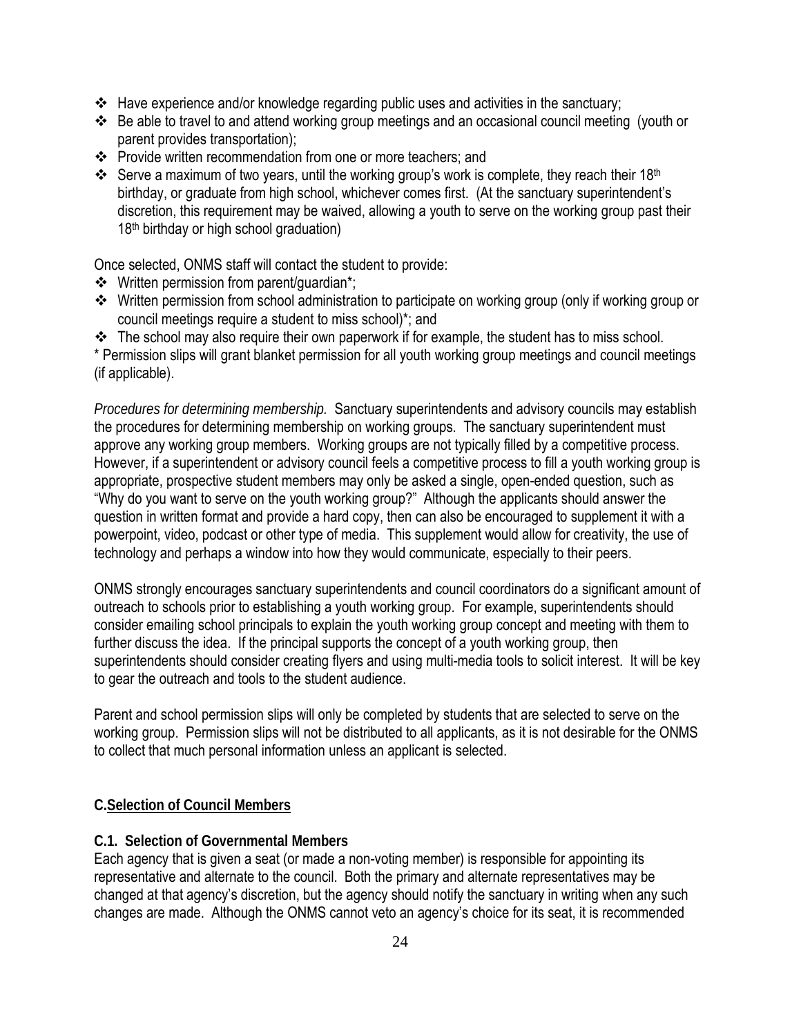- Have experience and/or knowledge regarding public uses and activities in the sanctuary;
- Be able to travel to and attend working group meetings and an occasional council meeting (youth or parent provides transportation);
- Provide written recommendation from one or more teachers; and
- Serve a maximum of two years, until the working group's work is complete, they reach their 18th birthday, or graduate from high school, whichever comes first. (At the sanctuary superintendent's discretion, this requirement may be waived, allowing a youth to serve on the working group past their 18th birthday or high school graduation)

Once selected, ONMS staff will contact the student to provide:

- Written permission from parent/guardian*;
- Written permission from school administration to participate on working group (only if working group or council meetings require a student to miss school)*; and
- The school may also require their own paperwork if for example, the student has to miss school.

\* Permission slips will grant blanket permission for all youth working group meetings and council meetings (if applicable).

*Procedures for determining membership.* Sanctuary superintendents and advisory councils may establish the procedures for determining membership on working groups. The sanctuary superintendent must approve any working group members. Working groups are not typically filled by a competitive process. However, if a superintendent or advisory council feels a competitive process to fill a youth working group is appropriate, prospective student members may only be asked a single, open-ended question, such as "Why do you want to serve on the youth working group?" Although the applicants should answer the question in written format and provide a hard copy, then can also be encouraged to supplement it with a powerpoint, video, podcast or other type of media. This supplement would allow for creativity, the use of technology and perhaps a window into how they would communicate, especially to their peers.

ONMS strongly encourages sanctuary superintendents and council coordinators do a significant amount of outreach to schools prior to establishing a youth working group. For example, superintendents should consider emailing school principals to explain the youth working group concept and meeting with them to further discuss the idea. If the principal supports the concept of a youth working group, then superintendents should consider creating flyers and using multi-media tools to solicit interest. It will be key to gear the outreach and tools to the student audience.

Parent and school permission slips will only be completed by students that are selected to serve on the working group. Permission slips will not be distributed to all applicants, as it is not desirable for the ONMS to collect that much personal information unless an applicant is selected.

## C. Selection of Council Members

### C.1. Selection of Governmental Members

Each agency that is given a seat (or made a non-voting member) is responsible for appointing its representative and alternate to the council. Both the primary and alternate representatives may be changed at that agency's discretion, but the agency should notify the sanctuary in writing when any such changes are made. Although the ONMS cannot veto an agency's choice for its seat, it is recommended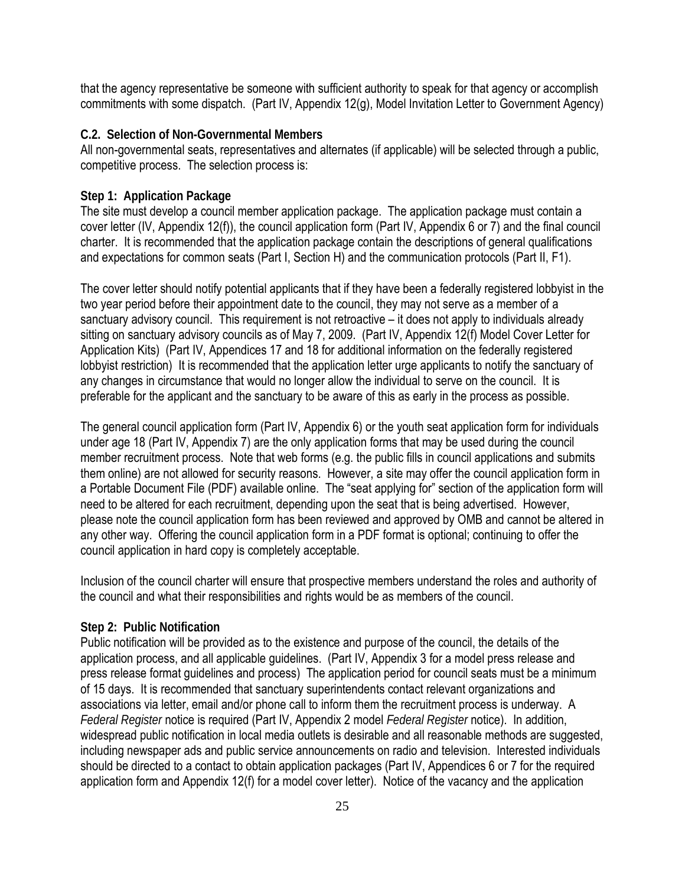that the agency representative be someone with sufficient authority to speak for that agency or accomplish commitments with some dispatch. (Part IV, Appendix 12(g), Model Invitation Letter to Government Agency)

### C.2. Selection of Non-Governmental Members

All non-governmental seats, representatives and alternates (if applicable) will be selected through a public, competitive process. The selection process is:

**Step 1: Application Package**

The site must develop a council member application package. The application package must contain a cover letter (IV, Appendix 12(f)), the council application form (Part IV, Appendix 6 or 7) and the final council charter. It is recommended that the application package contain the descriptions of general qualifications and expectations for common seats (Part I, Section H) and the communication protocols (Part II, F1).

The cover letter should notify potential applicants that if they have been a federally registered lobbyist in the two year period before their appointment date to the council, they may not serve as a member of a sanctuary advisory council. This requirement is not retroactive – it does not apply to individuals already sitting on sanctuary advisory councils as of May 7, 2009. (Part IV, Appendix 12(f) Model Cover Letter for Application Kits) (Part IV, Appendices 17 and 18 for additional information on the federally registered lobbyist restriction) It is recommended that the application letter urge applicants to notify the sanctuary of any changes in circumstance that would no longer allow the individual to serve on the council. It is preferable for the applicant and the sanctuary to be aware of this as early in the process as possible.

The general council application form (Part IV, Appendix 6) or the youth seat application form for individuals under age 18 (Part IV, Appendix 7) are the only application forms that may be used during the council member recruitment process. Note that web forms (e.g. the public fills in council applications and submits them online) are not allowed for security reasons. However, a site may offer the council application form in a Portable Document File (PDF) available online. The "seat applying for" section of the application form will need to be altered for each recruitment, depending upon the seat that is being advertised. However, please note the council application form has been reviewed and approved by OMB and cannot be altered in any other way. Offering the council application form in a PDF format is optional; continuing to offer the council application in hard copy is completely acceptable.

Inclusion of the council charter will ensure that prospective members understand the roles and authority of the council and what their responsibilities and rights would be as members of the council.

**Step 2: Public Notification**

Public notification will be provided as to the existence and purpose of the council, the details of the application process, and all applicable guidelines. (Part IV, Appendix 3 for a model press release and press release format guidelines and process) The application period for council seats must be a minimum of 15 days. It is recommended that sanctuary superintendents contact relevant organizations and associations via letter, email and/or phone call to inform them the recruitment process is underway. A *Federal Register* notice is required (Part IV, Appendix 2 model *Federal Register* notice). In addition, widespread public notification in local media outlets is desirable and all reasonable methods are suggested, including newspaper ads and public service announcements on radio and television. Interested individuals should be directed to a contact to obtain application packages (Part IV, Appendices 6 or 7 for the required application form and Appendix 12(f) for a model cover letter). Notice of the vacancy and the application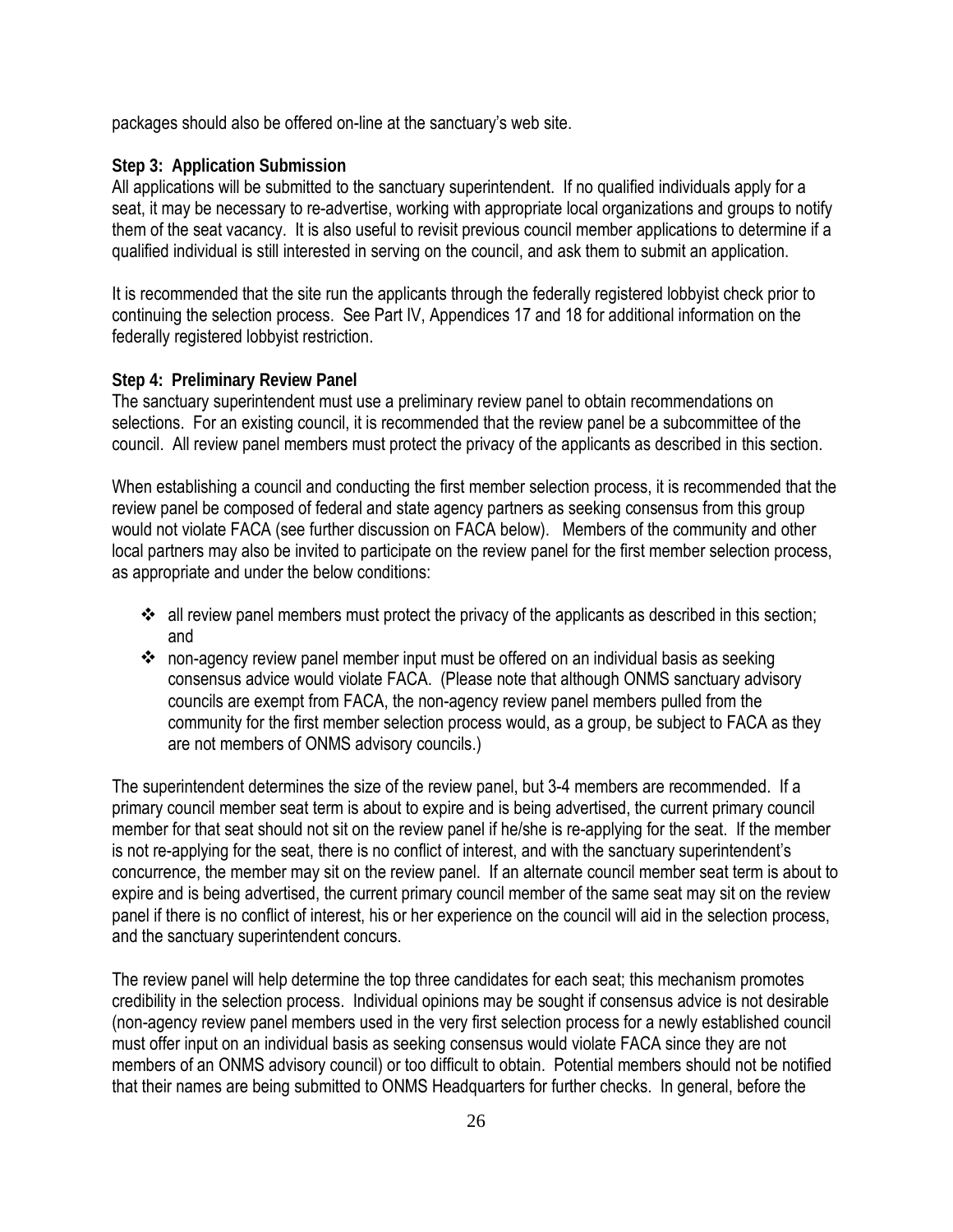packages should also be offered on-line at the sanctuary's web site.

**Step 3: Application Submission**

All applications will be submitted to the sanctuary superintendent. If no qualified individuals apply for a seat, it may be necessary to re-advertise, working with appropriate local organizations and groups to notify them of the seat vacancy. It is also useful to revisit previous council member applications to determine if a qualified individual is still interested in serving on the council, and ask them to submit an application.

It is recommended that the site run the applicants through the federally registered lobbyist check prior to continuing the selection process. See Part IV, Appendices 17 and 18 for additional information on the federally registered lobbyist restriction.

**Step 4: Preliminary Review Panel**

The sanctuary superintendent must use a preliminary review panel to obtain recommendations on selections. For an existing council, it is recommended that the review panel be a subcommittee of the council. All review panel members must protect the privacy of the applicants as described in this section.

When establishing a council and conducting the first member selection process, it is recommended that the review panel be composed of federal and state agency partners as seeking consensus from this group would not violate FACA (see further discussion on FACA below). Members of the community and other local partners may also be invited to participate on the review panel for the first member selection process, as appropriate and under the below conditions:

- all review panel members must protect the privacy of the applicants as described in this section; and
- non-agency review panel member input must be offered on an individual basis as seeking consensus advice would violate FACA. (Please note that although ONMS sanctuary advisory councils are exempt from FACA, the non-agency review panel members pulled from the community for the first member selection process would, as a group, be subject to FACA as they are not members of ONMS advisory councils.)

The superintendent determines the size of the review panel, but 3-4 members are recommended. If a primary council member seat term is about to expire and is being advertised, the current primary council member for that seat should not sit on the review panel if he/she is re-applying for the seat. If the member is not re-applying for the seat, there is no conflict of interest, and with the sanctuary superintendent's concurrence, the member may sit on the review panel. If an alternate council member seat term is about to expire and is being advertised, the current primary council member of the same seat may sit on the review panel if there is no conflict of interest, his or her experience on the council will aid in the selection process, and the sanctuary superintendent concurs.

The review panel will help determine the top three candidates for each seat; this mechanism promotes credibility in the selection process. Individual opinions may be sought if consensus advice is not desirable (non-agency review panel members used in the very first selection process for a newly established council must offer input on an individual basis as seeking consensus would violate FACA since they are not members of an ONMS advisory council) or too difficult to obtain. Potential members should not be notified that their names are being submitted to ONMS Headquarters for further checks. In general, before the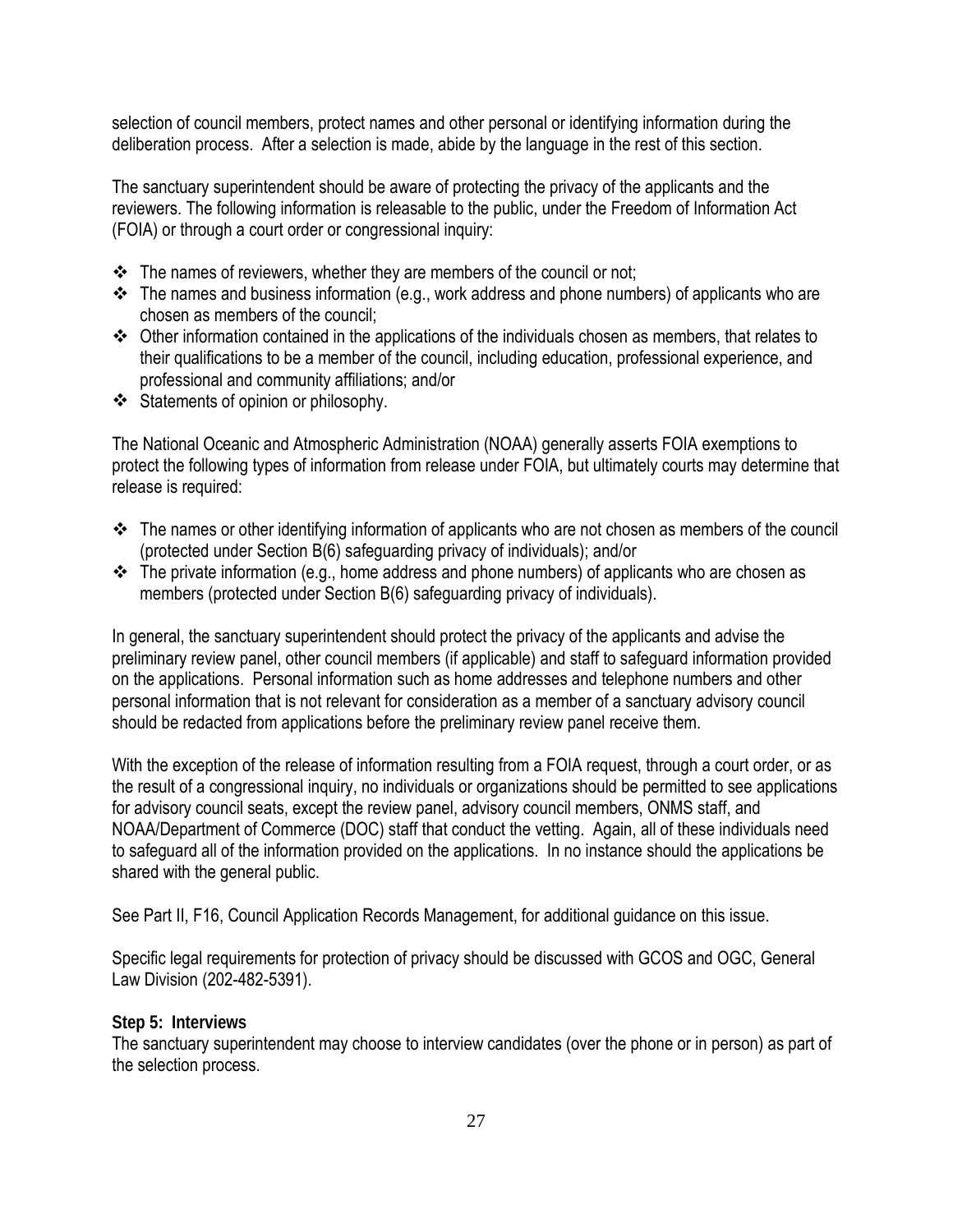selection of council members, protect names and other personal or identifying information during the deliberation process. After a selection is made, abide by the language in the rest of this section.

The sanctuary superintendent should be aware of protecting the privacy of the applicants and the reviewers. The following information is releasable to the public, under the Freedom of Information Act (FOIA) or through a court order or congressional inquiry:

- The names of reviewers, whether they are members of the council or not;
- The names and business information (e.g., work address and phone numbers) of applicants who are chosen as members of the council;
- Other information contained in the applications of the individuals chosen as members, that relates to their qualifications to be a member of the council, including education, professional experience, and professional and community affiliations; and/or
- Statements of opinion or philosophy.

The National Oceanic and Atmospheric Administration (NOAA) generally asserts FOIA exemptions to protect the following types of information from release under FOIA, but ultimately courts may determine that release is required:

- The names or other identifying information of applicants who are not chosen as members of the council (protected under Section B(6) safeguarding privacy of individuals); and/or
- The private information (e.g., home address and phone numbers) of applicants who are chosen as members (protected under Section B(6) safeguarding privacy of individuals).

In general, the sanctuary superintendent should protect the privacy of the applicants and advise the preliminary review panel, other council members (if applicable) and staff to safeguard information provided on the applications. Personal information such as home addresses and telephone numbers and other personal information that is not relevant for consideration as a member of a sanctuary advisory council should be redacted from applications before the preliminary review panel receive them.

With the exception of the release of information resulting from a FOIA request, through a court order, or as the result of a congressional inquiry, no individuals or organizations should be permitted to see applications for advisory council seats, except the review panel, advisory council members, ONMS staff, and NOAA/Department of Commerce (DOC) staff that conduct the vetting. Again, all of these individuals need to safeguard all of the information provided on the applications. In no instance should the applications be shared with the general public.

See Part II, F16, Council Application Records Management, for additional guidance on this issue.

Specific legal requirements for protection of privacy should be discussed with GCOS and OGC, General Law Division (202-482-5391).

**Step 5: Interviews**

The sanctuary superintendent may choose to interview candidates (over the phone or in person) as part of the selection process.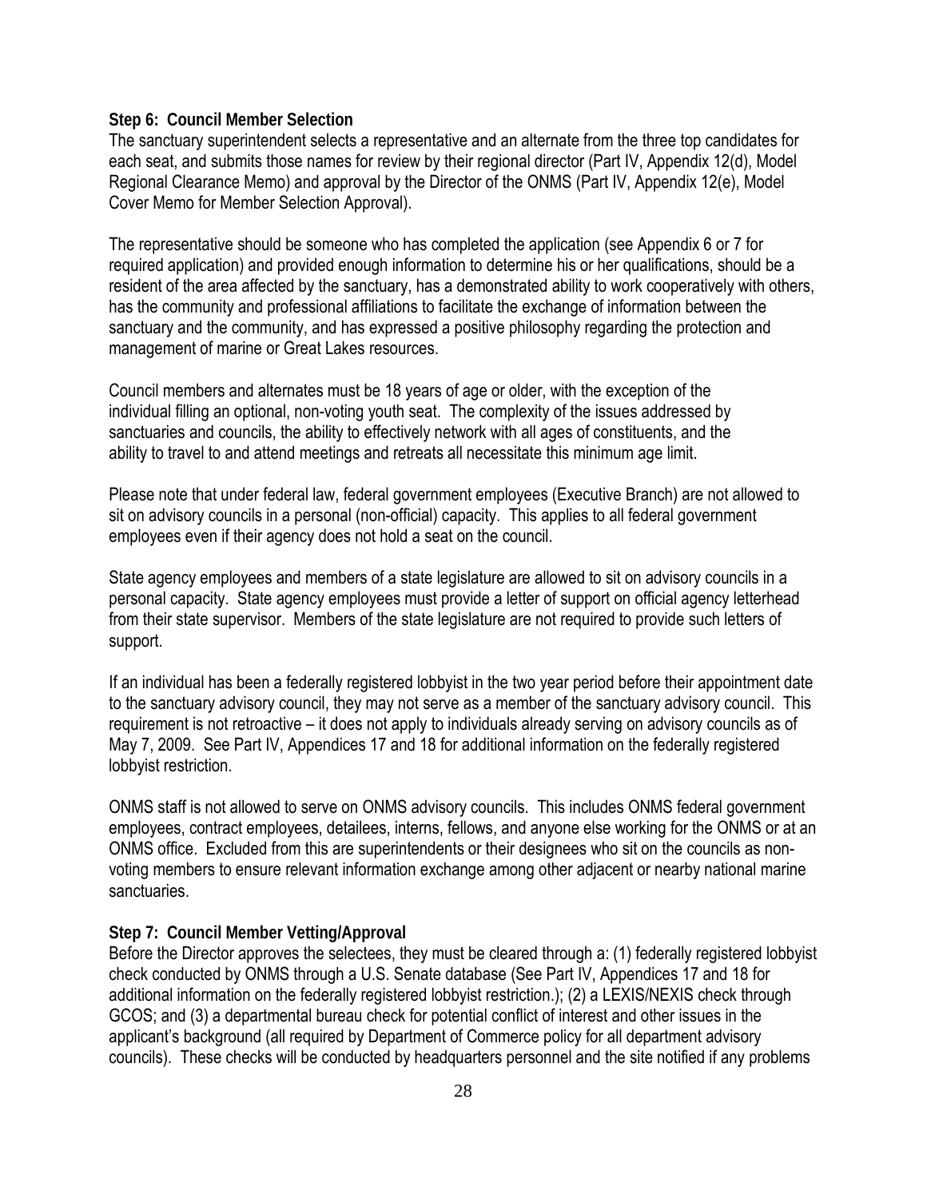**Step 6: Council Member Selection**

The sanctuary superintendent selects a representative and an alternate from the three top candidates for each seat, and submits those names for review by their regional director (Part IV, Appendix 12(d), Model Regional Clearance Memo) and approval by the Director of the ONMS (Part IV, Appendix 12(e), Model Cover Memo for Member Selection Approval).

The representative should be someone who has completed the application (see Appendix 6 or 7 for required application) and provided enough information to determine his or her qualifications, should be a resident of the area affected by the sanctuary, has a demonstrated ability to work cooperatively with others, has the community and professional affiliations to facilitate the exchange of information between the sanctuary and the community, and has expressed a positive philosophy regarding the protection and management of marine or Great Lakes resources.

Council members and alternates must be 18 years of age or older, with the exception of the individual filling an optional, non-voting youth seat. The complexity of the issues addressed by sanctuaries and councils, the ability to effectively network with all ages of constituents, and the ability to travel to and attend meetings and retreats all necessitate this minimum age limit.

Please note that under federal law, federal government employees (Executive Branch) are not allowed to sit on advisory councils in a personal (non-official) capacity. This applies to all federal government employees even if their agency does not hold a seat on the council.

State agency employees and members of a state legislature are allowed to sit on advisory councils in a personal capacity. State agency employees must provide a letter of support on official agency letterhead from their state supervisor. Members of the state legislature are not required to provide such letters of support.

If an individual has been a federally registered lobbyist in the two year period before their appointment date to the sanctuary advisory council, they may not serve as a member of the sanctuary advisory council. This requirement is not retroactive – it does not apply to individuals already serving on advisory councils as of May 7, 2009. See Part IV, Appendices 17 and 18 for additional information on the federally registered lobbyist restriction.

ONMS staff is not allowed to serve on ONMS advisory councils. This includes ONMS federal government employees, contract employees, detailees, interns, fellows, and anyone else working for the ONMS or at an ONMS office. Excluded from this are superintendents or their designees who sit on the councils as non-voting members to ensure relevant information exchange among other adjacent or nearby national marine sanctuaries.

**Step 7: Council Member Vetting/Approval**

Before the Director approves the selectees, they must be cleared through a: (1) federally registered lobbyist check conducted by ONMS through a U.S. Senate database (See Part IV, Appendices 17 and 18 for additional information on the federally registered lobbyist restriction.); (2) a LEXIS/NEXIS check through GCOS; and (3) a departmental bureau check for potential conflict of interest and other issues in the applicant's background (all required by Department of Commerce policy for all department advisory councils). These checks will be conducted by headquarters personnel and the site notified if any problems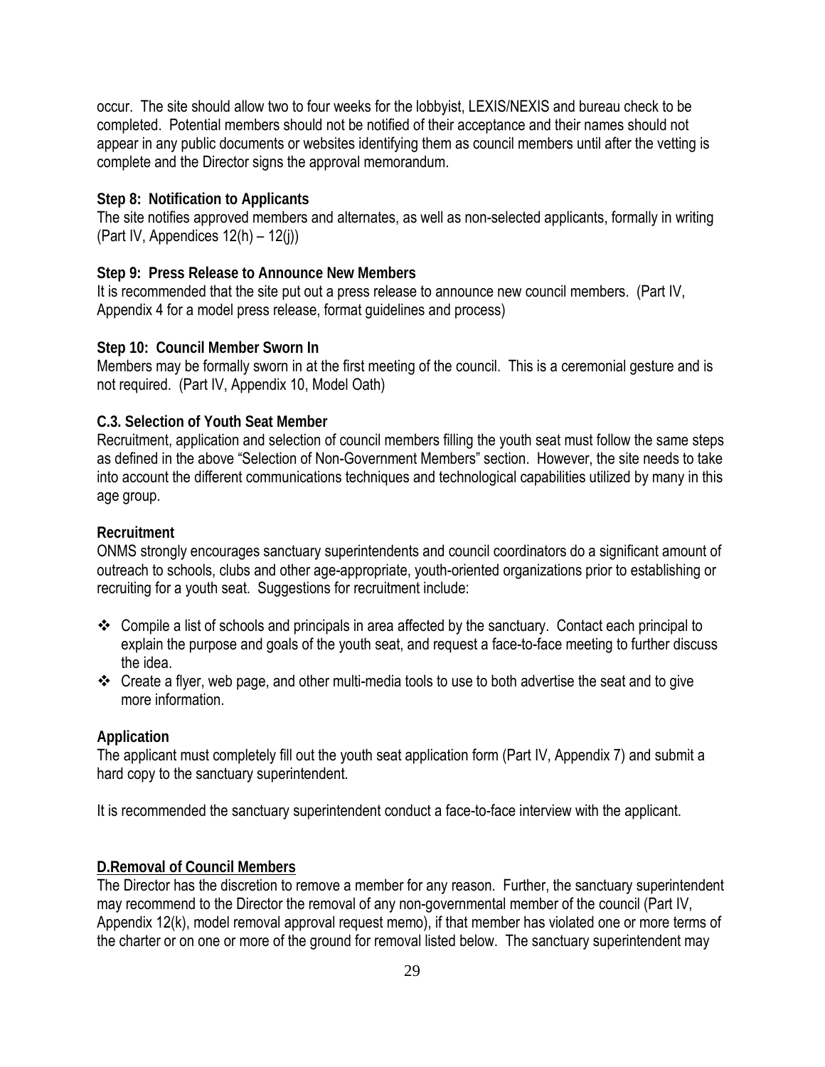occur. The site should allow two to four weeks for the lobbyist, LEXIS/NEXIS and bureau check to be completed. Potential members should not be notified of their acceptance and their names should not appear in any public documents or websites identifying them as council members until after the vetting is complete and the Director signs the approval memorandum.

**Step 8: Notification to Applicants**
The site notifies approved members and alternates, as well as non-selected applicants, formally in writing (Part IV, Appendices 12(h) – 12(j))

**Step 9: Press Release to Announce New Members**
It is recommended that the site put out a press release to announce new council members. (Part IV, Appendix 4 for a model press release, format guidelines and process)

**Step 10: Council Member Sworn In**
Members may be formally sworn in at the first meeting of the council. This is a ceremonial gesture and is not required. (Part IV, Appendix 10, Model Oath)

**C.3. Selection of Youth Seat Member**
Recruitment, application and selection of council members filling the youth seat must follow the same steps as defined in the above "Selection of Non-Government Members" section. However, the site needs to take into account the different communications techniques and technological capabilities utilized by many in this age group.

**Recruitment**
ONMS strongly encourages sanctuary superintendents and council coordinators do a significant amount of outreach to schools, clubs and other age-appropriate, youth-oriented organizations prior to establishing or recruiting for a youth seat. Suggestions for recruitment include:

- Compile a list of schools and principals in area affected by the sanctuary. Contact each principal to explain the purpose and goals of the youth seat, and request a face-to-face meeting to further discuss the idea.
- Create a flyer, web page, and other multi-media tools to use to both advertise the seat and to give more information.

**Application**
The applicant must completely fill out the youth seat application form (Part IV, Appendix 7) and submit a hard copy to the sanctuary superintendent.

It is recommended the sanctuary superintendent conduct a face-to-face interview with the applicant.

**D.Removal of Council Members**
The Director has the discretion to remove a member for any reason. Further, the sanctuary superintendent may recommend to the Director the removal of any non-governmental member of the council (Part IV, Appendix 12(k), model removal approval request memo), if that member has violated one or more terms of the charter or on one or more of the ground for removal listed below. The sanctuary superintendent may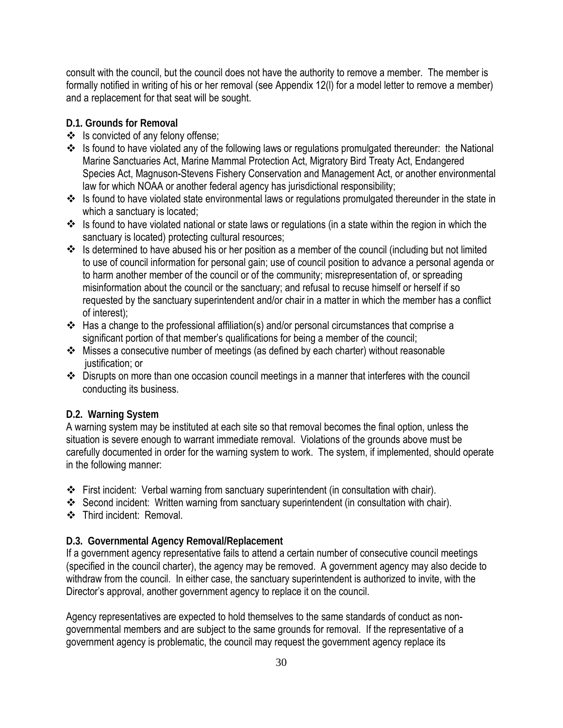consult with the council, but the council does not have the authority to remove a member. The member is formally notified in writing of his or her removal (see Appendix 12(l) for a model letter to remove a member) and a replacement for that seat will be sought.

### D.1. Grounds for Removal

- Is convicted of any felony offense;
- Is found to have violated any of the following laws or regulations promulgated thereunder: the National Marine Sanctuaries Act, Marine Mammal Protection Act, Migratory Bird Treaty Act, Endangered Species Act, Magnuson-Stevens Fishery Conservation and Management Act, or another environmental law for which NOAA or another federal agency has jurisdictional responsibility;
- Is found to have violated state environmental laws or regulations promulgated thereunder in the state in which a sanctuary is located;
- Is found to have violated national or state laws or regulations (in a state within the region in which the sanctuary is located) protecting cultural resources;
- Is determined to have abused his or her position as a member of the council (including but not limited to use of council information for personal gain; use of council position to advance a personal agenda or to harm another member of the council or of the community; misrepresentation of, or spreading misinformation about the council or the sanctuary; and refusal to recuse himself or herself if so requested by the sanctuary superintendent and/or chair in a matter in which the member has a conflict of interest);
- Has a change to the professional affiliation(s) and/or personal circumstances that comprise a significant portion of that member's qualifications for being a member of the council;
- Misses a consecutive number of meetings (as defined by each charter) without reasonable justification; or
- Disrupts on more than one occasion council meetings in a manner that interferes with the council conducting its business.

### D.2. Warning System

A warning system may be instituted at each site so that removal becomes the final option, unless the situation is severe enough to warrant immediate removal. Violations of the grounds above must be carefully documented in order for the warning system to work. The system, if implemented, should operate in the following manner:

- First incident: Verbal warning from sanctuary superintendent (in consultation with chair).
- Second incident: Written warning from sanctuary superintendent (in consultation with chair).
- Third incident: Removal.

### D.3. Governmental Agency Removal/Replacement

If a government agency representative fails to attend a certain number of consecutive council meetings (specified in the council charter), the agency may be removed. A government agency may also decide to withdraw from the council. In either case, the sanctuary superintendent is authorized to invite, with the Director's approval, another government agency to replace it on the council.

Agency representatives are expected to hold themselves to the same standards of conduct as non-governmental members and are subject to the same grounds for removal. If the representative of a government agency is problematic, the council may request the government agency replace its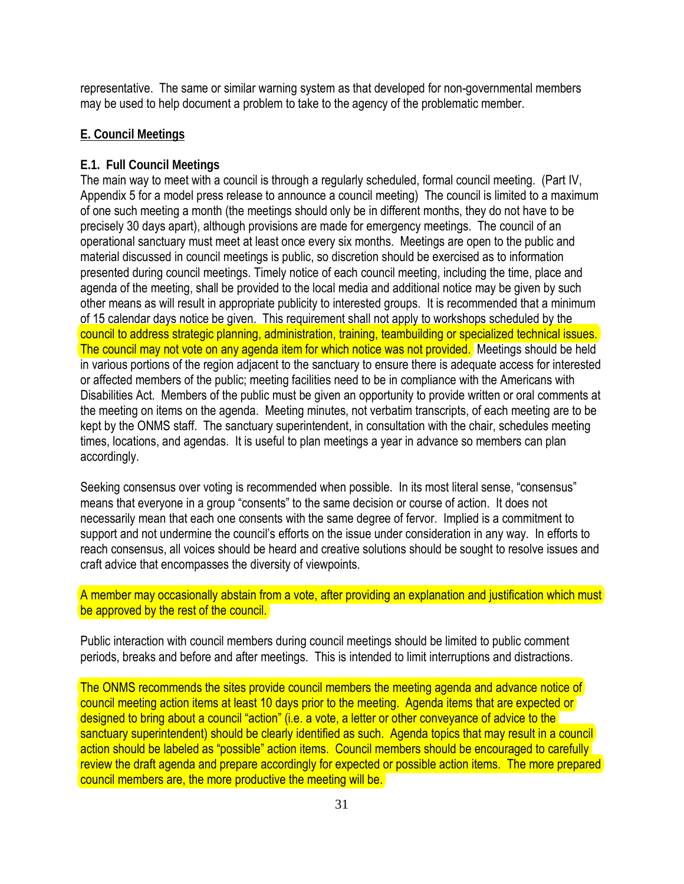representative. The same or similar warning system as that developed for non-governmental members may be used to help document a problem to take to the agency of the problematic member.

## E. Council Meetings

### E.1. Full Council Meetings

The main way to meet with a council is through a regularly scheduled, formal council meeting. (Part IV, Appendix 5 for a model press release to announce a council meeting) The council is limited to a maximum of one such meeting a month (the meetings should only be in different months, they do not have to be precisely 30 days apart), although provisions are made for emergency meetings. The council of an operational sanctuary must meet at least once every six months. Meetings are open to the public and material discussed in council meetings is public, so discretion should be exercised as to information presented during council meetings. Timely notice of each council meeting, including the time, place and agenda of the meeting, shall be provided to the local media and additional notice may be given by such other means as will result in appropriate publicity to interested groups. It is recommended that a minimum of 15 calendar days notice be given. This requirement shall not apply to workshops scheduled by the council to address strategic planning, administration, training, teambuilding or specialized technical issues. The council may not vote on any agenda item for which notice was not provided. Meetings should be held in various portions of the region adjacent to the sanctuary to ensure there is adequate access for interested or affected members of the public; meeting facilities need to be in compliance with the Americans with Disabilities Act. Members of the public must be given an opportunity to provide written or oral comments at the meeting on items on the agenda. Meeting minutes, not verbatim transcripts, of each meeting are to be kept by the ONMS staff. The sanctuary superintendent, in consultation with the chair, schedules meeting times, locations, and agendas. It is useful to plan meetings a year in advance so members can plan accordingly.

Seeking consensus over voting is recommended when possible. In its most literal sense, "consensus" means that everyone in a group "consents" to the same decision or course of action. It does not necessarily mean that each one consents with the same degree of fervor. Implied is a commitment to support and not undermine the council's efforts on the issue under consideration in any way. In efforts to reach consensus, all voices should be heard and creative solutions should be sought to resolve issues and craft advice that encompasses the diversity of viewpoints.

A member may occasionally abstain from a vote, after providing an explanation and justification which must be approved by the rest of the council.

Public interaction with council members during council meetings should be limited to public comment periods, breaks and before and after meetings. This is intended to limit interruptions and distractions.

The ONMS recommends the sites provide council members the meeting agenda and advance notice of council meeting action items at least 10 days prior to the meeting. Agenda items that are expected or designed to bring about a council "action" (i.e. a vote, a letter or other conveyance of advice to the sanctuary superintendent) should be clearly identified as such. Agenda topics that may result in a council action should be labeled as "possible" action items. Council members should be encouraged to carefully review the draft agenda and prepare accordingly for expected or possible action items. The more prepared council members are, the more productive the meeting will be.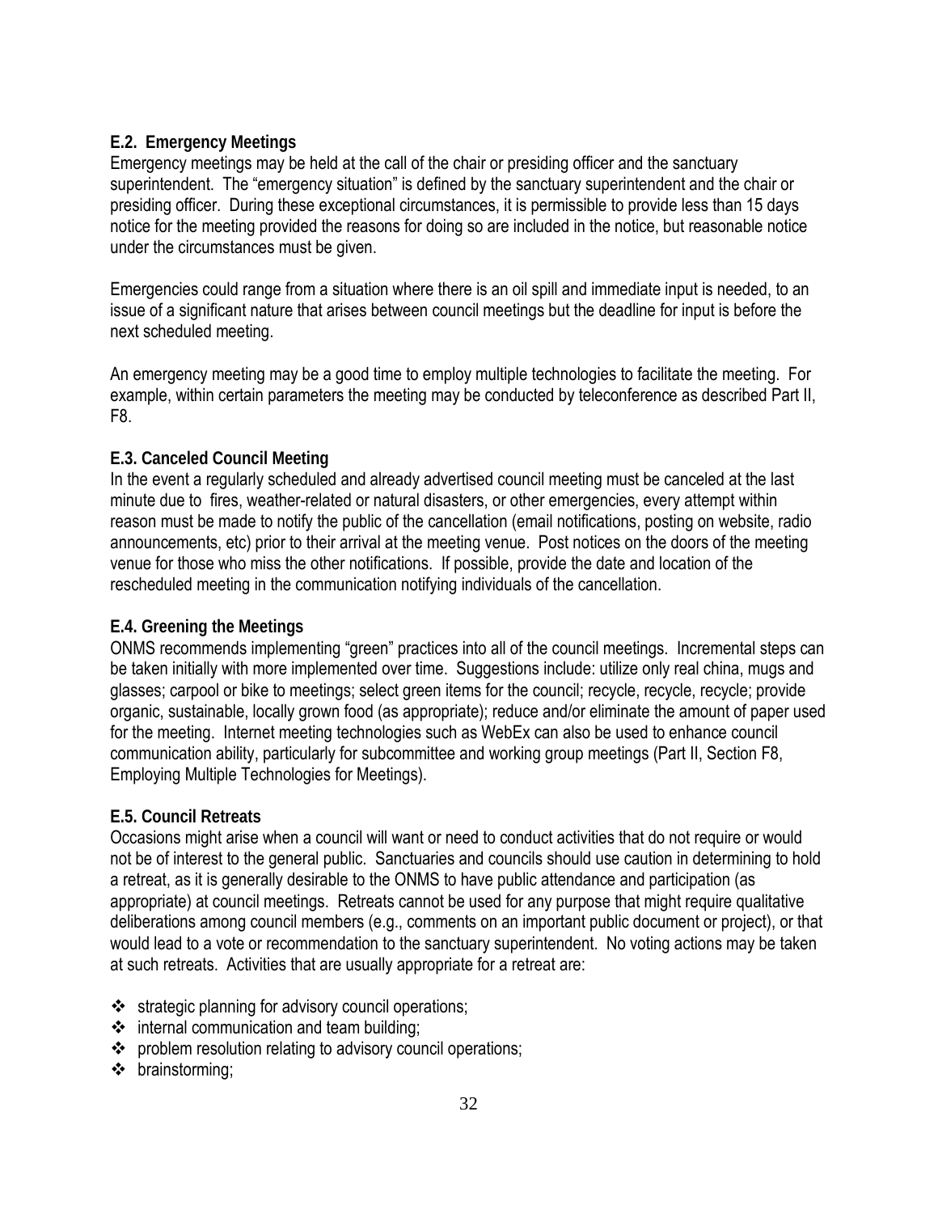### E.2. Emergency Meetings

Emergency meetings may be held at the call of the chair or presiding officer and the sanctuary superintendent. The "emergency situation" is defined by the sanctuary superintendent and the chair or presiding officer. During these exceptional circumstances, it is permissible to provide less than 15 days notice for the meeting provided the reasons for doing so are included in the notice, but reasonable notice under the circumstances must be given.

Emergencies could range from a situation where there is an oil spill and immediate input is needed, to an issue of a significant nature that arises between council meetings but the deadline for input is before the next scheduled meeting.

An emergency meeting may be a good time to employ multiple technologies to facilitate the meeting. For example, within certain parameters the meeting may be conducted by teleconference as described Part II, F8.

### E.3. Canceled Council Meeting

In the event a regularly scheduled and already advertised council meeting must be canceled at the last minute due to fires, weather-related or natural disasters, or other emergencies, every attempt within reason must be made to notify the public of the cancellation (email notifications, posting on website, radio announcements, etc) prior to their arrival at the meeting venue. Post notices on the doors of the meeting venue for those who miss the other notifications. If possible, provide the date and location of the rescheduled meeting in the communication notifying individuals of the cancellation.

### E.4. Greening the Meetings

ONMS recommends implementing "green" practices into all of the council meetings. Incremental steps can be taken initially with more implemented over time. Suggestions include: utilize only real china, mugs and glasses; carpool or bike to meetings; select green items for the council; recycle, recycle, recycle; provide organic, sustainable, locally grown food (as appropriate); reduce and/or eliminate the amount of paper used for the meeting. Internet meeting technologies such as WebEx can also be used to enhance council communication ability, particularly for subcommittee and working group meetings (Part II, Section F8, Employing Multiple Technologies for Meetings).

### E.5. Council Retreats

Occasions might arise when a council will want or need to conduct activities that do not require or would not be of interest to the general public. Sanctuaries and councils should use caution in determining to hold a retreat, as it is generally desirable to the ONMS to have public attendance and participation (as appropriate) at council meetings. Retreats cannot be used for any purpose that might require qualitative deliberations among council members (e.g., comments on an important public document or project), or that would lead to a vote or recommendation to the sanctuary superintendent. No voting actions may be taken at such retreats. Activities that are usually appropriate for a retreat are:

- strategic planning for advisory council operations;
- internal communication and team building;
- problem resolution relating to advisory council operations;
- brainstorming;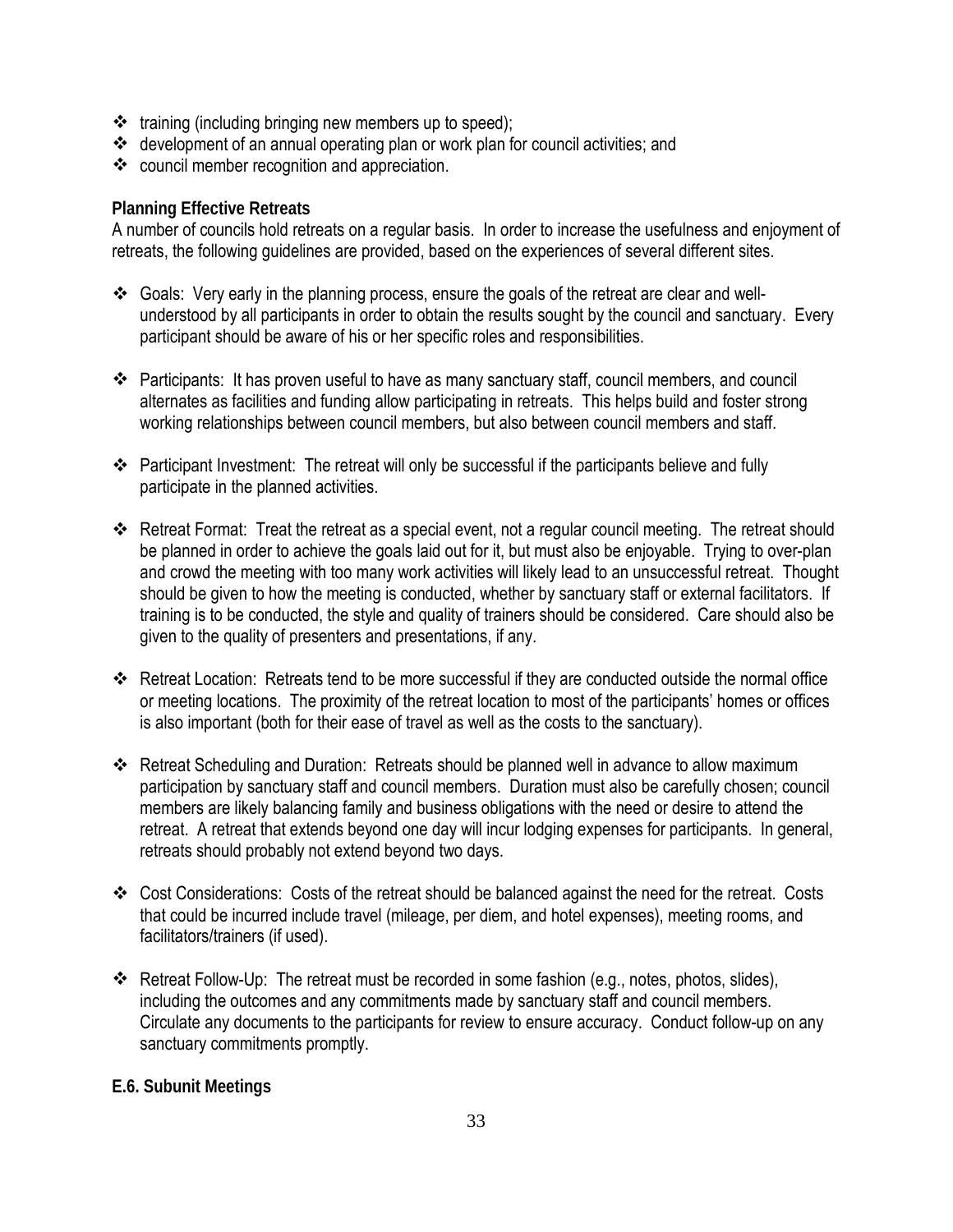- training (including bringing new members up to speed);
- development of an annual operating plan or work plan for council activities; and
- council member recognition and appreciation.

**Planning Effective Retreats**

A number of councils hold retreats on a regular basis. In order to increase the usefulness and enjoyment of retreats, the following guidelines are provided, based on the experiences of several different sites.

- Goals: Very early in the planning process, ensure the goals of the retreat are clear and well-understood by all participants in order to obtain the results sought by the council and sanctuary. Every participant should be aware of his or her specific roles and responsibilities.

- Participants: It has proven useful to have as many sanctuary staff, council members, and council alternates as facilities and funding allow participating in retreats. This helps build and foster strong working relationships between council members, but also between council members and staff.

- Participant Investment: The retreat will only be successful if the participants believe and fully participate in the planned activities.

- Retreat Format: Treat the retreat as a special event, not a regular council meeting. The retreat should be planned in order to achieve the goals laid out for it, but must also be enjoyable. Trying to over-plan and crowd the meeting with too many work activities will likely lead to an unsuccessful retreat. Thought should be given to how the meeting is conducted, whether by sanctuary staff or external facilitators. If training is to be conducted, the style and quality of trainers should be considered. Care should also be given to the quality of presenters and presentations, if any.

- Retreat Location: Retreats tend to be more successful if they are conducted outside the normal office or meeting locations. The proximity of the retreat location to most of the participants' homes or offices is also important (both for their ease of travel as well as the costs to the sanctuary).

- Retreat Scheduling and Duration: Retreats should be planned well in advance to allow maximum participation by sanctuary staff and council members. Duration must also be carefully chosen; council members are likely balancing family and business obligations with the need or desire to attend the retreat. A retreat that extends beyond one day will incur lodging expenses for participants. In general, retreats should probably not extend beyond two days.

- Cost Considerations: Costs of the retreat should be balanced against the need for the retreat. Costs that could be incurred include travel (mileage, per diem, and hotel expenses), meeting rooms, and facilitators/trainers (if used).

- Retreat Follow-Up: The retreat must be recorded in some fashion (e.g., notes, photos, slides), including the outcomes and any commitments made by sanctuary staff and council members. Circulate any documents to the participants for review to ensure accuracy. Conduct follow-up on any sanctuary commitments promptly.

**E.6. Subunit Meetings**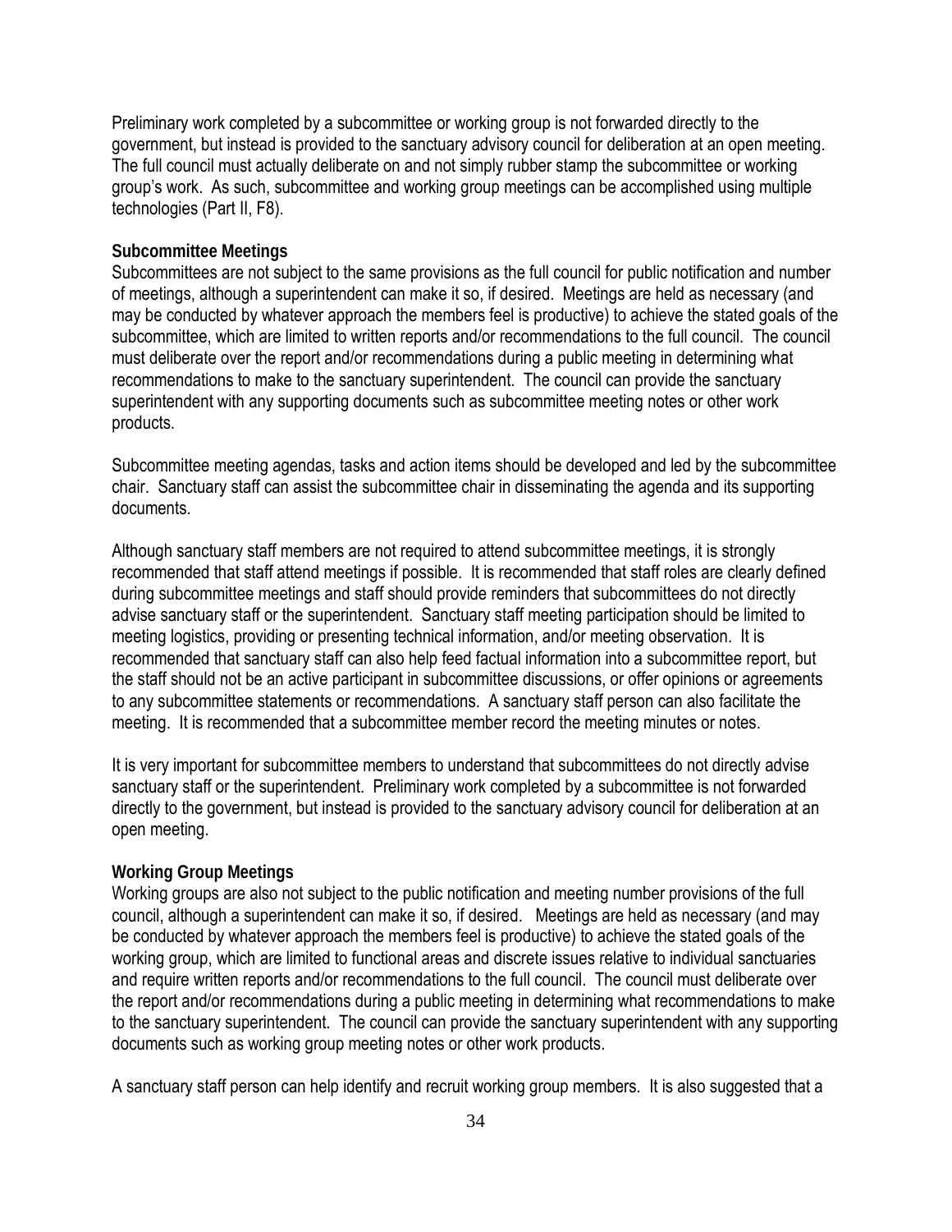Preliminary work completed by a subcommittee or working group is not forwarded directly to the government, but instead is provided to the sanctuary advisory council for deliberation at an open meeting. The full council must actually deliberate on and not simply rubber stamp the subcommittee or working group's work. As such, subcommittee and working group meetings can be accomplished using multiple technologies (Part II, F8).

**Subcommittee Meetings**

Subcommittees are not subject to the same provisions as the full council for public notification and number of meetings, although a superintendent can make it so, if desired. Meetings are held as necessary (and may be conducted by whatever approach the members feel is productive) to achieve the stated goals of the subcommittee, which are limited to written reports and/or recommendations to the full council. The council must deliberate over the report and/or recommendations during a public meeting in determining what recommendations to make to the sanctuary superintendent. The council can provide the sanctuary superintendent with any supporting documents such as subcommittee meeting notes or other work products.

Subcommittee meeting agendas, tasks and action items should be developed and led by the subcommittee chair. Sanctuary staff can assist the subcommittee chair in disseminating the agenda and its supporting documents.

Although sanctuary staff members are not required to attend subcommittee meetings, it is strongly recommended that staff attend meetings if possible. It is recommended that staff roles are clearly defined during subcommittee meetings and staff should provide reminders that subcommittees do not directly advise sanctuary staff or the superintendent. Sanctuary staff meeting participation should be limited to meeting logistics, providing or presenting technical information, and/or meeting observation. It is recommended that sanctuary staff can also help feed factual information into a subcommittee report, but the staff should not be an active participant in subcommittee discussions, or offer opinions or agreements to any subcommittee statements or recommendations. A sanctuary staff person can also facilitate the meeting. It is recommended that a subcommittee member record the meeting minutes or notes.

It is very important for subcommittee members to understand that subcommittees do not directly advise sanctuary staff or the superintendent. Preliminary work completed by a subcommittee is not forwarded directly to the government, but instead is provided to the sanctuary advisory council for deliberation at an open meeting.

**Working Group Meetings**

Working groups are also not subject to the public notification and meeting number provisions of the full council, although a superintendent can make it so, if desired. Meetings are held as necessary (and may be conducted by whatever approach the members feel is productive) to achieve the stated goals of the working group, which are limited to functional areas and discrete issues relative to individual sanctuaries and require written reports and/or recommendations to the full council. The council must deliberate over the report and/or recommendations during a public meeting in determining what recommendations to make to the sanctuary superintendent. The council can provide the sanctuary superintendent with any supporting documents such as working group meeting notes or other work products.

A sanctuary staff person can help identify and recruit working group members. It is also suggested that a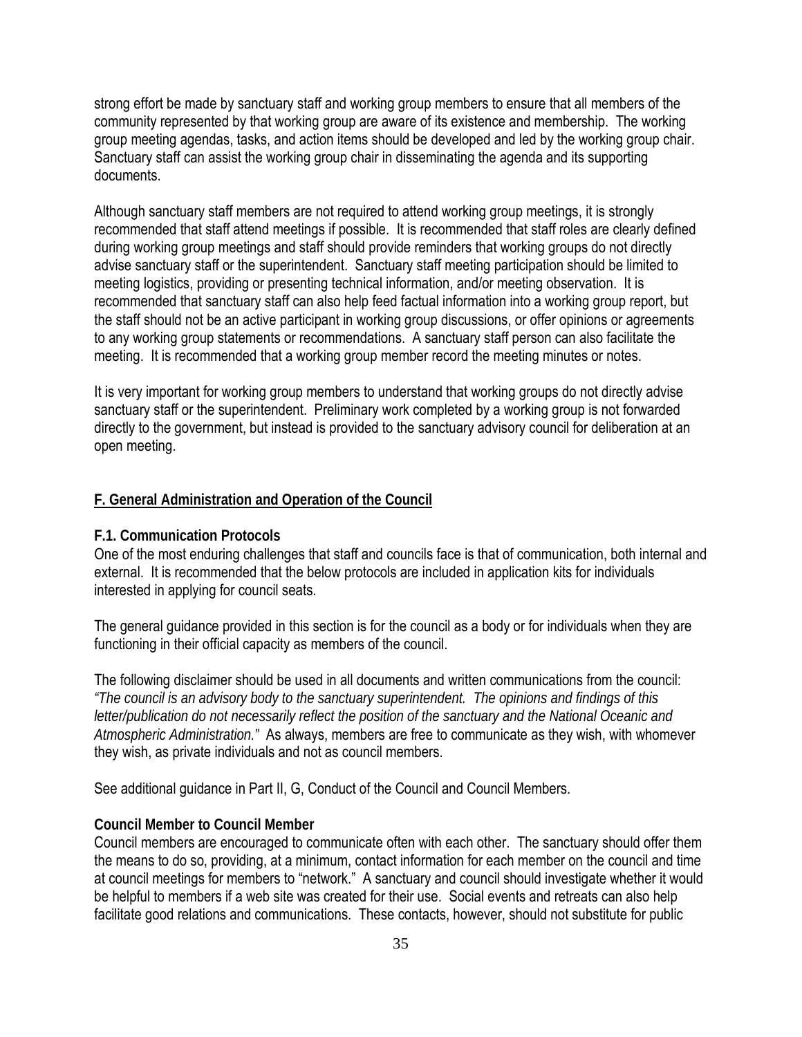strong effort be made by sanctuary staff and working group members to ensure that all members of the community represented by that working group are aware of its existence and membership. The working group meeting agendas, tasks, and action items should be developed and led by the working group chair. Sanctuary staff can assist the working group chair in disseminating the agenda and its supporting documents.

Although sanctuary staff members are not required to attend working group meetings, it is strongly recommended that staff attend meetings if possible. It is recommended that staff roles are clearly defined during working group meetings and staff should provide reminders that working groups do not directly advise sanctuary staff or the superintendent. Sanctuary staff meeting participation should be limited to meeting logistics, providing or presenting technical information, and/or meeting observation. It is recommended that sanctuary staff can also help feed factual information into a working group report, but the staff should not be an active participant in working group discussions, or offer opinions or agreements to any working group statements or recommendations. A sanctuary staff person can also facilitate the meeting. It is recommended that a working group member record the meeting minutes or notes.

It is very important for working group members to understand that working groups do not directly advise sanctuary staff or the superintendent. Preliminary work completed by a working group is not forwarded directly to the government, but instead is provided to the sanctuary advisory council for deliberation at an open meeting.

## F. General Administration and Operation of the Council

### F.1. Communication Protocols

One of the most enduring challenges that staff and councils face is that of communication, both internal and external. It is recommended that the below protocols are included in application kits for individuals interested in applying for council seats.

The general guidance provided in this section is for the council as a body or for individuals when they are functioning in their official capacity as members of the council.

The following disclaimer should be used in all documents and written communications from the council: *"The council is an advisory body to the sanctuary superintendent. The opinions and findings of this letter/publication do not necessarily reflect the position of the sanctuary and the National Oceanic and Atmospheric Administration."* As always, members are free to communicate as they wish, with whomever they wish, as private individuals and not as council members.

See additional guidance in Part II, G, Conduct of the Council and Council Members.

**Council Member to Council Member**

Council members are encouraged to communicate often with each other. The sanctuary should offer them the means to do so, providing, at a minimum, contact information for each member on the council and time at council meetings for members to "network." A sanctuary and council should investigate whether it would be helpful to members if a web site was created for their use. Social events and retreats can also help facilitate good relations and communications. These contacts, however, should not substitute for public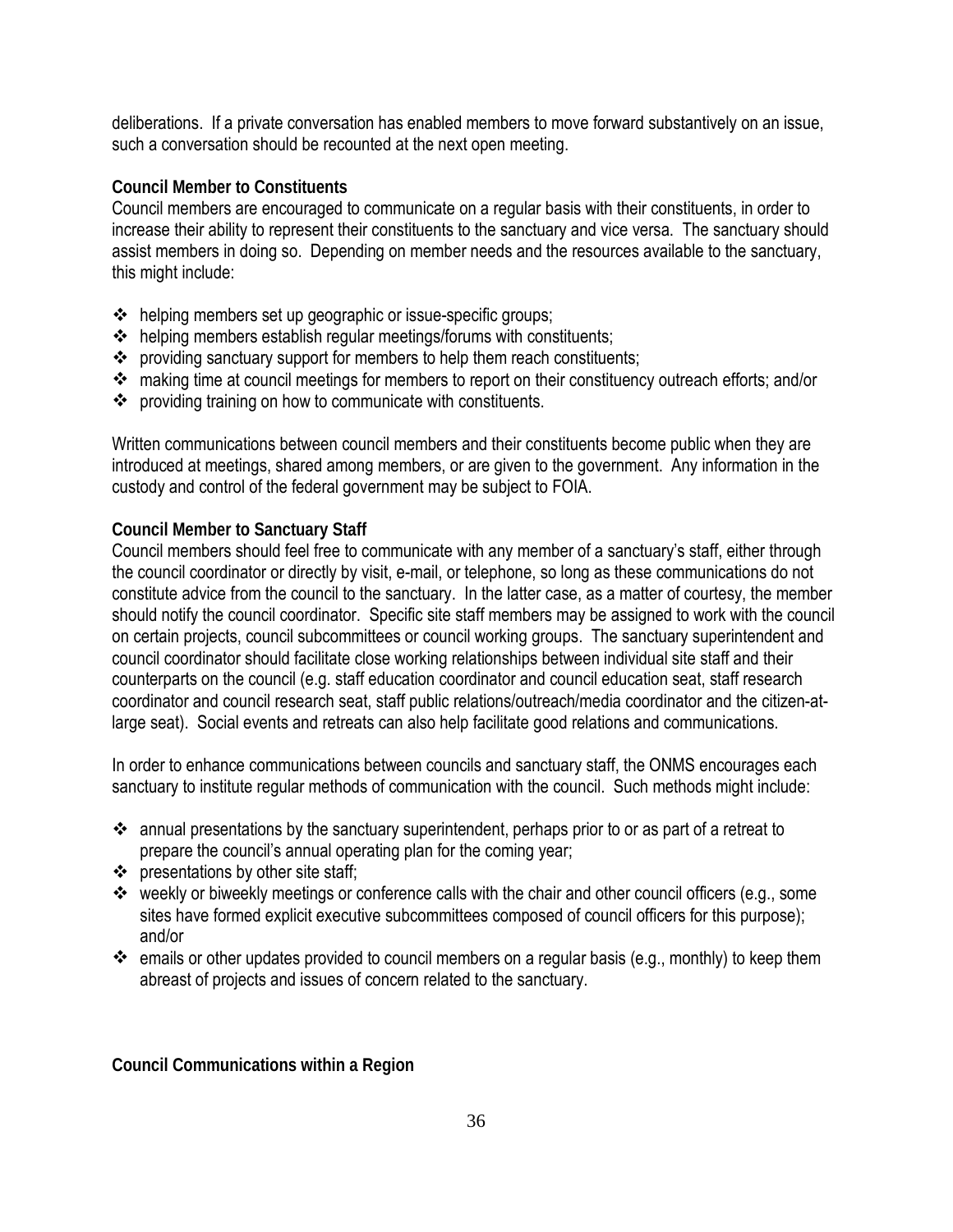deliberations. If a private conversation has enabled members to move forward substantively on an issue, such a conversation should be recounted at the next open meeting.

**Council Member to Constituents**

Council members are encouraged to communicate on a regular basis with their constituents, in order to increase their ability to represent their constituents to the sanctuary and vice versa. The sanctuary should assist members in doing so. Depending on member needs and the resources available to the sanctuary, this might include:

- helping members set up geographic or issue-specific groups;
- helping members establish regular meetings/forums with constituents;
- providing sanctuary support for members to help them reach constituents;
- making time at council meetings for members to report on their constituency outreach efforts; and/or
- providing training on how to communicate with constituents.

Written communications between council members and their constituents become public when they are introduced at meetings, shared among members, or are given to the government. Any information in the custody and control of the federal government may be subject to FOIA.

**Council Member to Sanctuary Staff**

Council members should feel free to communicate with any member of a sanctuary's staff, either through the council coordinator or directly by visit, e-mail, or telephone, so long as these communications do not constitute advice from the council to the sanctuary. In the latter case, as a matter of courtesy, the member should notify the council coordinator. Specific site staff members may be assigned to work with the council on certain projects, council subcommittees or council working groups. The sanctuary superintendent and council coordinator should facilitate close working relationships between individual site staff and their counterparts on the council (e.g. staff education coordinator and council education seat, staff research coordinator and council research seat, staff public relations/outreach/media coordinator and the citizen-at-large seat). Social events and retreats can also help facilitate good relations and communications.

In order to enhance communications between councils and sanctuary staff, the ONMS encourages each sanctuary to institute regular methods of communication with the council. Such methods might include:

- annual presentations by the sanctuary superintendent, perhaps prior to or as part of a retreat to prepare the council's annual operating plan for the coming year;
- presentations by other site staff;
- weekly or biweekly meetings or conference calls with the chair and other council officers (e.g., some sites have formed explicit executive subcommittees composed of council officers for this purpose); and/or
- emails or other updates provided to council members on a regular basis (e.g., monthly) to keep them abreast of projects and issues of concern related to the sanctuary.

**Council Communications within a Region**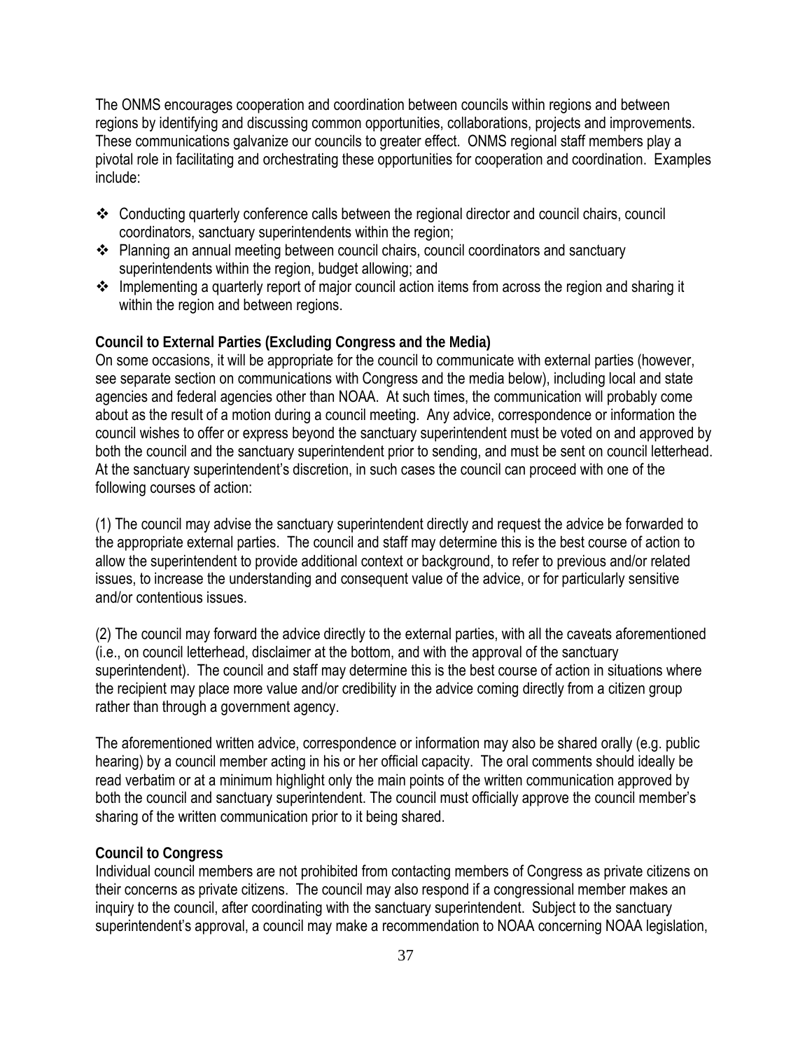The ONMS encourages cooperation and coordination between councils within regions and between regions by identifying and discussing common opportunities, collaborations, projects and improvements. These communications galvanize our councils to greater effect. ONMS regional staff members play a pivotal role in facilitating and orchestrating these opportunities for cooperation and coordination. Examples include:

- Conducting quarterly conference calls between the regional director and council chairs, council coordinators, sanctuary superintendents within the region;
- Planning an annual meeting between council chairs, council coordinators and sanctuary superintendents within the region, budget allowing; and
- Implementing a quarterly report of major council action items from across the region and sharing it within the region and between regions.

**Council to External Parties (Excluding Congress and the Media)**

On some occasions, it will be appropriate for the council to communicate with external parties (however, see separate section on communications with Congress and the media below), including local and state agencies and federal agencies other than NOAA. At such times, the communication will probably come about as the result of a motion during a council meeting. Any advice, correspondence or information the council wishes to offer or express beyond the sanctuary superintendent must be voted on and approved by both the council and the sanctuary superintendent prior to sending, and must be sent on council letterhead. At the sanctuary superintendent's discretion, in such cases the council can proceed with one of the following courses of action:

(1) The council may advise the sanctuary superintendent directly and request the advice be forwarded to the appropriate external parties. The council and staff may determine this is the best course of action to allow the superintendent to provide additional context or background, to refer to previous and/or related issues, to increase the understanding and consequent value of the advice, or for particularly sensitive and/or contentious issues.

(2) The council may forward the advice directly to the external parties, with all the caveats aforementioned (i.e., on council letterhead, disclaimer at the bottom, and with the approval of the sanctuary superintendent). The council and staff may determine this is the best course of action in situations where the recipient may place more value and/or credibility in the advice coming directly from a citizen group rather than through a government agency.

The aforementioned written advice, correspondence or information may also be shared orally (e.g. public hearing) by a council member acting in his or her official capacity. The oral comments should ideally be read verbatim or at a minimum highlight only the main points of the written communication approved by both the council and sanctuary superintendent. The council must officially approve the council member's sharing of the written communication prior to it being shared.

**Council to Congress**

Individual council members are not prohibited from contacting members of Congress as private citizens on their concerns as private citizens. The council may also respond if a congressional member makes an inquiry to the council, after coordinating with the sanctuary superintendent. Subject to the sanctuary superintendent's approval, a council may make a recommendation to NOAA concerning NOAA legislation,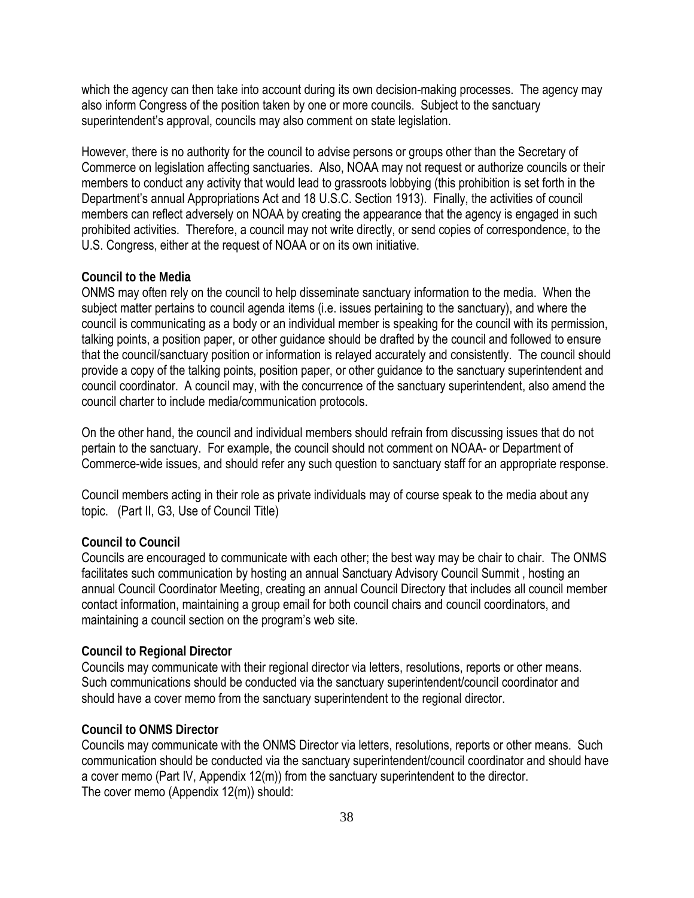which the agency can then take into account during its own decision-making processes. The agency may also inform Congress of the position taken by one or more councils. Subject to the sanctuary superintendent's approval, councils may also comment on state legislation.

However, there is no authority for the council to advise persons or groups other than the Secretary of Commerce on legislation affecting sanctuaries. Also, NOAA may not request or authorize councils or their members to conduct any activity that would lead to grassroots lobbying (this prohibition is set forth in the Department's annual Appropriations Act and 18 U.S.C. Section 1913). Finally, the activities of council members can reflect adversely on NOAA by creating the appearance that the agency is engaged in such prohibited activities. Therefore, a council may not write directly, or send copies of correspondence, to the U.S. Congress, either at the request of NOAA or on its own initiative.

**Council to the Media**

ONMS may often rely on the council to help disseminate sanctuary information to the media. When the subject matter pertains to council agenda items (i.e. issues pertaining to the sanctuary), and where the council is communicating as a body or an individual member is speaking for the council with its permission, talking points, a position paper, or other guidance should be drafted by the council and followed to ensure that the council/sanctuary position or information is relayed accurately and consistently. The council should provide a copy of the talking points, position paper, or other guidance to the sanctuary superintendent and council coordinator. A council may, with the concurrence of the sanctuary superintendent, also amend the council charter to include media/communication protocols.

On the other hand, the council and individual members should refrain from discussing issues that do not pertain to the sanctuary. For example, the council should not comment on NOAA- or Department of Commerce-wide issues, and should refer any such question to sanctuary staff for an appropriate response.

Council members acting in their role as private individuals may of course speak to the media about any topic. (Part II, G3, Use of Council Title)

**Council to Council**

Councils are encouraged to communicate with each other; the best way may be chair to chair. The ONMS facilitates such communication by hosting an annual Sanctuary Advisory Council Summit , hosting an annual Council Coordinator Meeting, creating an annual Council Directory that includes all council member contact information, maintaining a group email for both council chairs and council coordinators, and maintaining a council section on the program's web site.

**Council to Regional Director**

Councils may communicate with their regional director via letters, resolutions, reports or other means. Such communications should be conducted via the sanctuary superintendent/council coordinator and should have a cover memo from the sanctuary superintendent to the regional director.

**Council to ONMS Director**

Councils may communicate with the ONMS Director via letters, resolutions, reports or other means. Such communication should be conducted via the sanctuary superintendent/council coordinator and should have a cover memo (Part IV, Appendix 12(m)) from the sanctuary superintendent to the director.
The cover memo (Appendix 12(m)) should: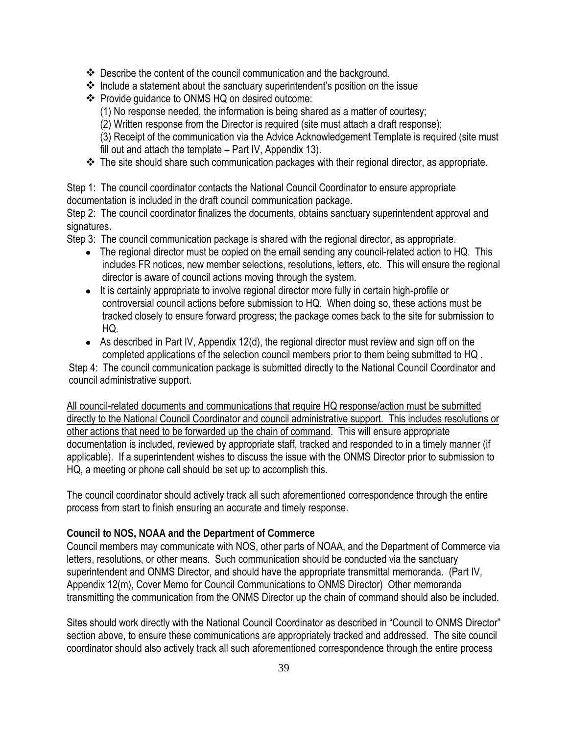- Describe the content of the council communication and the background.
- Include a statement about the sanctuary superintendent's position on the issue
- Provide guidance to ONMS HQ on desired outcome:
  (1) No response needed, the information is being shared as a matter of courtesy;
  (2) Written response from the Director is required (site must attach a draft response);
  (3) Receipt of the communication via the Advice Acknowledgement Template is required (site must fill out and attach the template – Part IV, Appendix 13).
- The site should share such communication packages with their regional director, as appropriate.

Step 1: The council coordinator contacts the National Council Coordinator to ensure appropriate documentation is included in the draft council communication package.
Step 2: The council coordinator finalizes the documents, obtains sanctuary superintendent approval and signatures.
Step 3: The council communication package is shared with the regional director, as appropriate.

- The regional director must be copied on the email sending any council-related action to HQ. This includes FR notices, new member selections, resolutions, letters, etc. This will ensure the regional director is aware of council actions moving through the system.
- It is certainly appropriate to involve regional director more fully in certain high-profile or controversial council actions before submission to HQ. When doing so, these actions must be tracked closely to ensure forward progress; the package comes back to the site for submission to HQ.
- As described in Part IV, Appendix 12(d), the regional director must review and sign off on the completed applications of the selection council members prior to them being submitted to HQ .

Step 4: The council communication package is submitted directly to the National Council Coordinator and council administrative support.

<u>All council-related documents and communications that require HQ response/action must be submitted directly to the National Council Coordinator and council administrative support. This includes resolutions or other actions that need to be forwarded up the chain of command</u>. This will ensure appropriate documentation is included, reviewed by appropriate staff, tracked and responded to in a timely manner (if applicable). If a superintendent wishes to discuss the issue with the ONMS Director prior to submission to HQ, a meeting or phone call should be set up to accomplish this.

The council coordinator should actively track all such aforementioned correspondence through the entire process from start to finish ensuring an accurate and timely response.

**Council to NOS, NOAA and the Department of Commerce**

Council members may communicate with NOS, other parts of NOAA, and the Department of Commerce via letters, resolutions, or other means. Such communication should be conducted via the sanctuary superintendent and ONMS Director, and should have the appropriate transmittal memoranda. (Part IV, Appendix 12(m), Cover Memo for Council Communications to ONMS Director) Other memoranda transmitting the communication from the ONMS Director up the chain of command should also be included.

Sites should work directly with the National Council Coordinator as described in "Council to ONMS Director" section above, to ensure these communications are appropriately tracked and addressed. The site council coordinator should also actively track all such aforementioned correspondence through the entire process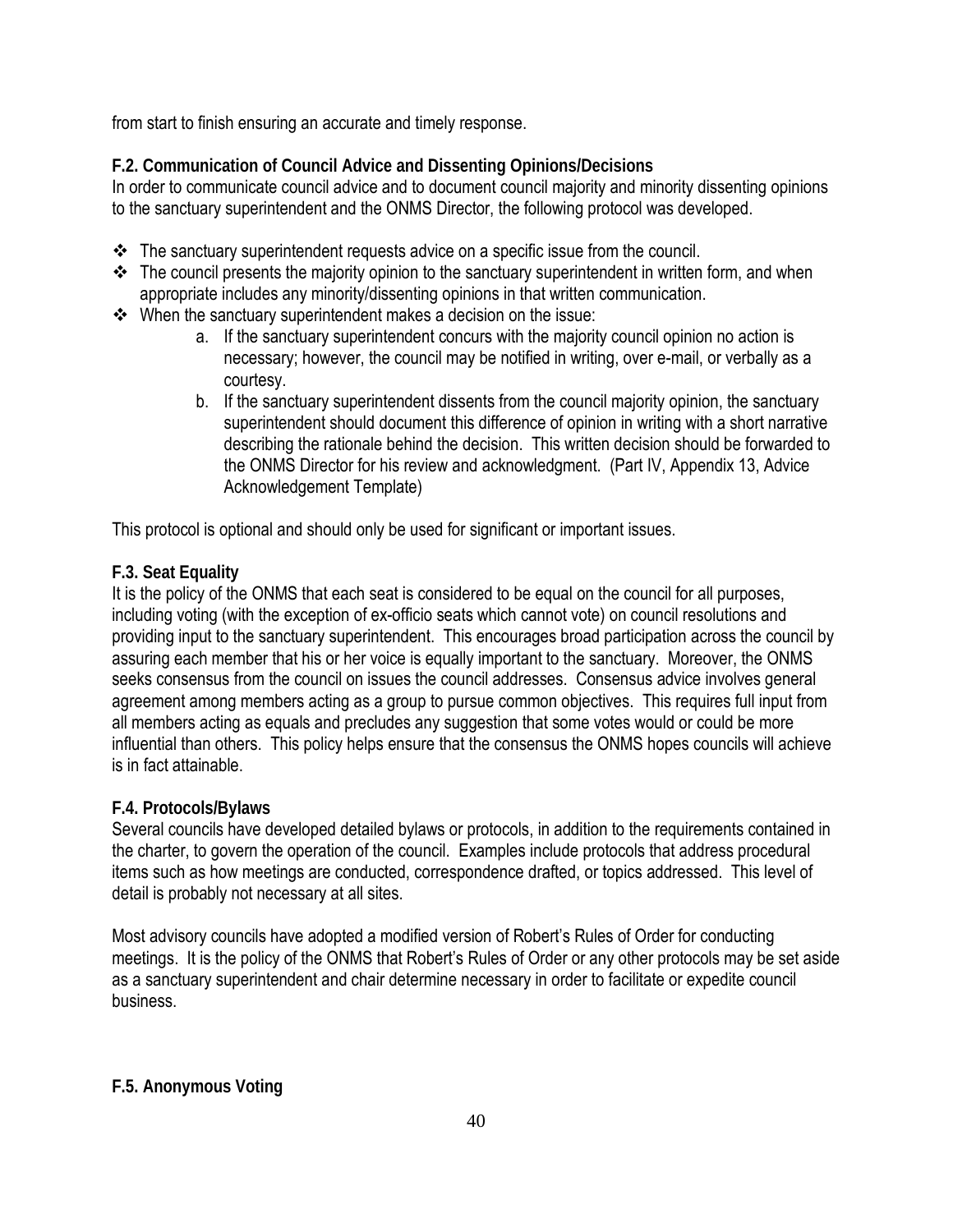from start to finish ensuring an accurate and timely response.

### F.2. Communication of Council Advice and Dissenting Opinions/Decisions

In order to communicate council advice and to document council majority and minority dissenting opinions to the sanctuary superintendent and the ONMS Director, the following protocol was developed.

- The sanctuary superintendent requests advice on a specific issue from the council.
- The council presents the majority opinion to the sanctuary superintendent in written form, and when appropriate includes any minority/dissenting opinions in that written communication.
- When the sanctuary superintendent makes a decision on the issue:
    a. If the sanctuary superintendent concurs with the majority council opinion no action is necessary; however, the council may be notified in writing, over e-mail, or verbally as a courtesy.
    b. If the sanctuary superintendent dissents from the council majority opinion, the sanctuary superintendent should document this difference of opinion in writing with a short narrative describing the rationale behind the decision. This written decision should be forwarded to the ONMS Director for his review and acknowledgment. (Part IV, Appendix 13, Advice Acknowledgement Template)

This protocol is optional and should only be used for significant or important issues.

### F.3. Seat Equality

It is the policy of the ONMS that each seat is considered to be equal on the council for all purposes, including voting (with the exception of ex-officio seats which cannot vote) on council resolutions and providing input to the sanctuary superintendent. This encourages broad participation across the council by assuring each member that his or her voice is equally important to the sanctuary. Moreover, the ONMS seeks consensus from the council on issues the council addresses. Consensus advice involves general agreement among members acting as a group to pursue common objectives. This requires full input from all members acting as equals and precludes any suggestion that some votes would or could be more influential than others. This policy helps ensure that the consensus the ONMS hopes councils will achieve is in fact attainable.

### F.4. Protocols/Bylaws

Several councils have developed detailed bylaws or protocols, in addition to the requirements contained in the charter, to govern the operation of the council. Examples include protocols that address procedural items such as how meetings are conducted, correspondence drafted, or topics addressed. This level of detail is probably not necessary at all sites.

Most advisory councils have adopted a modified version of Robert's Rules of Order for conducting meetings. It is the policy of the ONMS that Robert's Rules of Order or any other protocols may be set aside as a sanctuary superintendent and chair determine necessary in order to facilitate or expedite council business.

### F.5. Anonymous Voting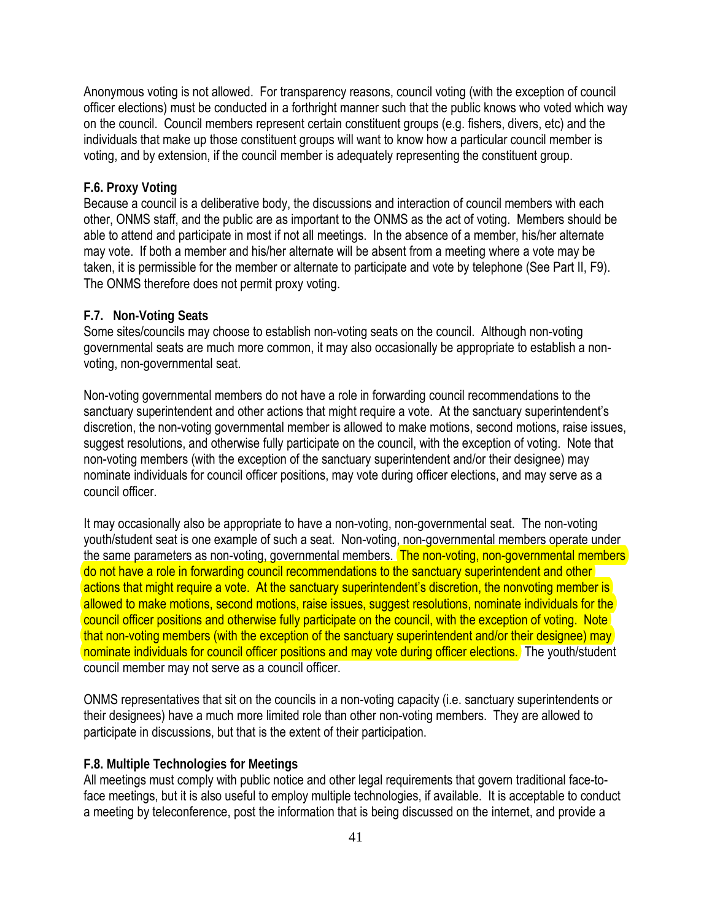Anonymous voting is not allowed. For transparency reasons, council voting (with the exception of council officer elections) must be conducted in a forthright manner such that the public knows who voted which way on the council. Council members represent certain constituent groups (e.g. fishers, divers, etc) and the individuals that make up those constituent groups will want to know how a particular council member is voting, and by extension, if the council member is adequately representing the constituent group.

**F.6. Proxy Voting**

Because a council is a deliberative body, the discussions and interaction of council members with each other, ONMS staff, and the public are as important to the ONMS as the act of voting. Members should be able to attend and participate in most if not all meetings. In the absence of a member, his/her alternate may vote. If both a member and his/her alternate will be absent from a meeting where a vote may be taken, it is permissible for the member or alternate to participate and vote by telephone (See Part II, F9). The ONMS therefore does not permit proxy voting.

**F.7. Non-Voting Seats**

Some sites/councils may choose to establish non-voting seats on the council. Although non-voting governmental seats are much more common, it may also occasionally be appropriate to establish a non-voting, non-governmental seat.

Non-voting governmental members do not have a role in forwarding council recommendations to the sanctuary superintendent and other actions that might require a vote. At the sanctuary superintendent's discretion, the non-voting governmental member is allowed to make motions, second motions, raise issues, suggest resolutions, and otherwise fully participate on the council, with the exception of voting. Note that non-voting members (with the exception of the sanctuary superintendent and/or their designee) may nominate individuals for council officer positions, may vote during officer elections, and may serve as a council officer.

It may occasionally also be appropriate to have a non-voting, non-governmental seat. The non-voting youth/student seat is one example of such a seat. Non-voting, non-governmental members operate under the same parameters as non-voting, governmental members. The non-voting, non-governmental members do not have a role in forwarding council recommendations to the sanctuary superintendent and other actions that might require a vote. At the sanctuary superintendent's discretion, the nonvoting member is allowed to make motions, second motions, raise issues, suggest resolutions, nominate individuals for the council officer positions and otherwise fully participate on the council, with the exception of voting. Note that non-voting members (with the exception of the sanctuary superintendent and/or their designee) may nominate individuals for council officer positions and may vote during officer elections. The youth/student council member may not serve as a council officer.

ONMS representatives that sit on the councils in a non-voting capacity (i.e. sanctuary superintendents or their designees) have a much more limited role than other non-voting members. They are allowed to participate in discussions, but that is the extent of their participation.

**F.8. Multiple Technologies for Meetings**

All meetings must comply with public notice and other legal requirements that govern traditional face-to-face meetings, but it is also useful to employ multiple technologies, if available. It is acceptable to conduct a meeting by teleconference, post the information that is being discussed on the internet, and provide a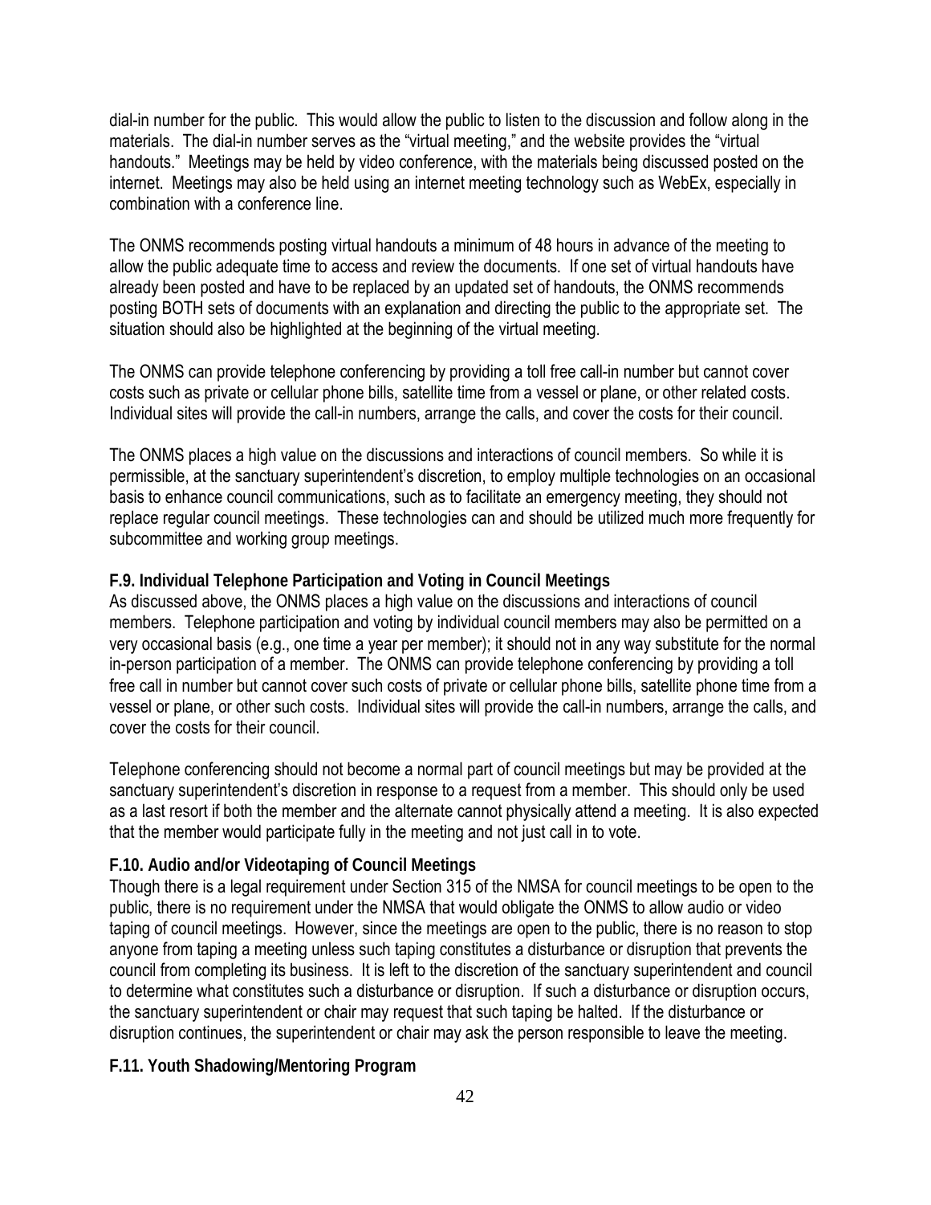dial-in number for the public. This would allow the public to listen to the discussion and follow along in the materials. The dial-in number serves as the "virtual meeting," and the website provides the "virtual handouts." Meetings may be held by video conference, with the materials being discussed posted on the internet. Meetings may also be held using an internet meeting technology such as WebEx, especially in combination with a conference line.

The ONMS recommends posting virtual handouts a minimum of 48 hours in advance of the meeting to allow the public adequate time to access and review the documents. If one set of virtual handouts have already been posted and have to be replaced by an updated set of handouts, the ONMS recommends posting BOTH sets of documents with an explanation and directing the public to the appropriate set. The situation should also be highlighted at the beginning of the virtual meeting.

The ONMS can provide telephone conferencing by providing a toll free call-in number but cannot cover costs such as private or cellular phone bills, satellite time from a vessel or plane, or other related costs. Individual sites will provide the call-in numbers, arrange the calls, and cover the costs for their council.

The ONMS places a high value on the discussions and interactions of council members. So while it is permissible, at the sanctuary superintendent's discretion, to employ multiple technologies on an occasional basis to enhance council communications, such as to facilitate an emergency meeting, they should not replace regular council meetings. These technologies can and should be utilized much more frequently for subcommittee and working group meetings.

**F.9. Individual Telephone Participation and Voting in Council Meetings**

As discussed above, the ONMS places a high value on the discussions and interactions of council members. Telephone participation and voting by individual council members may also be permitted on a very occasional basis (e.g., one time a year per member); it should not in any way substitute for the normal in-person participation of a member. The ONMS can provide telephone conferencing by providing a toll free call in number but cannot cover such costs of private or cellular phone bills, satellite phone time from a vessel or plane, or other such costs. Individual sites will provide the call-in numbers, arrange the calls, and cover the costs for their council.

Telephone conferencing should not become a normal part of council meetings but may be provided at the sanctuary superintendent's discretion in response to a request from a member. This should only be used as a last resort if both the member and the alternate cannot physically attend a meeting. It is also expected that the member would participate fully in the meeting and not just call in to vote.

**F.10. Audio and/or Videotaping of Council Meetings**

Though there is a legal requirement under Section 315 of the NMSA for council meetings to be open to the public, there is no requirement under the NMSA that would obligate the ONMS to allow audio or video taping of council meetings. However, since the meetings are open to the public, there is no reason to stop anyone from taping a meeting unless such taping constitutes a disturbance or disruption that prevents the council from completing its business. It is left to the discretion of the sanctuary superintendent and council to determine what constitutes such a disturbance or disruption. If such a disturbance or disruption occurs, the sanctuary superintendent or chair may request that such taping be halted. If the disturbance or disruption continues, the superintendent or chair may ask the person responsible to leave the meeting.

**F.11. Youth Shadowing/Mentoring Program**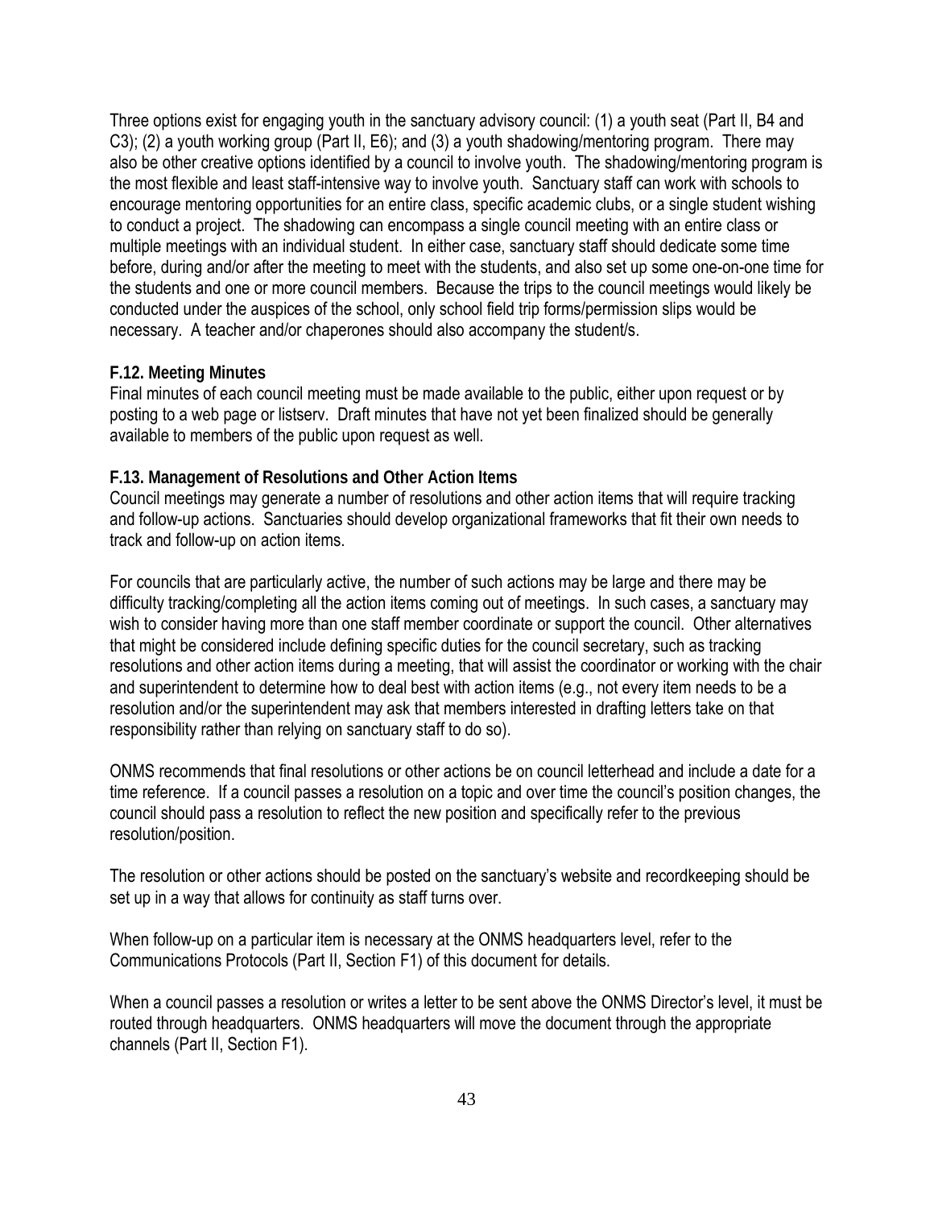Three options exist for engaging youth in the sanctuary advisory council: (1) a youth seat (Part II, B4 and C3); (2) a youth working group (Part II, E6); and (3) a youth shadowing/mentoring program. There may also be other creative options identified by a council to involve youth. The shadowing/mentoring program is the most flexible and least staff-intensive way to involve youth. Sanctuary staff can work with schools to encourage mentoring opportunities for an entire class, specific academic clubs, or a single student wishing to conduct a project. The shadowing can encompass a single council meeting with an entire class or multiple meetings with an individual student. In either case, sanctuary staff should dedicate some time before, during and/or after the meeting to meet with the students, and also set up some one-on-one time for the students and one or more council members. Because the trips to the council meetings would likely be conducted under the auspices of the school, only school field trip forms/permission slips would be necessary. A teacher and/or chaperones should also accompany the student/s.

### F.12. Meeting Minutes

Final minutes of each council meeting must be made available to the public, either upon request or by posting to a web page or listserv. Draft minutes that have not yet been finalized should be generally available to members of the public upon request as well.

### F.13. Management of Resolutions and Other Action Items

Council meetings may generate a number of resolutions and other action items that will require tracking and follow-up actions. Sanctuaries should develop organizational frameworks that fit their own needs to track and follow-up on action items.

For councils that are particularly active, the number of such actions may be large and there may be difficulty tracking/completing all the action items coming out of meetings. In such cases, a sanctuary may wish to consider having more than one staff member coordinate or support the council. Other alternatives that might be considered include defining specific duties for the council secretary, such as tracking resolutions and other action items during a meeting, that will assist the coordinator or working with the chair and superintendent to determine how to deal best with action items (e.g., not every item needs to be a resolution and/or the superintendent may ask that members interested in drafting letters take on that responsibility rather than relying on sanctuary staff to do so).

ONMS recommends that final resolutions or other actions be on council letterhead and include a date for a time reference. If a council passes a resolution on a topic and over time the council's position changes, the council should pass a resolution to reflect the new position and specifically refer to the previous resolution/position.

The resolution or other actions should be posted on the sanctuary's website and recordkeeping should be set up in a way that allows for continuity as staff turns over.

When follow-up on a particular item is necessary at the ONMS headquarters level, refer to the Communications Protocols (Part II, Section F1) of this document for details.

When a council passes a resolution or writes a letter to be sent above the ONMS Director's level, it must be routed through headquarters. ONMS headquarters will move the document through the appropriate channels (Part II, Section F1).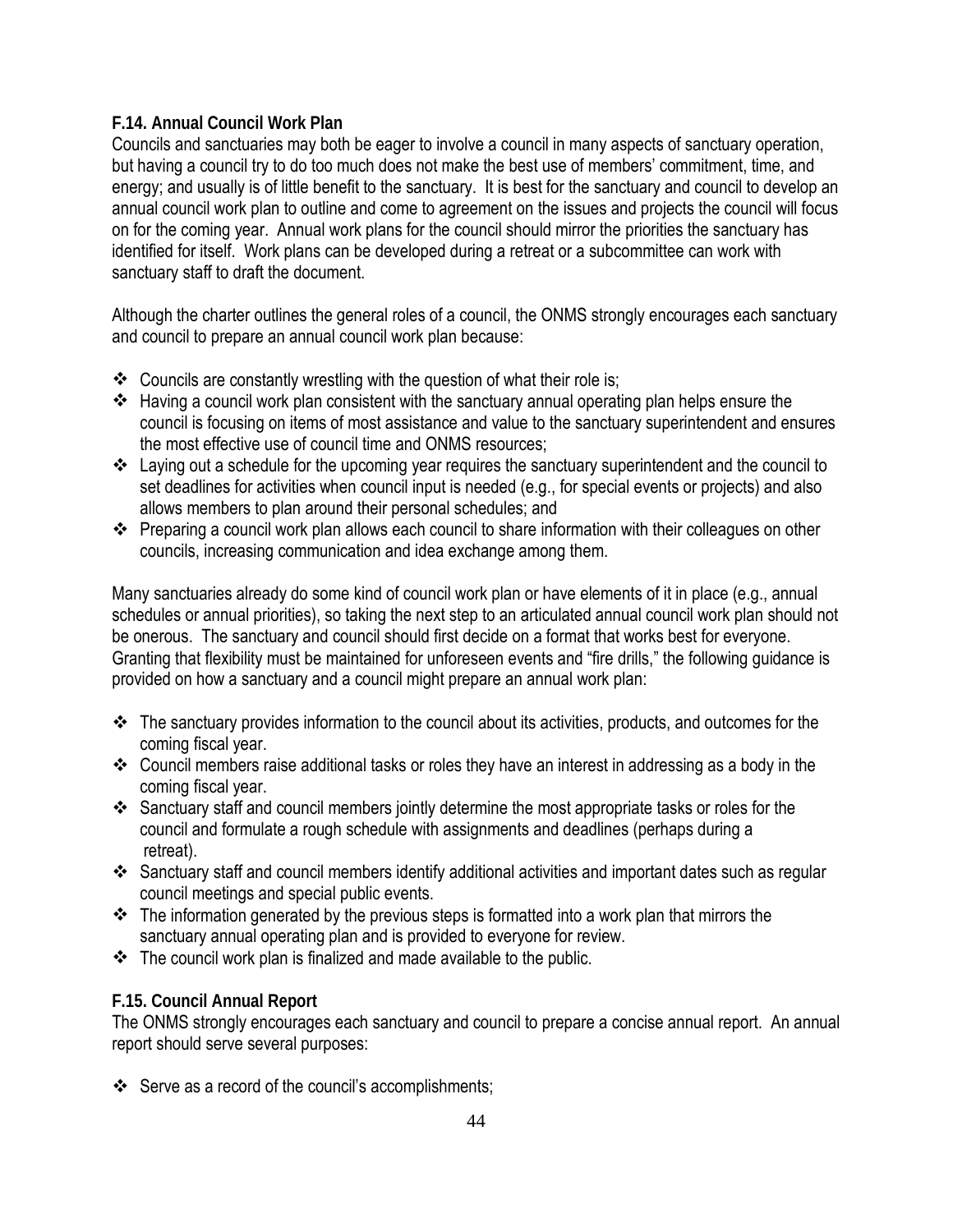**F.14. Annual Council Work Plan**

Councils and sanctuaries may both be eager to involve a council in many aspects of sanctuary operation, but having a council try to do too much does not make the best use of members' commitment, time, and energy; and usually is of little benefit to the sanctuary. It is best for the sanctuary and council to develop an annual council work plan to outline and come to agreement on the issues and projects the council will focus on for the coming year. Annual work plans for the council should mirror the priorities the sanctuary has identified for itself. Work plans can be developed during a retreat or a subcommittee can work with sanctuary staff to draft the document.

Although the charter outlines the general roles of a council, the ONMS strongly encourages each sanctuary and council to prepare an annual council work plan because:

- Councils are constantly wrestling with the question of what their role is;
- Having a council work plan consistent with the sanctuary annual operating plan helps ensure the council is focusing on items of most assistance and value to the sanctuary superintendent and ensures the most effective use of council time and ONMS resources;
- Laying out a schedule for the upcoming year requires the sanctuary superintendent and the council to set deadlines for activities when council input is needed (e.g., for special events or projects) and also allows members to plan around their personal schedules; and
- Preparing a council work plan allows each council to share information with their colleagues on other councils, increasing communication and idea exchange among them.

Many sanctuaries already do some kind of council work plan or have elements of it in place (e.g., annual schedules or annual priorities), so taking the next step to an articulated annual council work plan should not be onerous. The sanctuary and council should first decide on a format that works best for everyone. Granting that flexibility must be maintained for unforeseen events and "fire drills," the following guidance is provided on how a sanctuary and a council might prepare an annual work plan:

- The sanctuary provides information to the council about its activities, products, and outcomes for the coming fiscal year.
- Council members raise additional tasks or roles they have an interest in addressing as a body in the coming fiscal year.
- Sanctuary staff and council members jointly determine the most appropriate tasks or roles for the council and formulate a rough schedule with assignments and deadlines (perhaps during a retreat).
- Sanctuary staff and council members identify additional activities and important dates such as regular council meetings and special public events.
- The information generated by the previous steps is formatted into a work plan that mirrors the sanctuary annual operating plan and is provided to everyone for review.
- The council work plan is finalized and made available to the public.

**F.15. Council Annual Report**

The ONMS strongly encourages each sanctuary and council to prepare a concise annual report. An annual report should serve several purposes:

- Serve as a record of the council's accomplishments;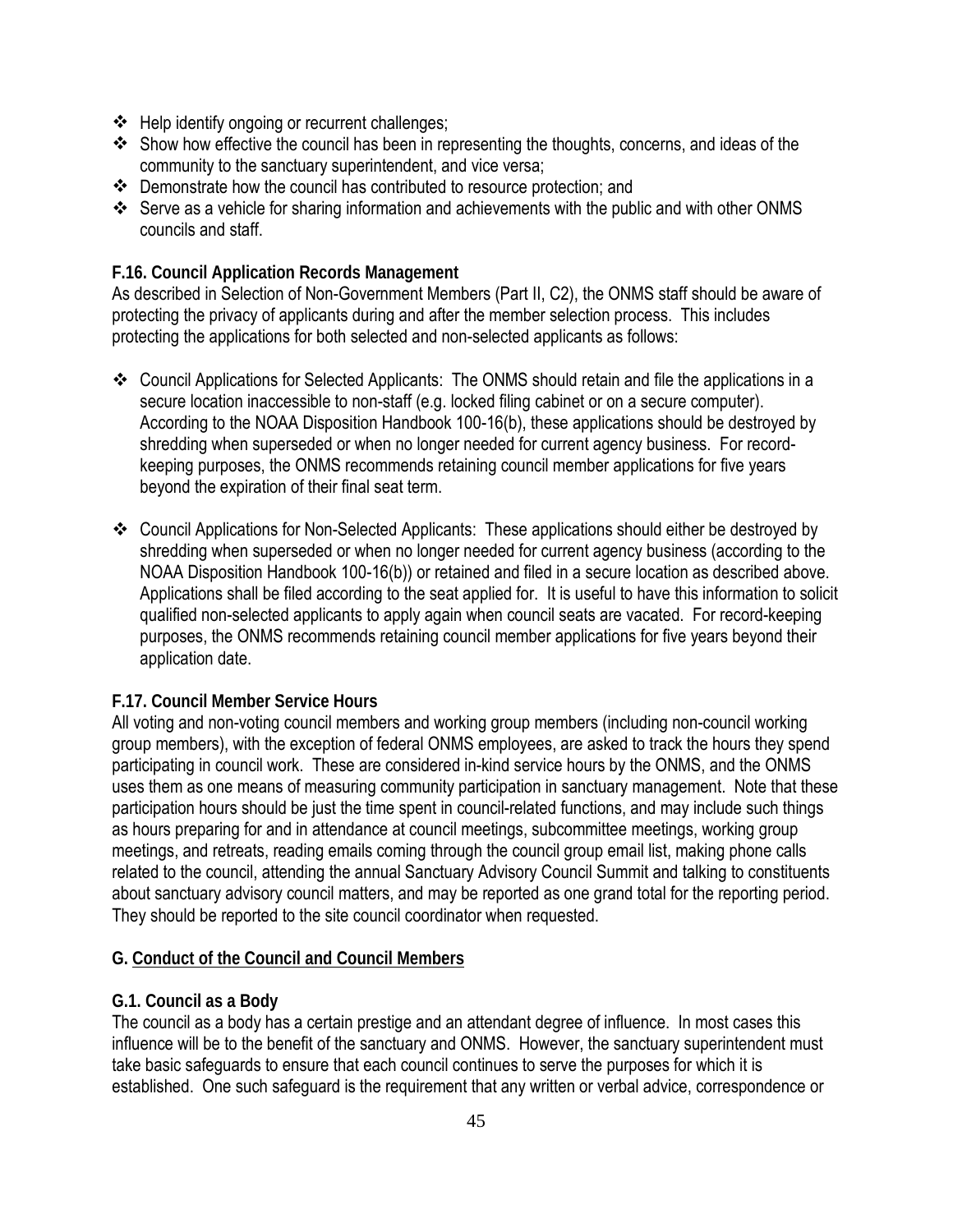- Help identify ongoing or recurrent challenges;
- Show how effective the council has been in representing the thoughts, concerns, and ideas of the community to the sanctuary superintendent, and vice versa;
- Demonstrate how the council has contributed to resource protection; and
- Serve as a vehicle for sharing information and achievements with the public and with other ONMS councils and staff.

### F.16. Council Application Records Management

As described in Selection of Non-Government Members (Part II, C2), the ONMS staff should be aware of protecting the privacy of applicants during and after the member selection process. This includes protecting the applications for both selected and non-selected applicants as follows:

- Council Applications for Selected Applicants: The ONMS should retain and file the applications in a secure location inaccessible to non-staff (e.g. locked filing cabinet or on a secure computer). According to the NOAA Disposition Handbook 100-16(b), these applications should be destroyed by shredding when superseded or when no longer needed for current agency business. For record-keeping purposes, the ONMS recommends retaining council member applications for five years beyond the expiration of their final seat term.

- Council Applications for Non-Selected Applicants: These applications should either be destroyed by shredding when superseded or when no longer needed for current agency business (according to the NOAA Disposition Handbook 100-16(b)) or retained and filed in a secure location as described above. Applications shall be filed according to the seat applied for. It is useful to have this information to solicit qualified non-selected applicants to apply again when council seats are vacated. For record-keeping purposes, the ONMS recommends retaining council member applications for five years beyond their application date.

### F.17. Council Member Service Hours

All voting and non-voting council members and working group members (including non-council working group members), with the exception of federal ONMS employees, are asked to track the hours they spend participating in council work. These are considered in-kind service hours by the ONMS, and the ONMS uses them as one means of measuring community participation in sanctuary management. Note that these participation hours should be just the time spent in council-related functions, and may include such things as hours preparing for and in attendance at council meetings, subcommittee meetings, working group meetings, and retreats, reading emails coming through the council group email list, making phone calls related to the council, attending the annual Sanctuary Advisory Council Summit and talking to constituents about sanctuary advisory council matters, and may be reported as one grand total for the reporting period. They should be reported to the site council coordinator when requested.

## G. Conduct of the Council and Council Members

### G.1. Council as a Body

The council as a body has a certain prestige and an attendant degree of influence. In most cases this influence will be to the benefit of the sanctuary and ONMS. However, the sanctuary superintendent must take basic safeguards to ensure that each council continues to serve the purposes for which it is established. One such safeguard is the requirement that any written or verbal advice, correspondence or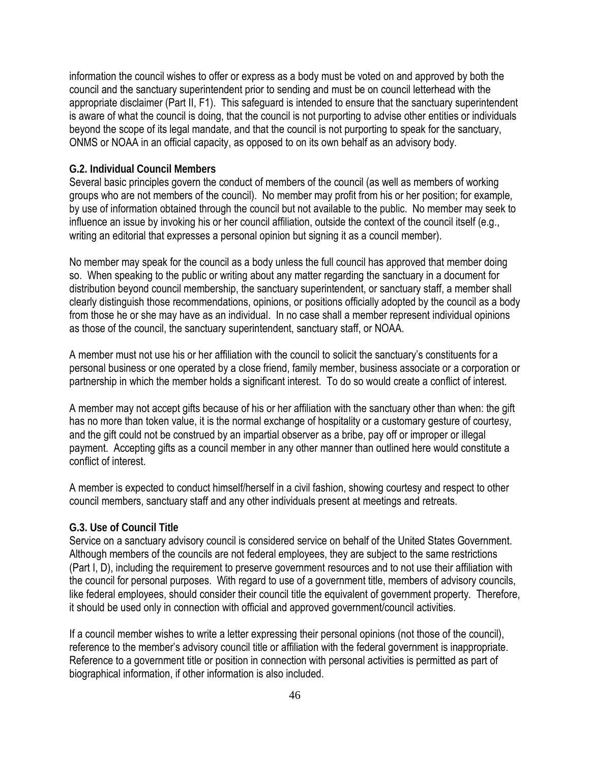information the council wishes to offer or express as a body must be voted on and approved by both the council and the sanctuary superintendent prior to sending and must be on council letterhead with the appropriate disclaimer (Part II, F1). This safeguard is intended to ensure that the sanctuary superintendent is aware of what the council is doing, that the council is not purporting to advise other entities or individuals beyond the scope of its legal mandate, and that the council is not purporting to speak for the sanctuary, ONMS or NOAA in an official capacity, as opposed to on its own behalf as an advisory body.

**G.2. Individual Council Members**

Several basic principles govern the conduct of members of the council (as well as members of working groups who are not members of the council). No member may profit from his or her position; for example, by use of information obtained through the council but not available to the public. No member may seek to influence an issue by invoking his or her council affiliation, outside the context of the council itself (e.g., writing an editorial that expresses a personal opinion but signing it as a council member).

No member may speak for the council as a body unless the full council has approved that member doing so. When speaking to the public or writing about any matter regarding the sanctuary in a document for distribution beyond council membership, the sanctuary superintendent, or sanctuary staff, a member shall clearly distinguish those recommendations, opinions, or positions officially adopted by the council as a body from those he or she may have as an individual. In no case shall a member represent individual opinions as those of the council, the sanctuary superintendent, sanctuary staff, or NOAA.

A member must not use his or her affiliation with the council to solicit the sanctuary's constituents for a personal business or one operated by a close friend, family member, business associate or a corporation or partnership in which the member holds a significant interest. To do so would create a conflict of interest.

A member may not accept gifts because of his or her affiliation with the sanctuary other than when: the gift has no more than token value, it is the normal exchange of hospitality or a customary gesture of courtesy, and the gift could not be construed by an impartial observer as a bribe, pay off or improper or illegal payment. Accepting gifts as a council member in any other manner than outlined here would constitute a conflict of interest.

A member is expected to conduct himself/herself in a civil fashion, showing courtesy and respect to other council members, sanctuary staff and any other individuals present at meetings and retreats.

**G.3. Use of Council Title**

Service on a sanctuary advisory council is considered service on behalf of the United States Government. Although members of the councils are not federal employees, they are subject to the same restrictions (Part I, D), including the requirement to preserve government resources and to not use their affiliation with the council for personal purposes. With regard to use of a government title, members of advisory councils, like federal employees, should consider their council title the equivalent of government property. Therefore, it should be used only in connection with official and approved government/council activities.

If a council member wishes to write a letter expressing their personal opinions (not those of the council), reference to the member's advisory council title or affiliation with the federal government is inappropriate. Reference to a government title or position in connection with personal activities is permitted as part of biographical information, if other information is also included.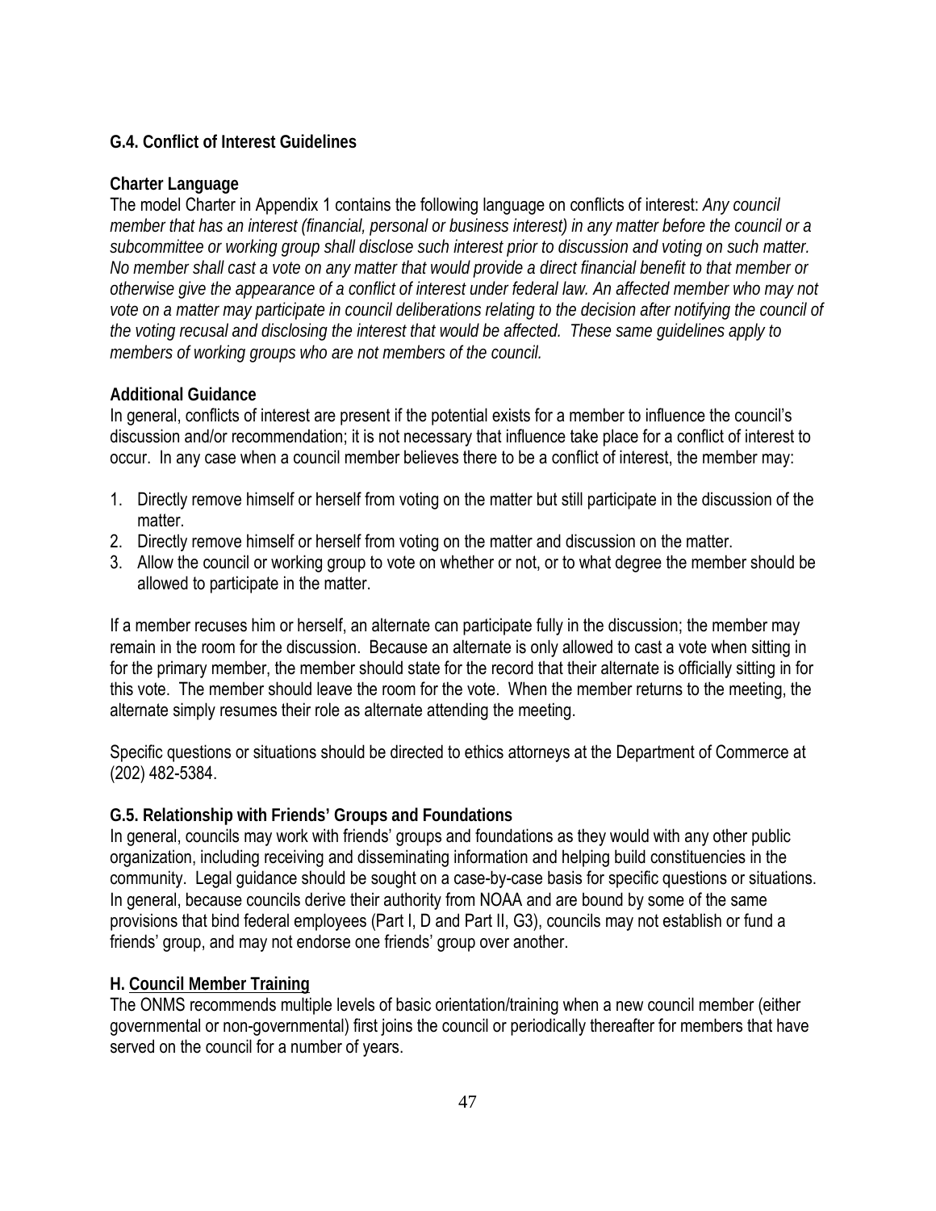### G.4. Conflict of Interest Guidelines

**Charter Language**

The model Charter in Appendix 1 contains the following language on conflicts of interest: *Any council member that has an interest (financial, personal or business interest) in any matter before the council or a subcommittee or working group shall disclose such interest prior to discussion and voting on such matter. No member shall cast a vote on any matter that would provide a direct financial benefit to that member or otherwise give the appearance of a conflict of interest under federal law. An affected member who may not vote on a matter may participate in council deliberations relating to the decision after notifying the council of the voting recusal and disclosing the interest that would be affected. These same guidelines apply to members of working groups who are not members of the council.*

**Additional Guidance**

In general, conflicts of interest are present if the potential exists for a member to influence the council's discussion and/or recommendation; it is not necessary that influence take place for a conflict of interest to occur. In any case when a council member believes there to be a conflict of interest, the member may:

1. Directly remove himself or herself from voting on the matter but still participate in the discussion of the matter.
2. Directly remove himself or herself from voting on the matter and discussion on the matter.
3. Allow the council or working group to vote on whether or not, or to what degree the member should be allowed to participate in the matter.

If a member recuses him or herself, an alternate can participate fully in the discussion; the member may remain in the room for the discussion. Because an alternate is only allowed to cast a vote when sitting in for the primary member, the member should state for the record that their alternate is officially sitting in for this vote. The member should leave the room for the vote. When the member returns to the meeting, the alternate simply resumes their role as alternate attending the meeting.

Specific questions or situations should be directed to ethics attorneys at the Department of Commerce at (202) 482-5384.

### G.5. Relationship with Friends' Groups and Foundations

In general, councils may work with friends' groups and foundations as they would with any other public organization, including receiving and disseminating information and helping build constituencies in the community. Legal guidance should be sought on a case-by-case basis for specific questions or situations. In general, because councils derive their authority from NOAA and are bound by some of the same provisions that bind federal employees (Part I, D and Part II, G3), councils may not establish or fund a friends' group, and may not endorse one friends' group over another.

## H. Council Member Training

The ONMS recommends multiple levels of basic orientation/training when a new council member (either governmental or non-governmental) first joins the council or periodically thereafter for members that have served on the council for a number of years.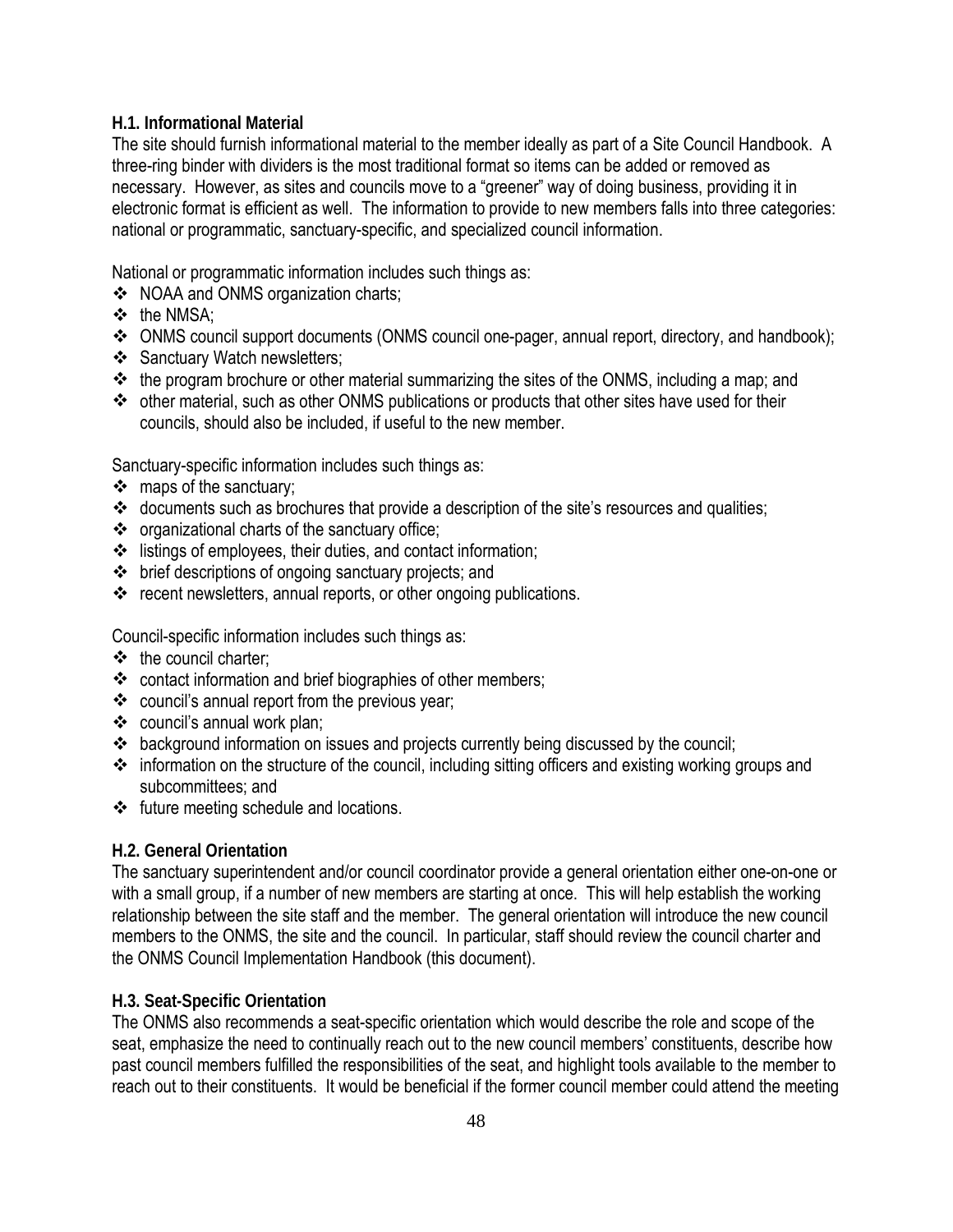### H.1. Informational Material

The site should furnish informational material to the member ideally as part of a Site Council Handbook. A three-ring binder with dividers is the most traditional format so items can be added or removed as necessary. However, as sites and councils move to a "greener" way of doing business, providing it in electronic format is efficient as well. The information to provide to new members falls into three categories: national or programmatic, sanctuary-specific, and specialized council information.

National or programmatic information includes such things as:

- NOAA and ONMS organization charts;
- the NMSA;
- ONMS council support documents (ONMS council one-pager, annual report, directory, and handbook);
- Sanctuary Watch newsletters;
- the program brochure or other material summarizing the sites of the ONMS, including a map; and
- other material, such as other ONMS publications or products that other sites have used for their councils, should also be included, if useful to the new member.

Sanctuary-specific information includes such things as:

- maps of the sanctuary;
- documents such as brochures that provide a description of the site's resources and qualities;
- organizational charts of the sanctuary office;
- listings of employees, their duties, and contact information;
- brief descriptions of ongoing sanctuary projects; and
- recent newsletters, annual reports, or other ongoing publications.

Council-specific information includes such things as:

- the council charter;
- contact information and brief biographies of other members;
- council's annual report from the previous year;
- council's annual work plan;
- background information on issues and projects currently being discussed by the council;
- information on the structure of the council, including sitting officers and existing working groups and subcommittees; and
- future meeting schedule and locations.

### H.2. General Orientation

The sanctuary superintendent and/or council coordinator provide a general orientation either one-on-one or with a small group, if a number of new members are starting at once. This will help establish the working relationship between the site staff and the member. The general orientation will introduce the new council members to the ONMS, the site and the council. In particular, staff should review the council charter and the ONMS Council Implementation Handbook (this document).

### H.3. Seat-Specific Orientation

The ONMS also recommends a seat-specific orientation which would describe the role and scope of the seat, emphasize the need to continually reach out to the new council members' constituents, describe how past council members fulfilled the responsibilities of the seat, and highlight tools available to the member to reach out to their constituents. It would be beneficial if the former council member could attend the meeting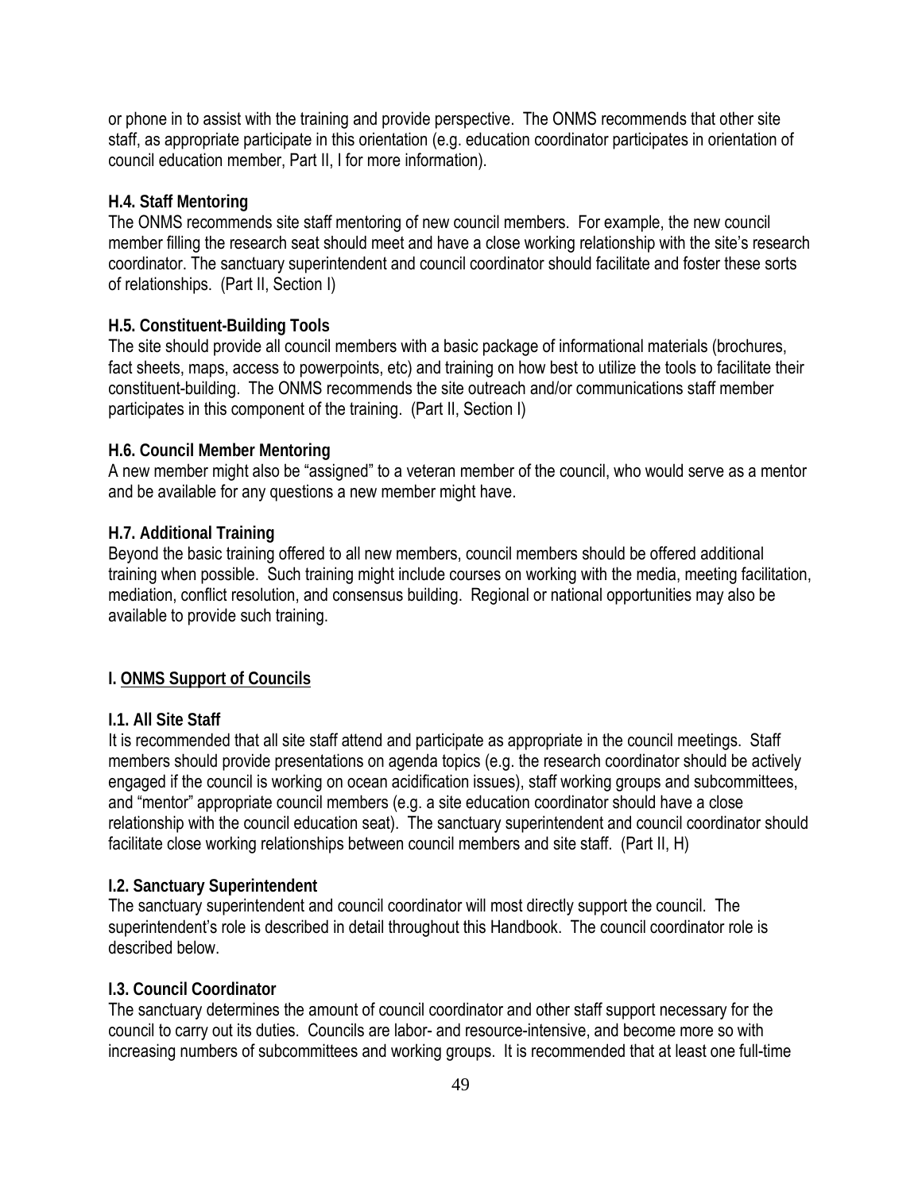or phone in to assist with the training and provide perspective. The ONMS recommends that other site staff, as appropriate participate in this orientation (e.g. education coordinator participates in orientation of council education member, Part II, I for more information).

**H.4. Staff Mentoring**

The ONMS recommends site staff mentoring of new council members. For example, the new council member filling the research seat should meet and have a close working relationship with the site's research coordinator. The sanctuary superintendent and council coordinator should facilitate and foster these sorts of relationships. (Part II, Section I)

**H.5. Constituent-Building Tools**

The site should provide all council members with a basic package of informational materials (brochures, fact sheets, maps, access to powerpoints, etc) and training on how best to utilize the tools to facilitate their constituent-building. The ONMS recommends the site outreach and/or communications staff member participates in this component of the training. (Part II, Section I)

**H.6. Council Member Mentoring**

A new member might also be "assigned" to a veteran member of the council, who would serve as a mentor and be available for any questions a new member might have.

**H.7. Additional Training**

Beyond the basic training offered to all new members, council members should be offered additional training when possible. Such training might include courses on working with the media, meeting facilitation, mediation, conflict resolution, and consensus building. Regional or national opportunities may also be available to provide such training.

## I. <u>ONMS Support of Councils</u>

**I.1. All Site Staff**

It is recommended that all site staff attend and participate as appropriate in the council meetings. Staff members should provide presentations on agenda topics (e.g. the research coordinator should be actively engaged if the council is working on ocean acidification issues), staff working groups and subcommittees, and "mentor" appropriate council members (e.g. a site education coordinator should have a close relationship with the council education seat). The sanctuary superintendent and council coordinator should facilitate close working relationships between council members and site staff. (Part II, H)

**I.2. Sanctuary Superintendent**

The sanctuary superintendent and council coordinator will most directly support the council. The superintendent's role is described in detail throughout this Handbook. The council coordinator role is described below.

**I.3. Council Coordinator**

The sanctuary determines the amount of council coordinator and other staff support necessary for the council to carry out its duties. Councils are labor- and resource-intensive, and become more so with increasing numbers of subcommittees and working groups. It is recommended that at least one full-time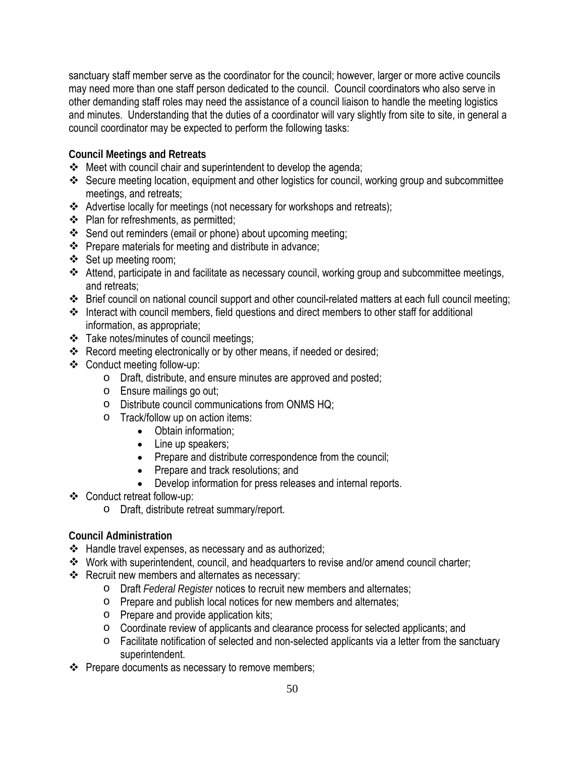sanctuary staff member serve as the coordinator for the council; however, larger or more active councils may need more than one staff person dedicated to the council. Council coordinators who also serve in other demanding staff roles may need the assistance of a council liaison to handle the meeting logistics and minutes. Understanding that the duties of a coordinator will vary slightly from site to site, in general a council coordinator may be expected to perform the following tasks:

**Council Meetings and Retreats**

- Meet with council chair and superintendent to develop the agenda;
- Secure meeting location, equipment and other logistics for council, working group and subcommittee meetings, and retreats;
- Advertise locally for meetings (not necessary for workshops and retreats);
- Plan for refreshments, as permitted;
- Send out reminders (email or phone) about upcoming meeting;
- Prepare materials for meeting and distribute in advance;
- Set up meeting room;
- Attend, participate in and facilitate as necessary council, working group and subcommittee meetings, and retreats;
- Brief council on national council support and other council-related matters at each full council meeting;
- Interact with council members, field questions and direct members to other staff for additional information, as appropriate;
- Take notes/minutes of council meetings;
- Record meeting electronically or by other means, if needed or desired;
- Conduct meeting follow-up:
  - Draft, distribute, and ensure minutes are approved and posted;
  - Ensure mailings go out;
  - Distribute council communications from ONMS HQ;
  - Track/follow up on action items:
    - Obtain information;
    - Line up speakers;
    - Prepare and distribute correspondence from the council;
    - Prepare and track resolutions; and
    - Develop information for press releases and internal reports.
- Conduct retreat follow-up:
  - Draft, distribute retreat summary/report.

**Council Administration**

- Handle travel expenses, as necessary and as authorized;
- Work with superintendent, council, and headquarters to revise and/or amend council charter;
- Recruit new members and alternates as necessary:
  - Draft *Federal Register* notices to recruit new members and alternates;
  - Prepare and publish local notices for new members and alternates;
  - Prepare and provide application kits;
  - Coordinate review of applicants and clearance process for selected applicants; and
  - Facilitate notification of selected and non-selected applicants via a letter from the sanctuary superintendent.
- Prepare documents as necessary to remove members;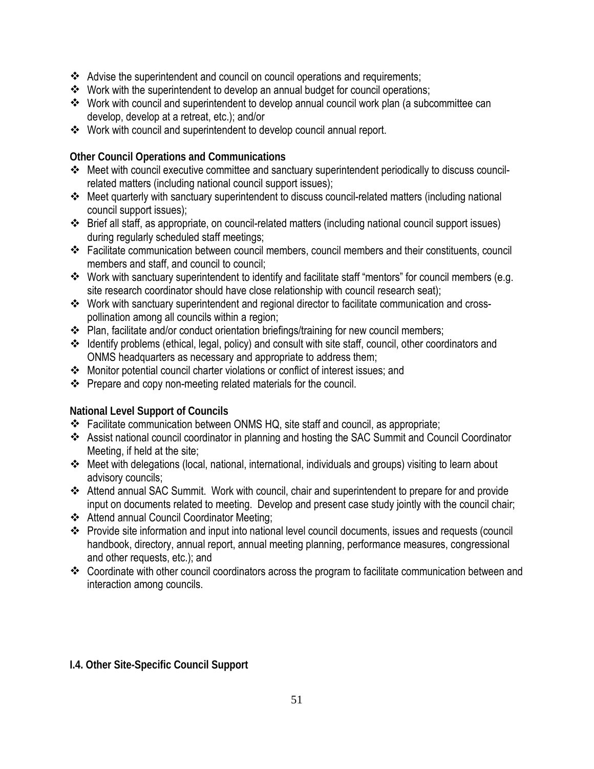- Advise the superintendent and council on council operations and requirements;
- Work with the superintendent to develop an annual budget for council operations;
- Work with council and superintendent to develop annual council work plan (a subcommittee can develop, develop at a retreat, etc.); and/or
- Work with council and superintendent to develop council annual report.

**Other Council Operations and Communications**

- Meet with council executive committee and sanctuary superintendent periodically to discuss council-related matters (including national council support issues);
- Meet quarterly with sanctuary superintendent to discuss council-related matters (including national council support issues);
- Brief all staff, as appropriate, on council-related matters (including national council support issues) during regularly scheduled staff meetings;
- Facilitate communication between council members, council members and their constituents, council members and staff, and council to council;
- Work with sanctuary superintendent to identify and facilitate staff "mentors" for council members (e.g. site research coordinator should have close relationship with council research seat);
- Work with sanctuary superintendent and regional director to facilitate communication and cross-pollination among all councils within a region;
- Plan, facilitate and/or conduct orientation briefings/training for new council members;
- Identify problems (ethical, legal, policy) and consult with site staff, council, other coordinators and ONMS headquarters as necessary and appropriate to address them;
- Monitor potential council charter violations or conflict of interest issues; and
- Prepare and copy non-meeting related materials for the council.

**National Level Support of Councils**

- Facilitate communication between ONMS HQ, site staff and council, as appropriate;
- Assist national council coordinator in planning and hosting the SAC Summit and Council Coordinator Meeting, if held at the site;
- Meet with delegations (local, national, international, individuals and groups) visiting to learn about advisory councils;
- Attend annual SAC Summit. Work with council, chair and superintendent to prepare for and provide input on documents related to meeting. Develop and present case study jointly with the council chair;
- Attend annual Council Coordinator Meeting;
- Provide site information and input into national level council documents, issues and requests (council handbook, directory, annual report, annual meeting planning, performance measures, congressional and other requests, etc.); and
- Coordinate with other council coordinators across the program to facilitate communication between and interaction among councils.

**I.4. Other Site-Specific Council Support**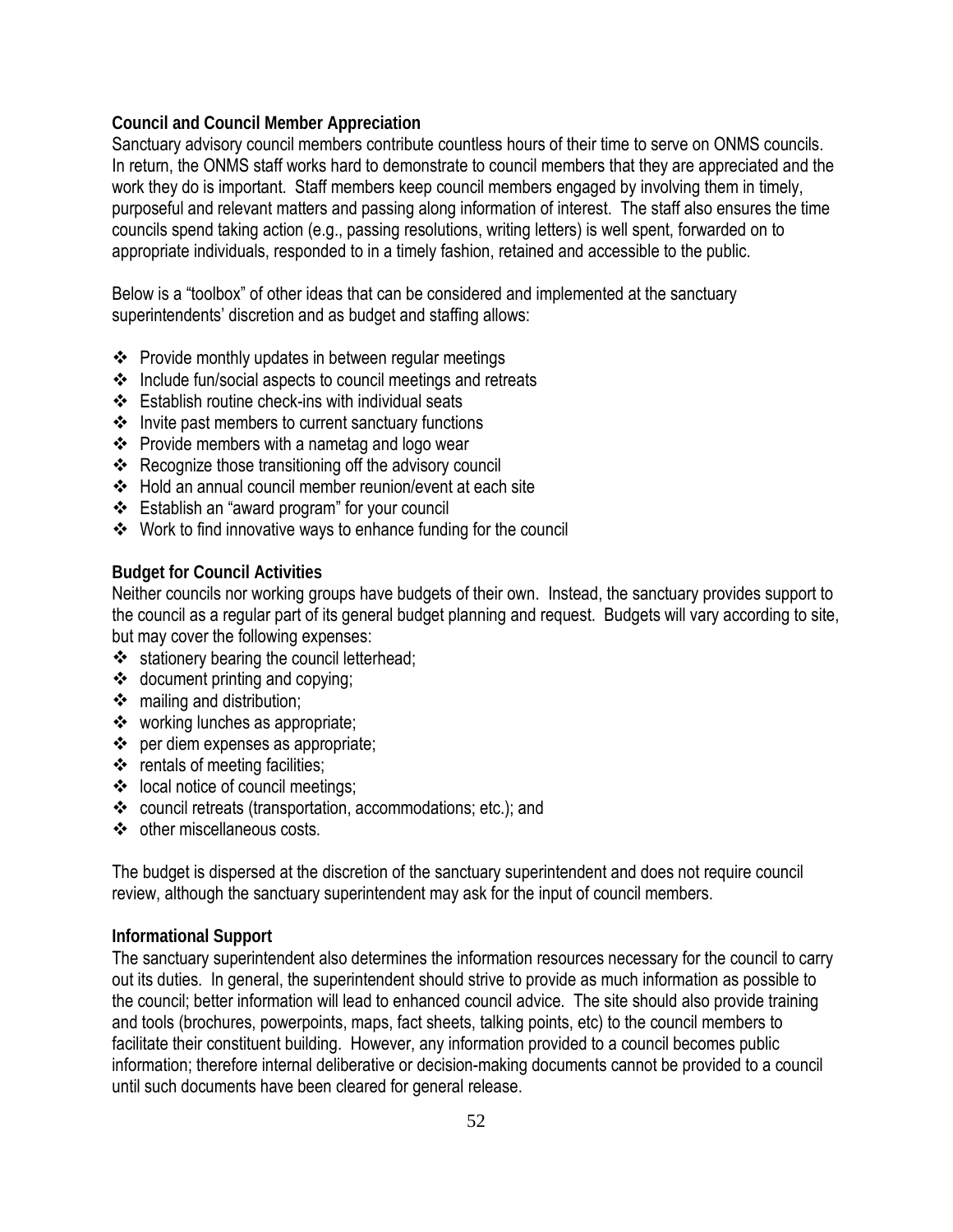**Council and Council Member Appreciation**

Sanctuary advisory council members contribute countless hours of their time to serve on ONMS councils. In return, the ONMS staff works hard to demonstrate to council members that they are appreciated and the work they do is important. Staff members keep council members engaged by involving them in timely, purposeful and relevant matters and passing along information of interest. The staff also ensures the time councils spend taking action (e.g., passing resolutions, writing letters) is well spent, forwarded on to appropriate individuals, responded to in a timely fashion, retained and accessible to the public.

Below is a "toolbox" of other ideas that can be considered and implemented at the sanctuary superintendents' discretion and as budget and staffing allows:

- Provide monthly updates in between regular meetings
- Include fun/social aspects to council meetings and retreats
- Establish routine check-ins with individual seats
- Invite past members to current sanctuary functions
- Provide members with a nametag and logo wear
- Recognize those transitioning off the advisory council
- Hold an annual council member reunion/event at each site
- Establish an "award program" for your council
- Work to find innovative ways to enhance funding for the council

**Budget for Council Activities**

Neither councils nor working groups have budgets of their own. Instead, the sanctuary provides support to the council as a regular part of its general budget planning and request. Budgets will vary according to site, but may cover the following expenses:

- stationery bearing the council letterhead;
- document printing and copying;
- mailing and distribution;
- working lunches as appropriate;
- per diem expenses as appropriate;
- rentals of meeting facilities;
- local notice of council meetings;
- council retreats (transportation, accommodations; etc.); and
- other miscellaneous costs.

The budget is dispersed at the discretion of the sanctuary superintendent and does not require council review, although the sanctuary superintendent may ask for the input of council members.

**Informational Support**

The sanctuary superintendent also determines the information resources necessary for the council to carry out its duties. In general, the superintendent should strive to provide as much information as possible to the council; better information will lead to enhanced council advice. The site should also provide training and tools (brochures, powerpoints, maps, fact sheets, talking points, etc) to the council members to facilitate their constituent building. However, any information provided to a council becomes public information; therefore internal deliberative or decision-making documents cannot be provided to a council until such documents have been cleared for general release.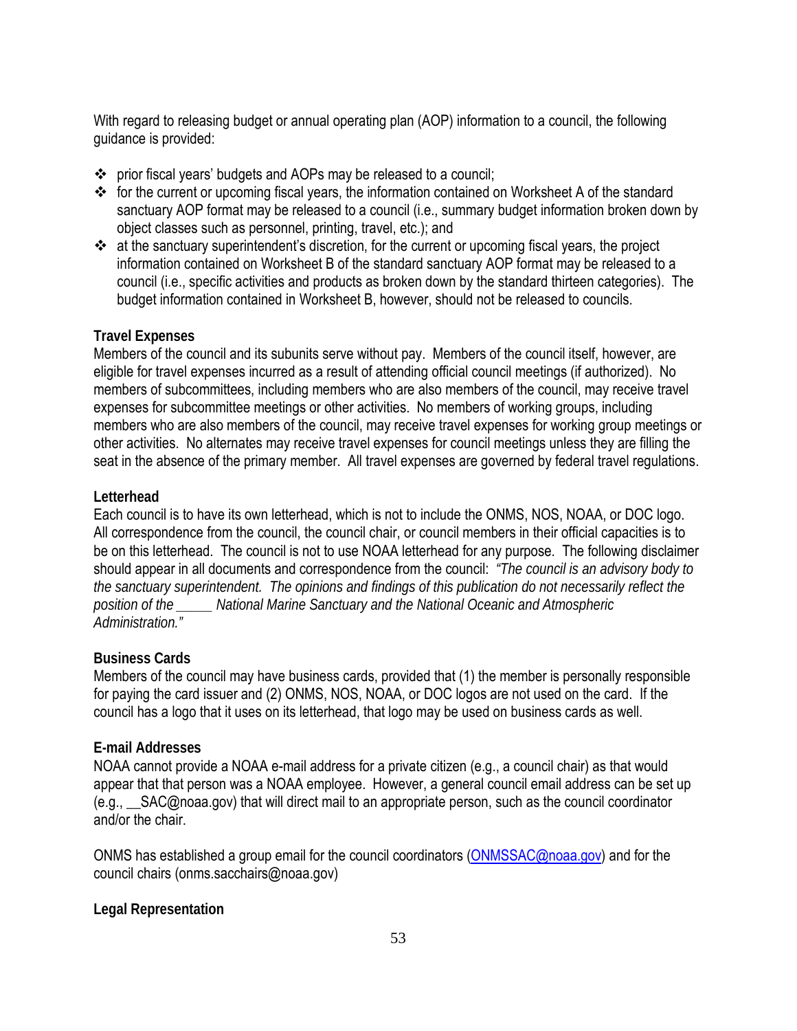With regard to releasing budget or annual operating plan (AOP) information to a council, the following guidance is provided:

- prior fiscal years' budgets and AOPs may be released to a council;
- for the current or upcoming fiscal years, the information contained on Worksheet A of the standard sanctuary AOP format may be released to a council (i.e., summary budget information broken down by object classes such as personnel, printing, travel, etc.); and
- at the sanctuary superintendent's discretion, for the current or upcoming fiscal years, the project information contained on Worksheet B of the standard sanctuary AOP format may be released to a council (i.e., specific activities and products as broken down by the standard thirteen categories). The budget information contained in Worksheet B, however, should not be released to councils.

**Travel Expenses**

Members of the council and its subunits serve without pay. Members of the council itself, however, are eligible for travel expenses incurred as a result of attending official council meetings (if authorized). No members of subcommittees, including members who are also members of the council, may receive travel expenses for subcommittee meetings or other activities. No members of working groups, including members who are also members of the council, may receive travel expenses for working group meetings or other activities. No alternates may receive travel expenses for council meetings unless they are filling the seat in the absence of the primary member. All travel expenses are governed by federal travel regulations.

**Letterhead**

Each council is to have its own letterhead, which is not to include the ONMS, NOS, NOAA, or DOC logo. All correspondence from the council, the council chair, or council members in their official capacities is to be on this letterhead. The council is not to use NOAA letterhead for any purpose. The following disclaimer should appear in all documents and correspondence from the council: *"The council is an advisory body to the sanctuary superintendent. The opinions and findings of this publication do not necessarily reflect the position of the _____ National Marine Sanctuary and the National Oceanic and Atmospheric Administration."*

**Business Cards**

Members of the council may have business cards, provided that (1) the member is personally responsible for paying the card issuer and (2) ONMS, NOS, NOAA, or DOC logos are not used on the card. If the council has a logo that it uses on its letterhead, that logo may be used on business cards as well.

**E-mail Addresses**

NOAA cannot provide a NOAA e-mail address for a private citizen (e.g., a council chair) as that would appear that that person was a NOAA employee. However, a general council email address can be set up (e.g., __SAC@noaa.gov) that will direct mail to an appropriate person, such as the council coordinator and/or the chair.

ONMS has established a group email for the council coordinators (ONMSSAC@noaa.gov) and for the council chairs (onms.sacchairs@noaa.gov)

**Legal Representation**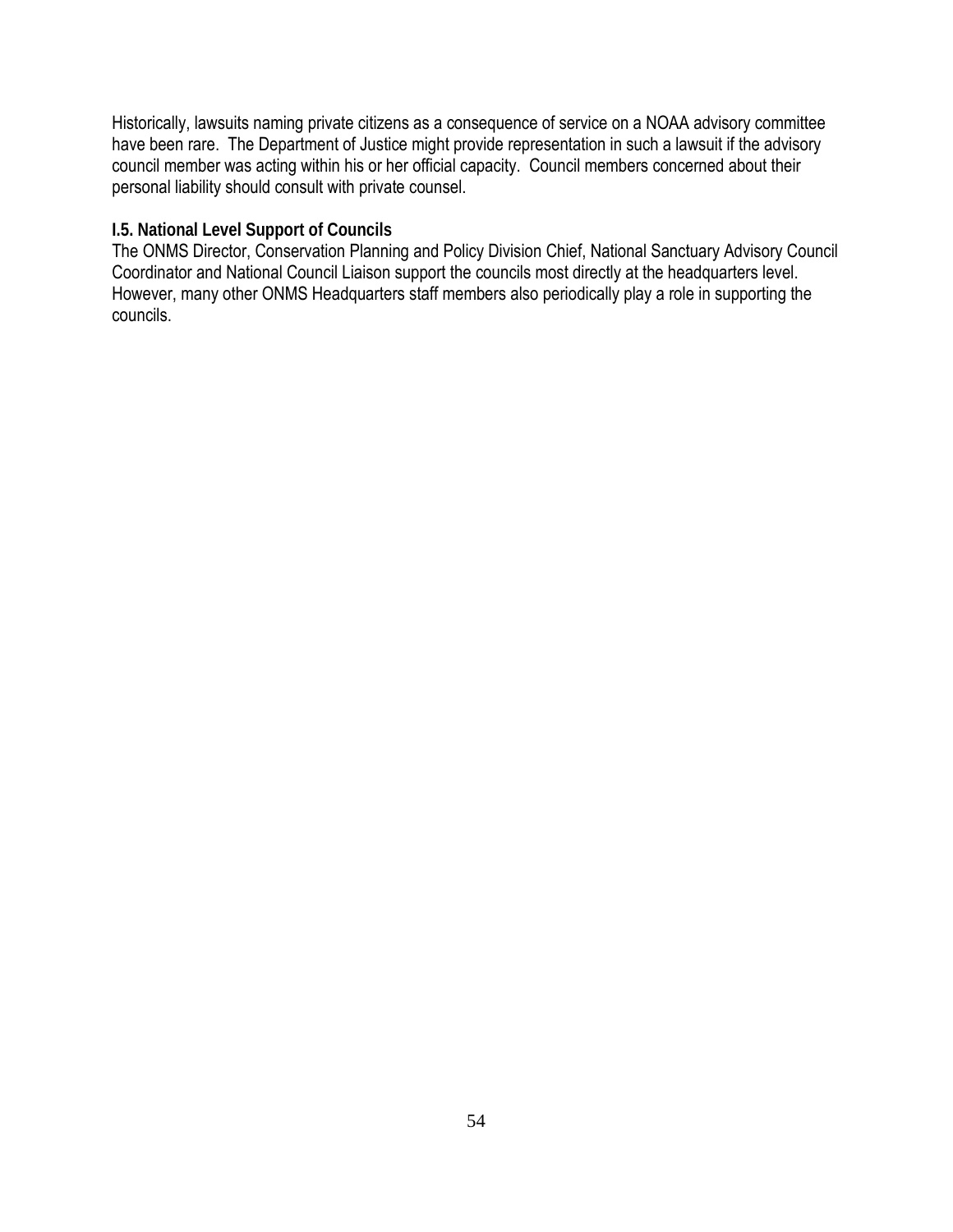Historically, lawsuits naming private citizens as a consequence of service on a NOAA advisory committee have been rare. The Department of Justice might provide representation in such a lawsuit if the advisory council member was acting within his or her official capacity. Council members concerned about their personal liability should consult with private counsel.

### I.5. National Level Support of Councils

The ONMS Director, Conservation Planning and Policy Division Chief, National Sanctuary Advisory Council Coordinator and National Council Liaison support the councils most directly at the headquarters level. However, many other ONMS Headquarters staff members also periodically play a role in supporting the councils.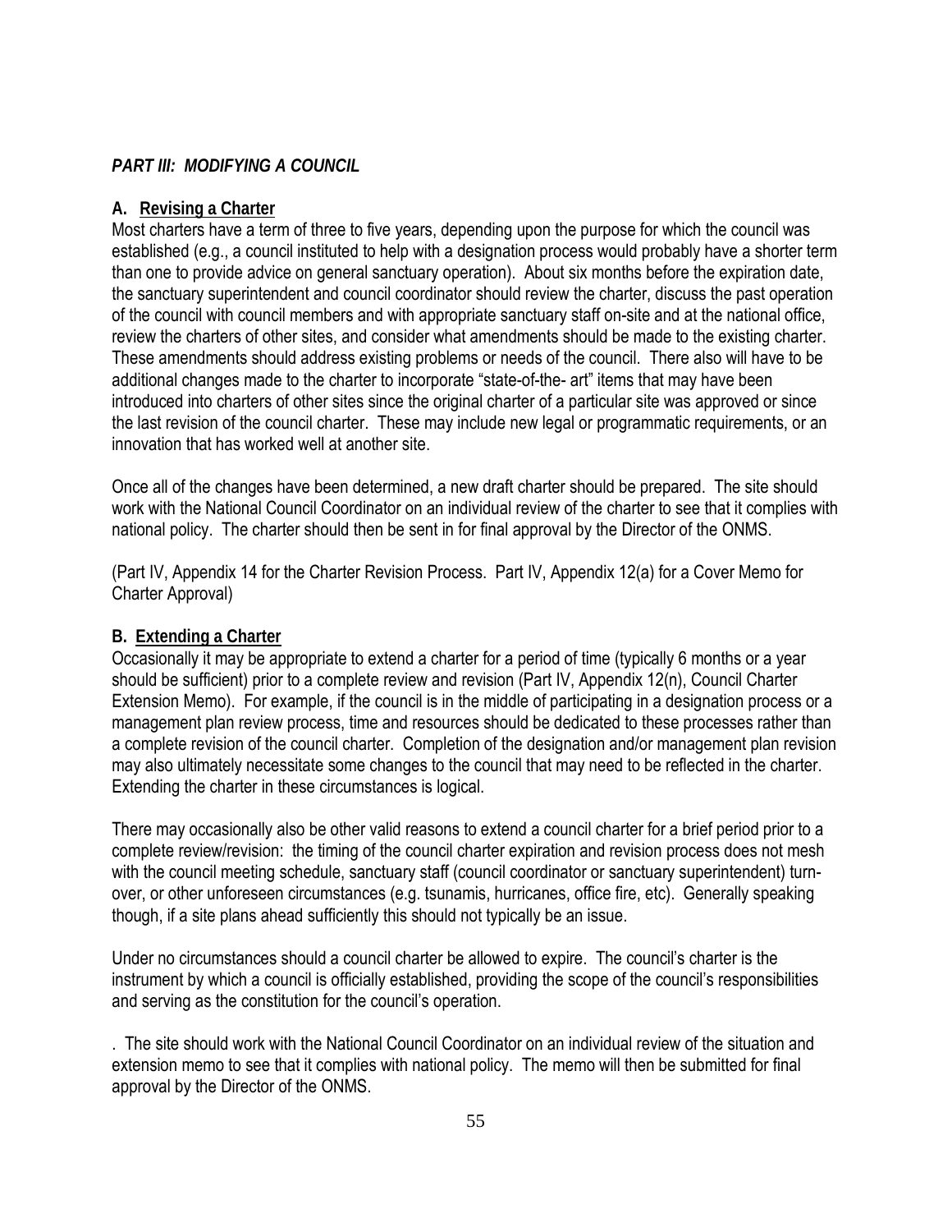## *PART III: MODIFYING A COUNCIL*

### A. Revising a Charter

Most charters have a term of three to five years, depending upon the purpose for which the council was established (e.g., a council instituted to help with a designation process would probably have a shorter term than one to provide advice on general sanctuary operation). About six months before the expiration date, the sanctuary superintendent and council coordinator should review the charter, discuss the past operation of the council with council members and with appropriate sanctuary staff on-site and at the national office, review the charters of other sites, and consider what amendments should be made to the existing charter. These amendments should address existing problems or needs of the council. There also will have to be additional changes made to the charter to incorporate "state-of-the- art" items that may have been introduced into charters of other sites since the original charter of a particular site was approved or since the last revision of the council charter. These may include new legal or programmatic requirements, or an innovation that has worked well at another site.

Once all of the changes have been determined, a new draft charter should be prepared. The site should work with the National Council Coordinator on an individual review of the charter to see that it complies with national policy. The charter should then be sent in for final approval by the Director of the ONMS.

(Part IV, Appendix 14 for the Charter Revision Process. Part IV, Appendix 12(a) for a Cover Memo for Charter Approval)

### B. Extending a Charter

Occasionally it may be appropriate to extend a charter for a period of time (typically 6 months or a year should be sufficient) prior to a complete review and revision (Part IV, Appendix 12(n), Council Charter Extension Memo). For example, if the council is in the middle of participating in a designation process or a management plan review process, time and resources should be dedicated to these processes rather than a complete revision of the council charter. Completion of the designation and/or management plan revision may also ultimately necessitate some changes to the council that may need to be reflected in the charter. Extending the charter in these circumstances is logical.

There may occasionally also be other valid reasons to extend a council charter for a brief period prior to a complete review/revision: the timing of the council charter expiration and revision process does not mesh with the council meeting schedule, sanctuary staff (council coordinator or sanctuary superintendent) turn-over, or other unforeseen circumstances (e.g. tsunamis, hurricanes, office fire, etc). Generally speaking though, if a site plans ahead sufficiently this should not typically be an issue.

Under no circumstances should a council charter be allowed to expire. The council's charter is the instrument by which a council is officially established, providing the scope of the council's responsibilities and serving as the constitution for the council's operation.

. The site should work with the National Council Coordinator on an individual review of the situation and extension memo to see that it complies with national policy. The memo will then be submitted for final approval by the Director of the ONMS.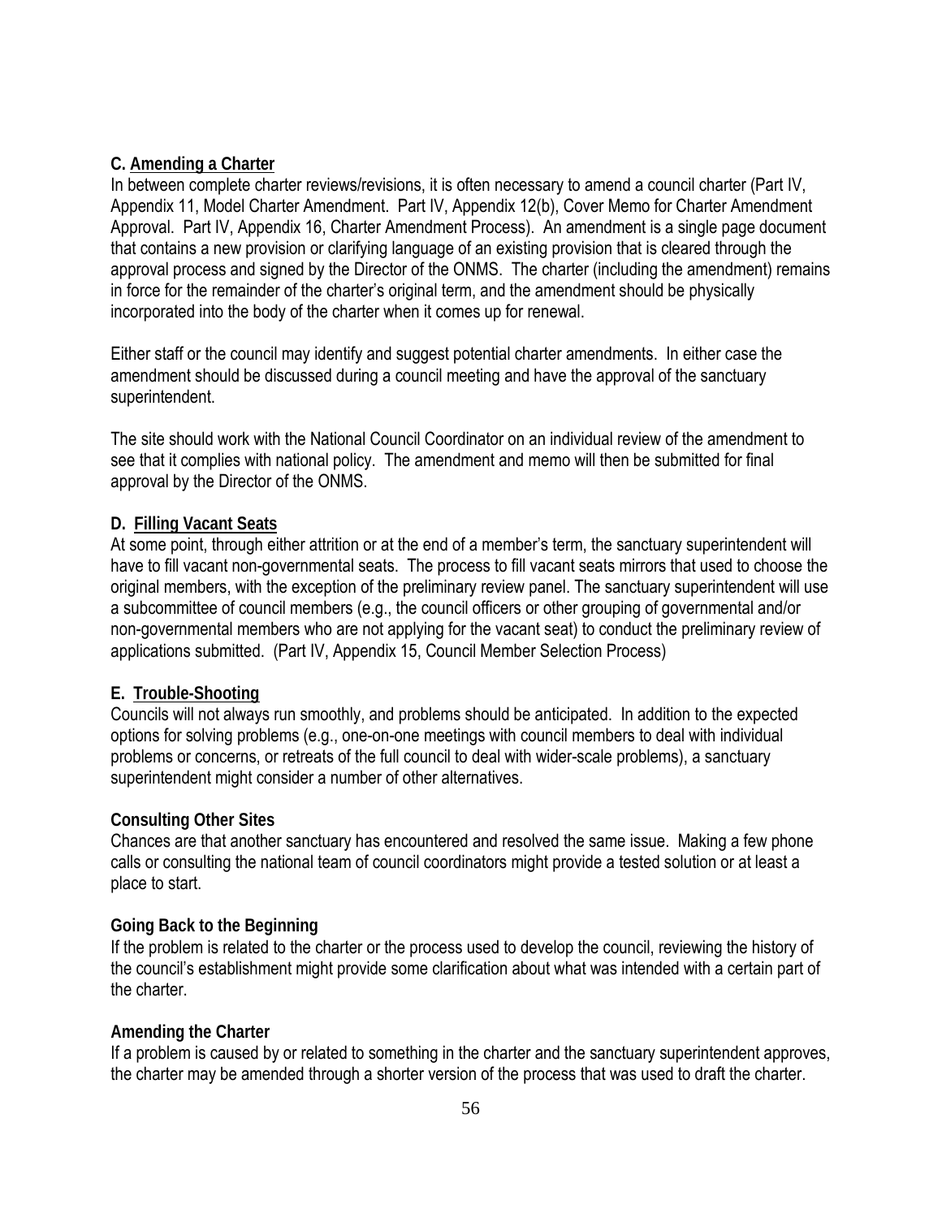### C. Amending a Charter

In between complete charter reviews/revisions, it is often necessary to amend a council charter (Part IV, Appendix 11, Model Charter Amendment. Part IV, Appendix 12(b), Cover Memo for Charter Amendment Approval. Part IV, Appendix 16, Charter Amendment Process). An amendment is a single page document that contains a new provision or clarifying language of an existing provision that is cleared through the approval process and signed by the Director of the ONMS. The charter (including the amendment) remains in force for the remainder of the charter's original term, and the amendment should be physically incorporated into the body of the charter when it comes up for renewal.

Either staff or the council may identify and suggest potential charter amendments. In either case the amendment should be discussed during a council meeting and have the approval of the sanctuary superintendent.

The site should work with the National Council Coordinator on an individual review of the amendment to see that it complies with national policy. The amendment and memo will then be submitted for final approval by the Director of the ONMS.

### D. Filling Vacant Seats

At some point, through either attrition or at the end of a member's term, the sanctuary superintendent will have to fill vacant non-governmental seats. The process to fill vacant seats mirrors that used to choose the original members, with the exception of the preliminary review panel. The sanctuary superintendent will use a subcommittee of council members (e.g., the council officers or other grouping of governmental and/or non-governmental members who are not applying for the vacant seat) to conduct the preliminary review of applications submitted. (Part IV, Appendix 15, Council Member Selection Process)

### E. Trouble-Shooting

Councils will not always run smoothly, and problems should be anticipated. In addition to the expected options for solving problems (e.g., one-on-one meetings with council members to deal with individual problems or concerns, or retreats of the full council to deal with wider-scale problems), a sanctuary superintendent might consider a number of other alternatives.

#### Consulting Other Sites

Chances are that another sanctuary has encountered and resolved the same issue. Making a few phone calls or consulting the national team of council coordinators might provide a tested solution or at least a place to start.

#### Going Back to the Beginning

If the problem is related to the charter or the process used to develop the council, reviewing the history of the council's establishment might provide some clarification about what was intended with a certain part of the charter.

#### Amending the Charter

If a problem is caused by or related to something in the charter and the sanctuary superintendent approves, the charter may be amended through a shorter version of the process that was used to draft the charter.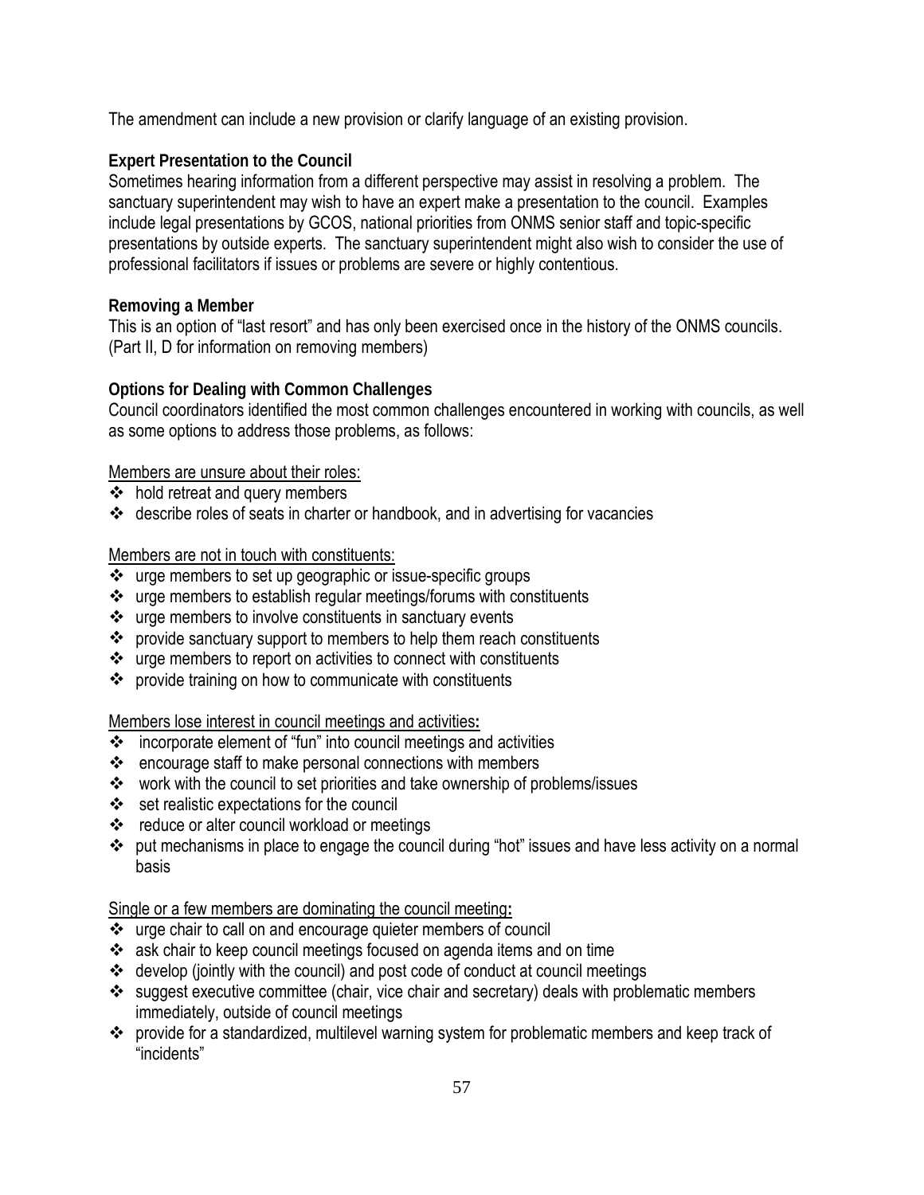The amendment can include a new provision or clarify language of an existing provision.

**Expert Presentation to the Council**

Sometimes hearing information from a different perspective may assist in resolving a problem. The sanctuary superintendent may wish to have an expert make a presentation to the council. Examples include legal presentations by GCOS, national priorities from ONMS senior staff and topic-specific presentations by outside experts. The sanctuary superintendent might also wish to consider the use of professional facilitators if issues or problems are severe or highly contentious.

**Removing a Member**

This is an option of "last resort" and has only been exercised once in the history of the ONMS councils. (Part II, D for information on removing members)

**Options for Dealing with Common Challenges**

Council coordinators identified the most common challenges encountered in working with councils, as well as some options to address those problems, as follows:

<u>Members are unsure about their roles:</u>

- hold retreat and query members
- describe roles of seats in charter or handbook, and in advertising for vacancies

<u>Members are not in touch with constituents:</u>

- urge members to set up geographic or issue-specific groups
- urge members to establish regular meetings/forums with constituents
- urge members to involve constituents in sanctuary events
- provide sanctuary support to members to help them reach constituents
- urge members to report on activities to connect with constituents
- provide training on how to communicate with constituents

<u>Members lose interest in council meetings and activities</u>**:**

- incorporate element of "fun" into council meetings and activities
- encourage staff to make personal connections with members
- work with the council to set priorities and take ownership of problems/issues
- set realistic expectations for the council
- reduce or alter council workload or meetings
- put mechanisms in place to engage the council during "hot" issues and have less activity on a normal basis

<u>Single or a few members are dominating the council meeting</u>**:**

- urge chair to call on and encourage quieter members of council
- ask chair to keep council meetings focused on agenda items and on time
- develop (jointly with the council) and post code of conduct at council meetings
- suggest executive committee (chair, vice chair and secretary) deals with problematic members immediately, outside of council meetings
- provide for a standardized, multilevel warning system for problematic members and keep track of "incidents"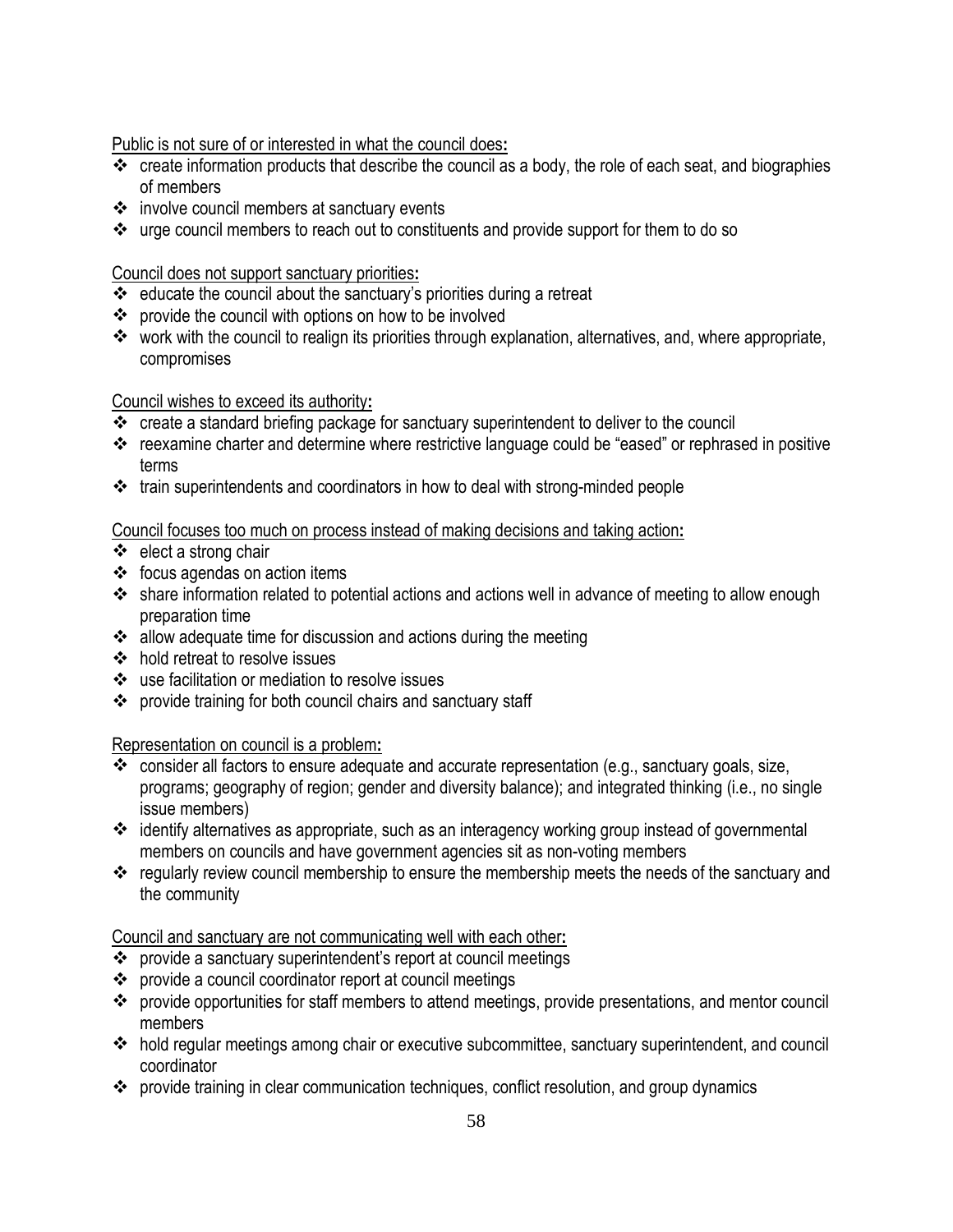Public is not sure of or interested in what the council does**:**

- create information products that describe the council as a body, the role of each seat, and biographies of members
- involve council members at sanctuary events
- urge council members to reach out to constituents and provide support for them to do so

Council does not support sanctuary priorities**:**

- educate the council about the sanctuary's priorities during a retreat
- provide the council with options on how to be involved
- work with the council to realign its priorities through explanation, alternatives, and, where appropriate, compromises

Council wishes to exceed its authority**:**

- create a standard briefing package for sanctuary superintendent to deliver to the council
- reexamine charter and determine where restrictive language could be "eased" or rephrased in positive terms
- train superintendents and coordinators in how to deal with strong-minded people

Council focuses too much on process instead of making decisions and taking action**:**

- elect a strong chair
- focus agendas on action items
- share information related to potential actions and actions well in advance of meeting to allow enough preparation time
- allow adequate time for discussion and actions during the meeting
- hold retreat to resolve issues
- use facilitation or mediation to resolve issues
- provide training for both council chairs and sanctuary staff

Representation on council is a problem**:**

- consider all factors to ensure adequate and accurate representation (e.g., sanctuary goals, size, programs; geography of region; gender and diversity balance); and integrated thinking (i.e., no single issue members)
- identify alternatives as appropriate, such as an interagency working group instead of governmental members on councils and have government agencies sit as non-voting members
- regularly review council membership to ensure the membership meets the needs of the sanctuary and the community

Council and sanctuary are not communicating well with each other**:**

- provide a sanctuary superintendent's report at council meetings
- provide a council coordinator report at council meetings
- provide opportunities for staff members to attend meetings, provide presentations, and mentor council members
- hold regular meetings among chair or executive subcommittee, sanctuary superintendent, and council coordinator
- provide training in clear communication techniques, conflict resolution, and group dynamics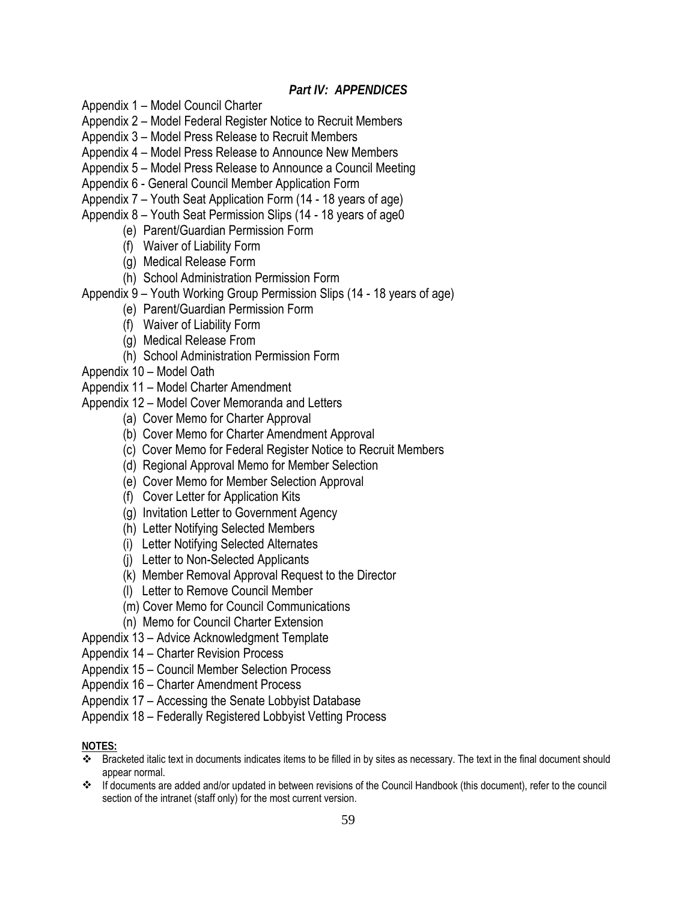## *Part IV: APPENDICES*

Appendix 1 – Model Council Charter

Appendix 2 – Model Federal Register Notice to Recruit Members

Appendix 3 – Model Press Release to Recruit Members

Appendix 4 – Model Press Release to Announce New Members

Appendix 5 – Model Press Release to Announce a Council Meeting

Appendix 6 - General Council Member Application Form

Appendix 7 – Youth Seat Application Form (14 - 18 years of age)

Appendix 8 – Youth Seat Permission Slips (14 - 18 years of age0

- (e) Parent/Guardian Permission Form
- (f) Waiver of Liability Form
- (g) Medical Release Form
- (h) School Administration Permission Form

Appendix 9 – Youth Working Group Permission Slips (14 - 18 years of age)

- (e) Parent/Guardian Permission Form
- (f) Waiver of Liability Form
- (g) Medical Release From
- (h) School Administration Permission Form

Appendix 10 – Model Oath

Appendix 11 – Model Charter Amendment

Appendix 12 – Model Cover Memoranda and Letters

- (a) Cover Memo for Charter Approval
- (b) Cover Memo for Charter Amendment Approval
- (c) Cover Memo for Federal Register Notice to Recruit Members
- (d) Regional Approval Memo for Member Selection
- (e) Cover Memo for Member Selection Approval
- (f) Cover Letter for Application Kits
- (g) Invitation Letter to Government Agency
- (h) Letter Notifying Selected Members
- (i) Letter Notifying Selected Alternates
- (j) Letter to Non-Selected Applicants
- (k) Member Removal Approval Request to the Director
- (l) Letter to Remove Council Member
- (m) Cover Memo for Council Communications
- (n) Memo for Council Charter Extension

Appendix 13 – Advice Acknowledgment Template

Appendix 14 – Charter Revision Process

Appendix 15 – Council Member Selection Process

Appendix 16 – Charter Amendment Process

Appendix 17 – Accessing the Senate Lobbyist Database

Appendix 18 – Federally Registered Lobbyist Vetting Process

**NOTES:**

- ❖ Bracketed italic text in documents indicates items to be filled in by sites as necessary. The text in the final document should appear normal.
- ❖ If documents are added and/or updated in between revisions of the Council Handbook (this document), refer to the council section of the intranet (staff only) for the most current version.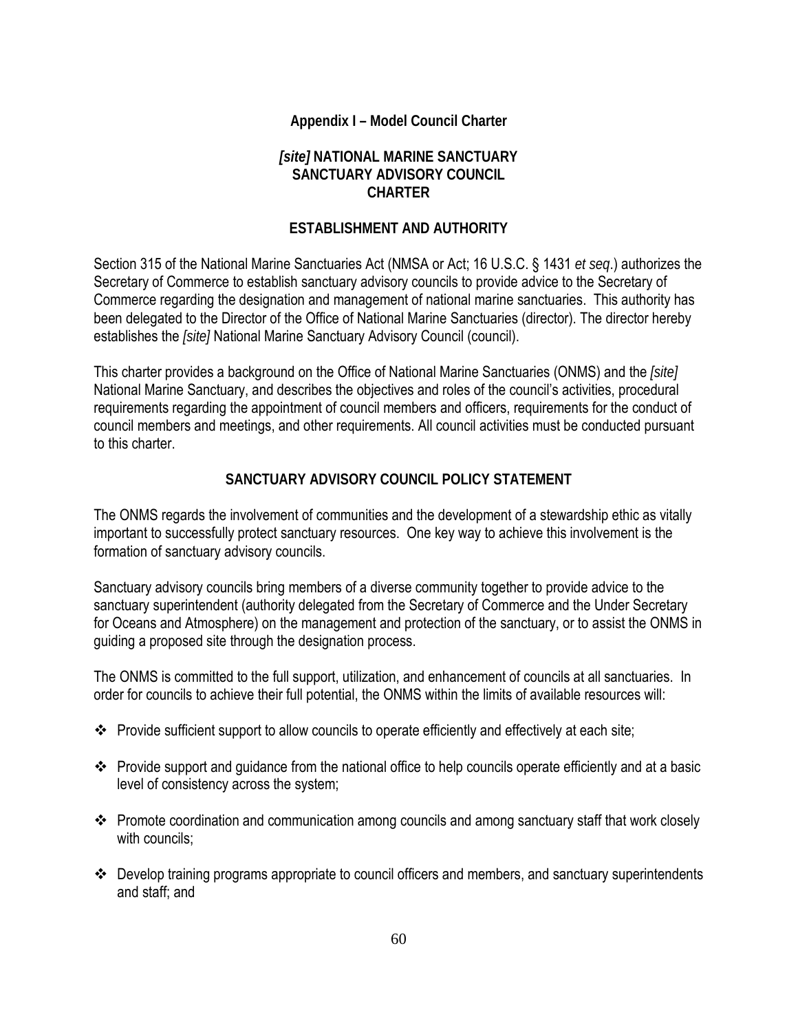## Appendix I – Model Council Charter

### *[site]* NATIONAL MARINE SANCTUARY SANCTUARY ADVISORY COUNCIL CHARTER

### ESTABLISHMENT AND AUTHORITY

Section 315 of the National Marine Sanctuaries Act (NMSA or Act; 16 U.S.C. § 1431 *et seq*.) authorizes the Secretary of Commerce to establish sanctuary advisory councils to provide advice to the Secretary of Commerce regarding the designation and management of national marine sanctuaries. This authority has been delegated to the Director of the Office of National Marine Sanctuaries (director). The director hereby establishes the *[site]* National Marine Sanctuary Advisory Council (council).

This charter provides a background on the Office of National Marine Sanctuaries (ONMS) and the *[site]* National Marine Sanctuary, and describes the objectives and roles of the council's activities, procedural requirements regarding the appointment of council members and officers, requirements for the conduct of council members and meetings, and other requirements. All council activities must be conducted pursuant to this charter.

### SANCTUARY ADVISORY COUNCIL POLICY STATEMENT

The ONMS regards the involvement of communities and the development of a stewardship ethic as vitally important to successfully protect sanctuary resources. One key way to achieve this involvement is the formation of sanctuary advisory councils.

Sanctuary advisory councils bring members of a diverse community together to provide advice to the sanctuary superintendent (authority delegated from the Secretary of Commerce and the Under Secretary for Oceans and Atmosphere) on the management and protection of the sanctuary, or to assist the ONMS in guiding a proposed site through the designation process.

The ONMS is committed to the full support, utilization, and enhancement of councils at all sanctuaries. In order for councils to achieve their full potential, the ONMS within the limits of available resources will:

- Provide sufficient support to allow councils to operate efficiently and effectively at each site;
- Provide support and guidance from the national office to help councils operate efficiently and at a basic level of consistency across the system;
- Promote coordination and communication among councils and among sanctuary staff that work closely with councils;
- Develop training programs appropriate to council officers and members, and sanctuary superintendents and staff; and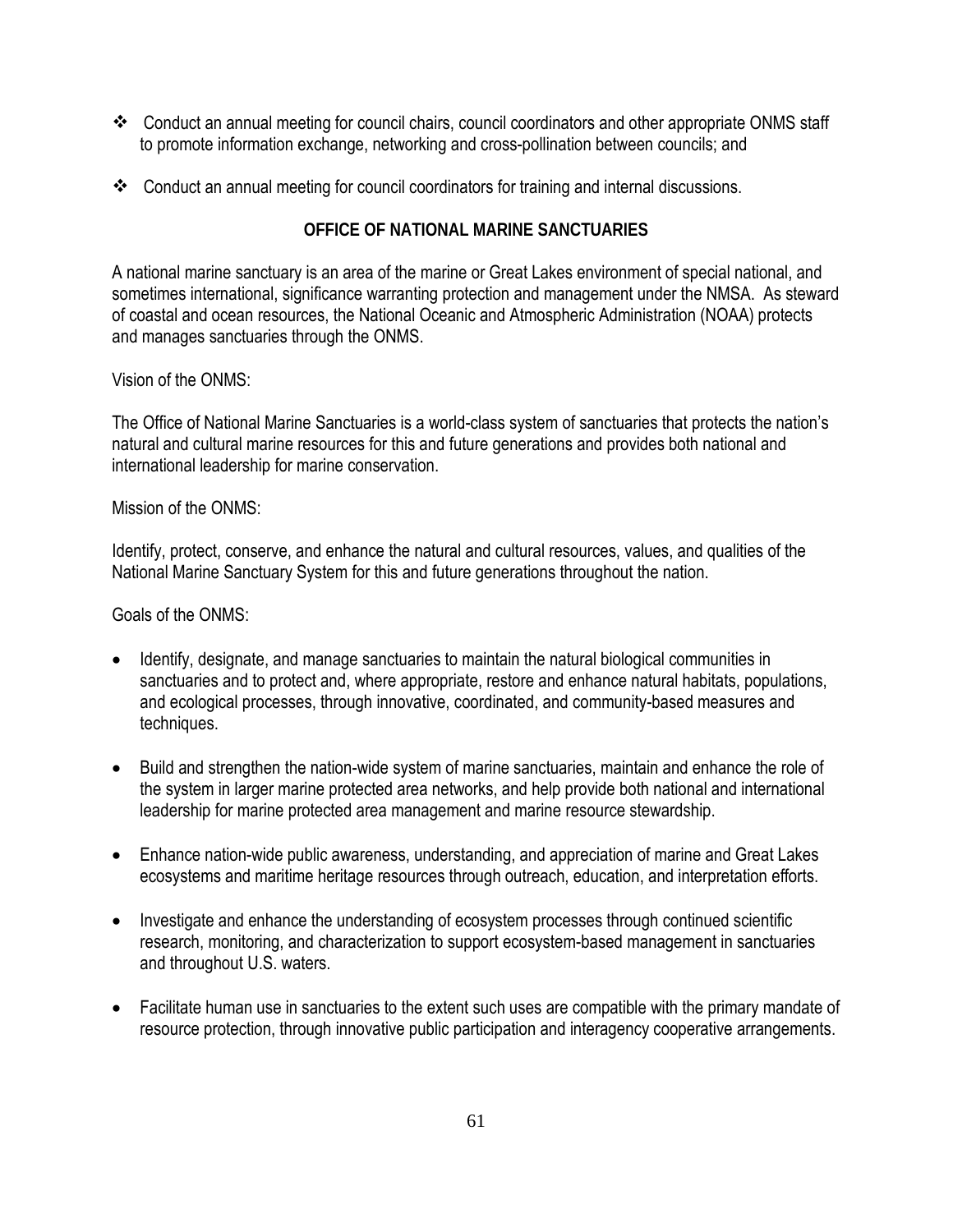- Conduct an annual meeting for council chairs, council coordinators and other appropriate ONMS staff to promote information exchange, networking and cross-pollination between councils; and

- Conduct an annual meeting for council coordinators for training and internal discussions.

## OFFICE OF NATIONAL MARINE SANCTUARIES

A national marine sanctuary is an area of the marine or Great Lakes environment of special national, and sometimes international, significance warranting protection and management under the NMSA. As steward of coastal and ocean resources, the National Oceanic and Atmospheric Administration (NOAA) protects and manages sanctuaries through the ONMS.

Vision of the ONMS:

The Office of National Marine Sanctuaries is a world-class system of sanctuaries that protects the nation's natural and cultural marine resources for this and future generations and provides both national and international leadership for marine conservation.

Mission of the ONMS:

Identify, protect, conserve, and enhance the natural and cultural resources, values, and qualities of the National Marine Sanctuary System for this and future generations throughout the nation.

Goals of the ONMS:

- Identify, designate, and manage sanctuaries to maintain the natural biological communities in sanctuaries and to protect and, where appropriate, restore and enhance natural habitats, populations, and ecological processes, through innovative, coordinated, and community-based measures and techniques.

- Build and strengthen the nation-wide system of marine sanctuaries, maintain and enhance the role of the system in larger marine protected area networks, and help provide both national and international leadership for marine protected area management and marine resource stewardship.

- Enhance nation-wide public awareness, understanding, and appreciation of marine and Great Lakes ecosystems and maritime heritage resources through outreach, education, and interpretation efforts.

- Investigate and enhance the understanding of ecosystem processes through continued scientific research, monitoring, and characterization to support ecosystem-based management in sanctuaries and throughout U.S. waters.

- Facilitate human use in sanctuaries to the extent such uses are compatible with the primary mandate of resource protection, through innovative public participation and interagency cooperative arrangements.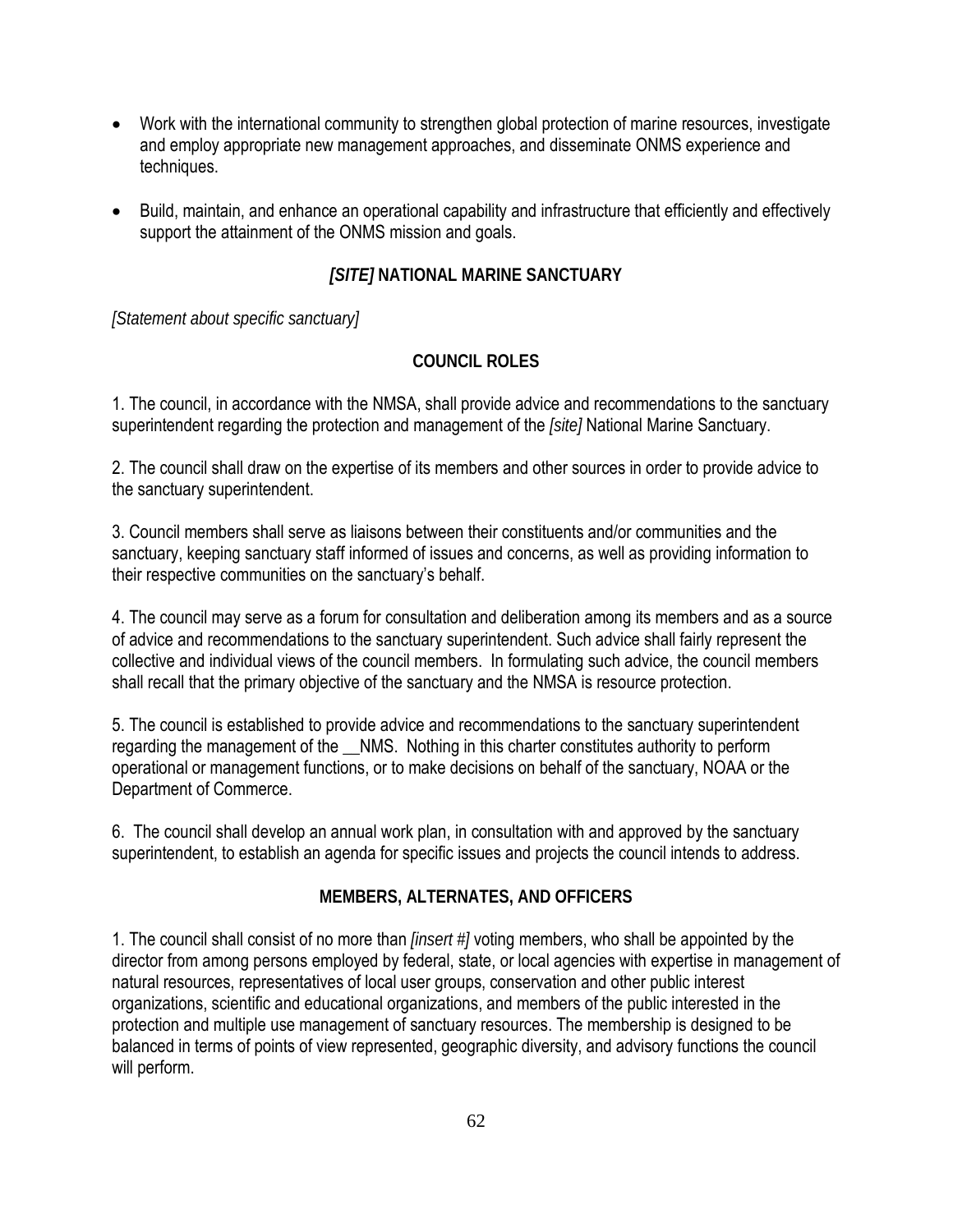- Work with the international community to strengthen global protection of marine resources, investigate and employ appropriate new management approaches, and disseminate ONMS experience and techniques.

- Build, maintain, and enhance an operational capability and infrastructure that efficiently and effectively support the attainment of the ONMS mission and goals.

## *[SITE]* NATIONAL MARINE SANCTUARY

*[Statement about specific sanctuary]*

## COUNCIL ROLES

1. The council, in accordance with the NMSA, shall provide advice and recommendations to the sanctuary superintendent regarding the protection and management of the *[site]* National Marine Sanctuary.

2. The council shall draw on the expertise of its members and other sources in order to provide advice to the sanctuary superintendent.

3. Council members shall serve as liaisons between their constituents and/or communities and the sanctuary, keeping sanctuary staff informed of issues and concerns, as well as providing information to their respective communities on the sanctuary's behalf.

4. The council may serve as a forum for consultation and deliberation among its members and as a source of advice and recommendations to the sanctuary superintendent. Such advice shall fairly represent the collective and individual views of the council members. In formulating such advice, the council members shall recall that the primary objective of the sanctuary and the NMSA is resource protection.

5. The council is established to provide advice and recommendations to the sanctuary superintendent regarding the management of the __NMS. Nothing in this charter constitutes authority to perform operational or management functions, or to make decisions on behalf of the sanctuary, NOAA or the Department of Commerce.

6. The council shall develop an annual work plan, in consultation with and approved by the sanctuary superintendent, to establish an agenda for specific issues and projects the council intends to address.

## MEMBERS, ALTERNATES, AND OFFICERS

1. The council shall consist of no more than *[insert #]* voting members, who shall be appointed by the director from among persons employed by federal, state, or local agencies with expertise in management of natural resources, representatives of local user groups, conservation and other public interest organizations, scientific and educational organizations, and members of the public interested in the protection and multiple use management of sanctuary resources. The membership is designed to be balanced in terms of points of view represented, geographic diversity, and advisory functions the council will perform.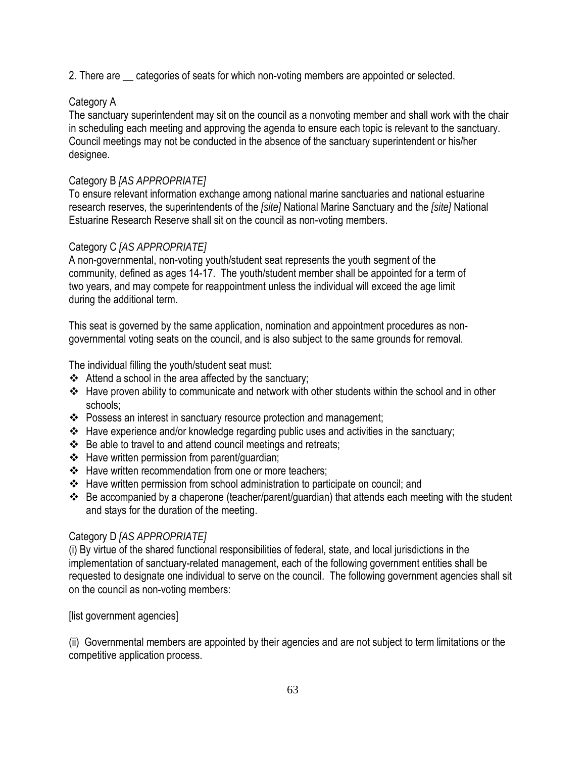2. There are __ categories of seats for which non-voting members are appointed or selected.

Category A

The sanctuary superintendent may sit on the council as a nonvoting member and shall work with the chair in scheduling each meeting and approving the agenda to ensure each topic is relevant to the sanctuary. Council meetings may not be conducted in the absence of the sanctuary superintendent or his/her designee.

Category B *[AS APPROPRIATE]*

To ensure relevant information exchange among national marine sanctuaries and national estuarine research reserves, the superintendents of the *[site]* National Marine Sanctuary and the *[site]* National Estuarine Research Reserve shall sit on the council as non-voting members.

Category C *[AS APPROPRIATE]*

A non-governmental, non-voting youth/student seat represents the youth segment of the community, defined as ages 14-17. The youth/student member shall be appointed for a term of two years, and may compete for reappointment unless the individual will exceed the age limit during the additional term.

This seat is governed by the same application, nomination and appointment procedures as non-governmental voting seats on the council, and is also subject to the same grounds for removal.

The individual filling the youth/student seat must:

- Attend a school in the area affected by the sanctuary;
- Have proven ability to communicate and network with other students within the school and in other schools;
- Possess an interest in sanctuary resource protection and management;
- Have experience and/or knowledge regarding public uses and activities in the sanctuary;
- Be able to travel to and attend council meetings and retreats;
- Have written permission from parent/guardian;
- Have written recommendation from one or more teachers;
- Have written permission from school administration to participate on council; and
- Be accompanied by a chaperone (teacher/parent/guardian) that attends each meeting with the student and stays for the duration of the meeting.

Category D *[AS APPROPRIATE]*

(i) By virtue of the shared functional responsibilities of federal, state, and local jurisdictions in the implementation of sanctuary-related management, each of the following government entities shall be requested to designate one individual to serve on the council. The following government agencies shall sit on the council as non-voting members:

[list government agencies]

(ii) Governmental members are appointed by their agencies and are not subject to term limitations or the competitive application process.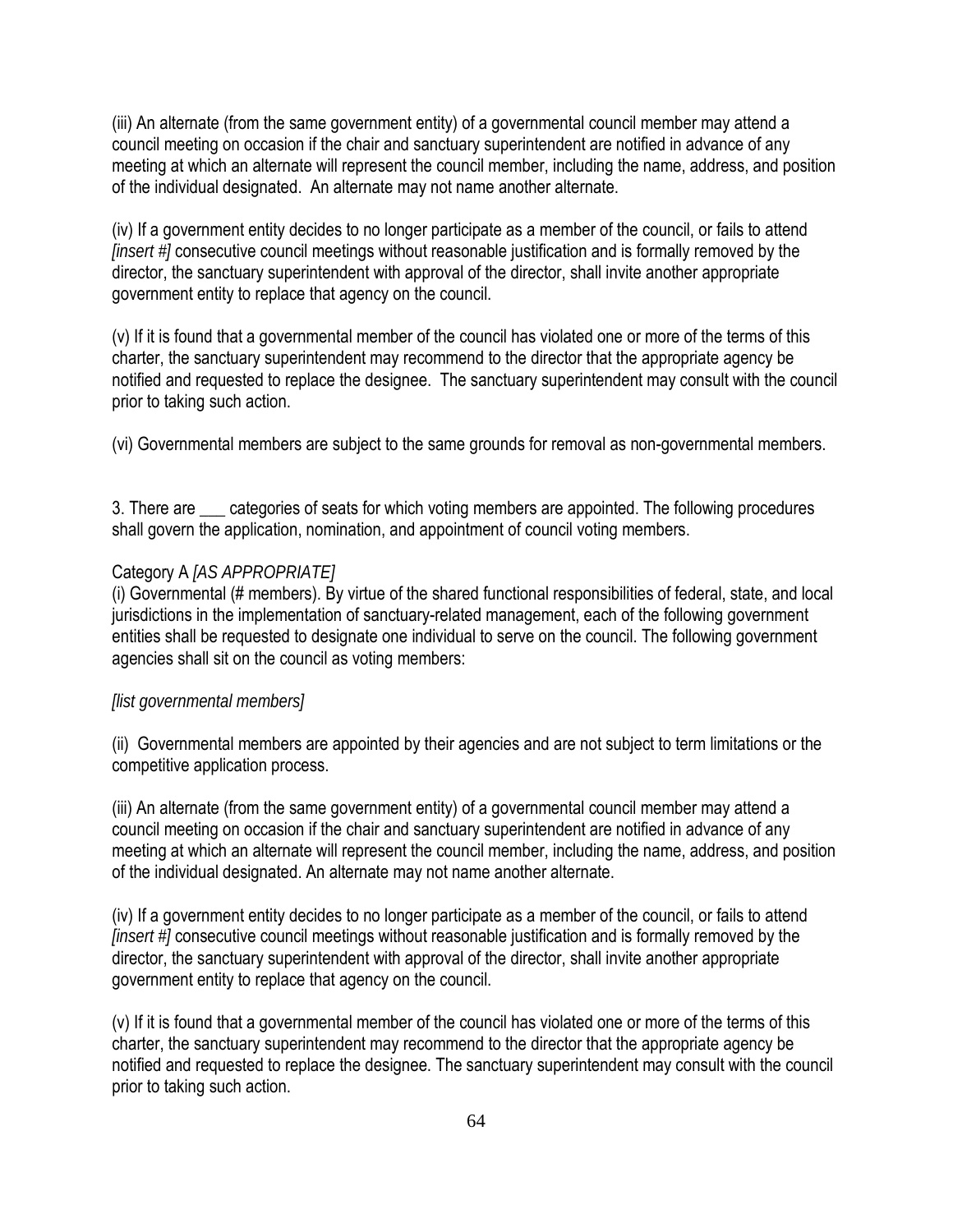(iii) An alternate (from the same government entity) of a governmental council member may attend a council meeting on occasion if the chair and sanctuary superintendent are notified in advance of any meeting at which an alternate will represent the council member, including the name, address, and position of the individual designated. An alternate may not name another alternate.

(iv) If a government entity decides to no longer participate as a member of the council, or fails to attend *[insert #]* consecutive council meetings without reasonable justification and is formally removed by the director, the sanctuary superintendent with approval of the director, shall invite another appropriate government entity to replace that agency on the council.

(v) If it is found that a governmental member of the council has violated one or more of the terms of this charter, the sanctuary superintendent may recommend to the director that the appropriate agency be notified and requested to replace the designee. The sanctuary superintendent may consult with the council prior to taking such action.

(vi) Governmental members are subject to the same grounds for removal as non-governmental members.

3. There are ___ categories of seats for which voting members are appointed. The following procedures shall govern the application, nomination, and appointment of council voting members.

Category A *[AS APPROPRIATE]*
(i) Governmental (# members). By virtue of the shared functional responsibilities of federal, state, and local jurisdictions in the implementation of sanctuary-related management, each of the following government entities shall be requested to designate one individual to serve on the council. The following government agencies shall sit on the council as voting members:

*[list governmental members]*

(ii) Governmental members are appointed by their agencies and are not subject to term limitations or the competitive application process.

(iii) An alternate (from the same government entity) of a governmental council member may attend a council meeting on occasion if the chair and sanctuary superintendent are notified in advance of any meeting at which an alternate will represent the council member, including the name, address, and position of the individual designated. An alternate may not name another alternate.

(iv) If a government entity decides to no longer participate as a member of the council, or fails to attend *[insert #]* consecutive council meetings without reasonable justification and is formally removed by the director, the sanctuary superintendent with approval of the director, shall invite another appropriate government entity to replace that agency on the council.

(v) If it is found that a governmental member of the council has violated one or more of the terms of this charter, the sanctuary superintendent may recommend to the director that the appropriate agency be notified and requested to replace the designee. The sanctuary superintendent may consult with the council prior to taking such action.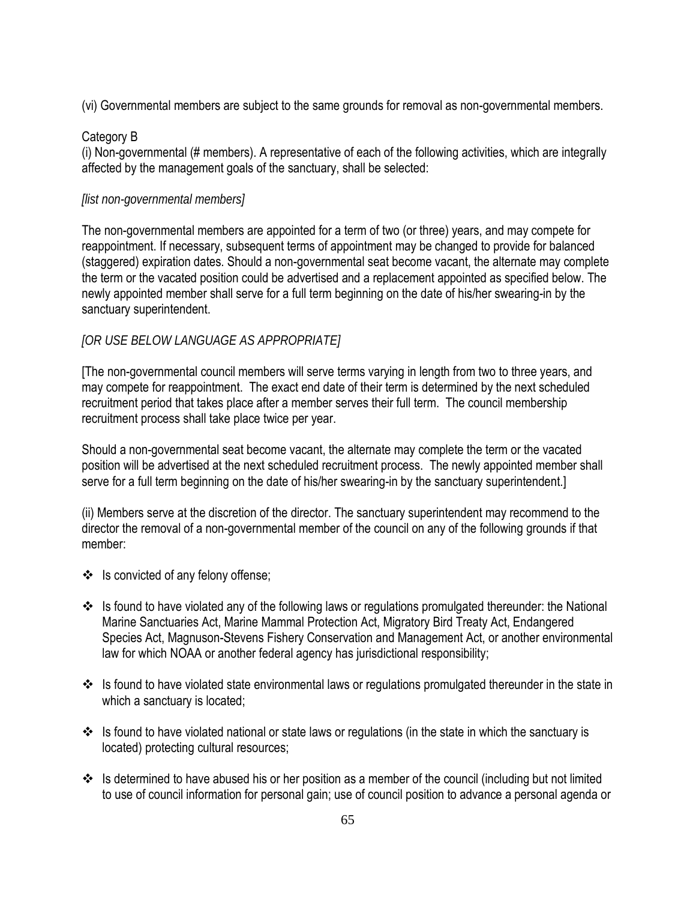(vi) Governmental members are subject to the same grounds for removal as non-governmental members.

Category B
(i) Non-governmental (# members). A representative of each of the following activities, which are integrally affected by the management goals of the sanctuary, shall be selected:

*[list non-governmental members]*

The non-governmental members are appointed for a term of two (or three) years, and may compete for reappointment. If necessary, subsequent terms of appointment may be changed to provide for balanced (staggered) expiration dates. Should a non-governmental seat become vacant, the alternate may complete the term or the vacated position could be advertised and a replacement appointed as specified below. The newly appointed member shall serve for a full term beginning on the date of his/her swearing-in by the sanctuary superintendent.

*[OR USE BELOW LANGUAGE AS APPROPRIATE]*

[The non-governmental council members will serve terms varying in length from two to three years, and may compete for reappointment. The exact end date of their term is determined by the next scheduled recruitment period that takes place after a member serves their full term. The council membership recruitment process shall take place twice per year.

Should a non-governmental seat become vacant, the alternate may complete the term or the vacated position will be advertised at the next scheduled recruitment process. The newly appointed member shall serve for a full term beginning on the date of his/her swearing-in by the sanctuary superintendent.]

(ii) Members serve at the discretion of the director. The sanctuary superintendent may recommend to the director the removal of a non-governmental member of the council on any of the following grounds if that member:

- Is convicted of any felony offense;
- Is found to have violated any of the following laws or regulations promulgated thereunder: the National Marine Sanctuaries Act, Marine Mammal Protection Act, Migratory Bird Treaty Act, Endangered Species Act, Magnuson-Stevens Fishery Conservation and Management Act, or another environmental law for which NOAA or another federal agency has jurisdictional responsibility;
- Is found to have violated state environmental laws or regulations promulgated thereunder in the state in which a sanctuary is located;
- Is found to have violated national or state laws or regulations (in the state in which the sanctuary is located) protecting cultural resources;
- Is determined to have abused his or her position as a member of the council (including but not limited to use of council information for personal gain; use of council position to advance a personal agenda or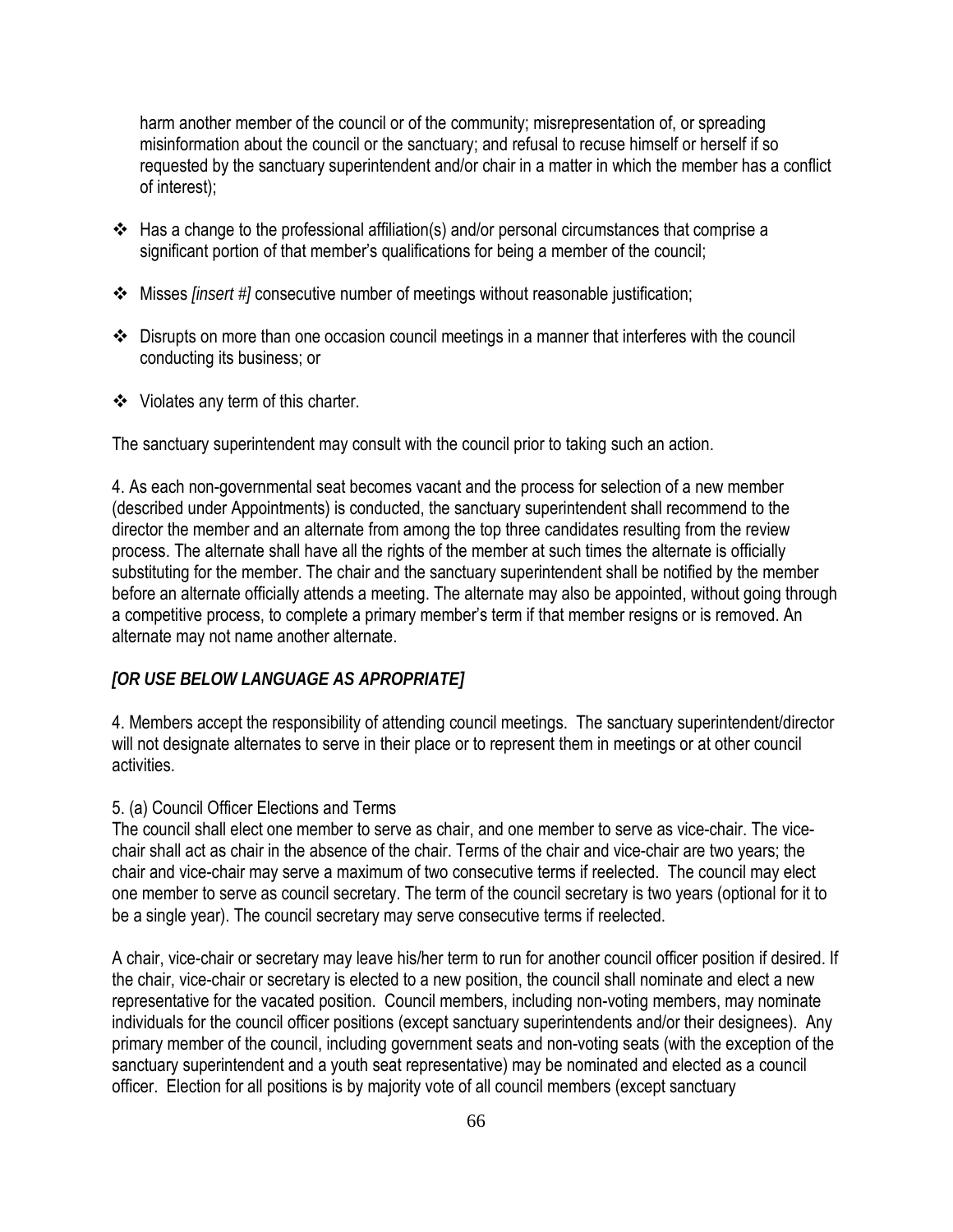harm another member of the council or of the community; misrepresentation of, or spreading misinformation about the council or the sanctuary; and refusal to recuse himself or herself if so requested by the sanctuary superintendent and/or chair in a matter in which the member has a conflict of interest);

- Has a change to the professional affiliation(s) and/or personal circumstances that comprise a significant portion of that member's qualifications for being a member of the council;
- Misses *[insert #]* consecutive number of meetings without reasonable justification;
- Disrupts on more than one occasion council meetings in a manner that interferes with the council conducting its business; or
- Violates any term of this charter.

The sanctuary superintendent may consult with the council prior to taking such an action.

4. As each non-governmental seat becomes vacant and the process for selection of a new member (described under Appointments) is conducted, the sanctuary superintendent shall recommend to the director the member and an alternate from among the top three candidates resulting from the review process. The alternate shall have all the rights of the member at such times the alternate is officially substituting for the member. The chair and the sanctuary superintendent shall be notified by the member before an alternate officially attends a meeting. The alternate may also be appointed, without going through a competitive process, to complete a primary member's term if that member resigns or is removed. An alternate may not name another alternate.

***[OR USE BELOW LANGUAGE AS APROPRIATE]***

4. Members accept the responsibility of attending council meetings. The sanctuary superintendent/director will not designate alternates to serve in their place or to represent them in meetings or at other council activities.

5. (a) Council Officer Elections and Terms
The council shall elect one member to serve as chair, and one member to serve as vice-chair. The vice-chair shall act as chair in the absence of the chair. Terms of the chair and vice-chair are two years; the chair and vice-chair may serve a maximum of two consecutive terms if reelected. The council may elect one member to serve as council secretary. The term of the council secretary is two years (optional for it to be a single year). The council secretary may serve consecutive terms if reelected.

A chair, vice-chair or secretary may leave his/her term to run for another council officer position if desired. If the chair, vice-chair or secretary is elected to a new position, the council shall nominate and elect a new representative for the vacated position. Council members, including non-voting members, may nominate individuals for the council officer positions (except sanctuary superintendents and/or their designees). Any primary member of the council, including government seats and non-voting seats (with the exception of the sanctuary superintendent and a youth seat representative) may be nominated and elected as a council officer. Election for all positions is by majority vote of all council members (except sanctuary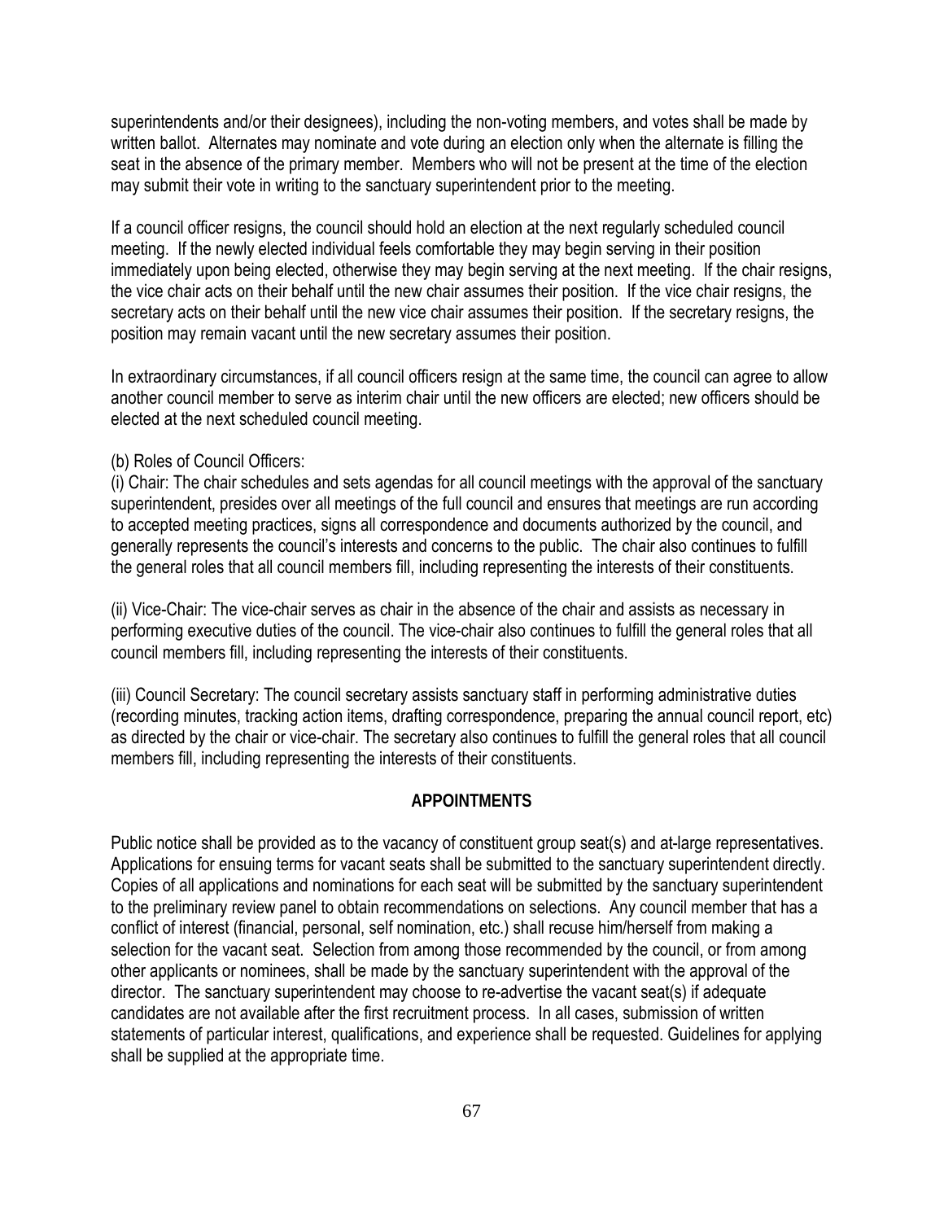superintendents and/or their designees), including the non-voting members, and votes shall be made by written ballot. Alternates may nominate and vote during an election only when the alternate is filling the seat in the absence of the primary member. Members who will not be present at the time of the election may submit their vote in writing to the sanctuary superintendent prior to the meeting.

If a council officer resigns, the council should hold an election at the next regularly scheduled council meeting. If the newly elected individual feels comfortable they may begin serving in their position immediately upon being elected, otherwise they may begin serving at the next meeting. If the chair resigns, the vice chair acts on their behalf until the new chair assumes their position. If the vice chair resigns, the secretary acts on their behalf until the new vice chair assumes their position. If the secretary resigns, the position may remain vacant until the new secretary assumes their position.

In extraordinary circumstances, if all council officers resign at the same time, the council can agree to allow another council member to serve as interim chair until the new officers are elected; new officers should be elected at the next scheduled council meeting.

(b) Roles of Council Officers:

(i) Chair: The chair schedules and sets agendas for all council meetings with the approval of the sanctuary superintendent, presides over all meetings of the full council and ensures that meetings are run according to accepted meeting practices, signs all correspondence and documents authorized by the council, and generally represents the council's interests and concerns to the public. The chair also continues to fulfill the general roles that all council members fill, including representing the interests of their constituents.

(ii) Vice-Chair: The vice-chair serves as chair in the absence of the chair and assists as necessary in performing executive duties of the council. The vice-chair also continues to fulfill the general roles that all council members fill, including representing the interests of their constituents.

(iii) Council Secretary: The council secretary assists sanctuary staff in performing administrative duties (recording minutes, tracking action items, drafting correspondence, preparing the annual council report, etc) as directed by the chair or vice-chair. The secretary also continues to fulfill the general roles that all council members fill, including representing the interests of their constituents.

## APPOINTMENTS

Public notice shall be provided as to the vacancy of constituent group seat(s) and at-large representatives. Applications for ensuing terms for vacant seats shall be submitted to the sanctuary superintendent directly. Copies of all applications and nominations for each seat will be submitted by the sanctuary superintendent to the preliminary review panel to obtain recommendations on selections. Any council member that has a conflict of interest (financial, personal, self nomination, etc.) shall recuse him/herself from making a selection for the vacant seat. Selection from among those recommended by the council, or from among other applicants or nominees, shall be made by the sanctuary superintendent with the approval of the director. The sanctuary superintendent may choose to re-advertise the vacant seat(s) if adequate candidates are not available after the first recruitment process. In all cases, submission of written statements of particular interest, qualifications, and experience shall be requested. Guidelines for applying shall be supplied at the appropriate time.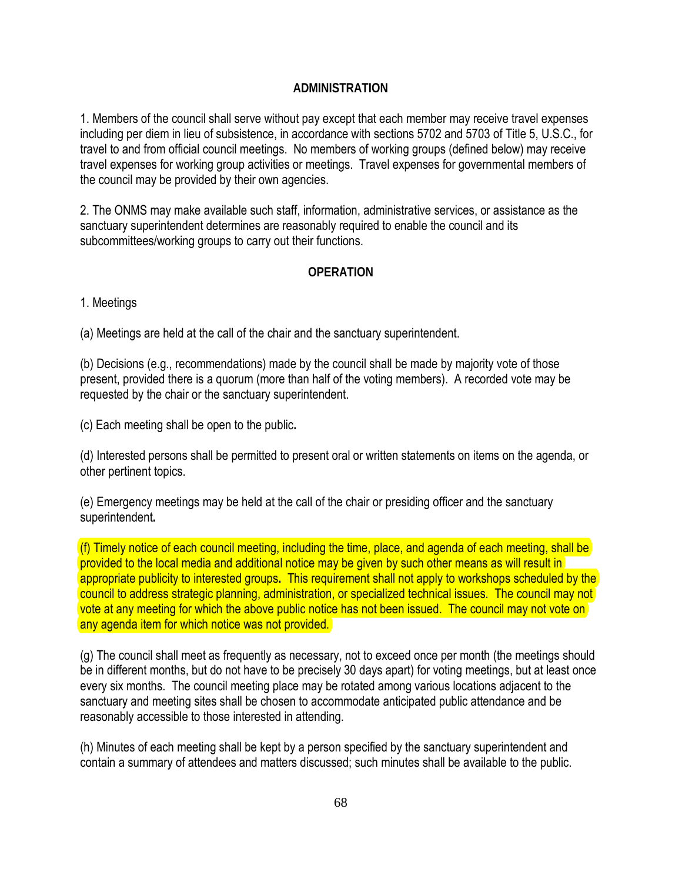## ADMINISTRATION

1. Members of the council shall serve without pay except that each member may receive travel expenses including per diem in lieu of subsistence, in accordance with sections 5702 and 5703 of Title 5, U.S.C., for travel to and from official council meetings. No members of working groups (defined below) may receive travel expenses for working group activities or meetings. Travel expenses for governmental members of the council may be provided by their own agencies.

2. The ONMS may make available such staff, information, administrative services, or assistance as the sanctuary superintendent determines are reasonably required to enable the council and its subcommittees/working groups to carry out their functions.

## OPERATION

1. Meetings

(a) Meetings are held at the call of the chair and the sanctuary superintendent.

(b) Decisions (e.g., recommendations) made by the council shall be made by majority vote of those present, provided there is a quorum (more than half of the voting members). A recorded vote may be requested by the chair or the sanctuary superintendent.

(c) Each meeting shall be open to the public.

(d) Interested persons shall be permitted to present oral or written statements on items on the agenda, or other pertinent topics.

(e) Emergency meetings may be held at the call of the chair or presiding officer and the sanctuary superintendent.

(f) Timely notice of each council meeting, including the time, place, and agenda of each meeting, shall be provided to the local media and additional notice may be given by such other means as will result in appropriate publicity to interested groups. This requirement shall not apply to workshops scheduled by the council to address strategic planning, administration, or specialized technical issues. The council may not vote at any meeting for which the above public notice has not been issued. The council may not vote on any agenda item for which notice was not provided.

(g) The council shall meet as frequently as necessary, not to exceed once per month (the meetings should be in different months, but do not have to be precisely 30 days apart) for voting meetings, but at least once every six months. The council meeting place may be rotated among various locations adjacent to the sanctuary and meeting sites shall be chosen to accommodate anticipated public attendance and be reasonably accessible to those interested in attending.

(h) Minutes of each meeting shall be kept by a person specified by the sanctuary superintendent and contain a summary of attendees and matters discussed; such minutes shall be available to the public.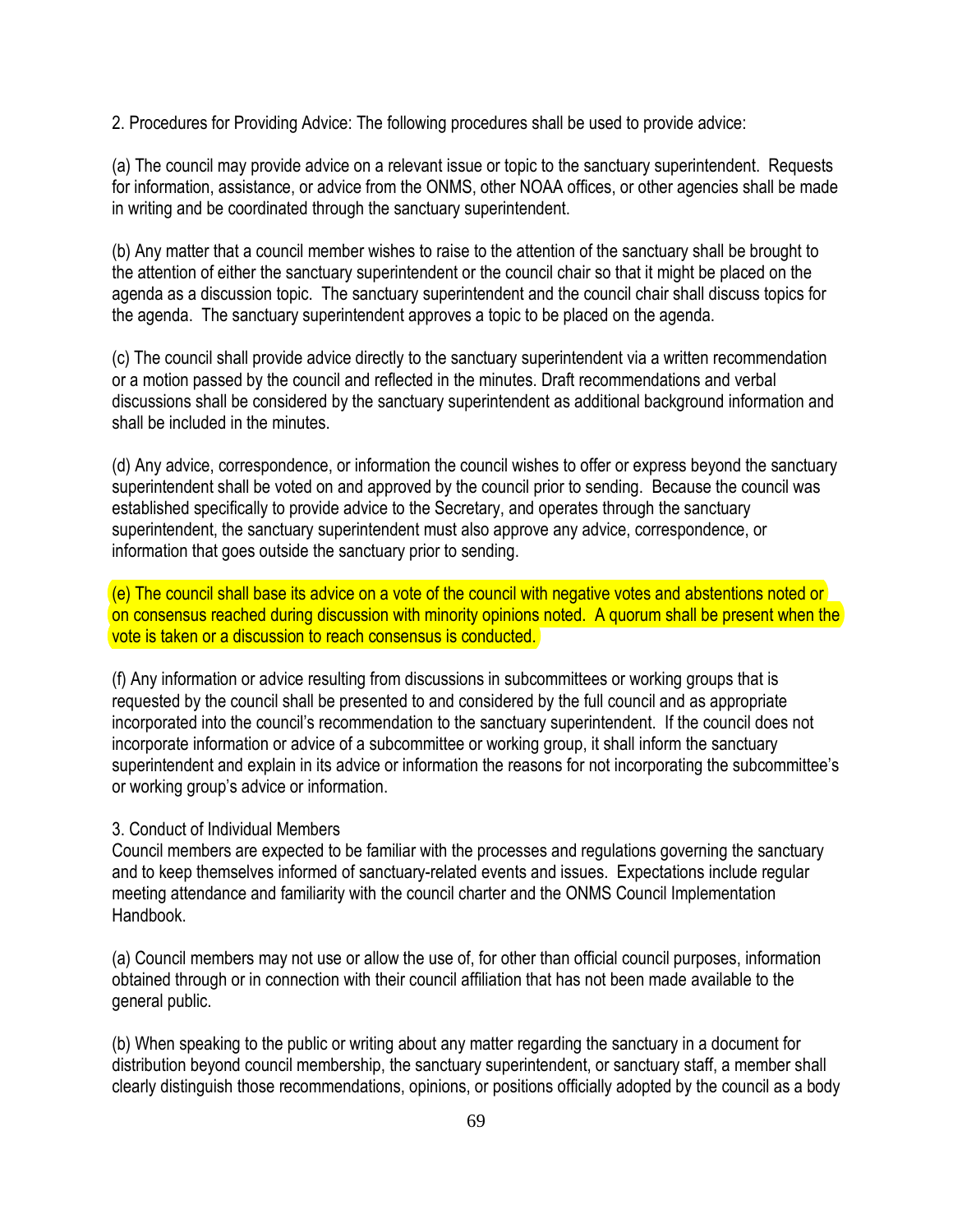2. Procedures for Providing Advice: The following procedures shall be used to provide advice:

(a) The council may provide advice on a relevant issue or topic to the sanctuary superintendent. Requests for information, assistance, or advice from the ONMS, other NOAA offices, or other agencies shall be made in writing and be coordinated through the sanctuary superintendent.

(b) Any matter that a council member wishes to raise to the attention of the sanctuary shall be brought to the attention of either the sanctuary superintendent or the council chair so that it might be placed on the agenda as a discussion topic. The sanctuary superintendent and the council chair shall discuss topics for the agenda. The sanctuary superintendent approves a topic to be placed on the agenda.

(c) The council shall provide advice directly to the sanctuary superintendent via a written recommendation or a motion passed by the council and reflected in the minutes. Draft recommendations and verbal discussions shall be considered by the sanctuary superintendent as additional background information and shall be included in the minutes.

(d) Any advice, correspondence, or information the council wishes to offer or express beyond the sanctuary superintendent shall be voted on and approved by the council prior to sending. Because the council was established specifically to provide advice to the Secretary, and operates through the sanctuary superintendent, the sanctuary superintendent must also approve any advice, correspondence, or information that goes outside the sanctuary prior to sending.

(e) The council shall base its advice on a vote of the council with negative votes and abstentions noted or on consensus reached during discussion with minority opinions noted. A quorum shall be present when the vote is taken or a discussion to reach consensus is conducted.

(f) Any information or advice resulting from discussions in subcommittees or working groups that is requested by the council shall be presented to and considered by the full council and as appropriate incorporated into the council's recommendation to the sanctuary superintendent. If the council does not incorporate information or advice of a subcommittee or working group, it shall inform the sanctuary superintendent and explain in its advice or information the reasons for not incorporating the subcommittee's or working group's advice or information.

3. Conduct of Individual Members

Council members are expected to be familiar with the processes and regulations governing the sanctuary and to keep themselves informed of sanctuary-related events and issues. Expectations include regular meeting attendance and familiarity with the council charter and the ONMS Council Implementation Handbook.

(a) Council members may not use or allow the use of, for other than official council purposes, information obtained through or in connection with their council affiliation that has not been made available to the general public.

(b) When speaking to the public or writing about any matter regarding the sanctuary in a document for distribution beyond council membership, the sanctuary superintendent, or sanctuary staff, a member shall clearly distinguish those recommendations, opinions, or positions officially adopted by the council as a body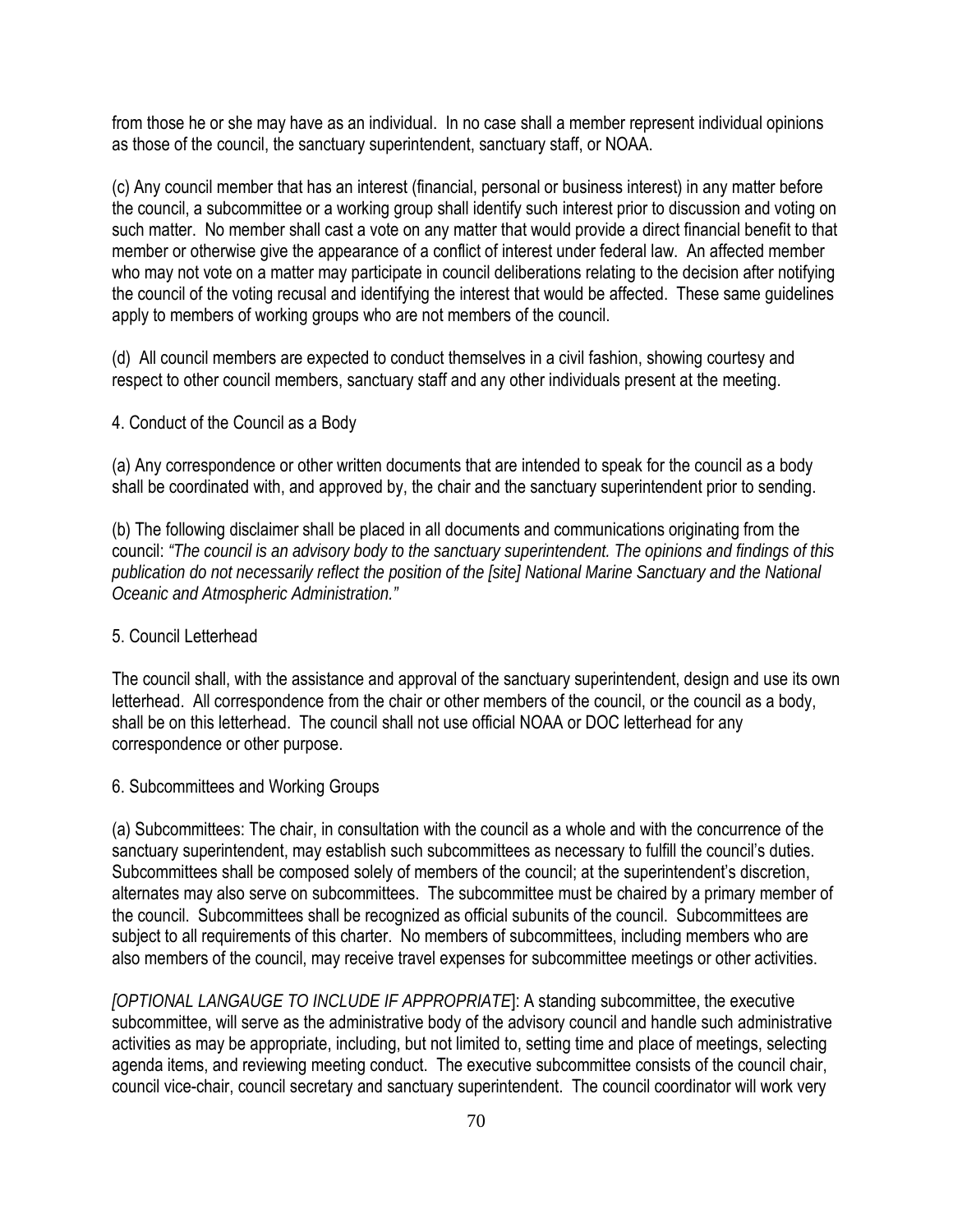from those he or she may have as an individual. In no case shall a member represent individual opinions as those of the council, the sanctuary superintendent, sanctuary staff, or NOAA.

(c) Any council member that has an interest (financial, personal or business interest) in any matter before the council, a subcommittee or a working group shall identify such interest prior to discussion and voting on such matter. No member shall cast a vote on any matter that would provide a direct financial benefit to that member or otherwise give the appearance of a conflict of interest under federal law. An affected member who may not vote on a matter may participate in council deliberations relating to the decision after notifying the council of the voting recusal and identifying the interest that would be affected. These same guidelines apply to members of working groups who are not members of the council.

(d) All council members are expected to conduct themselves in a civil fashion, showing courtesy and respect to other council members, sanctuary staff and any other individuals present at the meeting.

4. Conduct of the Council as a Body

(a) Any correspondence or other written documents that are intended to speak for the council as a body shall be coordinated with, and approved by, the chair and the sanctuary superintendent prior to sending.

(b) The following disclaimer shall be placed in all documents and communications originating from the council: *"The council is an advisory body to the sanctuary superintendent. The opinions and findings of this publication do not necessarily reflect the position of the [site] National Marine Sanctuary and the National Oceanic and Atmospheric Administration."*

5. Council Letterhead

The council shall, with the assistance and approval of the sanctuary superintendent, design and use its own letterhead. All correspondence from the chair or other members of the council, or the council as a body, shall be on this letterhead. The council shall not use official NOAA or DOC letterhead for any correspondence or other purpose.

6. Subcommittees and Working Groups

(a) Subcommittees: The chair, in consultation with the council as a whole and with the concurrence of the sanctuary superintendent, may establish such subcommittees as necessary to fulfill the council's duties. Subcommittees shall be composed solely of members of the council; at the superintendent's discretion, alternates may also serve on subcommittees. The subcommittee must be chaired by a primary member of the council. Subcommittees shall be recognized as official subunits of the council. Subcommittees are subject to all requirements of this charter. No members of subcommittees, including members who are also members of the council, may receive travel expenses for subcommittee meetings or other activities.

*[OPTIONAL LANGAUGE TO INCLUDE IF APPROPRIATE*]: A standing subcommittee, the executive subcommittee, will serve as the administrative body of the advisory council and handle such administrative activities as may be appropriate, including, but not limited to, setting time and place of meetings, selecting agenda items, and reviewing meeting conduct. The executive subcommittee consists of the council chair, council vice-chair, council secretary and sanctuary superintendent. The council coordinator will work very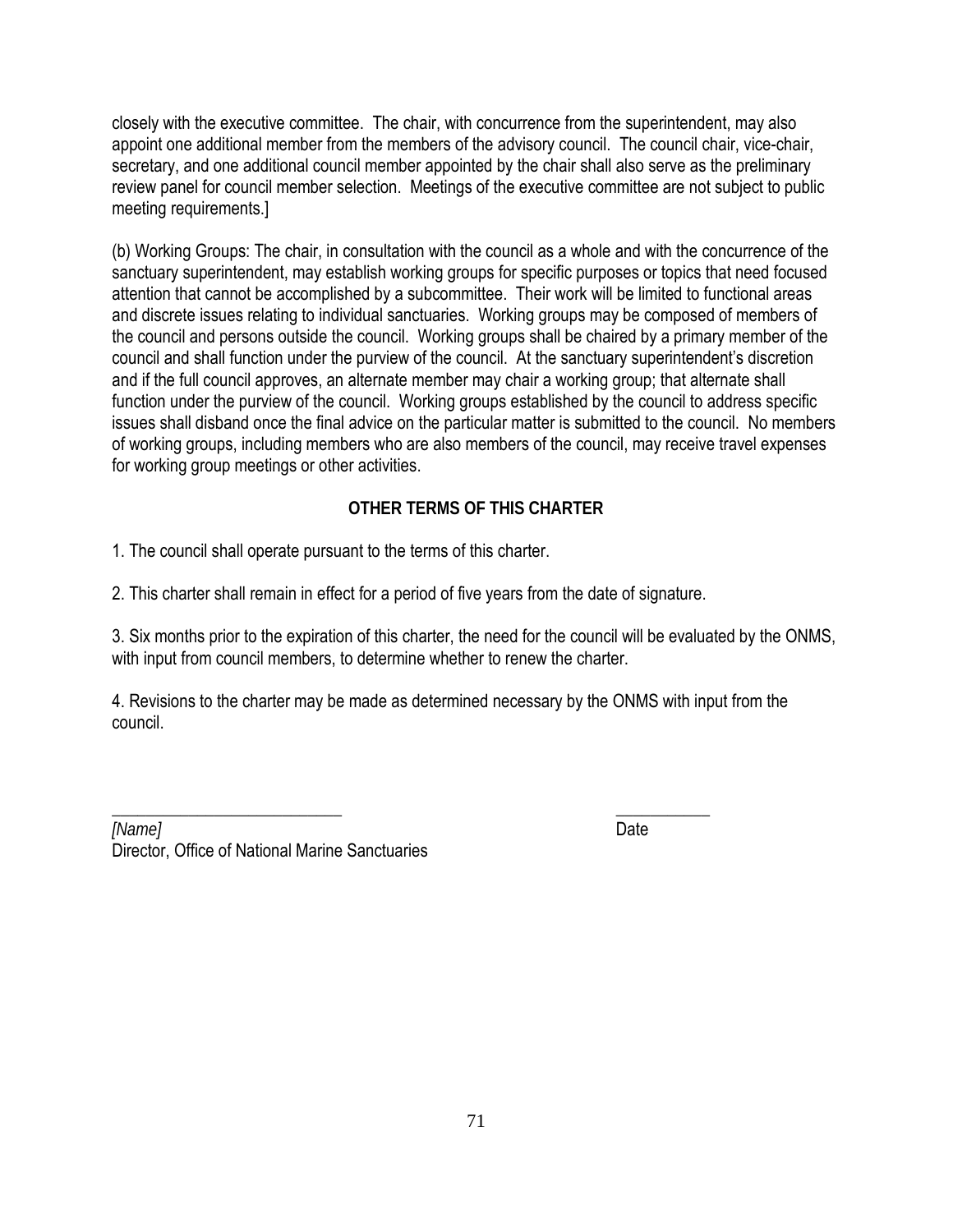closely with the executive committee. The chair, with concurrence from the superintendent, may also appoint one additional member from the members of the advisory council. The council chair, vice-chair, secretary, and one additional council member appointed by the chair shall also serve as the preliminary review panel for council member selection. Meetings of the executive committee are not subject to public meeting requirements.]

(b) Working Groups: The chair, in consultation with the council as a whole and with the concurrence of the sanctuary superintendent, may establish working groups for specific purposes or topics that need focused attention that cannot be accomplished by a subcommittee. Their work will be limited to functional areas and discrete issues relating to individual sanctuaries. Working groups may be composed of members of the council and persons outside the council. Working groups shall be chaired by a primary member of the council and shall function under the purview of the council. At the sanctuary superintendent's discretion and if the full council approves, an alternate member may chair a working group; that alternate shall function under the purview of the council. Working groups established by the council to address specific issues shall disband once the final advice on the particular matter is submitted to the council. No members of working groups, including members who are also members of the council, may receive travel expenses for working group meetings or other activities.

**OTHER TERMS OF THIS CHARTER**

1. The council shall operate pursuant to the terms of this charter.

2. This charter shall remain in effect for a period of five years from the date of signature.

3. Six months prior to the expiration of this charter, the need for the council will be evaluated by the ONMS, with input from council members, to determine whether to renew the charter.

4. Revisions to the charter may be made as determined necessary by the ONMS with input from the council.

\_\_\_\_\_\_\_\_\_\_\_\_\_\_\_\_\_\_\_\_\_\_\_\_\_\_\_ \_\_\_\_\_\_\_\_\_\_\_

*[Name]* Date

Director, Office of National Marine Sanctuaries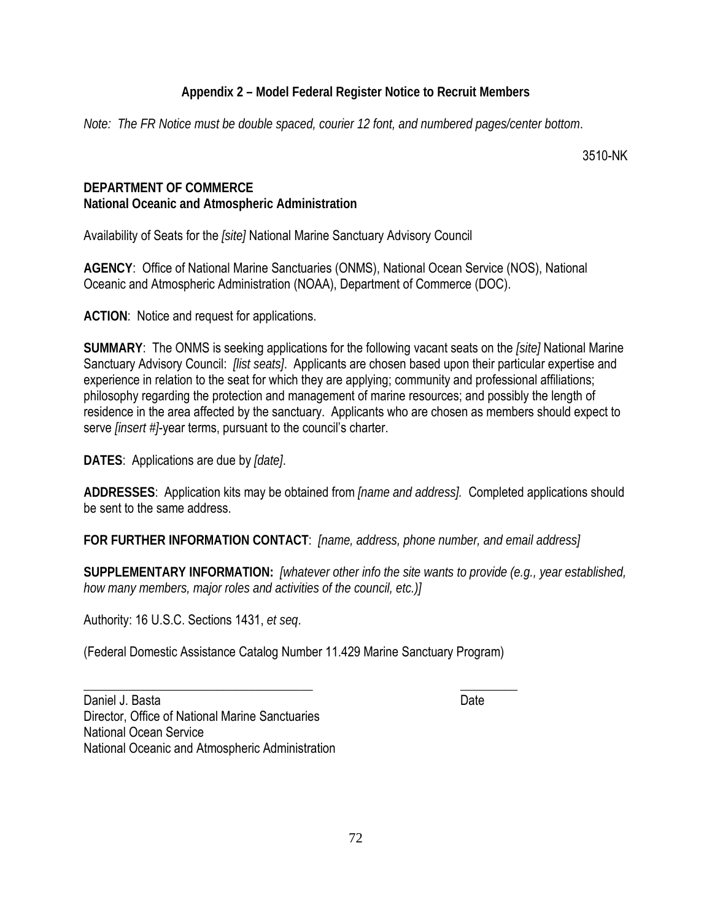## Appendix 2 – Model Federal Register Notice to Recruit Members

*Note: The FR Notice must be double spaced, courier 12 font, and numbered pages/center bottom*.

3510-NK

**DEPARTMENT OF COMMERCE**
**National Oceanic and Atmospheric Administration**

Availability of Seats for the *[site]* National Marine Sanctuary Advisory Council

**AGENCY**: Office of National Marine Sanctuaries (ONMS), National Ocean Service (NOS), National Oceanic and Atmospheric Administration (NOAA), Department of Commerce (DOC).

**ACTION**: Notice and request for applications.

**SUMMARY**: The ONMS is seeking applications for the following vacant seats on the *[site]* National Marine Sanctuary Advisory Council: *[list seats]*. Applicants are chosen based upon their particular expertise and experience in relation to the seat for which they are applying; community and professional affiliations; philosophy regarding the protection and management of marine resources; and possibly the length of residence in the area affected by the sanctuary. Applicants who are chosen as members should expect to serve *[insert #]*-year terms, pursuant to the council's charter.

**DATES**: Applications are due by *[date]*.

**ADDRESSES**: Application kits may be obtained from *[name and address].* Completed applications should be sent to the same address.

**FOR FURTHER INFORMATION CONTACT**: *[name, address, phone number, and email address]*

**SUPPLEMENTARY INFORMATION:** *[whatever other info the site wants to provide (e.g., year established, how many members, major roles and activities of the council, etc.)]*

Authority: 16 U.S.C. Sections 1431, *et seq*.

(Federal Domestic Assistance Catalog Number 11.429 Marine Sanctuary Program)

_____________________________________ _________

Daniel J. Basta Date
Director, Office of National Marine Sanctuaries
National Ocean Service
National Oceanic and Atmospheric Administration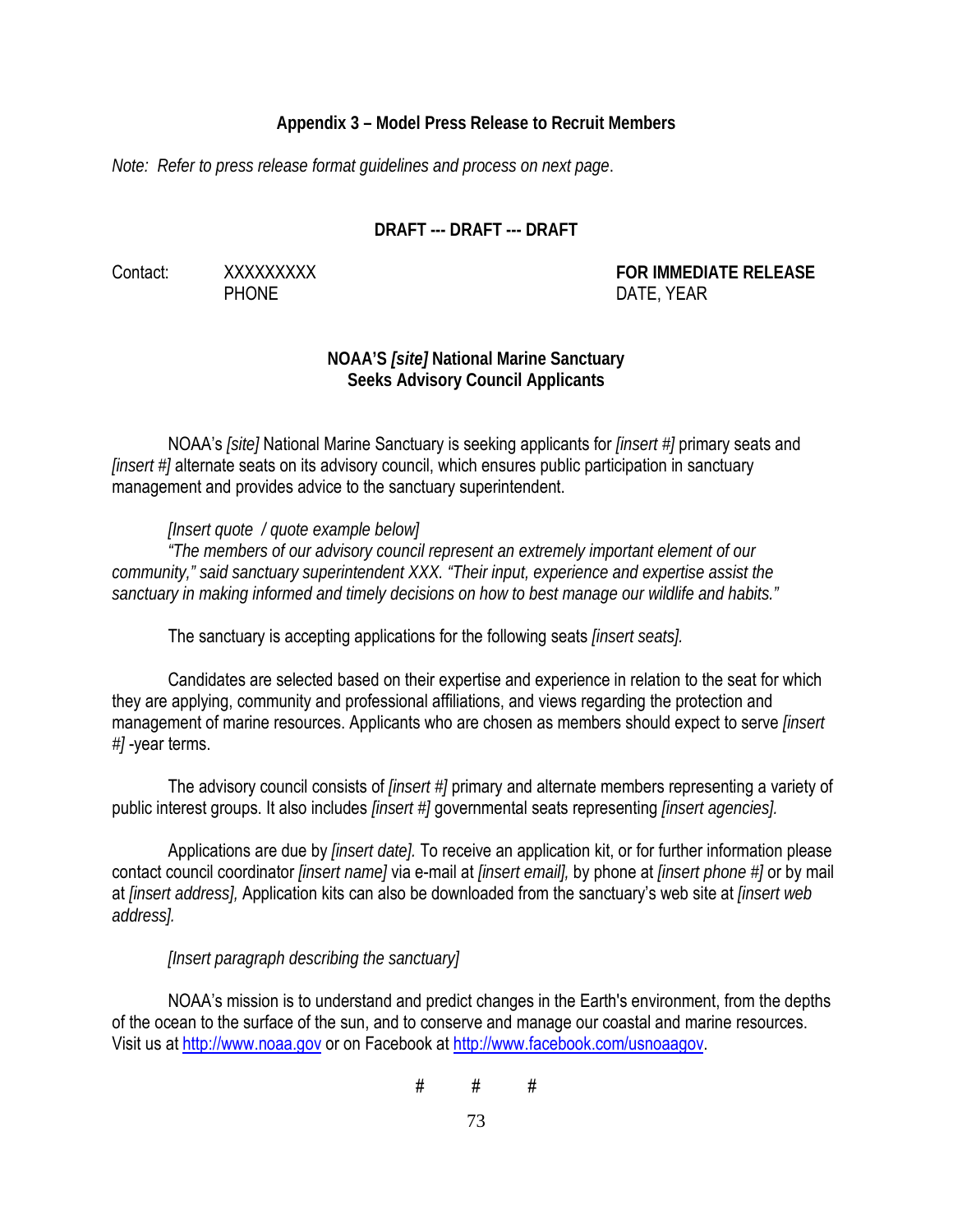## Appendix 3 – Model Press Release to Recruit Members

*Note: Refer to press release format guidelines and process on next page*.

**DRAFT --- DRAFT --- DRAFT**

Contact: XXXXXXXXX
PHONE

**FOR IMMEDIATE RELEASE**
DATE, YEAR

**NOAA'S *[site]* National Marine Sanctuary**
**Seeks Advisory Council Applicants**

NOAA's *[site]* National Marine Sanctuary is seeking applicants for *[insert #]* primary seats and *[insert #]* alternate seats on its advisory council, which ensures public participation in sanctuary management and provides advice to the sanctuary superintendent.

*[Insert quote / quote example below]*

*"The members of our advisory council represent an extremely important element of our community," said sanctuary superintendent XXX. "Their input, experience and expertise assist the sanctuary in making informed and timely decisions on how to best manage our wildlife and habits."*

The sanctuary is accepting applications for the following seats *[insert seats].*

Candidates are selected based on their expertise and experience in relation to the seat for which they are applying, community and professional affiliations, and views regarding the protection and management of marine resources. Applicants who are chosen as members should expect to serve *[insert #]* -year terms.

The advisory council consists of *[insert #]* primary and alternate members representing a variety of public interest groups. It also includes *[insert #]* governmental seats representing *[insert agencies].*

Applications are due by *[insert date].* To receive an application kit, or for further information please contact council coordinator *[insert name]* via e-mail at *[insert email],* by phone at *[insert phone #]* or by mail at *[insert address],* Application kits can also be downloaded from the sanctuary's web site at *[insert web address].*

*[Insert paragraph describing the sanctuary]*

NOAA's mission is to understand and predict changes in the Earth's environment, from the depths of the ocean to the surface of the sun, and to conserve and manage our coastal and marine resources. Visit us at http://www.noaa.gov or on Facebook at http://www.facebook.com/usnoaagov.

\# # #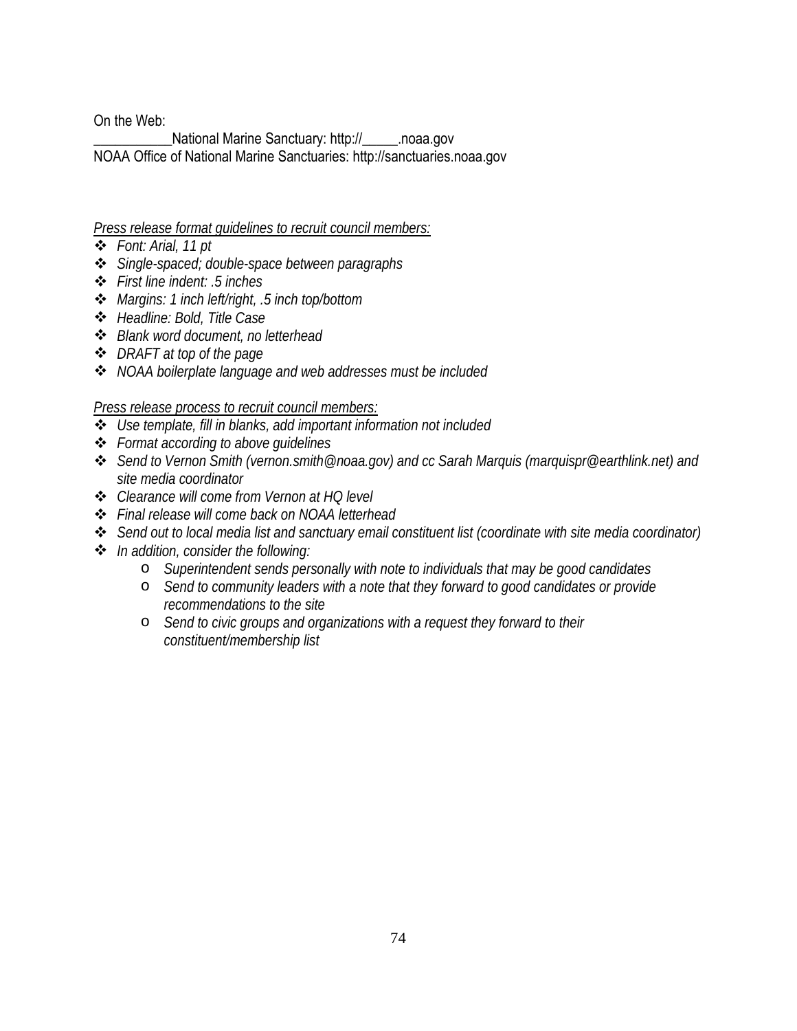On the Web:
___________National Marine Sanctuary: http://_____.noaa.gov
NOAA Office of National Marine Sanctuaries: http://sanctuaries.noaa.gov

*<u>Press release format guidelines to recruit council members:</u>*

- *Font: Arial, 11 pt*
- *Single-spaced; double-space between paragraphs*
- *First line indent: .5 inches*
- *Margins: 1 inch left/right, .5 inch top/bottom*
- *Headline: Bold, Title Case*
- *Blank word document, no letterhead*
- *DRAFT at top of the page*
- *NOAA boilerplate language and web addresses must be included*

*<u>Press release process to recruit council members:</u>*

- *Use template, fill in blanks, add important information not included*
- *Format according to above guidelines*
- *Send to Vernon Smith (vernon.smith@noaa.gov) and cc Sarah Marquis (marquispr@earthlink.net) and site media coordinator*
- *Clearance will come from Vernon at HQ level*
- *Final release will come back on NOAA letterhead*
- *Send out to local media list and sanctuary email constituent list (coordinate with site media coordinator)*
- *In addition, consider the following:*
    - *Superintendent sends personally with note to individuals that may be good candidates*
    - *Send to community leaders with a note that they forward to good candidates or provide recommendations to the site*
    - *Send to civic groups and organizations with a request they forward to their constituent/membership list*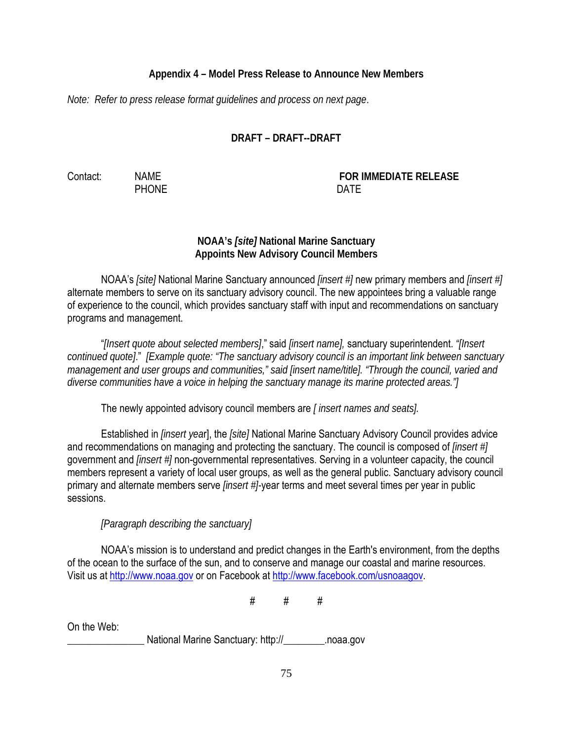### Appendix 4 – Model Press Release to Announce New Members

*Note: Refer to press release format guidelines and process on next page.*

**DRAFT – DRAFT--DRAFT**

Contact: NAME
PHONE

**FOR IMMEDIATE RELEASE**
DATE

**NOAA's *[site]* National Marine Sanctuary**
**Appoints New Advisory Council Members**

NOAA's *[site]* National Marine Sanctuary announced *[insert #]* new primary members and *[insert #]* alternate members to serve on its sanctuary advisory council. The new appointees bring a valuable range of experience to the council, which provides sanctuary staff with input and recommendations on sanctuary programs and management.

"*[Insert quote about selected members]*," said *[insert name],* sanctuary superintendent. *"[Insert continued quote]*." *[Example quote: "The sanctuary advisory council is an important link between sanctuary management and user groups and communities," said [insert name/title]. "Through the council, varied and diverse communities have a voice in helping the sanctuary manage its marine protected areas."]*

The newly appointed advisory council members are *[ insert names and seats].*

Established in *[insert yea*r], the *[site]* National Marine Sanctuary Advisory Council provides advice and recommendations on managing and protecting the sanctuary. The council is composed of *[insert #]* government and *[insert #]* non-governmental representatives. Serving in a volunteer capacity, the council members represent a variety of local user groups, as well as the general public. Sanctuary advisory council primary and alternate members serve *[insert #]*-year terms and meet several times per year in public sessions.

*[Paragraph describing the sanctuary]*

NOAA's mission is to understand and predict changes in the Earth's environment, from the depths of the ocean to the surface of the sun, and to conserve and manage our coastal and marine resources. Visit us at http://www.noaa.gov or on Facebook at http://www.facebook.com/usnoaagov.

# # #

On the Web:
_______________ National Marine Sanctuary: http://________.noaa.gov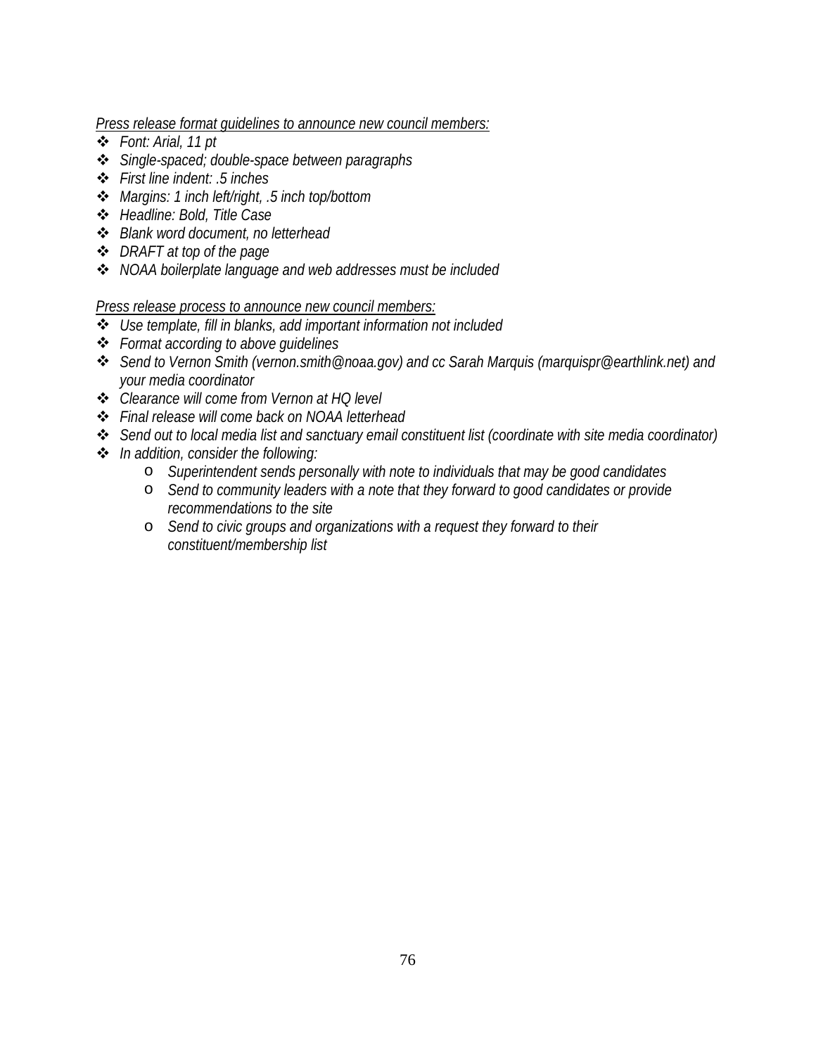*<u>Press release format guidelines to announce new council members:</u>*

- *Font: Arial, 11 pt*
- *Single-spaced; double-space between paragraphs*
- *First line indent: .5 inches*
- *Margins: 1 inch left/right, .5 inch top/bottom*
- *Headline: Bold, Title Case*
- *Blank word document, no letterhead*
- *DRAFT at top of the page*
- *NOAA boilerplate language and web addresses must be included*

*<u>Press release process to announce new council members:</u>*

- *Use template, fill in blanks, add important information not included*
- *Format according to above guidelines*
- *Send to Vernon Smith (vernon.smith@noaa.gov) and cc Sarah Marquis (marquispr@earthlink.net) and your media coordinator*
- *Clearance will come from Vernon at HQ level*
- *Final release will come back on NOAA letterhead*
- *Send out to local media list and sanctuary email constituent list (coordinate with site media coordinator)*
- *In addition, consider the following:*
    - *Superintendent sends personally with note to individuals that may be good candidates*
    - *Send to community leaders with a note that they forward to good candidates or provide recommendations to the site*
    - *Send to civic groups and organizations with a request they forward to their constituent/membership list*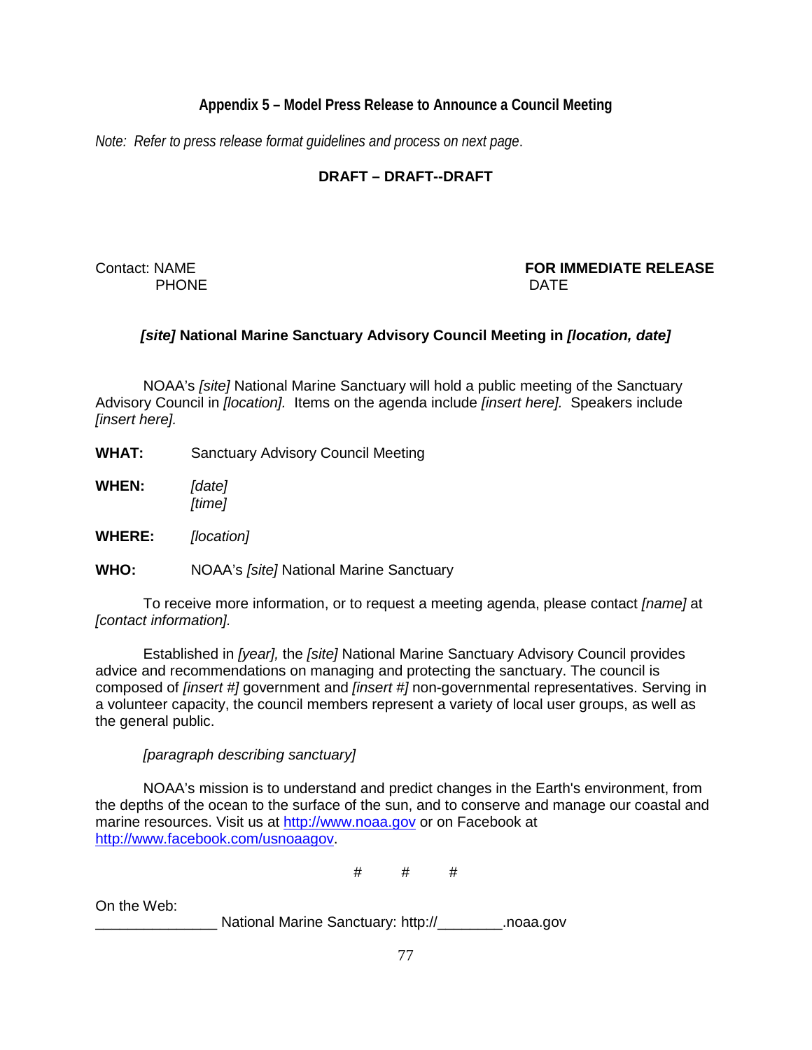## Appendix 5 – Model Press Release to Announce a Council Meeting

*Note: Refer to press release format guidelines and process on next page.*

**DRAFT – DRAFT--DRAFT**

Contact: NAME
PHONE

**FOR IMMEDIATE RELEASE**
DATE

### ***[site]*** **National Marine Sanctuary Advisory Council Meeting in** ***[location, date]***

NOAA's *[site]* National Marine Sanctuary will hold a public meeting of the Sanctuary Advisory Council in *[location].* Items on the agenda include *[insert here].* Speakers include *[insert here].*

**WHAT:** Sanctuary Advisory Council Meeting

**WHEN:** *[date]*
*[time]*

**WHERE:** *[location]*

**WHO:** NOAA's *[site]* National Marine Sanctuary

To receive more information, or to request a meeting agenda, please contact *[name]* at *[contact information].*

Established in *[year],* the *[site]* National Marine Sanctuary Advisory Council provides advice and recommendations on managing and protecting the sanctuary. The council is composed of *[insert #]* government and *[insert #]* non-governmental representatives. Serving in a volunteer capacity, the council members represent a variety of local user groups, as well as the general public.

*[paragraph describing sanctuary]*

NOAA's mission is to understand and predict changes in the Earth's environment, from the depths of the ocean to the surface of the sun, and to conserve and manage our coastal and marine resources. Visit us at http://www.noaa.gov or on Facebook at http://www.facebook.com/usnoaagov.

# # #

On the Web:
_______________ National Marine Sanctuary: http://________.noaa.gov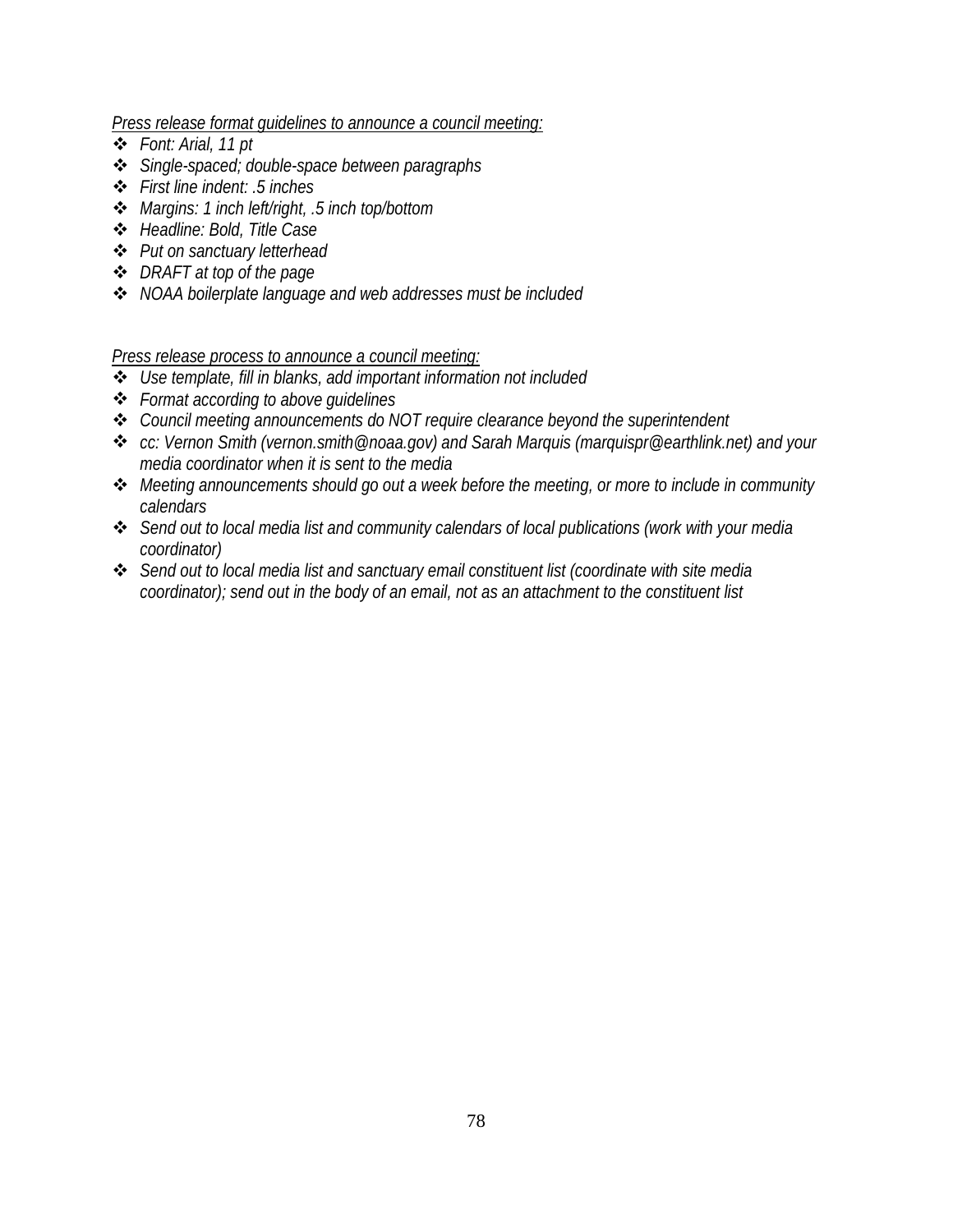*<u>Press release format guidelines to announce a council meeting:</u>*

- *Font: Arial, 11 pt*
- *Single-spaced; double-space between paragraphs*
- *First line indent: .5 inches*
- *Margins: 1 inch left/right, .5 inch top/bottom*
- *Headline: Bold, Title Case*
- *Put on sanctuary letterhead*
- *DRAFT at top of the page*
- *NOAA boilerplate language and web addresses must be included*

*<u>Press release process to announce a council meeting:</u>*

- *Use template, fill in blanks, add important information not included*
- *Format according to above guidelines*
- *Council meeting announcements do NOT require clearance beyond the superintendent*
- *cc: Vernon Smith (vernon.smith@noaa.gov) and Sarah Marquis (marquispr@earthlink.net) and your media coordinator when it is sent to the media*
- *Meeting announcements should go out a week before the meeting, or more to include in community calendars*
- *Send out to local media list and community calendars of local publications (work with your media coordinator)*
- *Send out to local media list and sanctuary email constituent list (coordinate with site media coordinator); send out in the body of an email, not as an attachment to the constituent list*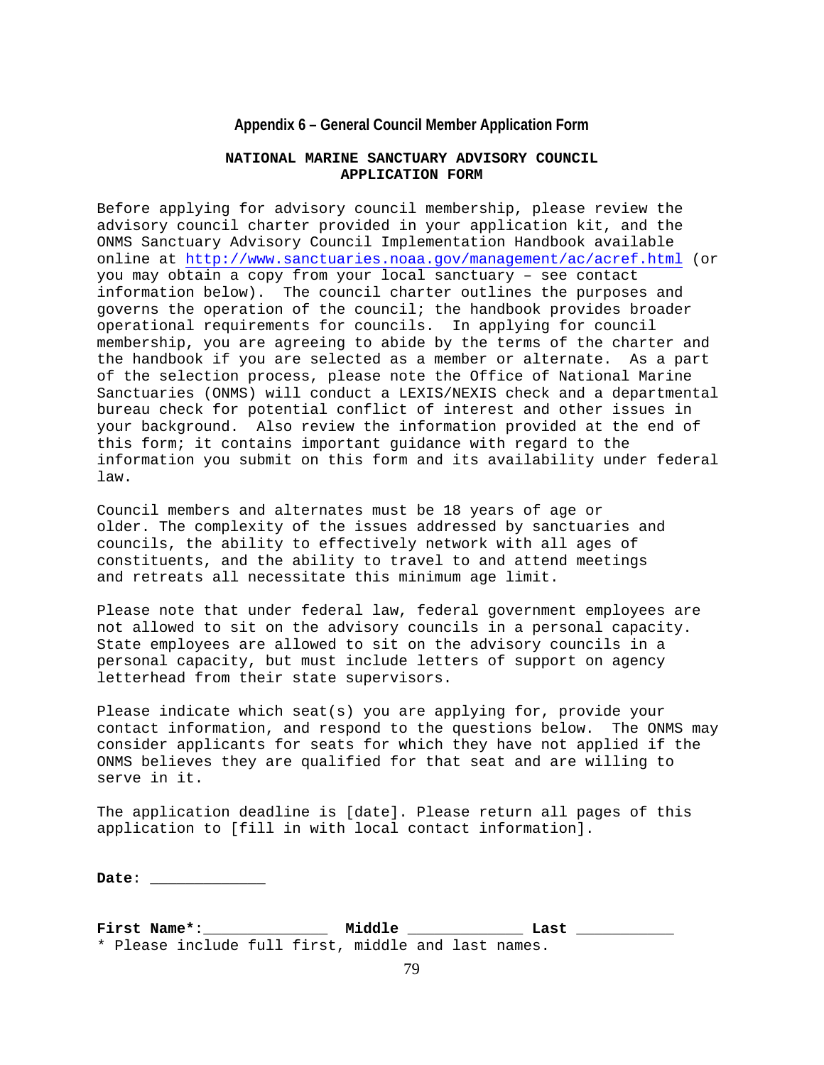## Appendix 6 – General Council Member Application Form

**NATIONAL MARINE SANCTUARY ADVISORY COUNCIL
APPLICATION FORM**

Before applying for advisory council membership, please review the advisory council charter provided in your application kit, and the ONMS Sanctuary Advisory Council Implementation Handbook available online at http://www.sanctuaries.noaa.gov/management/ac/acref.html (or you may obtain a copy from your local sanctuary – see contact information below). The council charter outlines the purposes and governs the operation of the council; the handbook provides broader operational requirements for councils. In applying for council membership, you are agreeing to abide by the terms of the charter and the handbook if you are selected as a member or alternate. As a part of the selection process, please note the Office of National Marine Sanctuaries (ONMS) will conduct a LEXIS/NEXIS check and a departmental bureau check for potential conflict of interest and other issues in your background. Also review the information provided at the end of this form; it contains important guidance with regard to the information you submit on this form and its availability under federal law.

Council members and alternates must be 18 years of age or older. The complexity of the issues addressed by sanctuaries and councils, the ability to effectively network with all ages of constituents, and the ability to travel to and attend meetings and retreats all necessitate this minimum age limit.

Please note that under federal law, federal government employees are not allowed to sit on the advisory councils in a personal capacity. State employees are allowed to sit on the advisory councils in a personal capacity, but must include letters of support on agency letterhead from their state supervisors.

Please indicate which seat(s) you are applying for, provide your contact information, and respond to the questions below. The ONMS may consider applicants for seats for which they have not applied if the ONMS believes they are qualified for that seat and are willing to serve in it.

The application deadline is [date]. Please return all pages of this application to [fill in with local contact information].

**Date**: _____________

**First Name***:______________ **Middle** _____________ **Last** ___________
* Please include full first, middle and last names.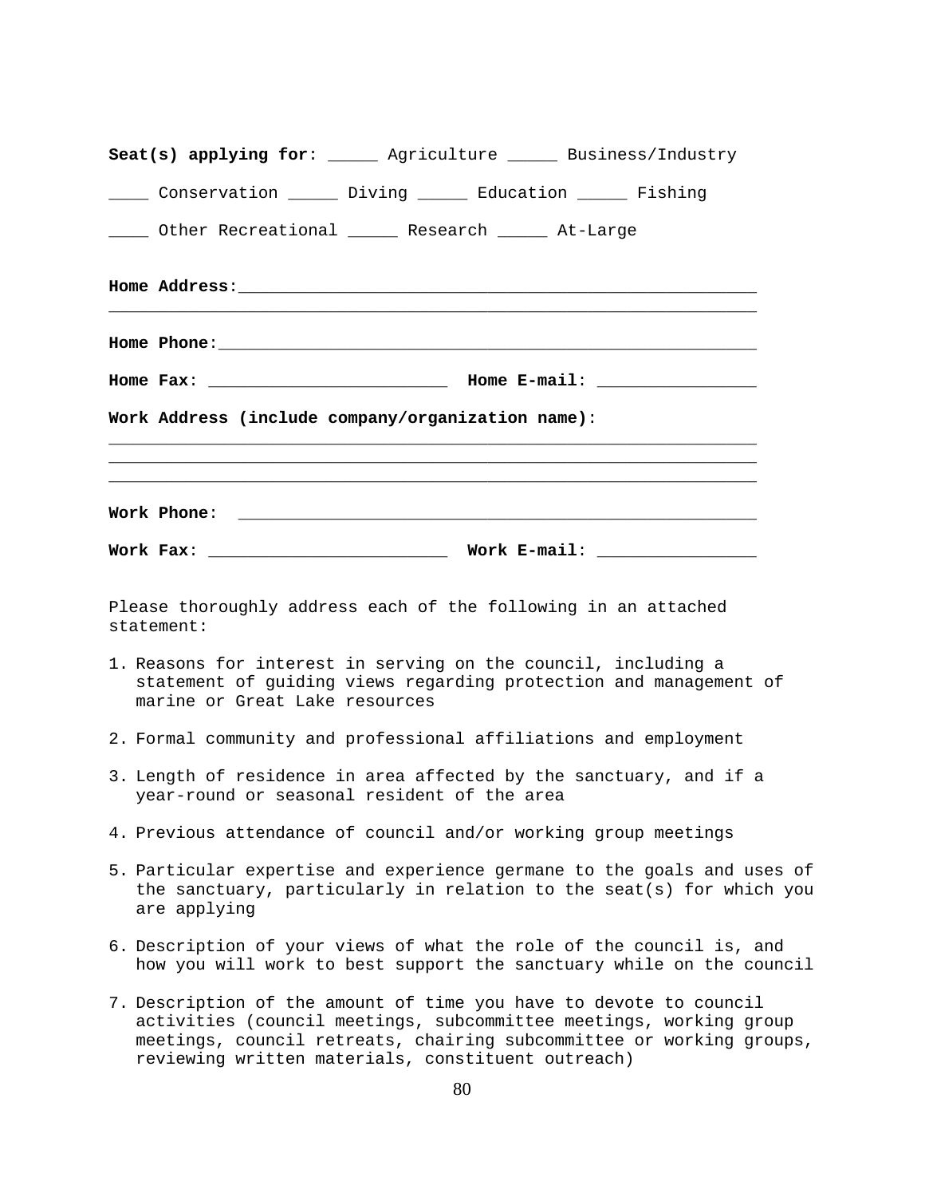**Seat(s) applying for**: _____ Agriculture _____ Business/Industry

____ Conservation _____ Diving _____ Education _____ Fishing

____ Other Recreational _____ Research _____ At-Large

**Home Address**:_______________________________________________________
_________________________________________________________________

**Home Phone**:_________________________________________________________

**Home Fax**: ________________________ **Home E-mail**: ________________

**Work Address (include company/organization name)**:
_________________________________________________________________
_________________________________________________________________
_________________________________________________________________

**Work Phone**: ____________________________________________________

**Work Fax**: ________________________ **Work E-mail**: ________________

Please thoroughly address each of the following in an attached statement:

1. Reasons for interest in serving on the council, including a statement of guiding views regarding protection and management of marine or Great Lake resources

2. Formal community and professional affiliations and employment

3. Length of residence in area affected by the sanctuary, and if a year-round or seasonal resident of the area

4. Previous attendance of council and/or working group meetings

5. Particular expertise and experience germane to the goals and uses of the sanctuary, particularly in relation to the seat(s) for which you are applying

6. Description of your views of what the role of the council is, and how you will work to best support the sanctuary while on the council

7. Description of the amount of time you have to devote to council activities (council meetings, subcommittee meetings, working group meetings, council retreats, chairing subcommittee or working groups, reviewing written materials, constituent outreach)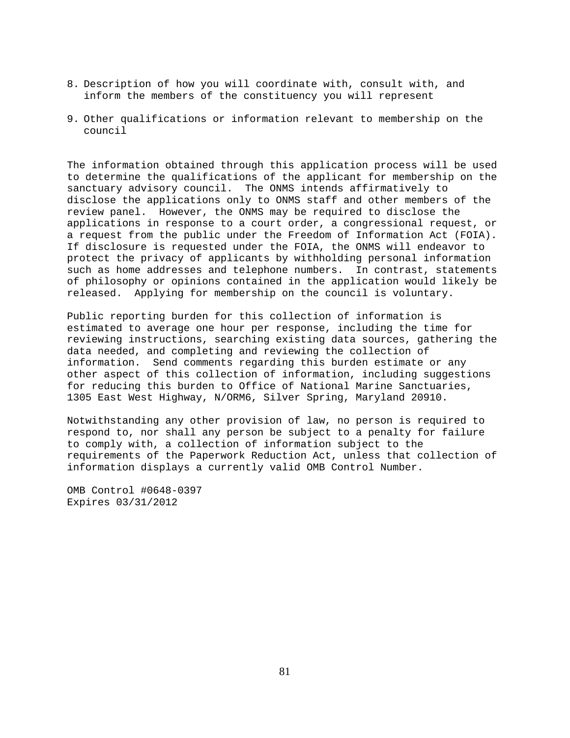8. Description of how you will coordinate with, consult with, and inform the members of the constituency you will represent

9. Other qualifications or information relevant to membership on the council

The information obtained through this application process will be used to determine the qualifications of the applicant for membership on the sanctuary advisory council. The ONMS intends affirmatively to disclose the applications only to ONMS staff and other members of the review panel. However, the ONMS may be required to disclose the applications in response to a court order, a congressional request, or a request from the public under the Freedom of Information Act (FOIA). If disclosure is requested under the FOIA, the ONMS will endeavor to protect the privacy of applicants by withholding personal information such as home addresses and telephone numbers. In contrast, statements of philosophy or opinions contained in the application would likely be released. Applying for membership on the council is voluntary.

Public reporting burden for this collection of information is estimated to average one hour per response, including the time for reviewing instructions, searching existing data sources, gathering the data needed, and completing and reviewing the collection of information. Send comments regarding this burden estimate or any other aspect of this collection of information, including suggestions for reducing this burden to Office of National Marine Sanctuaries, 1305 East West Highway, N/ORM6, Silver Spring, Maryland 20910.

Notwithstanding any other provision of law, no person is required to respond to, nor shall any person be subject to a penalty for failure to comply with, a collection of information subject to the requirements of the Paperwork Reduction Act, unless that collection of information displays a currently valid OMB Control Number.

OMB Control #0648-0397
Expires 03/31/2012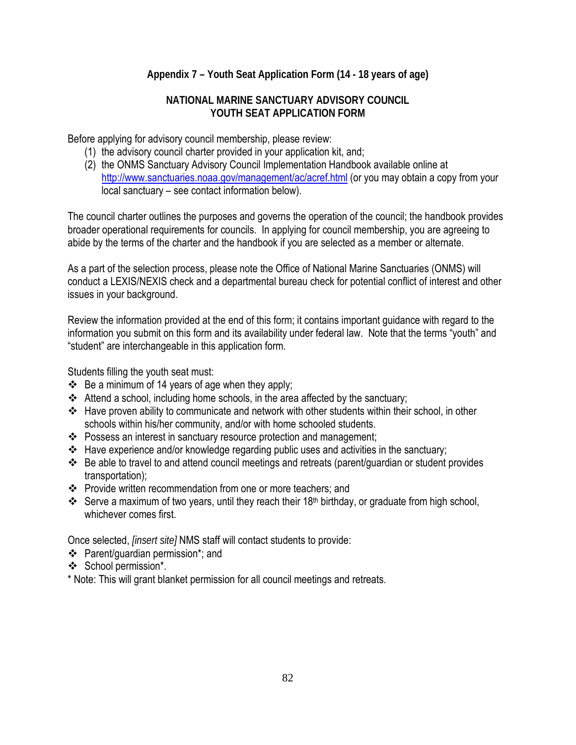## Appendix 7 – Youth Seat Application Form (14 - 18 years of age)

### NATIONAL MARINE SANCTUARY ADVISORY COUNCIL
### YOUTH SEAT APPLICATION FORM

Before applying for advisory council membership, please review:

(1) the advisory council charter provided in your application kit, and;
(2) the ONMS Sanctuary Advisory Council Implementation Handbook available online at http://www.sanctuaries.noaa.gov/management/ac/acref.html (or you may obtain a copy from your local sanctuary – see contact information below).

The council charter outlines the purposes and governs the operation of the council; the handbook provides broader operational requirements for councils. In applying for council membership, you are agreeing to abide by the terms of the charter and the handbook if you are selected as a member or alternate.

As a part of the selection process, please note the Office of National Marine Sanctuaries (ONMS) will conduct a LEXIS/NEXIS check and a departmental bureau check for potential conflict of interest and other issues in your background.

Review the information provided at the end of this form; it contains important guidance with regard to the information you submit on this form and its availability under federal law. Note that the terms "youth" and "student" are interchangeable in this application form.

Students filling the youth seat must:

- Be a minimum of 14 years of age when they apply;
- Attend a school, including home schools, in the area affected by the sanctuary;
- Have proven ability to communicate and network with other students within their school, in other schools within his/her community, and/or with home schooled students.
- Possess an interest in sanctuary resource protection and management;
- Have experience and/or knowledge regarding public uses and activities in the sanctuary;
- Be able to travel to and attend council meetings and retreats (parent/guardian or student provides transportation);
- Provide written recommendation from one or more teachers; and
- Serve a maximum of two years, until they reach their 18th birthday, or graduate from high school, whichever comes first.

Once selected, *[insert site]* NMS staff will contact students to provide:

- Parent/guardian permission*; and
- School permission*.

* Note: This will grant blanket permission for all council meetings and retreats.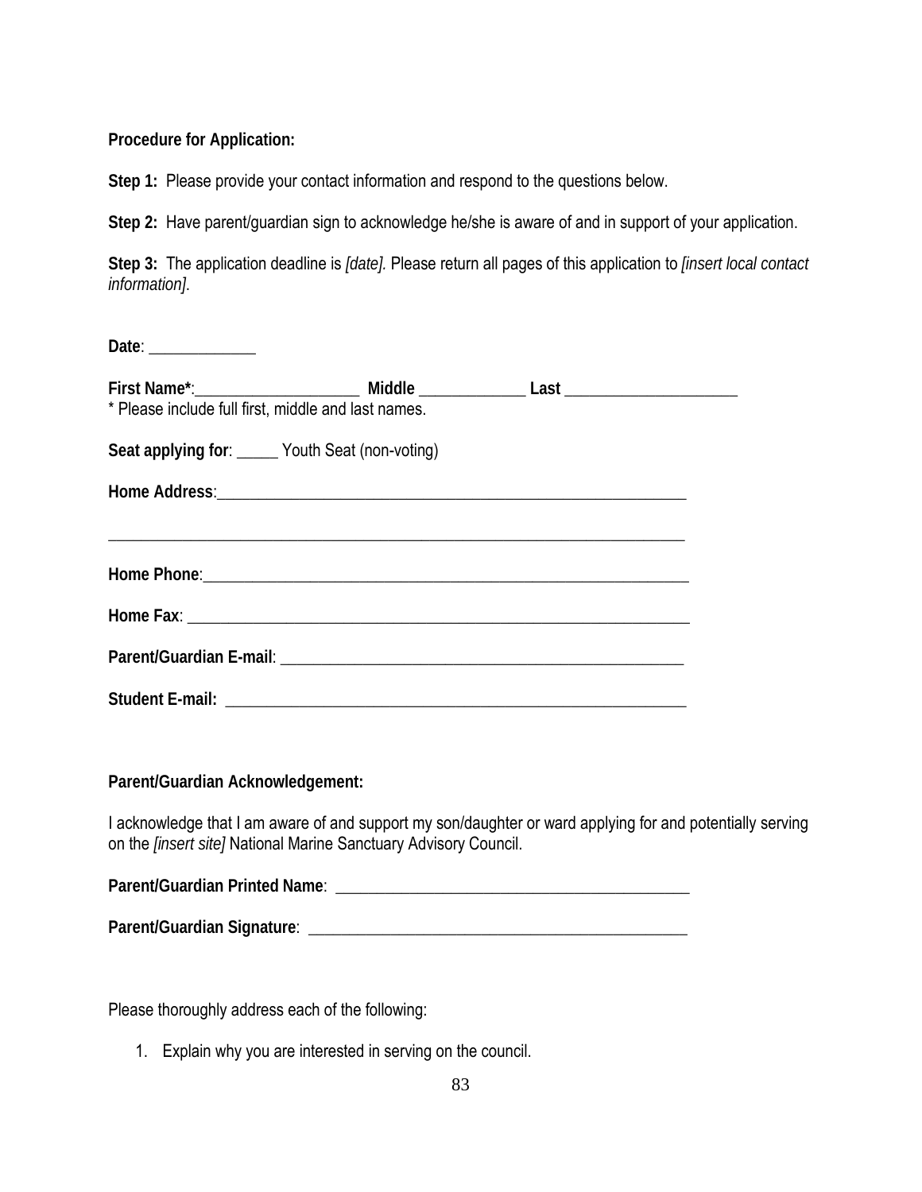**Procedure for Application:**

**Step 1:** Please provide your contact information and respond to the questions below.

**Step 2:** Have parent/guardian sign to acknowledge he/she is aware of and in support of your application.

**Step 3:** The application deadline is *[date].* Please return all pages of this application to *[insert local contact information]*.

**Date**: _____________

**First Name***:____________________ **Middle** _____________ **Last** _____________________
* Please include full first, middle and last names.

**Seat applying for**: _____ Youth Seat (non-voting)

**Home Address**:___________________________________________________________

___________________________________________________________________________

**Home Phone**:____________________________________________________________

**Home Fax**: ______________________________________________________________

**Parent/Guardian E-mail**: __________________________________________________

**Student E-mail:** __________________________________________________________

**Parent/Guardian Acknowledgement:**

I acknowledge that I am aware of and support my son/daughter or ward applying for and potentially serving on the *[insert site]* National Marine Sanctuary Advisory Council.

**Parent/Guardian Printed Name**: ____________________________________________

**Parent/Guardian Signature**: _______________________________________________

Please thoroughly address each of the following:

1. Explain why you are interested in serving on the council.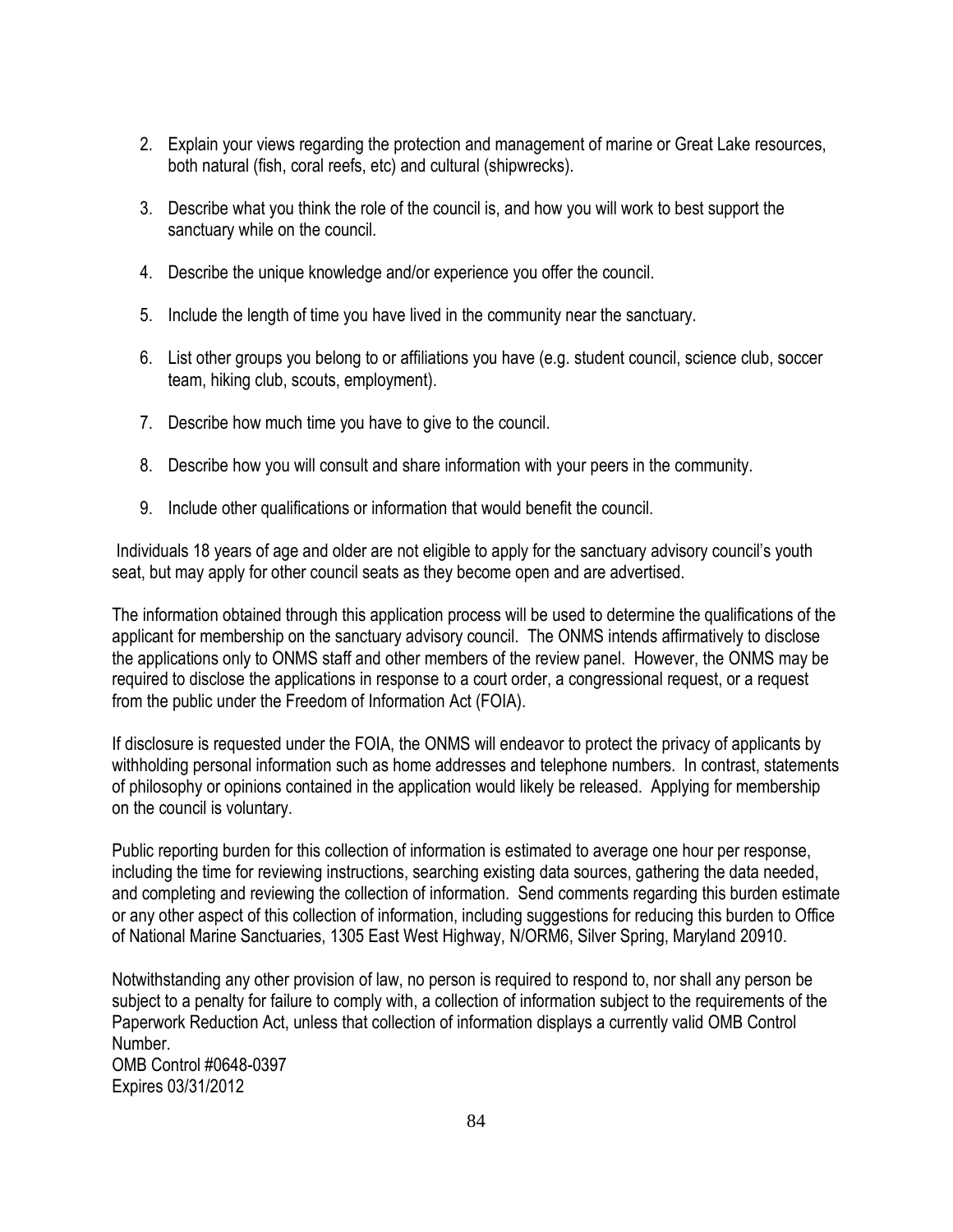2. Explain your views regarding the protection and management of marine or Great Lake resources, both natural (fish, coral reefs, etc) and cultural (shipwrecks).
3. Describe what you think the role of the council is, and how you will work to best support the sanctuary while on the council.
4. Describe the unique knowledge and/or experience you offer the council.
5. Include the length of time you have lived in the community near the sanctuary.
6. List other groups you belong to or affiliations you have (e.g. student council, science club, soccer team, hiking club, scouts, employment).
7. Describe how much time you have to give to the council.
8. Describe how you will consult and share information with your peers in the community.
9. Include other qualifications or information that would benefit the council.

Individuals 18 years of age and older are not eligible to apply for the sanctuary advisory council's youth seat, but may apply for other council seats as they become open and are advertised.

The information obtained through this application process will be used to determine the qualifications of the applicant for membership on the sanctuary advisory council. The ONMS intends affirmatively to disclose the applications only to ONMS staff and other members of the review panel. However, the ONMS may be required to disclose the applications in response to a court order, a congressional request, or a request from the public under the Freedom of Information Act (FOIA).

If disclosure is requested under the FOIA, the ONMS will endeavor to protect the privacy of applicants by withholding personal information such as home addresses and telephone numbers. In contrast, statements of philosophy or opinions contained in the application would likely be released. Applying for membership on the council is voluntary.

Public reporting burden for this collection of information is estimated to average one hour per response, including the time for reviewing instructions, searching existing data sources, gathering the data needed, and completing and reviewing the collection of information. Send comments regarding this burden estimate or any other aspect of this collection of information, including suggestions for reducing this burden to Office of National Marine Sanctuaries, 1305 East West Highway, N/ORM6, Silver Spring, Maryland 20910.

Notwithstanding any other provision of law, no person is required to respond to, nor shall any person be subject to a penalty for failure to comply with, a collection of information subject to the requirements of the Paperwork Reduction Act, unless that collection of information displays a currently valid OMB Control Number.
OMB Control #0648-0397
Expires 03/31/2012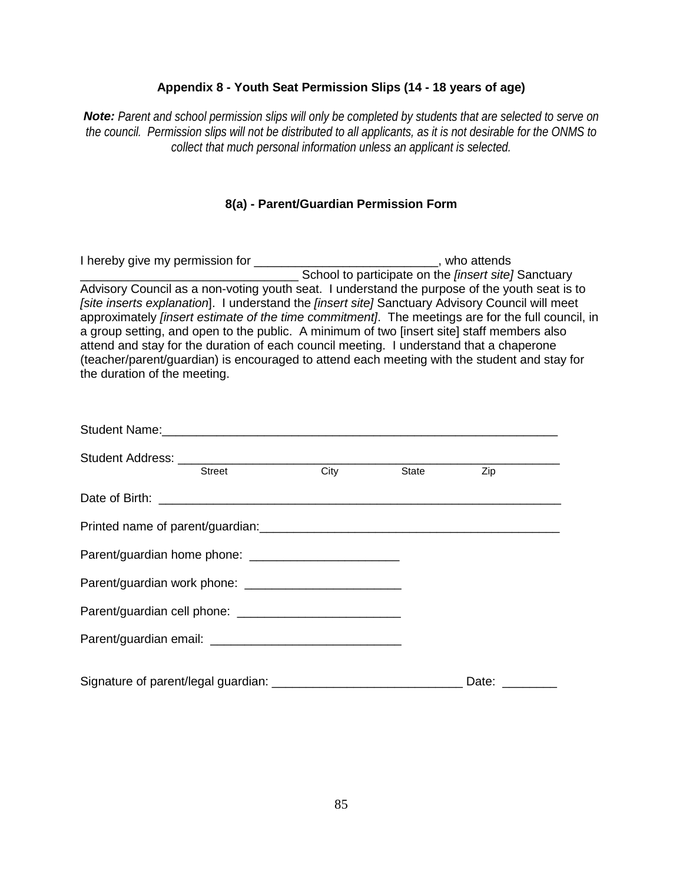### Appendix 8 - Youth Seat Permission Slips (14 - 18 years of age)

***Note:*** *Parent and school permission slips will only be completed by students that are selected to serve on the council. Permission slips will not be distributed to all applicants, as it is not desirable for the ONMS to collect that much personal information unless an applicant is selected.*

### 8(a) - Parent/Guardian Permission Form

I hereby give my permission for ___________________________, who attends ________________________________ School to participate on the *[insert site]* Sanctuary Advisory Council as a non-voting youth seat. I understand the purpose of the youth seat is to *[site inserts explanation*]. I understand the *[insert site]* Sanctuary Advisory Council will meet approximately *[insert estimate of the time commitment]*. The meetings are for the full council, in a group setting, and open to the public. A minimum of two [insert site] staff members also attend and stay for the duration of each council meeting. I understand that a chaperone (teacher/parent/guardian) is encouraged to attend each meeting with the student and stay for the duration of the meeting.

Student Name:___________________________________________________________

Student Address: ________________________________________________________
Street City State Zip

Date of Birth: ___________________________________________________________

Printed name of parent/guardian:____________________________________________

Parent/guardian home phone: ______________________

Parent/guardian work phone: _______________________

Parent/guardian cell phone: ________________________

Parent/guardian email: ____________________________

Signature of parent/legal guardian: ___________________________ Date: ________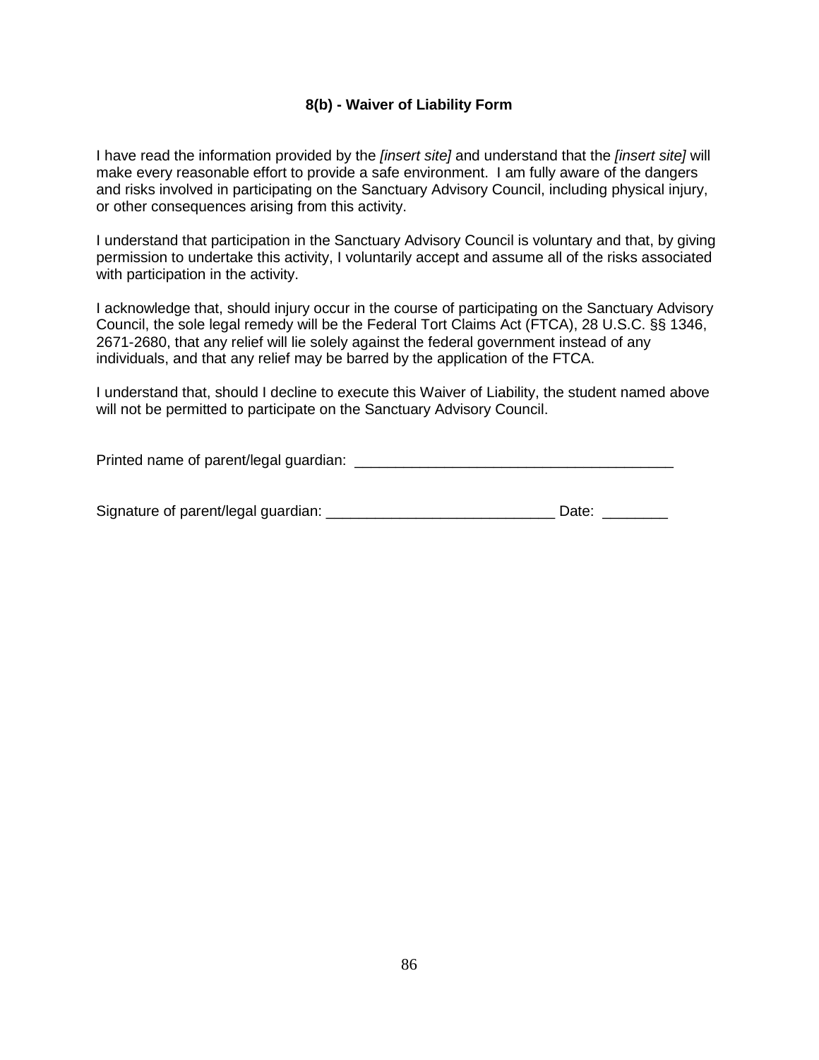### 8(b) - Waiver of Liability Form

I have read the information provided by the *[insert site]* and understand that the *[insert site]* will make every reasonable effort to provide a safe environment. I am fully aware of the dangers and risks involved in participating on the Sanctuary Advisory Council, including physical injury, or other consequences arising from this activity.

I understand that participation in the Sanctuary Advisory Council is voluntary and that, by giving permission to undertake this activity, I voluntarily accept and assume all of the risks associated with participation in the activity.

I acknowledge that, should injury occur in the course of participating on the Sanctuary Advisory Council, the sole legal remedy will be the Federal Tort Claims Act (FTCA), 28 U.S.C. §§ 1346, 2671-2680, that any relief will lie solely against the federal government instead of any individuals, and that any relief may be barred by the application of the FTCA.

I understand that, should I decline to execute this Waiver of Liability, the student named above will not be permitted to participate on the Sanctuary Advisory Council.

Printed name of parent/legal guardian: _______________________________________

Signature of parent/legal guardian: ___________________________ Date: ________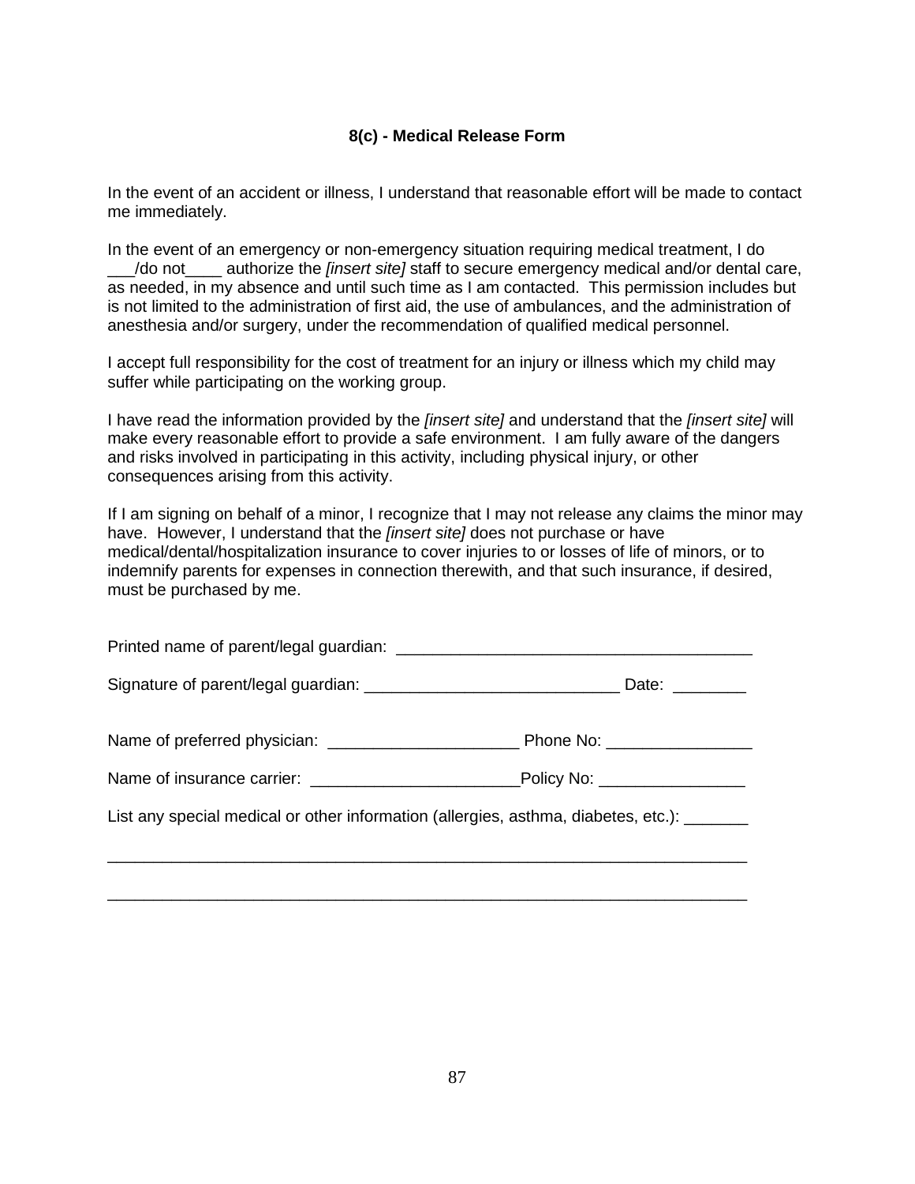## 8(c) - Medical Release Form

In the event of an accident or illness, I understand that reasonable effort will be made to contact me immediately.

In the event of an emergency or non-emergency situation requiring medical treatment, I do ___/do not____ authorize the *[insert site]* staff to secure emergency medical and/or dental care, as needed, in my absence and until such time as I am contacted. This permission includes but is not limited to the administration of first aid, the use of ambulances, and the administration of anesthesia and/or surgery, under the recommendation of qualified medical personnel.

I accept full responsibility for the cost of treatment for an injury or illness which my child may suffer while participating on the working group.

I have read the information provided by the *[insert site]* and understand that the *[insert site]* will make every reasonable effort to provide a safe environment. I am fully aware of the dangers and risks involved in participating in this activity, including physical injury, or other consequences arising from this activity.

If I am signing on behalf of a minor, I recognize that I may not release any claims the minor may have. However, I understand that the *[insert site]* does not purchase or have medical/dental/hospitalization insurance to cover injuries to or losses of life of minors, or to indemnify parents for expenses in connection therewith, and that such insurance, if desired, must be purchased by me.

Printed name of parent/legal guardian: ________________________________________

Signature of parent/legal guardian: ____________________________ Date: ________

Name of preferred physician: _____________________ Phone No: ________________

Name of insurance carrier: _______________________Policy No: ________________

List any special medical or other information (allergies, asthma, diabetes, etc.): _______

________________________________________________________________________

________________________________________________________________________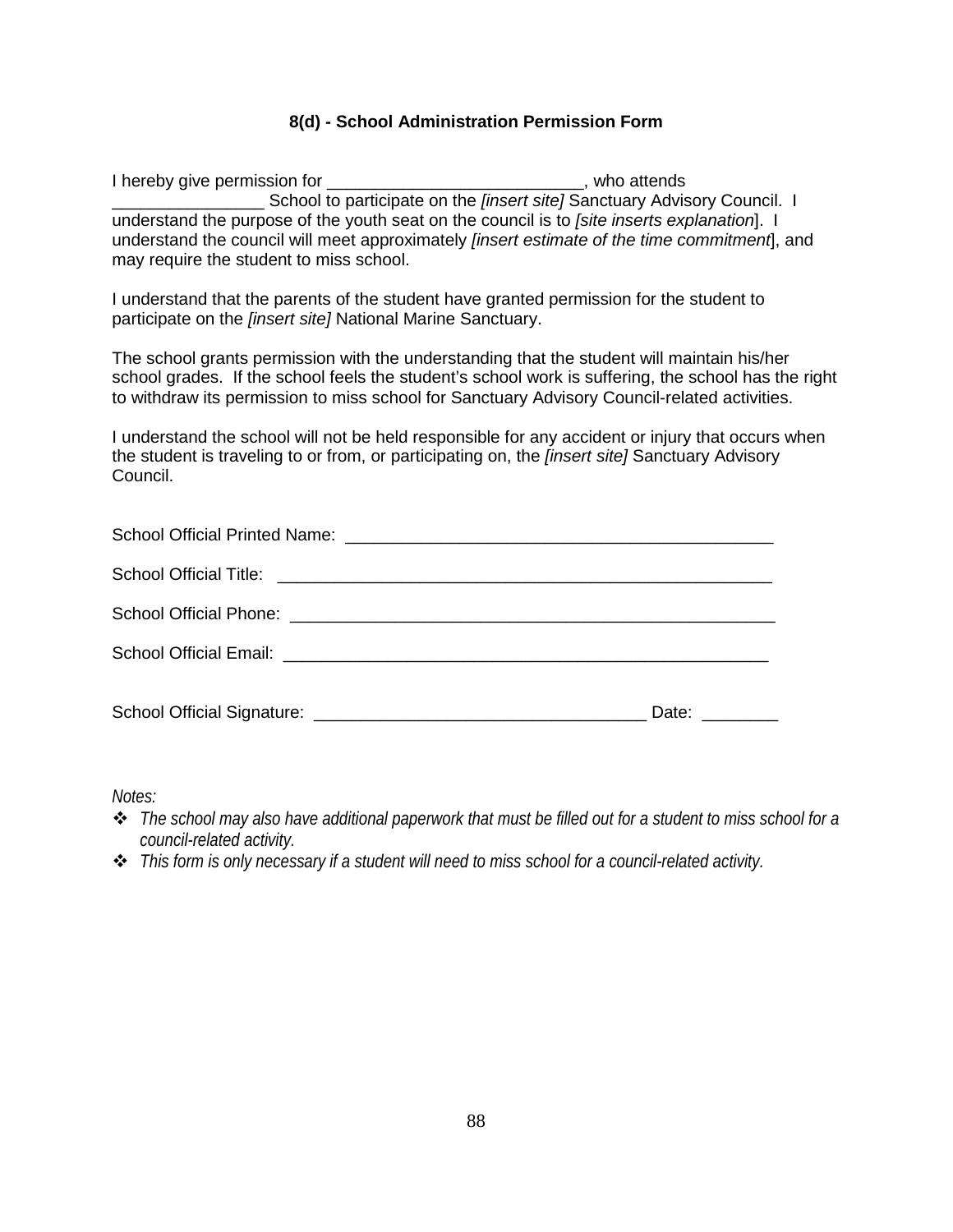### 8(d) - School Administration Permission Form

I hereby give permission for ___________________________, who attends ________________ School to participate on the *[insert site]* Sanctuary Advisory Council. I understand the purpose of the youth seat on the council is to *[site inserts explanation*]. I understand the council will meet approximately *[insert estimate of the time commitment*], and may require the student to miss school.

I understand that the parents of the student have granted permission for the student to participate on the *[insert site]* National Marine Sanctuary.

The school grants permission with the understanding that the student will maintain his/her school grades. If the school feels the student's school work is suffering, the school has the right to withdraw its permission to miss school for Sanctuary Advisory Council-related activities.

I understand the school will not be held responsible for any accident or injury that occurs when the student is traveling to or from, or participating on, the *[insert site]* Sanctuary Advisory Council.

School Official Printed Name: _______________________________________________

School Official Title: _____________________________________________________

School Official Phone: ____________________________________________________

School Official Email: ____________________________________________________

School Official Signature: __________________________________ Date: ________

*Notes:*

- *The school may also have additional paperwork that must be filled out for a student to miss school for a council-related activity.*
- *This form is only necessary if a student will need to miss school for a council-related activity.*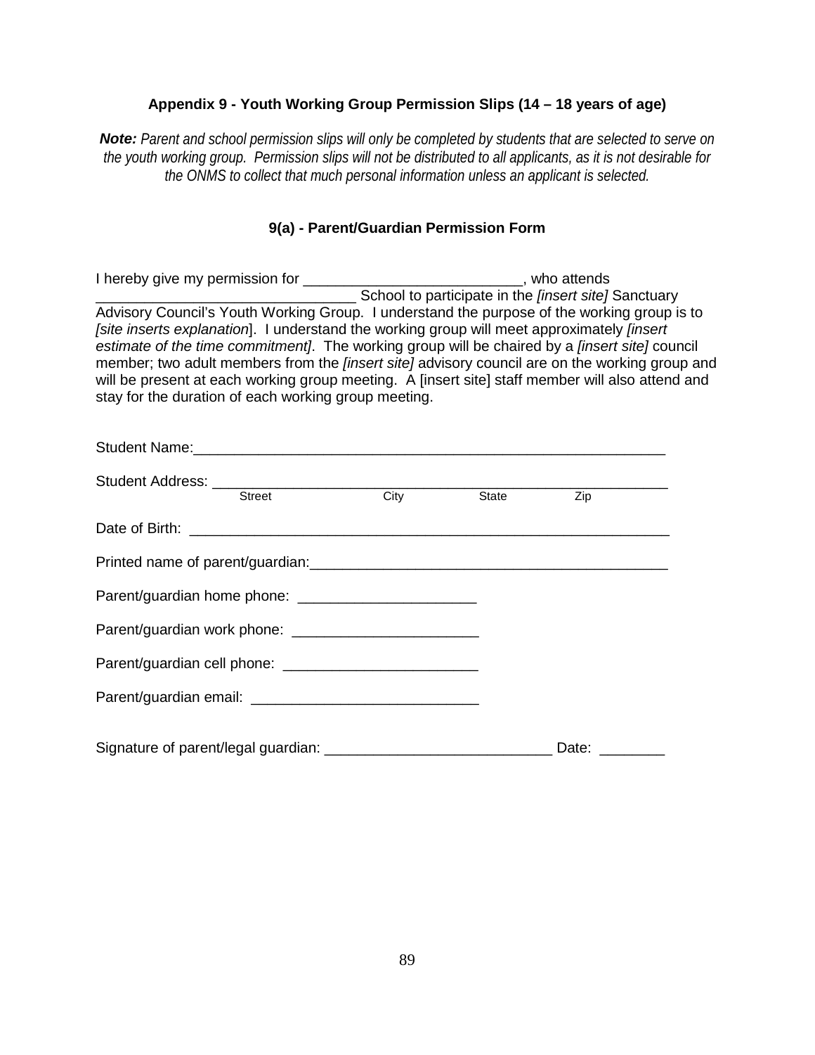### Appendix 9 - Youth Working Group Permission Slips (14 – 18 years of age)

***Note:*** *Parent and school permission slips will only be completed by students that are selected to serve on the youth working group. Permission slips will not be distributed to all applicants, as it is not desirable for the ONMS to collect that much personal information unless an applicant is selected.*

#### 9(a) - Parent/Guardian Permission Form

I hereby give my permission for ___________________________, who attends _______________________________ School to participate in the *[insert site]* Sanctuary Advisory Council's Youth Working Group. I understand the purpose of the working group is to *[site inserts explanation*]. I understand the working group will meet approximately *[insert estimate of the time commitment]*. The working group will be chaired by a *[insert site]* council member; two adult members from the *[insert site]* advisory council are on the working group and will be present at each working group meeting. A [insert site] staff member will also attend and stay for the duration of each working group meeting.

Student Name:___________________________________________________________

Student Address: _________________________________________________________
Street City State Zip

Date of Birth: ____________________________________________________________

Printed name of parent/guardian:_____________________________________________

Parent/guardian home phone: ______________________

Parent/guardian work phone: _______________________

Parent/guardian cell phone: ________________________

Parent/guardian email: ____________________________

Signature of parent/legal guardian: ____________________________ Date: ________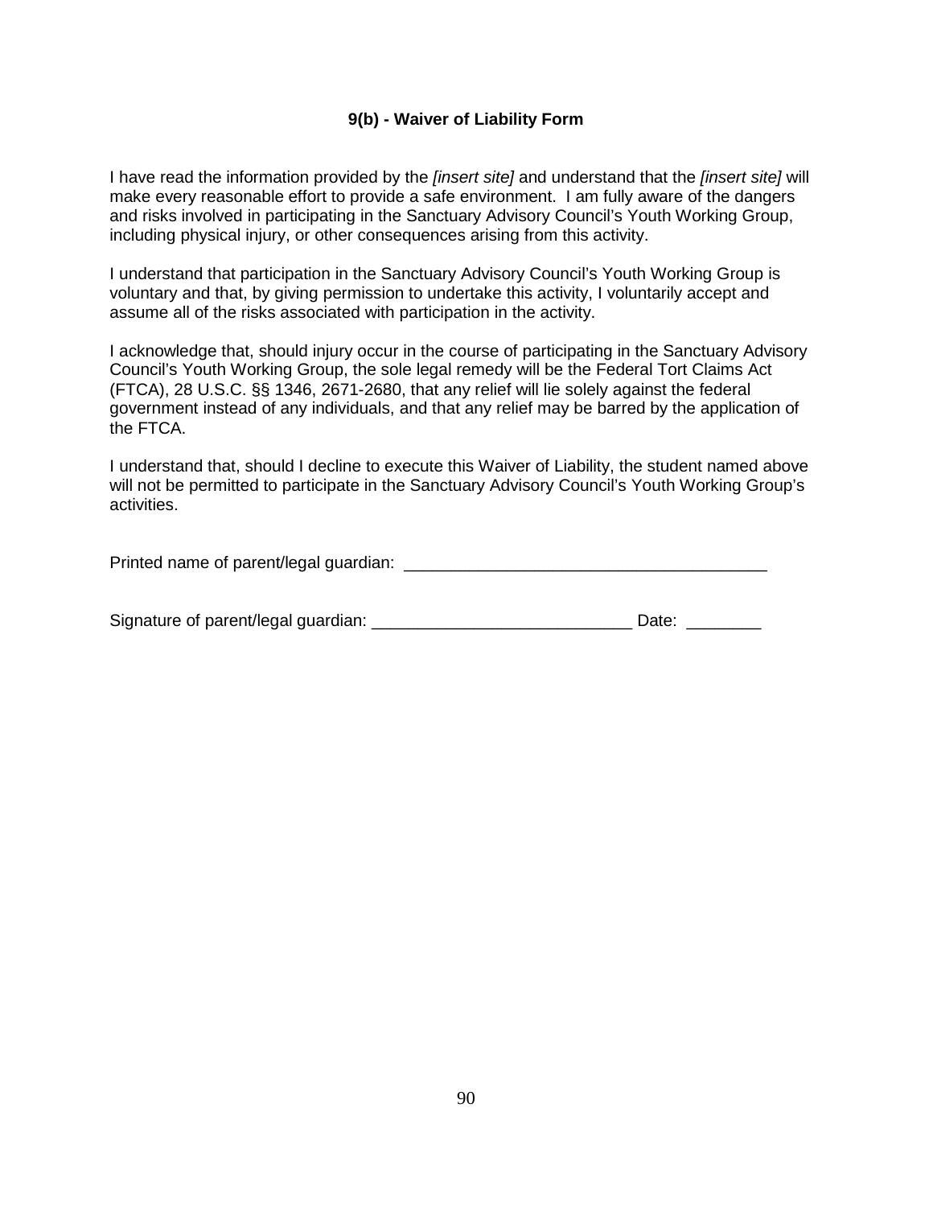### 9(b) - Waiver of Liability Form

I have read the information provided by the *[insert site]* and understand that the *[insert site]* will make every reasonable effort to provide a safe environment. I am fully aware of the dangers and risks involved in participating in the Sanctuary Advisory Council's Youth Working Group, including physical injury, or other consequences arising from this activity.

I understand that participation in the Sanctuary Advisory Council's Youth Working Group is voluntary and that, by giving permission to undertake this activity, I voluntarily accept and assume all of the risks associated with participation in the activity.

I acknowledge that, should injury occur in the course of participating in the Sanctuary Advisory Council's Youth Working Group, the sole legal remedy will be the Federal Tort Claims Act (FTCA), 28 U.S.C. §§ 1346, 2671-2680, that any relief will lie solely against the federal government instead of any individuals, and that any relief may be barred by the application of the FTCA.

I understand that, should I decline to execute this Waiver of Liability, the student named above will not be permitted to participate in the Sanctuary Advisory Council's Youth Working Group's activities.

Printed name of parent/legal guardian: _______________________________________

Signature of parent/legal guardian: ____________________________ Date: ________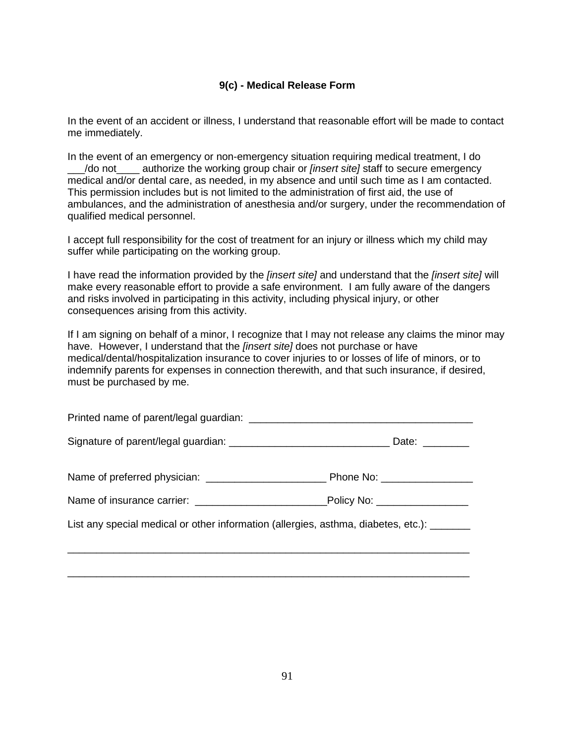### 9(c) - Medical Release Form

In the event of an accident or illness, I understand that reasonable effort will be made to contact me immediately.

In the event of an emergency or non-emergency situation requiring medical treatment, I do ___/do not____ authorize the working group chair or *[insert site]* staff to secure emergency medical and/or dental care, as needed, in my absence and until such time as I am contacted. This permission includes but is not limited to the administration of first aid, the use of ambulances, and the administration of anesthesia and/or surgery, under the recommendation of qualified medical personnel.

I accept full responsibility for the cost of treatment for an injury or illness which my child may suffer while participating on the working group.

I have read the information provided by the *[insert site]* and understand that the *[insert site]* will make every reasonable effort to provide a safe environment. I am fully aware of the dangers and risks involved in participating in this activity, including physical injury, or other consequences arising from this activity.

If I am signing on behalf of a minor, I recognize that I may not release any claims the minor may have. However, I understand that the *[insert site]* does not purchase or have medical/dental/hospitalization insurance to cover injuries to or losses of life of minors, or to indemnify parents for expenses in connection therewith, and that such insurance, if desired, must be purchased by me.

Printed name of parent/legal guardian: _______________________________________

Signature of parent/legal guardian: ___________________________ Date: ________

Name of preferred physician: ____________________ Phone No: _______________

Name of insurance carrier: ______________________Policy No: _______________

List any special medical or other information (allergies, asthma, diabetes, etc.): _______

______________________________________________________________________

______________________________________________________________________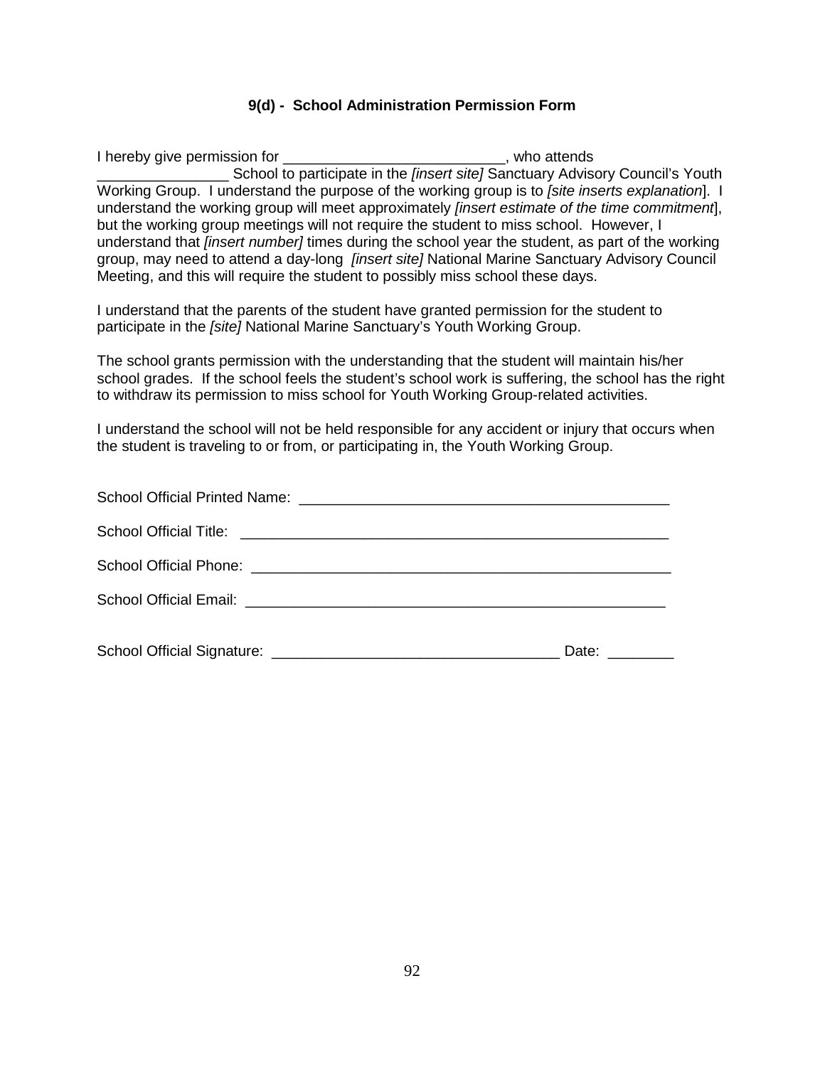### 9(d) - School Administration Permission Form

I hereby give permission for ___________________________, who attends ________________ School to participate in the *[insert site]* Sanctuary Advisory Council's Youth Working Group. I understand the purpose of the working group is to *[site inserts explanation*]. I understand the working group will meet approximately *[insert estimate of the time commitment*], but the working group meetings will not require the student to miss school. However, I understand that *[insert number]* times during the school year the student, as part of the working group, may need to attend a day-long *[insert site]* National Marine Sanctuary Advisory Council Meeting, and this will require the student to possibly miss school these days.

I understand that the parents of the student have granted permission for the student to participate in the *[site]* National Marine Sanctuary's Youth Working Group.

The school grants permission with the understanding that the student will maintain his/her school grades. If the school feels the student's school work is suffering, the school has the right to withdraw its permission to miss school for Youth Working Group-related activities.

I understand the school will not be held responsible for any accident or injury that occurs when the student is traveling to or from, or participating in, the Youth Working Group.

School Official Printed Name: _____________________________________________

School Official Title: _____________________________________________________

School Official Phone: ___________________________________________________

School Official Email: ____________________________________________________

School Official Signature: ___________________________________ Date: ________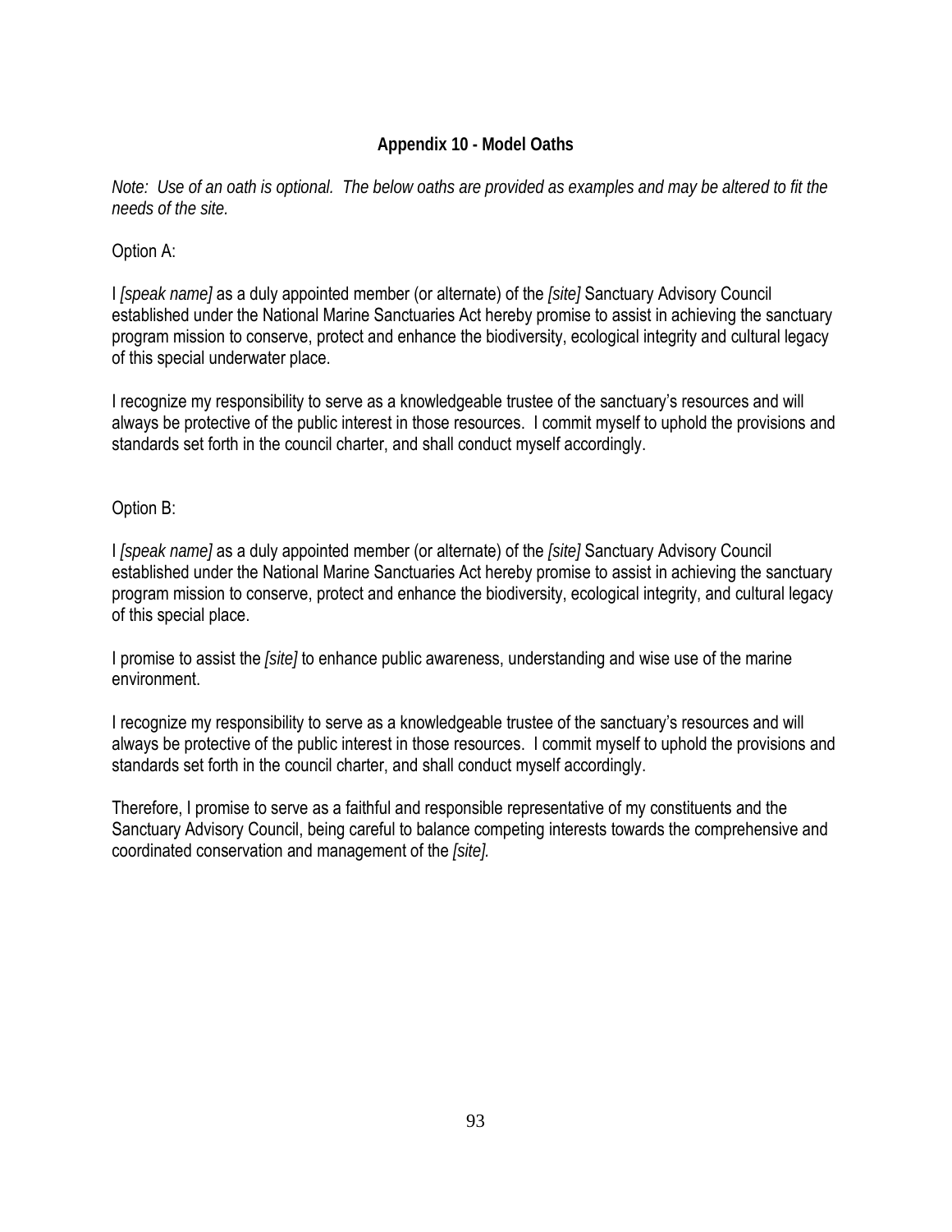**Appendix 10 - Model Oaths**

*Note: Use of an oath is optional. The below oaths are provided as examples and may be altered to fit the needs of the site.*

Option A:

I *[speak name]* as a duly appointed member (or alternate) of the *[site]* Sanctuary Advisory Council established under the National Marine Sanctuaries Act hereby promise to assist in achieving the sanctuary program mission to conserve, protect and enhance the biodiversity, ecological integrity and cultural legacy of this special underwater place.

I recognize my responsibility to serve as a knowledgeable trustee of the sanctuary's resources and will always be protective of the public interest in those resources. I commit myself to uphold the provisions and standards set forth in the council charter, and shall conduct myself accordingly.

Option B:

I *[speak name]* as a duly appointed member (or alternate) of the *[site]* Sanctuary Advisory Council established under the National Marine Sanctuaries Act hereby promise to assist in achieving the sanctuary program mission to conserve, protect and enhance the biodiversity, ecological integrity, and cultural legacy of this special place.

I promise to assist the *[site]* to enhance public awareness, understanding and wise use of the marine environment.

I recognize my responsibility to serve as a knowledgeable trustee of the sanctuary's resources and will always be protective of the public interest in those resources. I commit myself to uphold the provisions and standards set forth in the council charter, and shall conduct myself accordingly.

Therefore, I promise to serve as a faithful and responsible representative of my constituents and the Sanctuary Advisory Council, being careful to balance competing interests towards the comprehensive and coordinated conservation and management of the *[site].*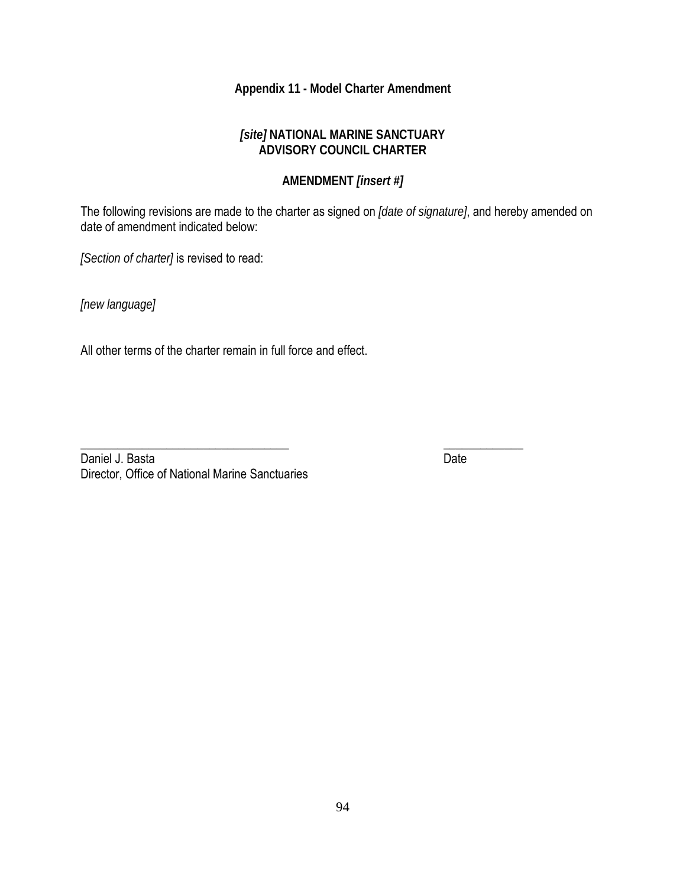**Appendix 11 - Model Charter Amendment**

***[site]*** **NATIONAL MARINE SANCTUARY**
**ADVISORY COUNCIL CHARTER**

**AMENDMENT** ***[insert #]***

The following revisions are made to the charter as signed on *[date of signature]*, and hereby amended on date of amendment indicated below:

*[Section of charter]* is revised to read:

*[new language]*

All other terms of the charter remain in full force and effect.

\_\_\_\_\_\_\_\_\_\_\_\_\_\_\_\_\_\_\_\_\_\_\_\_\_\_\_\_\_\_\_\_\_\_\_\_ \_\_\_\_\_\_\_\_\_\_\_\_\_\_
Daniel J. Basta Date
Director, Office of National Marine Sanctuaries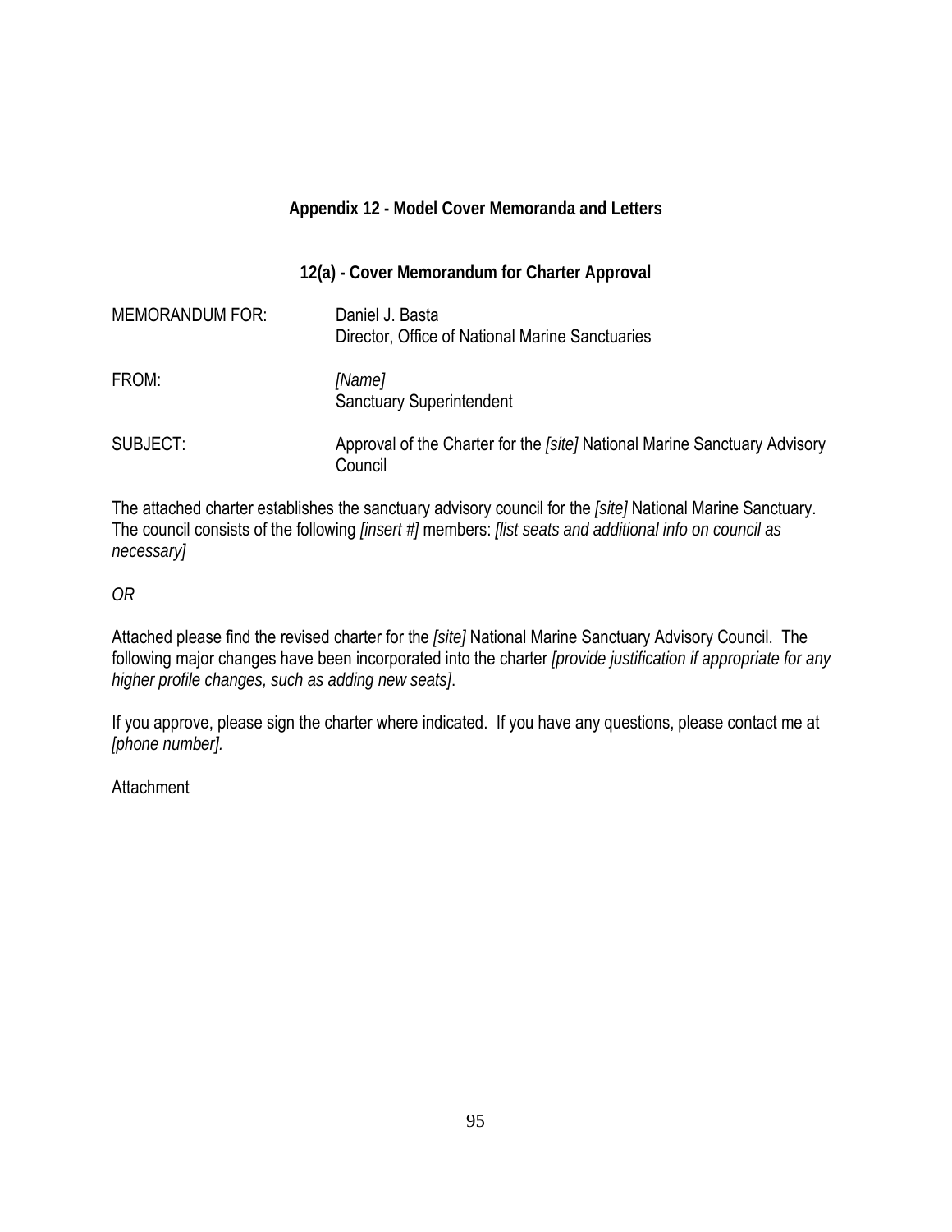## Appendix 12 - Model Cover Memoranda and Letters

### 12(a) - Cover Memorandum for Charter Approval

MEMORANDUM FOR: Daniel J. Basta
Director, Office of National Marine Sanctuaries

FROM: *[Name]*
Sanctuary Superintendent

SUBJECT: Approval of the Charter for the *[site]* National Marine Sanctuary Advisory Council

The attached charter establishes the sanctuary advisory council for the *[site]* National Marine Sanctuary. The council consists of the following *[insert #]* members: *[list seats and additional info on council as necessary]*

*OR*

Attached please find the revised charter for the *[site]* National Marine Sanctuary Advisory Council. The following major changes have been incorporated into the charter *[provide justification if appropriate for any higher profile changes, such as adding new seats]*.

If you approve, please sign the charter where indicated. If you have any questions, please contact me at *[phone number].*

Attachment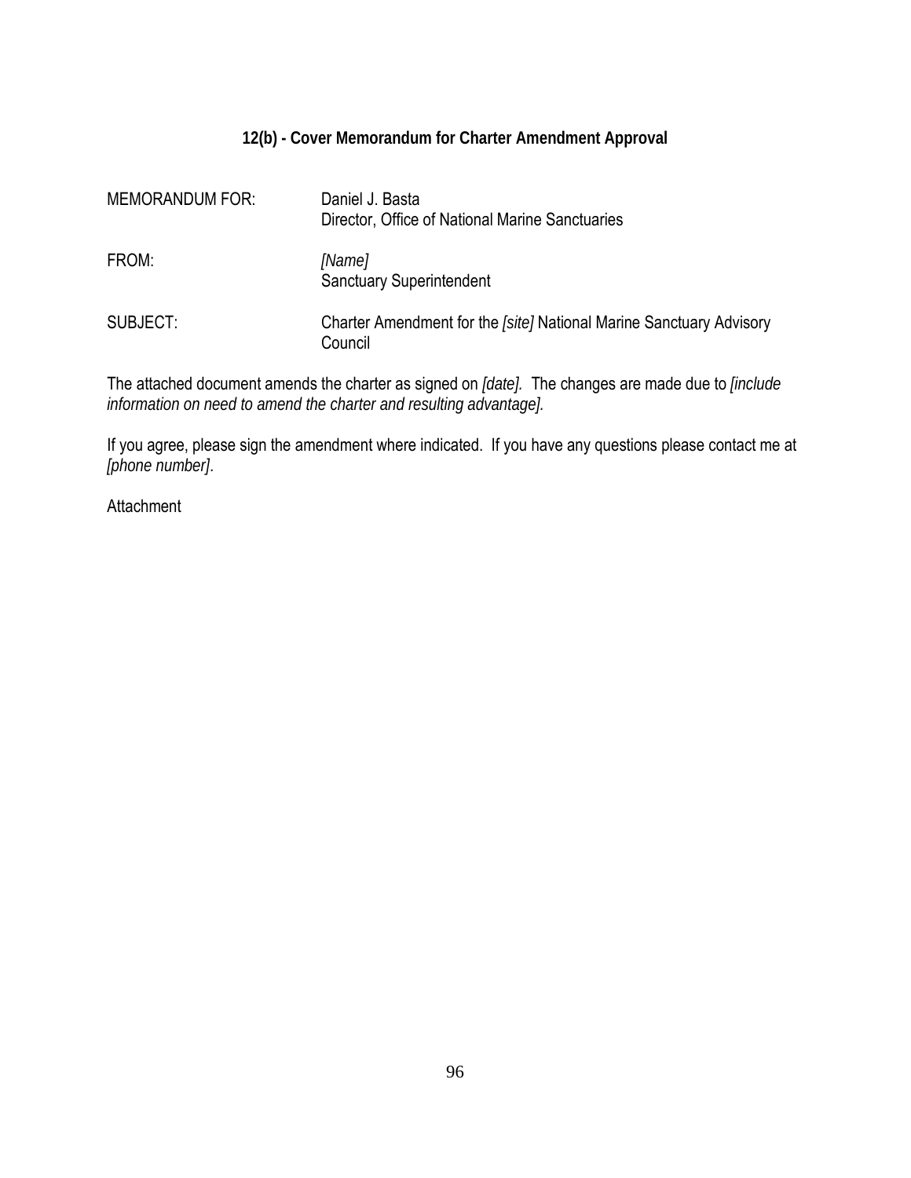## 12(b) - Cover Memorandum for Charter Amendment Approval

| | |
|---|---|
| MEMORANDUM FOR: | Daniel J. Basta<br>Director, Office of National Marine Sanctuaries |
| FROM: | *[Name]*<br>Sanctuary Superintendent |
| SUBJECT: | Charter Amendment for the *[site]* National Marine Sanctuary Advisory Council |

The attached document amends the charter as signed on *[date].* The changes are made due to *[include information on need to amend the charter and resulting advantage].*

If you agree, please sign the amendment where indicated. If you have any questions please contact me at *[phone number]*.

Attachment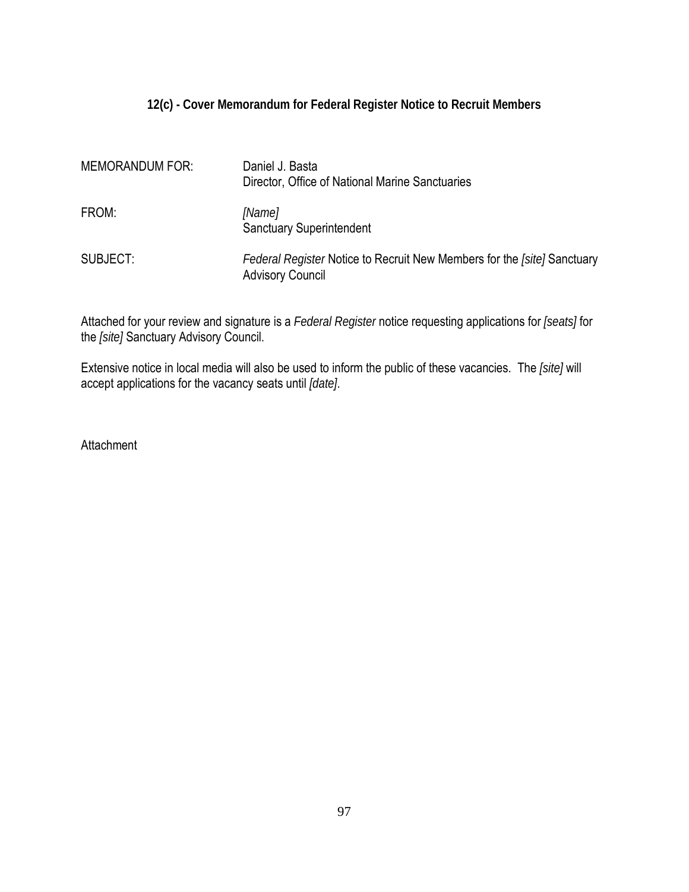**12(c) - Cover Memorandum for Federal Register Notice to Recruit Members**

MEMORANDUM FOR: Daniel J. Basta
Director, Office of National Marine Sanctuaries

FROM: *[Name]*
Sanctuary Superintendent

SUBJECT: *Federal Register* Notice to Recruit New Members for the *[site]* Sanctuary Advisory Council

Attached for your review and signature is a *Federal Register* notice requesting applications for *[seats]* for the *[site]* Sanctuary Advisory Council.

Extensive notice in local media will also be used to inform the public of these vacancies. The *[site]* will accept applications for the vacancy seats until *[date]*.

Attachment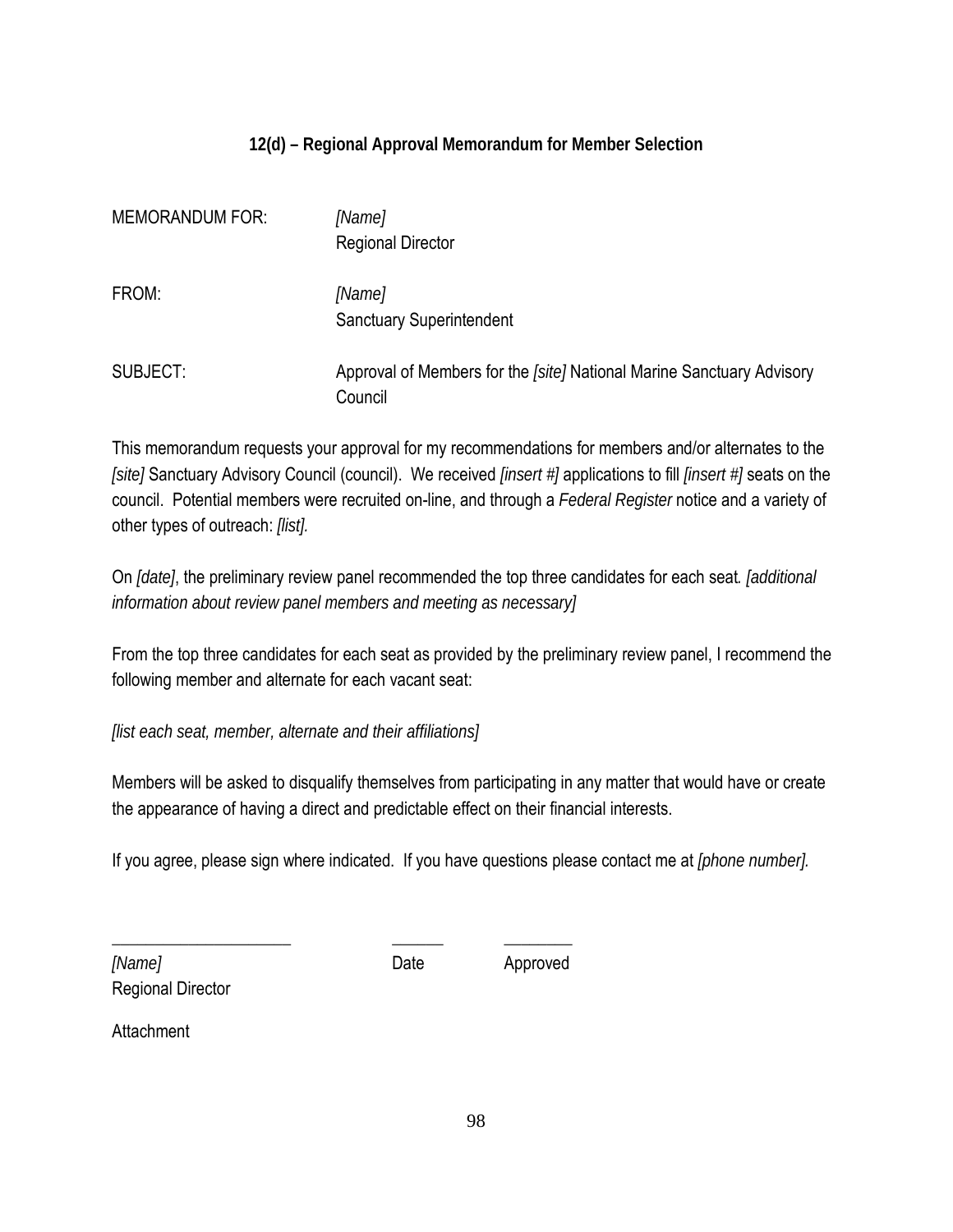### 12(d) – Regional Approval Memorandum for Member Selection

| | |
|---|---|
| MEMORANDUM FOR: | *[Name]*<br>Regional Director |
| FROM: | *[Name]*<br>Sanctuary Superintendent |
| SUBJECT: | Approval of Members for the *[site]* National Marine Sanctuary Advisory Council |

This memorandum requests your approval for my recommendations for members and/or alternates to the *[site]* Sanctuary Advisory Council (council). We received *[insert #]* applications to fill *[insert #]* seats on the council. Potential members were recruited on-line, and through a *Federal Register* notice and a variety of other types of outreach: *[list].*

On *[date]*, the preliminary review panel recommended the top three candidates for each seat*. [additional information about review panel members and meeting as necessary]*

From the top three candidates for each seat as provided by the preliminary review panel, I recommend the following member and alternate for each vacant seat:

*[list each seat, member, alternate and their affiliations]*

Members will be asked to disqualify themselves from participating in any matter that would have or create the appearance of having a direct and predictable effect on their financial interests.

If you agree, please sign where indicated. If you have questions please contact me at *[phone number].*

\_\_\_\_\_\_\_\_\_\_\_\_\_\_\_\_\_\_\_\_\_\_ &nbsp;&nbsp;&nbsp;&nbsp; \_\_\_\_\_\_ &nbsp;&nbsp;&nbsp;&nbsp; \_\_\_\_\_\_\_\_

*[Name]* &nbsp;&nbsp;&nbsp;&nbsp; Date &nbsp;&nbsp;&nbsp;&nbsp; Approved
Regional Director

Attachment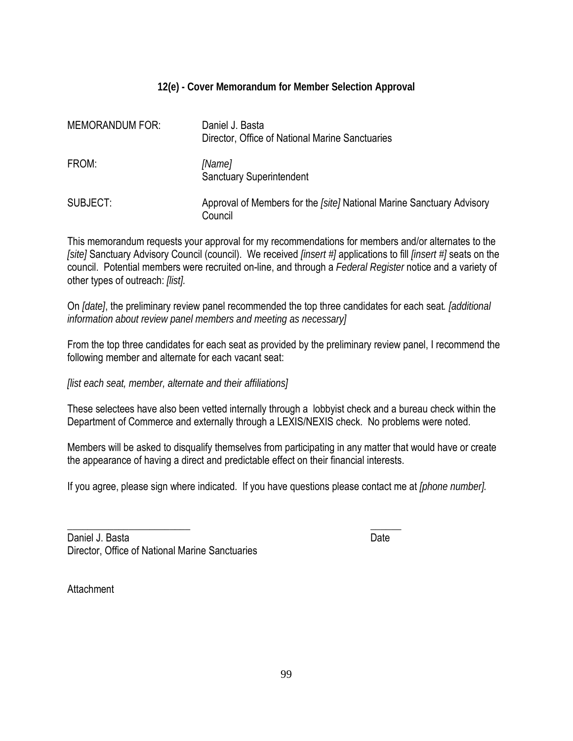## 12(e) - Cover Memorandum for Member Selection Approval

MEMORANDUM FOR: Daniel J. Basta
Director, Office of National Marine Sanctuaries

FROM: *[Name]*
Sanctuary Superintendent

SUBJECT: Approval of Members for the *[site]* National Marine Sanctuary Advisory Council

This memorandum requests your approval for my recommendations for members and/or alternates to the *[site]* Sanctuary Advisory Council (council). We received *[insert #]* applications to fill *[insert #]* seats on the council. Potential members were recruited on-line, and through a *Federal Register* notice and a variety of other types of outreach: *[list].*

On *[date]*, the preliminary review panel recommended the top three candidates for each seat*. [additional information about review panel members and meeting as necessary]*

From the top three candidates for each seat as provided by the preliminary review panel, I recommend the following member and alternate for each vacant seat:

*[list each seat, member, alternate and their affiliations]*

These selectees have also been vetted internally through a lobbyist check and a bureau check within the Department of Commerce and externally through a LEXIS/NEXIS check. No problems were noted.

Members will be asked to disqualify themselves from participating in any matter that would have or create the appearance of having a direct and predictable effect on their financial interests.

If you agree, please sign where indicated. If you have questions please contact me at *[phone number].*

_________________________ ______

Daniel J. Basta Date
Director, Office of National Marine Sanctuaries

Attachment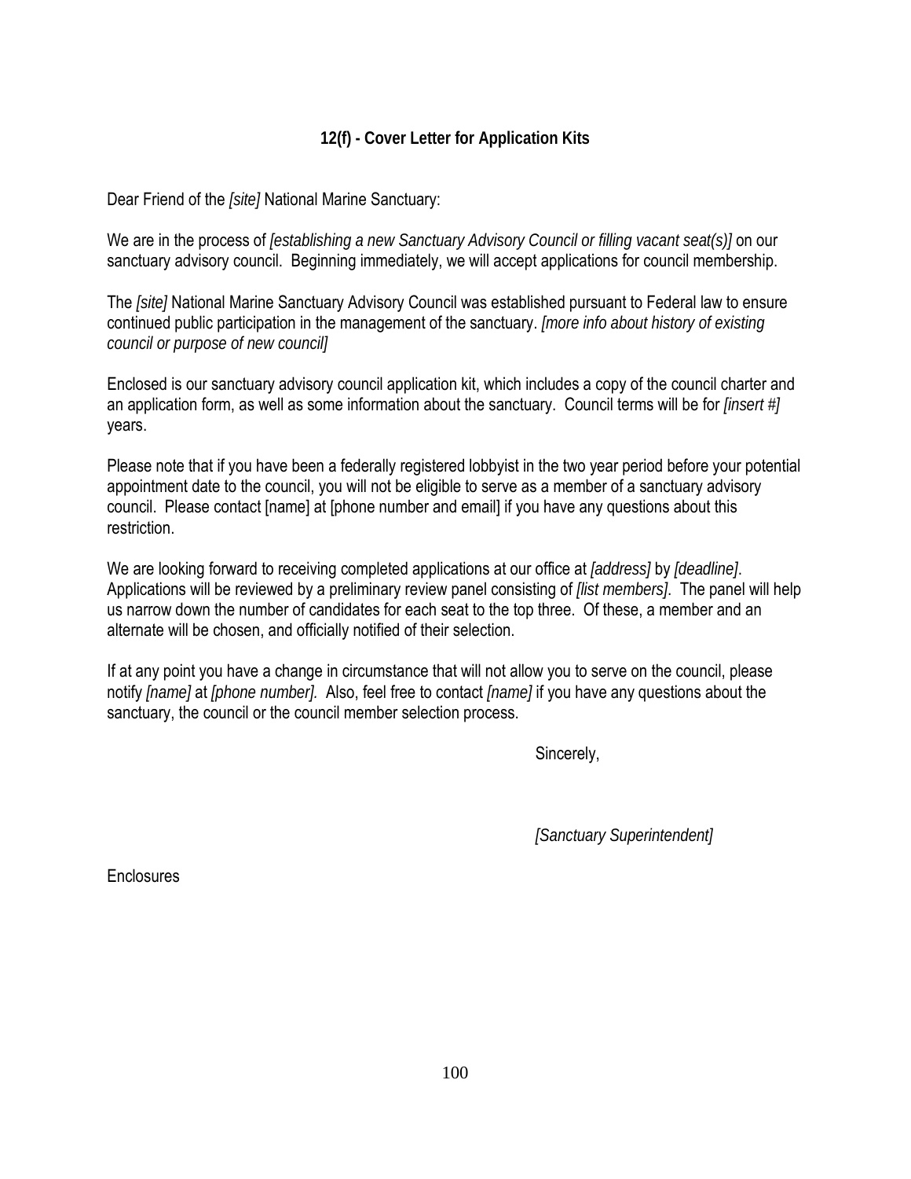## 12(f) - Cover Letter for Application Kits

Dear Friend of the *[site]* National Marine Sanctuary:

We are in the process of *[establishing a new Sanctuary Advisory Council or filling vacant seat(s)]* on our sanctuary advisory council. Beginning immediately, we will accept applications for council membership.

The *[site]* National Marine Sanctuary Advisory Council was established pursuant to Federal law to ensure continued public participation in the management of the sanctuary. *[more info about history of existing council or purpose of new council]*

Enclosed is our sanctuary advisory council application kit, which includes a copy of the council charter and an application form, as well as some information about the sanctuary. Council terms will be for *[insert #]* years.

Please note that if you have been a federally registered lobbyist in the two year period before your potential appointment date to the council, you will not be eligible to serve as a member of a sanctuary advisory council. Please contact [name] at [phone number and email] if you have any questions about this restriction.

We are looking forward to receiving completed applications at our office at *[address]* by *[deadline]*. Applications will be reviewed by a preliminary review panel consisting of *[list members]*. The panel will help us narrow down the number of candidates for each seat to the top three. Of these, a member and an alternate will be chosen, and officially notified of their selection.

If at any point you have a change in circumstance that will not allow you to serve on the council, please notify *[name]* at *[phone number].* Also, feel free to contact *[name]* if you have any questions about the sanctuary, the council or the council member selection process.

Sincerely,

*[Sanctuary Superintendent]*

Enclosures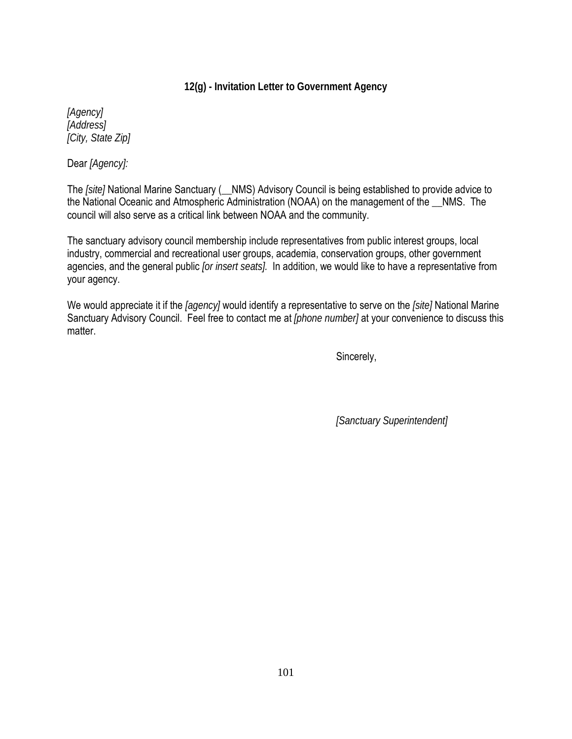### 12(g) - Invitation Letter to Government Agency

*[Agency]*
*[Address]*
*[City, State Zip]*

Dear *[Agency]:*

The *[site]* National Marine Sanctuary (__NMS) Advisory Council is being established to provide advice to the National Oceanic and Atmospheric Administration (NOAA) on the management of the __NMS. The council will also serve as a critical link between NOAA and the community.

The sanctuary advisory council membership include representatives from public interest groups, local industry, commercial and recreational user groups, academia, conservation groups, other government agencies, and the general public *[or insert seats].* In addition, we would like to have a representative from your agency.

We would appreciate it if the *[agency]* would identify a representative to serve on the *[site]* National Marine Sanctuary Advisory Council. Feel free to contact me at *[phone number]* at your convenience to discuss this matter.

Sincerely,

*[Sanctuary Superintendent]*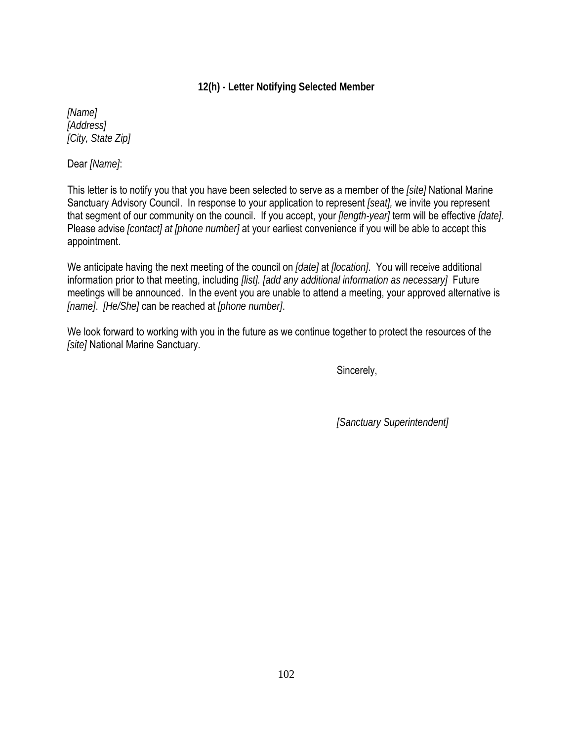**12(h) - Letter Notifying Selected Member**

*[Name]*
*[Address]*
*[City, State Zip]*

Dear *[Name]*:

This letter is to notify you that you have been selected to serve as a member of the *[site]* National Marine Sanctuary Advisory Council. In response to your application to represent *[seat],* we invite you represent that segment of our community on the council. If you accept, your *[length-year]* term will be effective *[date]*. Please advise *[contact] at [phone number]* at your earliest convenience if you will be able to accept this appointment.

We anticipate having the next meeting of the council on *[date]* at *[location]*. You will receive additional information prior to that meeting, including *[list]*. *[add any additional information as necessary]* Future meetings will be announced. In the event you are unable to attend a meeting, your approved alternative is *[name]*. *[He/She]* can be reached at *[phone number]*.

We look forward to working with you in the future as we continue together to protect the resources of the *[site]* National Marine Sanctuary.

Sincerely,

*[Sanctuary Superintendent]*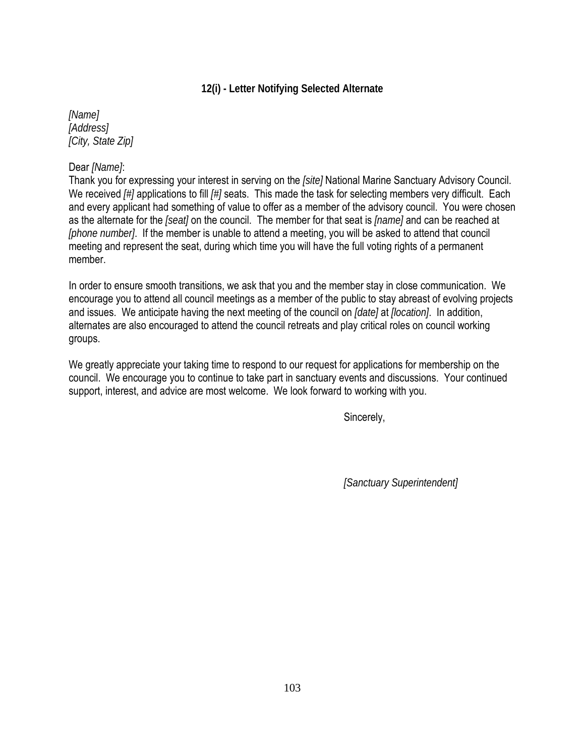### 12(i) - Letter Notifying Selected Alternate

*[Name]*
*[Address]*
*[City, State Zip]*

Dear *[Name]*:
Thank you for expressing your interest in serving on the *[site]* National Marine Sanctuary Advisory Council. We received *[#]* applications to fill *[#]* seats. This made the task for selecting members very difficult. Each and every applicant had something of value to offer as a member of the advisory council. You were chosen as the alternate for the *[seat]* on the council. The member for that seat is *[name]* and can be reached at *[phone number]*. If the member is unable to attend a meeting, you will be asked to attend that council meeting and represent the seat, during which time you will have the full voting rights of a permanent member.

In order to ensure smooth transitions, we ask that you and the member stay in close communication. We encourage you to attend all council meetings as a member of the public to stay abreast of evolving projects and issues. We anticipate having the next meeting of the council on *[date]* at *[location]*. In addition, alternates are also encouraged to attend the council retreats and play critical roles on council working groups.

We greatly appreciate your taking time to respond to our request for applications for membership on the council. We encourage you to continue to take part in sanctuary events and discussions. Your continued support, interest, and advice are most welcome. We look forward to working with you.

Sincerely,

*[Sanctuary Superintendent]*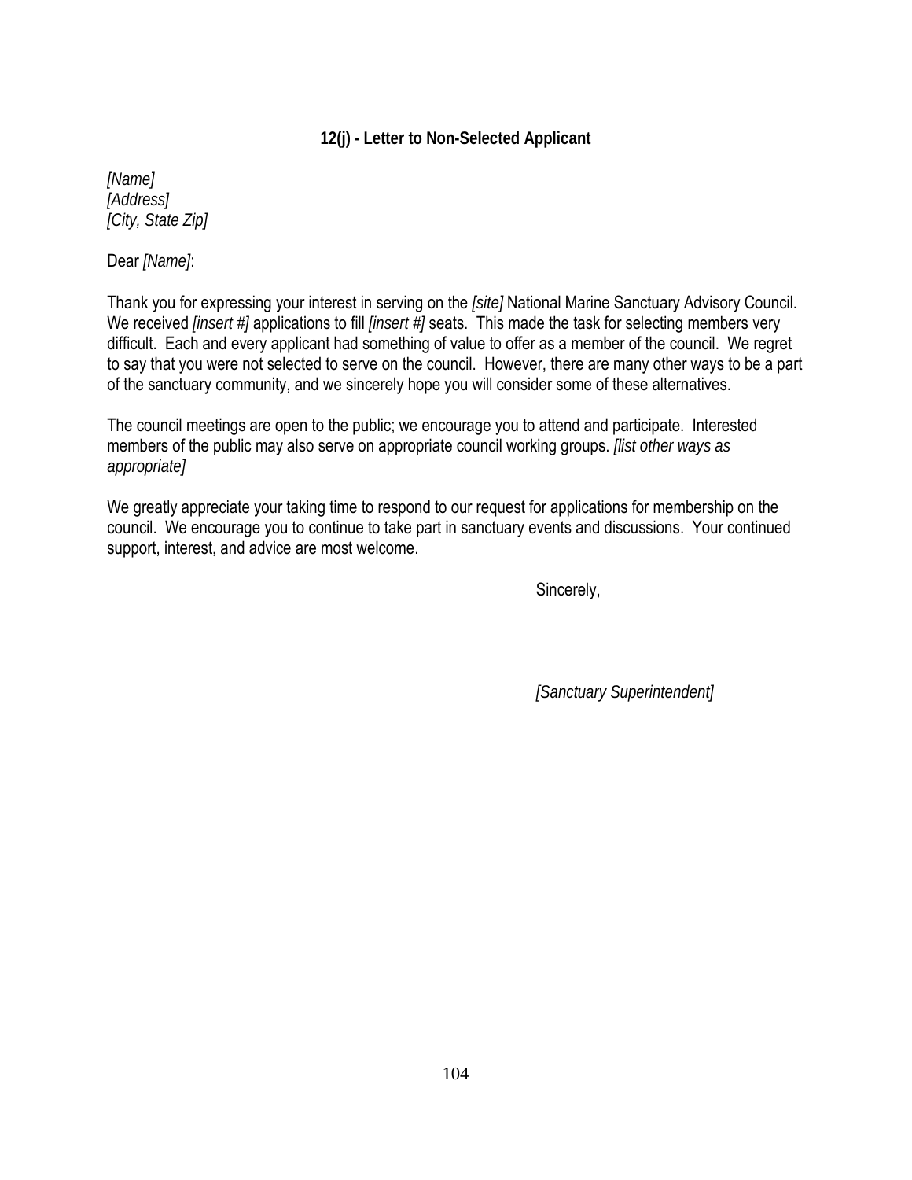### 12(j) - Letter to Non-Selected Applicant

*[Name]*
*[Address]*
*[City, State Zip]*

Dear *[Name]*:

Thank you for expressing your interest in serving on the *[site]* National Marine Sanctuary Advisory Council. We received *[insert #]* applications to fill *[insert #]* seats. This made the task for selecting members very difficult. Each and every applicant had something of value to offer as a member of the council. We regret to say that you were not selected to serve on the council. However, there are many other ways to be a part of the sanctuary community, and we sincerely hope you will consider some of these alternatives.

The council meetings are open to the public; we encourage you to attend and participate. Interested members of the public may also serve on appropriate council working groups. *[list other ways as appropriate]*

We greatly appreciate your taking time to respond to our request for applications for membership on the council. We encourage you to continue to take part in sanctuary events and discussions. Your continued support, interest, and advice are most welcome.

Sincerely,

*[Sanctuary Superintendent]*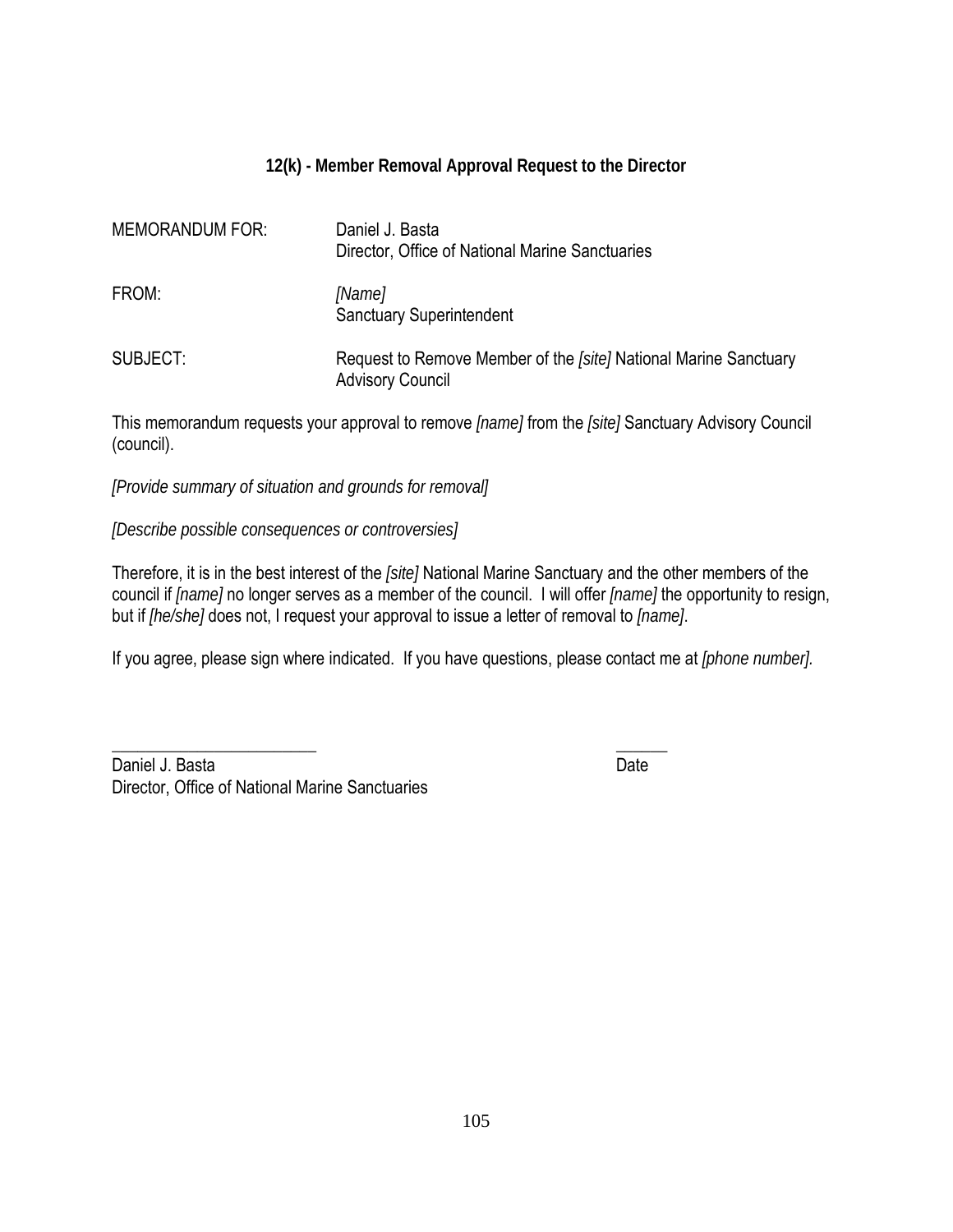## 12(k) - Member Removal Approval Request to the Director

| | |
|---|---|
| MEMORANDUM FOR: | Daniel J. Basta<br>Director, Office of National Marine Sanctuaries |
| FROM: | *[Name]*<br>Sanctuary Superintendent |
| SUBJECT: | Request to Remove Member of the *[site]* National Marine Sanctuary Advisory Council |

This memorandum requests your approval to remove *[name]* from the *[site]* Sanctuary Advisory Council (council).

*[Provide summary of situation and grounds for removal]*

*[Describe possible consequences or controversies]*

Therefore, it is in the best interest of the *[site]* National Marine Sanctuary and the other members of the council if *[name]* no longer serves as a member of the council. I will offer *[name]* the opportunity to resign, but if *[he/she]* does not, I request your approval to issue a letter of removal to *[name]*.

If you agree, please sign where indicated. If you have questions, please contact me at *[phone number].*

\_\_\_\_\_\_\_\_\_\_\_\_\_\_\_\_\_\_\_\_\_\_\_\_\_ \_\_\_\_\_\_
Daniel J. Basta Date
Director, Office of National Marine Sanctuaries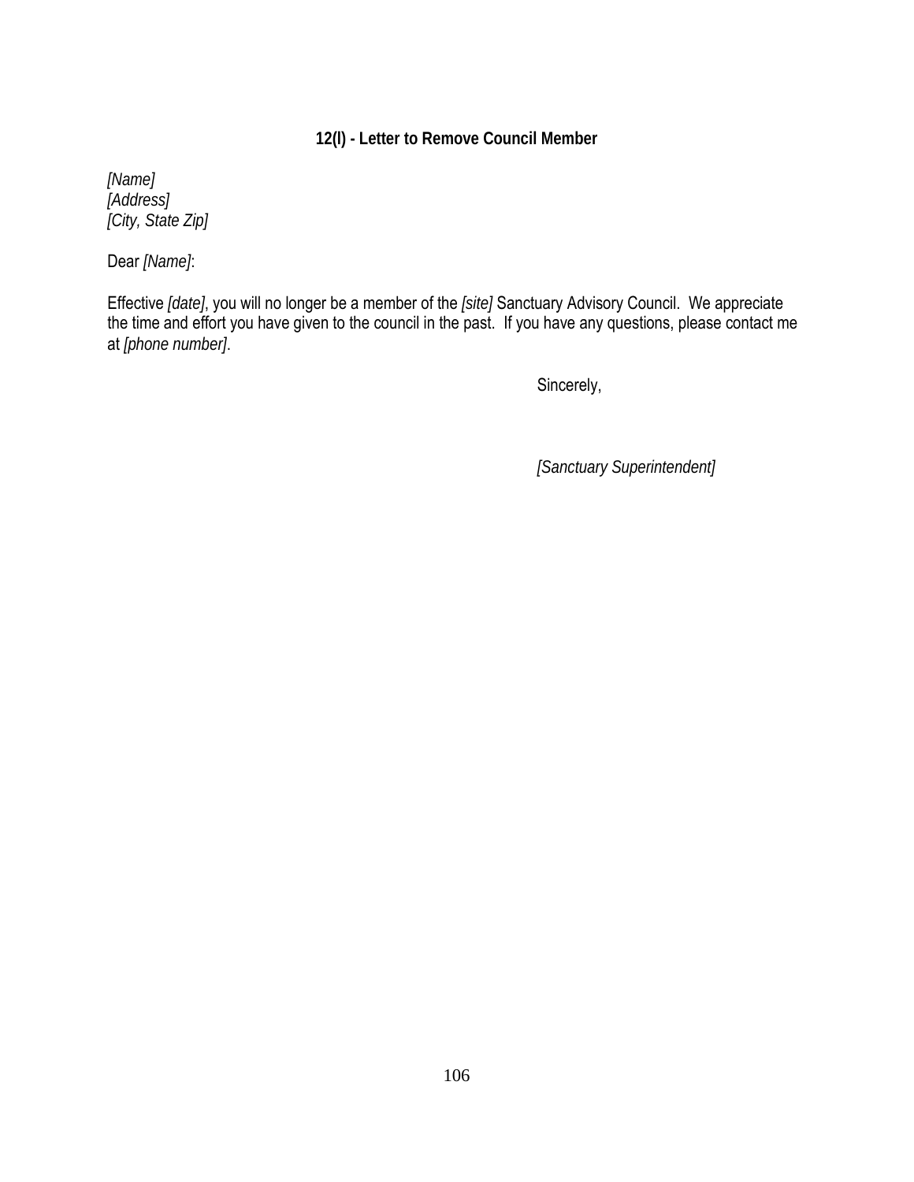### 12(l) - Letter to Remove Council Member

*[Name]*  
*[Address]*  
*[City, State Zip]*

Dear *[Name]*:

Effective *[date]*, you will no longer be a member of the *[site]* Sanctuary Advisory Council. We appreciate the time and effort you have given to the council in the past. If you have any questions, please contact me at *[phone number]*.

Sincerely,

*[Sanctuary Superintendent]*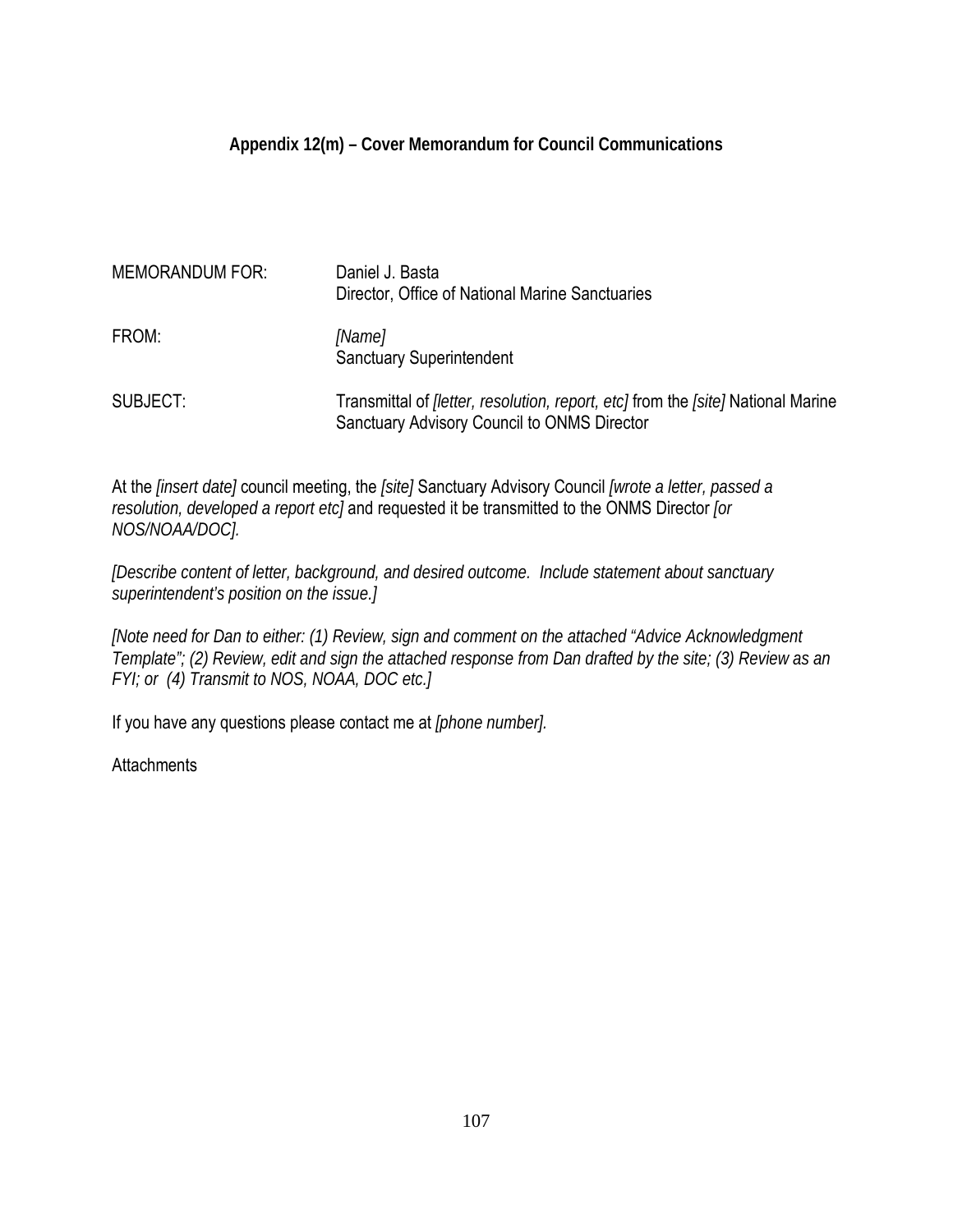### Appendix 12(m) – Cover Memorandum for Council Communications

MEMORANDUM FOR: Daniel J. Basta
Director, Office of National Marine Sanctuaries

FROM: *[Name]*
Sanctuary Superintendent

SUBJECT: Transmittal of *[letter, resolution, report, etc]* from the *[site]* National Marine Sanctuary Advisory Council to ONMS Director

At the *[insert date]* council meeting, the *[site]* Sanctuary Advisory Council *[wrote a letter, passed a resolution, developed a report etc]* and requested it be transmitted to the ONMS Director *[or NOS/NOAA/DOC].*

*[Describe content of letter, background, and desired outcome. Include statement about sanctuary superintendent's position on the issue.]*

*[Note need for Dan to either: (1) Review, sign and comment on the attached "Advice Acknowledgment Template"; (2) Review, edit and sign the attached response from Dan drafted by the site; (3) Review as an FYI; or (4) Transmit to NOS, NOAA, DOC etc.]*

If you have any questions please contact me at *[phone number].*

Attachments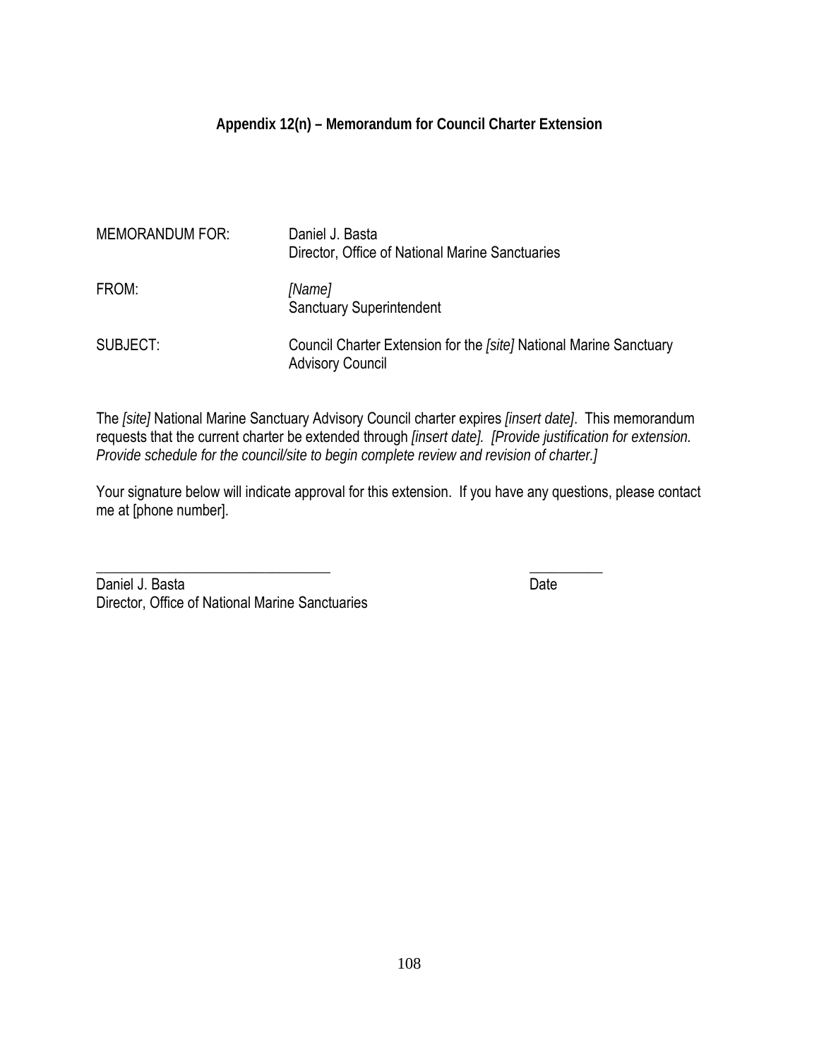**Appendix 12(n) – Memorandum for Council Charter Extension**

MEMORANDUM FOR: Daniel J. Basta
Director, Office of National Marine Sanctuaries

FROM: *[Name]*
Sanctuary Superintendent

SUBJECT: Council Charter Extension for the *[site]* National Marine Sanctuary Advisory Council

The *[site]* National Marine Sanctuary Advisory Council charter expires *[insert date]*. This memorandum requests that the current charter be extended through *[insert date]. [Provide justification for extension. Provide schedule for the council/site to begin complete review and revision of charter.]*

Your signature below will indicate approval for this extension. If you have any questions, please contact me at [phone number].

_________________________________ __________
Daniel J. Basta Date
Director, Office of National Marine Sanctuaries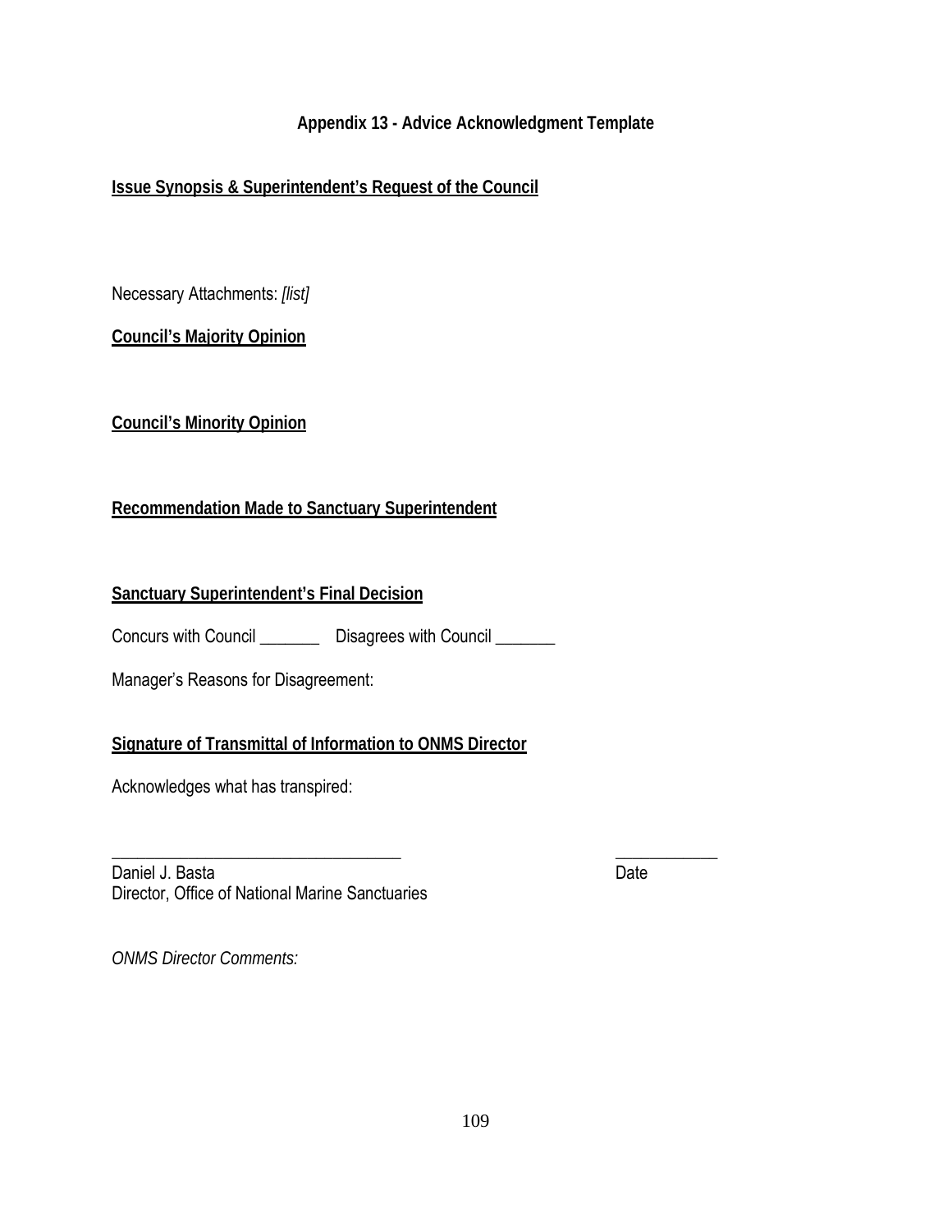## Appendix 13 - Advice Acknowledgment Template

**Issue Synopsis & Superintendent's Request of the Council**

Necessary Attachments: *[list]*

**Council's Majority Opinion**

**Council's Minority Opinion**

**Recommendation Made to Sanctuary Superintendent**

**Sanctuary Superintendent's Final Decision**

Concurs with Council _______ Disagrees with Council _______

Manager's Reasons for Disagreement:

**Signature of Transmittal of Information to ONMS Director**

Acknowledges what has transpired:

___________________________________ ____________

Daniel J. Basta Date
Director, Office of National Marine Sanctuaries

*ONMS Director Comments:*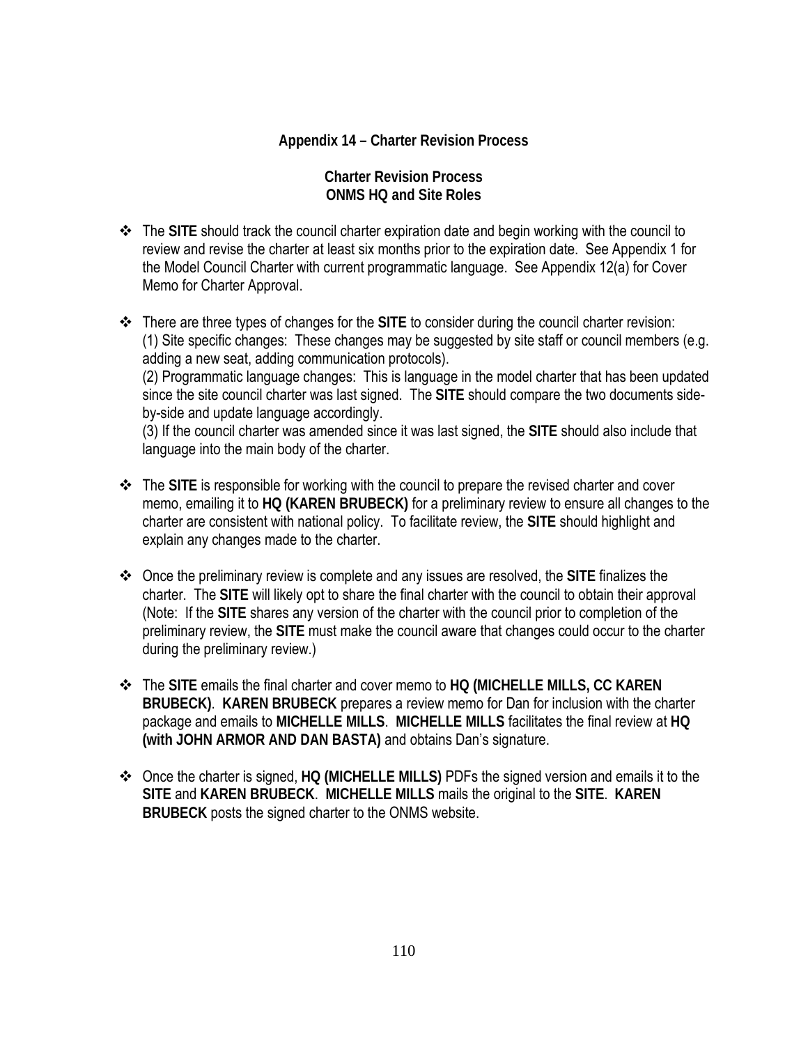# Appendix 14 – Charter Revision Process

## Charter Revision Process
## ONMS HQ and Site Roles

- The **SITE** should track the council charter expiration date and begin working with the council to review and revise the charter at least six months prior to the expiration date. See Appendix 1 for the Model Council Charter with current programmatic language. See Appendix 12(a) for Cover Memo for Charter Approval.

- There are three types of changes for the **SITE** to consider during the council charter revision:
  (1) Site specific changes: These changes may be suggested by site staff or council members (e.g. adding a new seat, adding communication protocols).
  (2) Programmatic language changes: This is language in the model charter that has been updated since the site council charter was last signed. The **SITE** should compare the two documents side-by-side and update language accordingly.
  (3) If the council charter was amended since it was last signed, the **SITE** should also include that language into the main body of the charter.

- The **SITE** is responsible for working with the council to prepare the revised charter and cover memo, emailing it to **HQ (KAREN BRUBECK)** for a preliminary review to ensure all changes to the charter are consistent with national policy. To facilitate review, the **SITE** should highlight and explain any changes made to the charter.

- Once the preliminary review is complete and any issues are resolved, the **SITE** finalizes the charter. The **SITE** will likely opt to share the final charter with the council to obtain their approval (Note: If the **SITE** shares any version of the charter with the council prior to completion of the preliminary review, the **SITE** must make the council aware that changes could occur to the charter during the preliminary review.)

- The **SITE** emails the final charter and cover memo to **HQ (MICHELLE MILLS, CC KAREN BRUBECK)**. **KAREN BRUBECK** prepares a review memo for Dan for inclusion with the charter package and emails to **MICHELLE MILLS**. **MICHELLE MILLS** facilitates the final review at **HQ (with JOHN ARMOR AND DAN BASTA)** and obtains Dan's signature.

- Once the charter is signed, **HQ (MICHELLE MILLS)** PDFs the signed version and emails it to the **SITE** and **KAREN BRUBECK**. **MICHELLE MILLS** mails the original to the **SITE**. **KAREN BRUBECK** posts the signed charter to the ONMS website.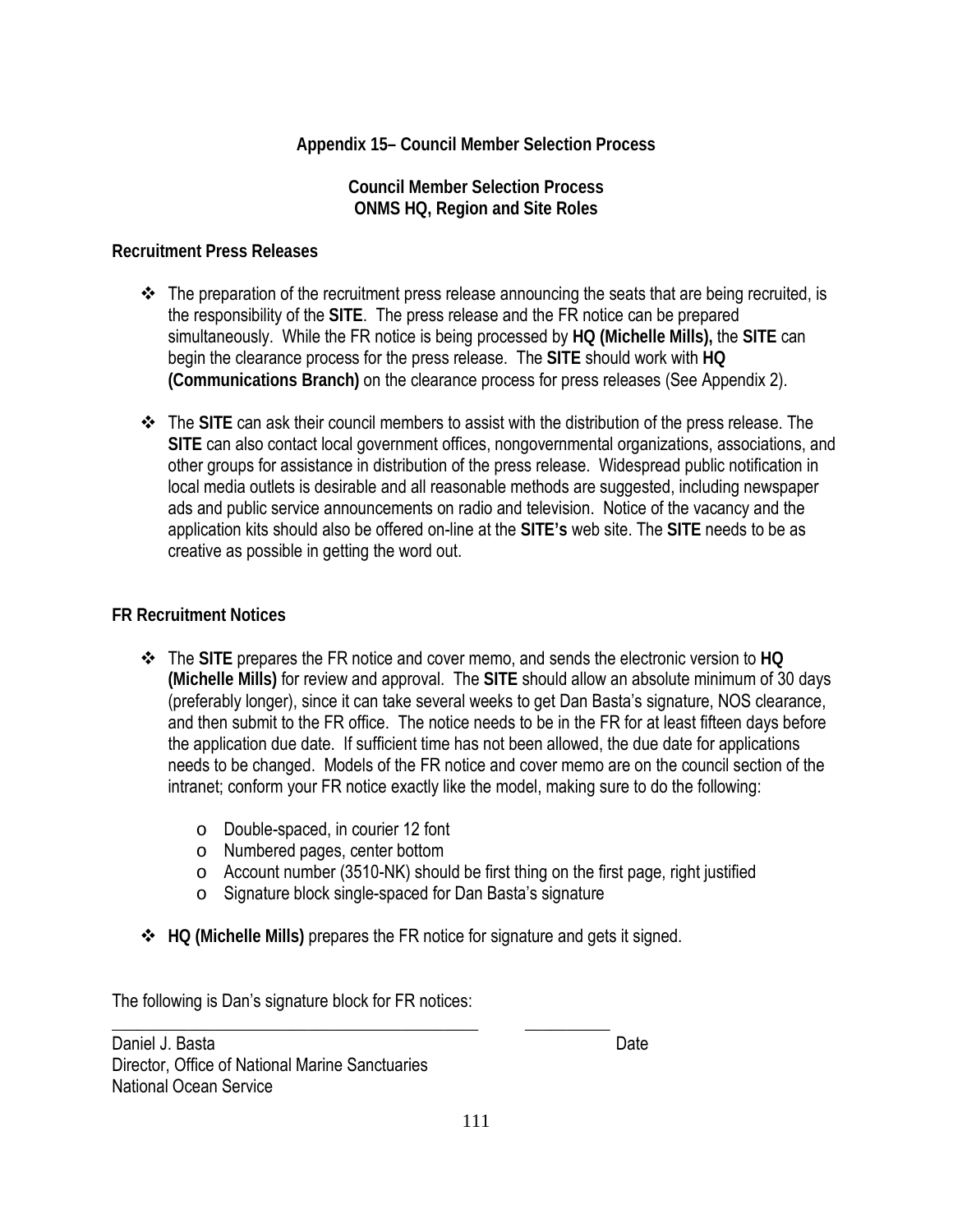## Appendix 15– Council Member Selection Process

### Council Member Selection Process
### ONMS HQ, Region and Site Roles

**Recruitment Press Releases**

- The preparation of the recruitment press release announcing the seats that are being recruited, is the responsibility of the **SITE**. The press release and the FR notice can be prepared simultaneously. While the FR notice is being processed by **HQ (Michelle Mills),** the **SITE** can begin the clearance process for the press release. The **SITE** should work with **HQ (Communications Branch)** on the clearance process for press releases (See Appendix 2).

- The **SITE** can ask their council members to assist with the distribution of the press release. The **SITE** can also contact local government offices, nongovernmental organizations, associations, and other groups for assistance in distribution of the press release. Widespread public notification in local media outlets is desirable and all reasonable methods are suggested, including newspaper ads and public service announcements on radio and television. Notice of the vacancy and the application kits should also be offered on-line at the **SITE's** web site. The **SITE** needs to be as creative as possible in getting the word out.

**FR Recruitment Notices**

- The **SITE** prepares the FR notice and cover memo, and sends the electronic version to **HQ (Michelle Mills)** for review and approval. The **SITE** should allow an absolute minimum of 30 days (preferably longer), since it can take several weeks to get Dan Basta's signature, NOS clearance, and then submit to the FR office. The notice needs to be in the FR for at least fifteen days before the application due date. If sufficient time has not been allowed, the due date for applications needs to be changed. Models of the FR notice and cover memo are on the council section of the intranet; conform your FR notice exactly like the model, making sure to do the following:

  - Double-spaced, in courier 12 font
  - Numbered pages, center bottom
  - Account number (3510-NK) should be first thing on the first page, right justified
  - Signature block single-spaced for Dan Basta's signature

- **HQ (Michelle Mills)** prepares the FR notice for signature and gets it signed.

The following is Dan's signature block for FR notices:

_____________________________________________ __________

Daniel J. Basta Date
Director, Office of National Marine Sanctuaries
National Ocean Service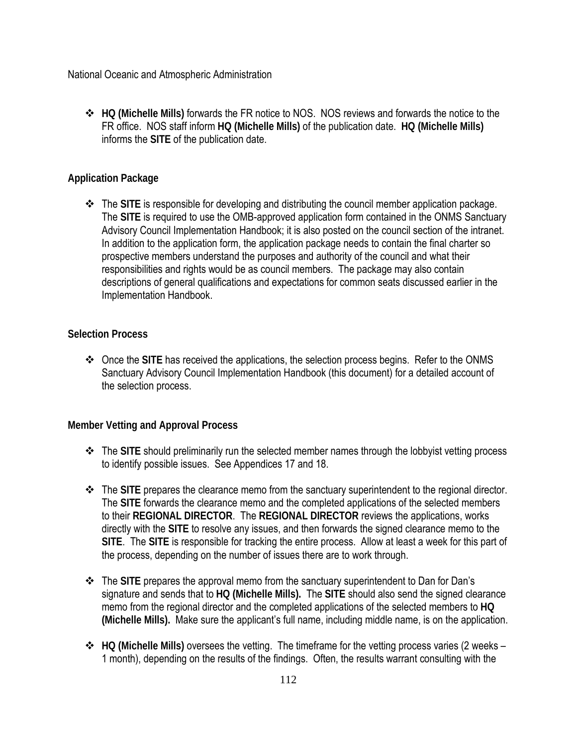- **HQ (Michelle Mills)** forwards the FR notice to NOS. NOS reviews and forwards the notice to the FR office. NOS staff inform **HQ (Michelle Mills)** of the publication date. **HQ (Michelle Mills)** informs the **SITE** of the publication date.

### Application Package

- The **SITE** is responsible for developing and distributing the council member application package. The **SITE** is required to use the OMB-approved application form contained in the ONMS Sanctuary Advisory Council Implementation Handbook; it is also posted on the council section of the intranet. In addition to the application form, the application package needs to contain the final charter so prospective members understand the purposes and authority of the council and what their responsibilities and rights would be as council members. The package may also contain descriptions of general qualifications and expectations for common seats discussed earlier in the Implementation Handbook.

### Selection Process

- Once the **SITE** has received the applications, the selection process begins. Refer to the ONMS Sanctuary Advisory Council Implementation Handbook (this document) for a detailed account of the selection process.

### Member Vetting and Approval Process

- The **SITE** should preliminarily run the selected member names through the lobbyist vetting process to identify possible issues. See Appendices 17 and 18.

- The **SITE** prepares the clearance memo from the sanctuary superintendent to the regional director. The **SITE** forwards the clearance memo and the completed applications of the selected members to their **REGIONAL DIRECTOR**. The **REGIONAL DIRECTOR** reviews the applications, works directly with the **SITE** to resolve any issues, and then forwards the signed clearance memo to the **SITE**. The **SITE** is responsible for tracking the entire process. Allow at least a week for this part of the process, depending on the number of issues there are to work through.

- The **SITE** prepares the approval memo from the sanctuary superintendent to Dan for Dan's signature and sends that to **HQ (Michelle Mills).** The **SITE** should also send the signed clearance memo from the regional director and the completed applications of the selected members to **HQ (Michelle Mills).** Make sure the applicant's full name, including middle name, is on the application.

- **HQ (Michelle Mills)** oversees the vetting. The timeframe for the vetting process varies (2 weeks – 1 month), depending on the results of the findings. Often, the results warrant consulting with the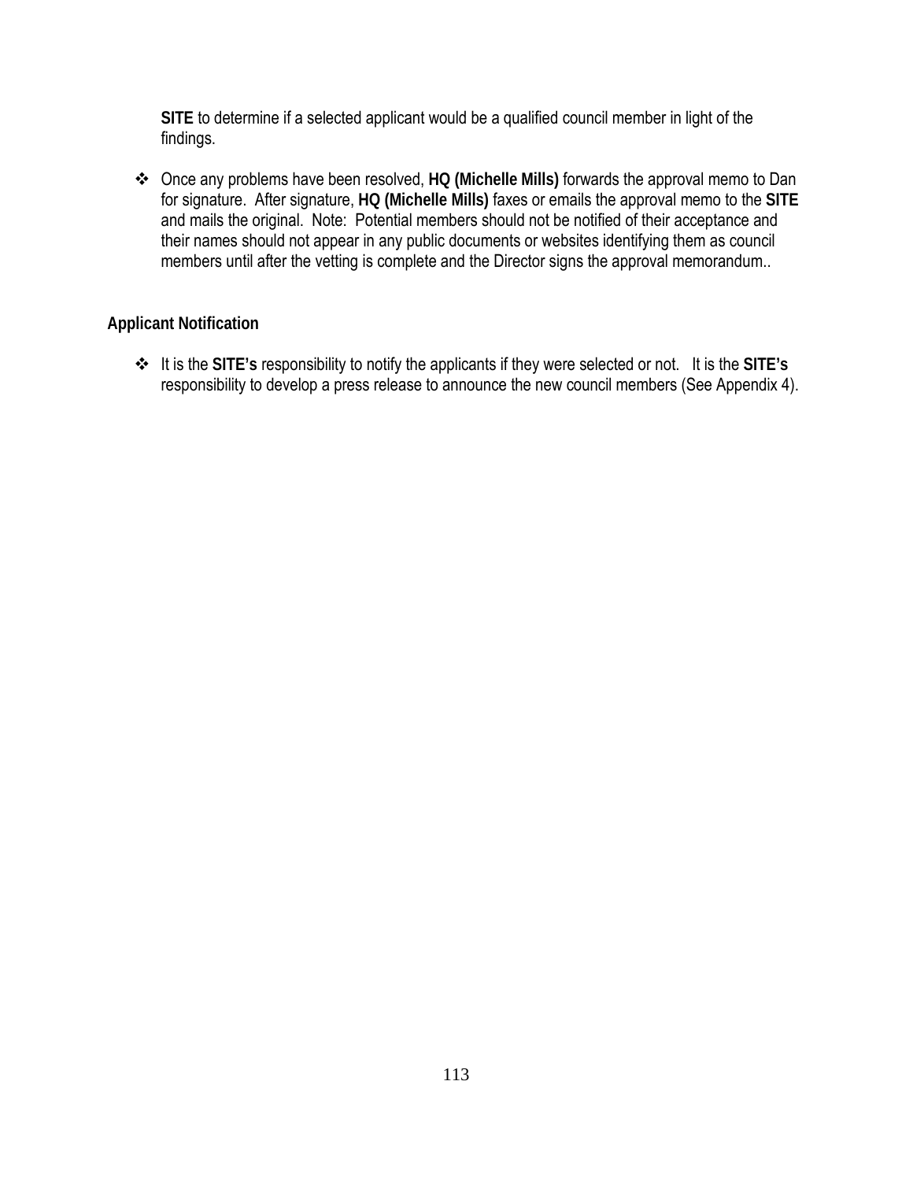**SITE** to determine if a selected applicant would be a qualified council member in light of the findings.

- Once any problems have been resolved, **HQ (Michelle Mills)** forwards the approval memo to Dan for signature. After signature, **HQ (Michelle Mills)** faxes or emails the approval memo to the **SITE** and mails the original. Note: Potential members should not be notified of their acceptance and their names should not appear in any public documents or websites identifying them as council members until after the vetting is complete and the Director signs the approval memorandum..

**Applicant Notification**

- It is the **SITE's** responsibility to notify the applicants if they were selected or not. It is the **SITE's** responsibility to develop a press release to announce the new council members (See Appendix 4).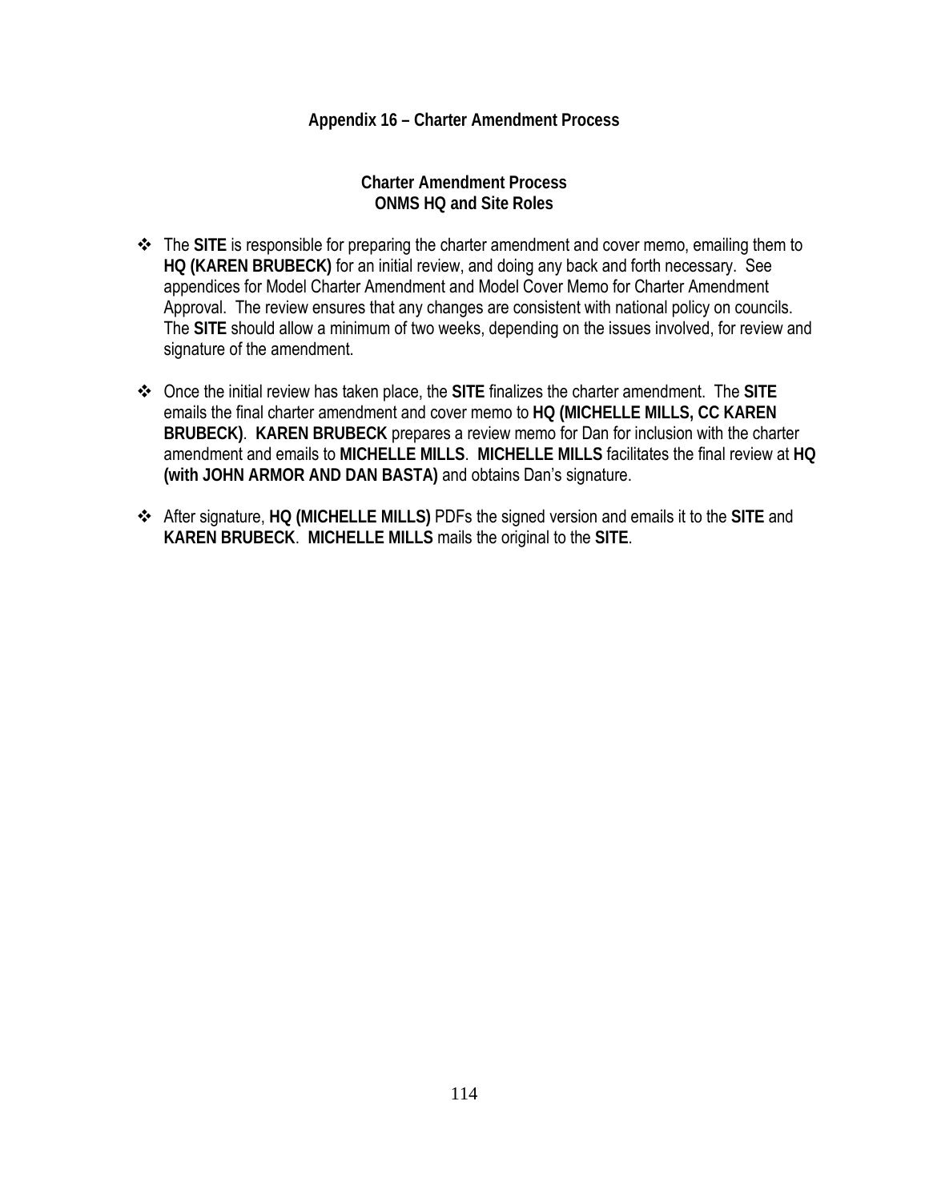# Appendix 16 – Charter Amendment Process

## Charter Amendment Process
## ONMS HQ and Site Roles

- The **SITE** is responsible for preparing the charter amendment and cover memo, emailing them to **HQ (KAREN BRUBECK)** for an initial review, and doing any back and forth necessary. See appendices for Model Charter Amendment and Model Cover Memo for Charter Amendment Approval. The review ensures that any changes are consistent with national policy on councils. The **SITE** should allow a minimum of two weeks, depending on the issues involved, for review and signature of the amendment.

- Once the initial review has taken place, the **SITE** finalizes the charter amendment. The **SITE** emails the final charter amendment and cover memo to **HQ (MICHELLE MILLS, CC KAREN BRUBECK)**. **KAREN BRUBECK** prepares a review memo for Dan for inclusion with the charter amendment and emails to **MICHELLE MILLS**. **MICHELLE MILLS** facilitates the final review at **HQ (with JOHN ARMOR AND DAN BASTA)** and obtains Dan's signature.

- After signature, **HQ (MICHELLE MILLS)** PDFs the signed version and emails it to the **SITE** and **KAREN BRUBECK**. **MICHELLE MILLS** mails the original to the **SITE**.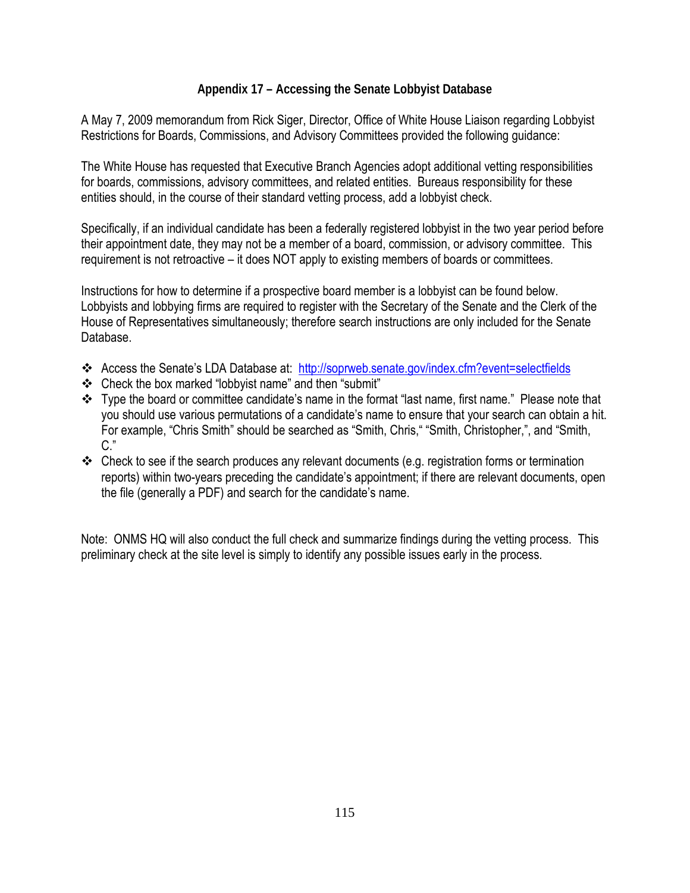## Appendix 17 – Accessing the Senate Lobbyist Database

A May 7, 2009 memorandum from Rick Siger, Director, Office of White House Liaison regarding Lobbyist Restrictions for Boards, Commissions, and Advisory Committees provided the following guidance:

The White House has requested that Executive Branch Agencies adopt additional vetting responsibilities for boards, commissions, advisory committees, and related entities. Bureaus responsibility for these entities should, in the course of their standard vetting process, add a lobbyist check.

Specifically, if an individual candidate has been a federally registered lobbyist in the two year period before their appointment date, they may not be a member of a board, commission, or advisory committee. This requirement is not retroactive – it does NOT apply to existing members of boards or committees.

Instructions for how to determine if a prospective board member is a lobbyist can be found below. Lobbyists and lobbying firms are required to register with the Secretary of the Senate and the Clerk of the House of Representatives simultaneously; therefore search instructions are only included for the Senate Database.

- Access the Senate's LDA Database at: [http://soprweb.senate.gov/index.cfm?event=selectfields](http://soprweb.senate.gov/index.cfm?event=selectfields)
- Check the box marked "lobbyist name" and then "submit"
- Type the board or committee candidate's name in the format "last name, first name." Please note that you should use various permutations of a candidate's name to ensure that your search can obtain a hit. For example, "Chris Smith" should be searched as "Smith, Chris," "Smith, Christopher,", and "Smith, C."
- Check to see if the search produces any relevant documents (e.g. registration forms or termination reports) within two-years preceding the candidate's appointment; if there are relevant documents, open the file (generally a PDF) and search for the candidate's name.

Note: ONMS HQ will also conduct the full check and summarize findings during the vetting process. This preliminary check at the site level is simply to identify any possible issues early in the process.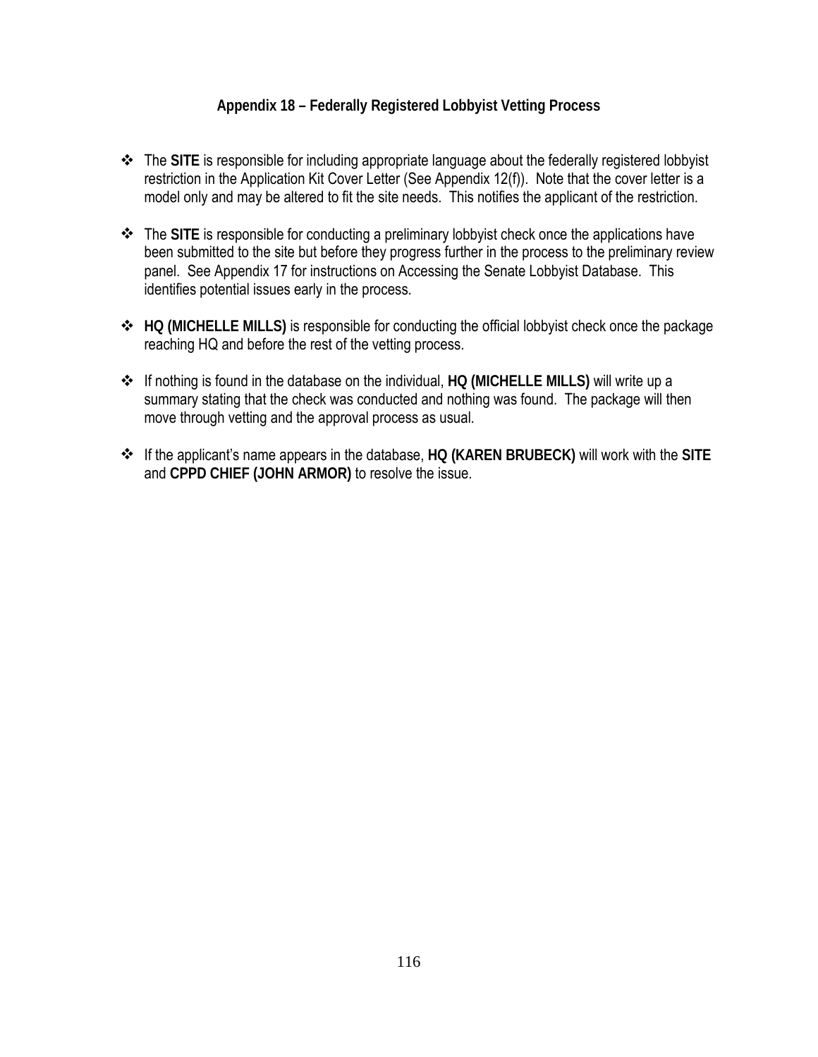### Appendix 18 – Federally Registered Lobbyist Vetting Process

- The **SITE** is responsible for including appropriate language about the federally registered lobbyist restriction in the Application Kit Cover Letter (See Appendix 12(f)). Note that the cover letter is a model only and may be altered to fit the site needs. This notifies the applicant of the restriction.
- The **SITE** is responsible for conducting a preliminary lobbyist check once the applications have been submitted to the site but before they progress further in the process to the preliminary review panel. See Appendix 17 for instructions on Accessing the Senate Lobbyist Database. This identifies potential issues early in the process.
- **HQ (MICHELLE MILLS)** is responsible for conducting the official lobbyist check once the package reaching HQ and before the rest of the vetting process.
- If nothing is found in the database on the individual, **HQ (MICHELLE MILLS)** will write up a summary stating that the check was conducted and nothing was found. The package will then move through vetting and the approval process as usual.
- If the applicant's name appears in the database, **HQ (KAREN BRUBECK)** will work with the **SITE** and **CPPD CHIEF (JOHN ARMOR)** to resolve the issue.